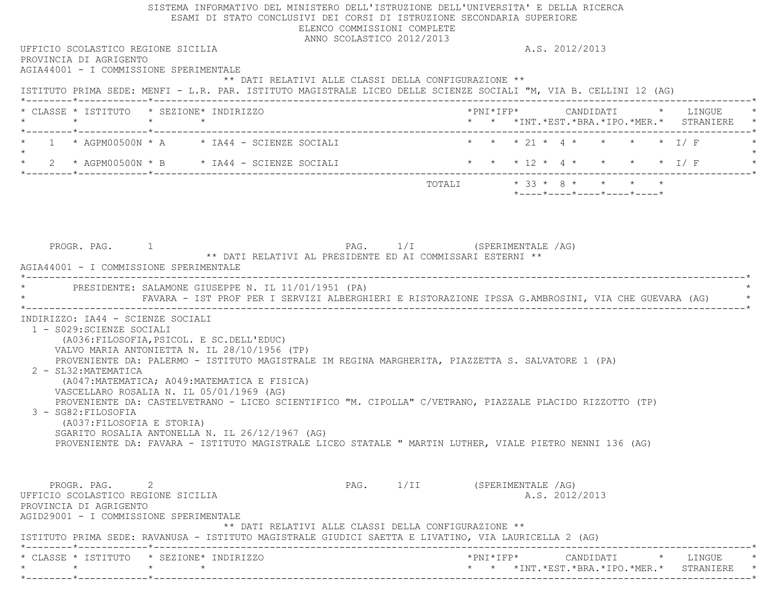SISTEMA INFORMATIVO DEL MINISTERO DELL'ISTRUZIONE DELL'UNIVERSITA' E DELLA RICERCA
ESAMI DI STATO CONCLUSIVI DEI CORSI DI ISTRUZIONE SECONDARIA SUPERIORE
ELENCO COMMISSIONI COMPLETE
ANNO SCOLASTICO 2012/2013

UFFICIO SCOLASTICO REGIONE SICILIA — A.S. 2012/2013
PROVINCIA DI AGRIGENTO
AGIA44001 - I COMMISSIONE SPERIMENTALE

** DATI RELATIVI ALLE CLASSI DELLA CONFIGURAZIONE **

ISTITUTO PRIMA SEDE: MENFI - L.R. PAR. ISTITUTO MAGISTRALE LICEO DELLE SCIENZE SOCIALI "M, VIA B. CELLINI 12 (AG)

| CLASSE | ISTITUTO | SEZIONE | INDIRIZZO | PNI | IFP | CANDIDATI INT. | CANDIDATI EST. | CANDIDATI BRA. | CANDIDATI IPO. | CANDIDATI MER. | LINGUE STRANIERE |
|---|---|---|---|---|---|---|---|---|---|---|---|
| 1 | AGPM00500N | A | IA44 - SCIENZE SOCIALI | | | 21 | 4 | | | | I/ F |
| 2 | AGPM00500N | B | IA44 - SCIENZE SOCIALI | | | 12 | 4 | | | | I/ F |
| | | | TOTALI | | | 33 | 8 | | | | |

PROGR. PAG. 1 — PAG. 1/I (SPERIMENTALE /AG)

** DATI RELATIVI AL PRESIDENTE ED AI COMMISSARI ESTERNI **

AGIA44001 - I COMMISSIONE SPERIMENTALE

PRESIDENTE: SALAMONE GIUSEPPE N. IL 11/01/1951 (PA)
FAVARA - IST PROF PER I SERVIZI ALBERGHIERI E RISTORAZIONE IPSSA G.AMBROSINI, VIA CHE GUEVARA (AG)

INDIRIZZO: IA44 - SCIENZE SOCIALI

1 - S029:SCIENZE SOCIALI
(A036:FILOSOFIA,PSICOL. E SC.DELL'EDUC)
VALVO MARIA ANTONIETTA N. IL 28/10/1956 (TP)
PROVENIENTE DA: PALERMO - ISTITUTO MAGISTRALE IM REGINA MARGHERITA, PIAZZETTA S. SALVATORE 1 (PA)

2 - SL32:MATEMATICA
(A047:MATEMATICA; A049:MATEMATICA E FISICA)
VASCELLARO ROSALIA N. IL 05/01/1969 (AG)
PROVENIENTE DA: CASTELVETRANO - LICEO SCIENTIFICO "M. CIPOLLA" C/VETRANO, PIAZZALE PLACIDO RIZZOTTO (TP)

3 - SG82:FILOSOFIA
(A037:FILOSOFIA E STORIA)
SGARITO ROSALIA ANTONELLA N. IL 26/12/1967 (AG)
PROVENIENTE DA: FAVARA - ISTITUTO MAGISTRALE LICEO STATALE " MARTIN LUTHER, VIALE PIETRO NENNI 136 (AG)

PROGR. PAG. 2 — PAG. 1/II (SPERIMENTALE /AG)

UFFICIO SCOLASTICO REGIONE SICILIA — A.S. 2012/2013
PROVINCIA DI AGRIGENTO
AGID29001 - I COMMISSIONE SPERIMENTALE

** DATI RELATIVI ALLE CLASSI DELLA CONFIGURAZIONE **

ISTITUTO PRIMA SEDE: RAVANUSA - ISTITUTO MAGISTRALE GIUDICI SAETTA E LIVATINO, VIA LAURICELLA 2 (AG)

| CLASSE | ISTITUTO | SEZIONE | INDIRIZZO | PNI | IFP | CANDIDATI INT. | CANDIDATI EST. | CANDIDATI BRA. | CANDIDATI IPO. | CANDIDATI MER. | LINGUE STRANIERE |
|---|---|---|---|---|---|---|---|---|---|---|---|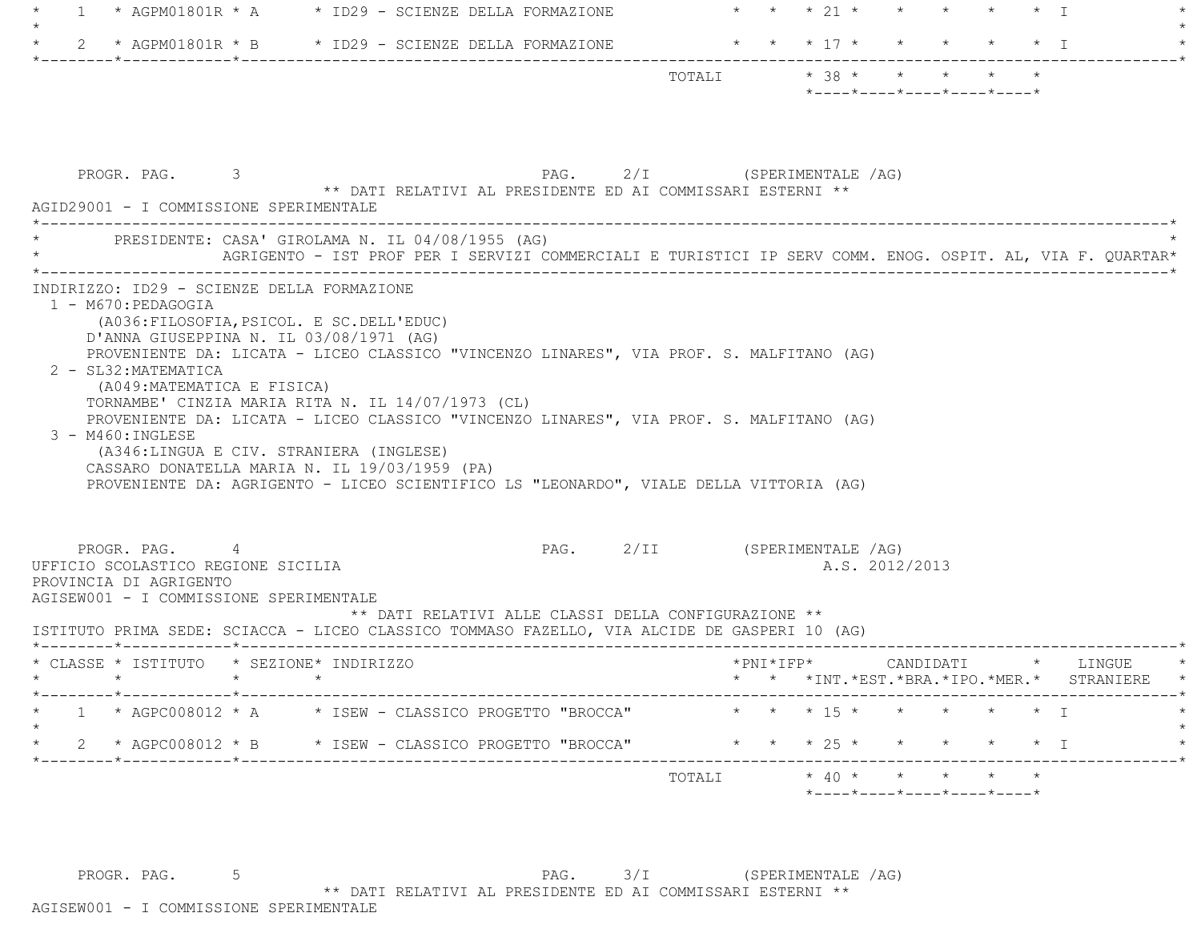| CLASSE | ISTITUTO | SEZIONE | INDIRIZZO | PNI | IFP | INT. | EST. | BRA. | IPO. | MER. | LINGUE STRANIERE |
|---|---|---|---|---|---|---|---|---|---|---|---|
| 1 | AGPM01801R | A | ID29 - SCIENZE DELLA FORMAZIONE | | | 21 | | | | | I |
| 2 | AGPM01801R | B | ID29 - SCIENZE DELLA FORMAZIONE | | | 17 | | | | | I |
| | | | TOTALI | | | 38 | | | | | |

PROGR. PAG. 3 — PAG. 2/I (SPERIMENTALE /AG)

** DATI RELATIVI AL PRESIDENTE ED AI COMMISSARI ESTERNI **

AGID29001 - I COMMISSIONE SPERIMENTALE

PRESIDENTE: CASA' GIROLAMA N. IL 04/08/1955 (AG)
AGRIGENTO - IST PROF PER I SERVIZI COMMERCIALI E TURISTICI IP SERV COMM. ENOG. OSPIT. AL, VIA F. QUARTAR

INDIRIZZO: ID29 - SCIENZE DELLA FORMAZIONE

1 - M670:PEDAGOGIA
(A036:FILOSOFIA,PSICOL. E SC.DELL'EDUC)
D'ANNA GIUSEPPINA N. IL 03/08/1971 (AG)
PROVENIENTE DA: LICATA - LICEO CLASSICO "VINCENZO LINARES", VIA PROF. S. MALFITANO (AG)

2 - SL32:MATEMATICA
(A049:MATEMATICA E FISICA)
TORNAMBE' CINZIA MARIA RITA N. IL 14/07/1973 (CL)
PROVENIENTE DA: LICATA - LICEO CLASSICO "VINCENZO LINARES", VIA PROF. S. MALFITANO (AG)

3 - M460:INGLESE
(A346:LINGUA E CIV. STRANIERA (INGLESE)
CASSARO DONATELLA MARIA N. IL 19/03/1959 (PA)
PROVENIENTE DA: AGRIGENTO - LICEO SCIENTIFICO LS "LEONARDO", VIALE DELLA VITTORIA (AG)

PROGR. PAG. 4 — PAG. 2/II (SPERIMENTALE /AG)

UFFICIO SCOLASTICO REGIONE SICILIA — A.S. 2012/2013

PROVINCIA DI AGRIGENTO

AGISEW001 - I COMMISSIONE SPERIMENTALE

** DATI RELATIVI ALLE CLASSI DELLA CONFIGURAZIONE **

ISTITUTO PRIMA SEDE: SCIACCA - LICEO CLASSICO TOMMASO FAZELLO, VIA ALCIDE DE GASPERI 10 (AG)

| CLASSE | ISTITUTO | SEZIONE | INDIRIZZO | PNI | IFP | INT. | EST. | BRA. | IPO. | MER. | LINGUE STRANIERE |
|---|---|---|---|---|---|---|---|---|---|---|---|
| 1 | AGPC008012 | A | ISEW - CLASSICO PROGETTO "BROCCA" | | | 15 | | | | | I |
| 2 | AGPC008012 | B | ISEW - CLASSICO PROGETTO "BROCCA" | | | 25 | | | | | I |
| | | | TOTALI | | | 40 | | | | | |

PROGR. PAG. 5 — PAG. 3/I (SPERIMENTALE /AG)

** DATI RELATIVI AL PRESIDENTE ED AI COMMISSARI ESTERNI **

AGISEW001 - I COMMISSIONE SPERIMENTALE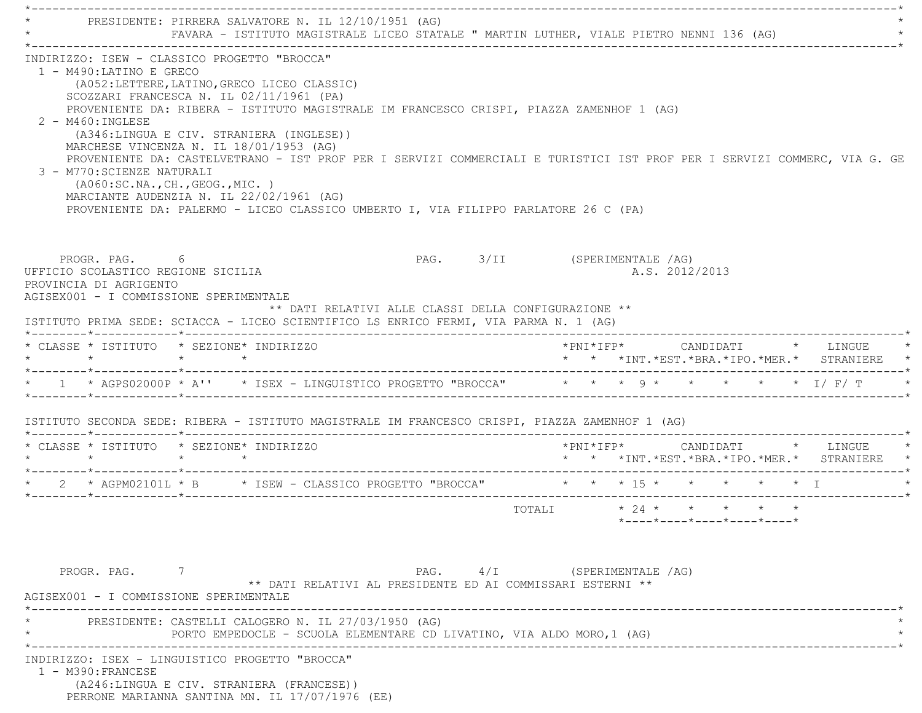PRESIDENTE: PIRRERA SALVATORE N. IL 12/10/1951 (AG)
FAVARA - ISTITUTO MAGISTRALE LICEO STATALE " MARTIN LUTHER, VIALE PIETRO NENNI 136 (AG)

INDIRIZZO: ISEW - CLASSICO PROGETTO "BROCCA"

1 - M490:LATINO E GRECO
(A052:LETTERE,LATINO,GRECO LICEO CLASSIC)
SCOZZARI FRANCESCA N. IL 02/11/1961 (PA)
PROVENIENTE DA: RIBERA - ISTITUTO MAGISTRALE IM FRANCESCO CRISPI, PIAZZA ZAMENHOF 1 (AG)

2 - M460:INGLESE
(A346:LINGUA E CIV. STRANIERA (INGLESE))
MARCHESE VINCENZA N. IL 18/01/1953 (AG)
PROVENIENTE DA: CASTELVETRANO - IST PROF PER I SERVIZI COMMERCIALI E TURISTICI IST PROF PER I SERVIZI COMMERC, VIA G. GE

3 - M770:SCIENZE NATURALI
(A060:SC.NA.,CH.,GEOG.,MIC. )
MARCIANTE AUDENZIA N. IL 22/02/1961 (AG)
PROVENIENTE DA: PALERMO - LICEO CLASSICO UMBERTO I, VIA FILIPPO PARLATORE 26 C (PA)

PROGR. PAG. 6 PAG. 3/II (SPERIMENTALE /AG)

UFFICIO SCOLASTICO REGIONE SICILIA A.S. 2012/2013
PROVINCIA DI AGRIGENTO
AGISEX001 - I COMMISSIONE SPERIMENTALE

** DATI RELATIVI ALLE CLASSI DELLA CONFIGURAZIONE **

ISTITUTO PRIMA SEDE: SCIACCA - LICEO SCIENTIFICO LS ENRICO FERMI, VIA PARMA N. 1 (AG)

| CLASSE | ISTITUTO | SEZIONE | INDIRIZZO | PNI | IFP | CANDIDATI INT. | EST. | BRA. | IPO. | MER. | LINGUE STRANIERE |
|---|---|---|---|---|---|---|---|---|---|---|---|
| 1 | AGPS02000P | A'' | ISEX - LINGUISTICO PROGETTO "BROCCA" | | | 9 | | | | | I/ F/ T |

ISTITUTO SECONDA SEDE: RIBERA - ISTITUTO MAGISTRALE IM FRANCESCO CRISPI, PIAZZA ZAMENHOF 1 (AG)

| CLASSE | ISTITUTO | SEZIONE | INDIRIZZO | PNI | IFP | CANDIDATI INT. | EST. | BRA. | IPO. | MER. | LINGUE STRANIERE |
|---|---|---|---|---|---|---|---|---|---|---|---|
| 2 | AGPM02101L | B | ISEW - CLASSICO PROGETTO "BROCCA" | | | 15 | | | | | I |
| | | | TOTALI | | | 24 | | | | | |

PROGR. PAG. 7 PAG. 4/I (SPERIMENTALE /AG)

** DATI RELATIVI AL PRESIDENTE ED AI COMMISSARI ESTERNI **

AGISEX001 - I COMMISSIONE SPERIMENTALE

PRESIDENTE: CASTELLI CALOGERO N. IL 27/03/1950 (AG)
PORTO EMPEDOCLE - SCUOLA ELEMENTARE CD LIVATINO, VIA ALDO MORO,1 (AG)

INDIRIZZO: ISEX - LINGUISTICO PROGETTO "BROCCA"

1 - M390:FRANCESE
(A246:LINGUA E CIV. STRANIERA (FRANCESE))
PERRONE MARIANNA SANTINA MN. IL 17/07/1976 (EE)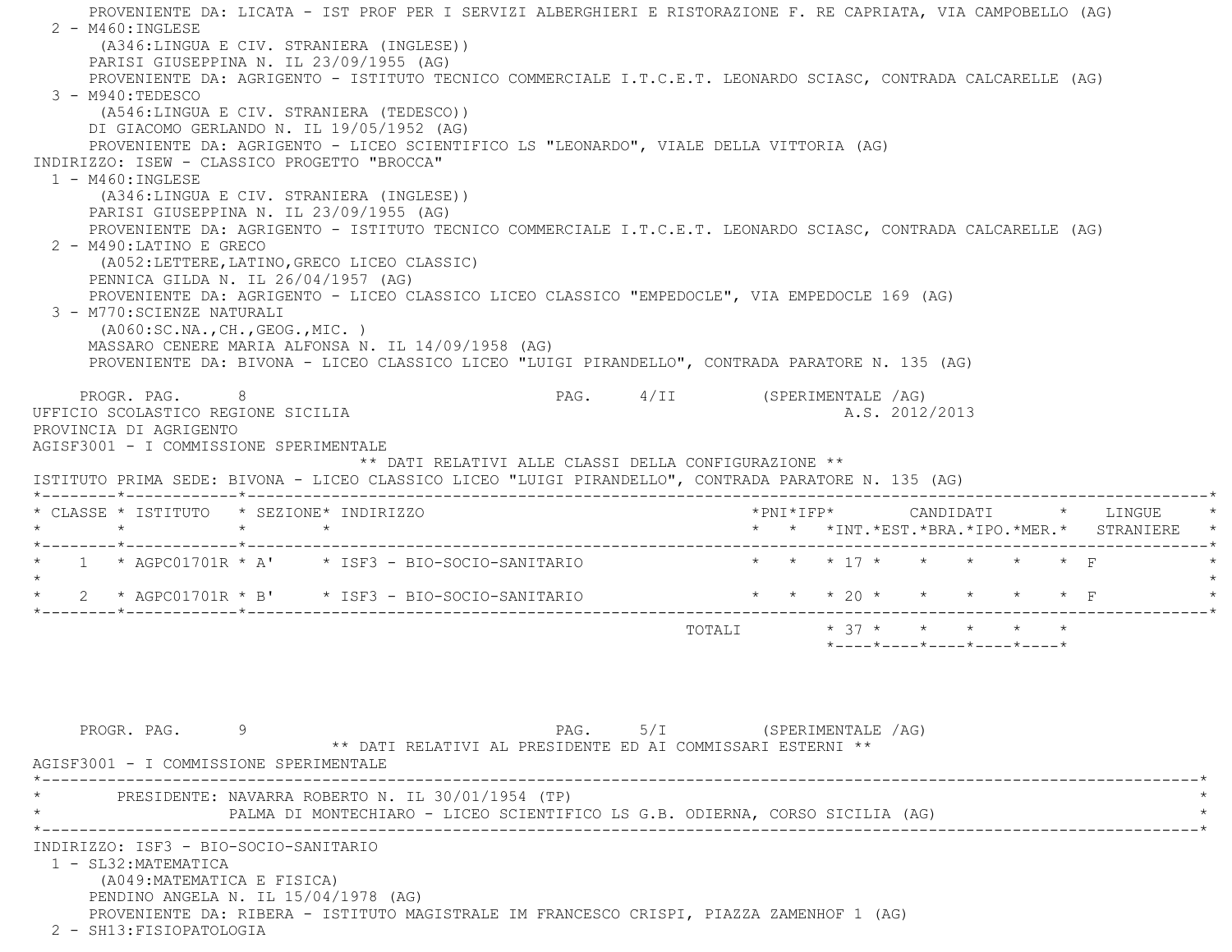PROVENIENTE DA: LICATA - IST PROF PER I SERVIZI ALBERGHIERI E RISTORAZIONE F. RE CAPRIATA, VIA CAMPOBELLO (AG)

2 - M460:INGLESE
(A346:LINGUA E CIV. STRANIERA (INGLESE))
PARISI GIUSEPPINA N. IL 23/09/1955 (AG)
PROVENIENTE DA: AGRIGENTO - ISTITUTO TECNICO COMMERCIALE I.T.C.E.T. LEONARDO SCIASC, CONTRADA CALCARELLE (AG)

3 - M940:TEDESCO
(A546:LINGUA E CIV. STRANIERA (TEDESCO))
DI GIACOMO GERLANDO N. IL 19/05/1952 (AG)
PROVENIENTE DA: AGRIGENTO - LICEO SCIENTIFICO LS "LEONARDO", VIALE DELLA VITTORIA (AG)

INDIRIZZO: ISEW - CLASSICO PROGETTO "BROCCA"

1 - M460:INGLESE
(A346:LINGUA E CIV. STRANIERA (INGLESE))
PARISI GIUSEPPINA N. IL 23/09/1955 (AG)
PROVENIENTE DA: AGRIGENTO - ISTITUTO TECNICO COMMERCIALE I.T.C.E.T. LEONARDO SCIASC, CONTRADA CALCARELLE (AG)

2 - M490:LATINO E GRECO
(A052:LETTERE,LATINO,GRECO LICEO CLASSIC)
PENNICA GILDA N. IL 26/04/1957 (AG)
PROVENIENTE DA: AGRIGENTO - LICEO CLASSICO LICEO CLASSICO "EMPEDOCLE", VIA EMPEDOCLE 169 (AG)

3 - M770:SCIENZE NATURALI
(A060:SC.NA.,CH.,GEOG.,MIC. )
MASSARO CENERE MARIA ALFONSA N. IL 14/09/1958 (AG)
PROVENIENTE DA: BIVONA - LICEO CLASSICO LICEO "LUIGI PIRANDELLO", CONTRADA PARATORE N. 135 (AG)

PROGR. PAG. 8 PAG. 4/II (SPERIMENTALE /AG)

UFFICIO SCOLASTICO REGIONE SICILIA A.S. 2012/2013
PROVINCIA DI AGRIGENTO
AGISF3001 - I COMMISSIONE SPERIMENTALE

** DATI RELATIVI ALLE CLASSI DELLA CONFIGURAZIONE **

ISTITUTO PRIMA SEDE: BIVONA - LICEO CLASSICO LICEO "LUIGI PIRANDELLO", CONTRADA PARATORE N. 135 (AG)

| CLASSE | ISTITUTO | SEZIONE | INDIRIZZO | PNI | IFP | CANDIDATI INT. | EST. | BRA. | IPO. | MER. | LINGUE STRANIERE |
|---|---|---|---|---|---|---|---|---|---|---|---|
| 1 | AGPC01701R | A' | ISF3 - BIO-SOCIO-SANITARIO | | | 17 | | | | | F |
| 2 | AGPC01701R | B' | ISF3 - BIO-SOCIO-SANITARIO | | | 20 | | | | | F |
| | | | TOTALI | | | 37 | | | | | |

PROGR. PAG. 9 PAG. 5/I (SPERIMENTALE /AG)

** DATI RELATIVI AL PRESIDENTE ED AI COMMISSARI ESTERNI **

AGISF3001 - I COMMISSIONE SPERIMENTALE

PRESIDENTE: NAVARRA ROBERTO N. IL 30/01/1954 (TP)
PALMA DI MONTECHIARO - LICEO SCIENTIFICO LS G.B. ODIERNA, CORSO SICILIA (AG)

INDIRIZZO: ISF3 - BIO-SOCIO-SANITARIO

1 - SL32:MATEMATICA
(A049:MATEMATICA E FISICA)
PENDINO ANGELA N. IL 15/04/1978 (AG)
PROVENIENTE DA: RIBERA - ISTITUTO MAGISTRALE IM FRANCESCO CRISPI, PIAZZA ZAMENHOF 1 (AG)

2 - SH13:FISIOPATOLOGIA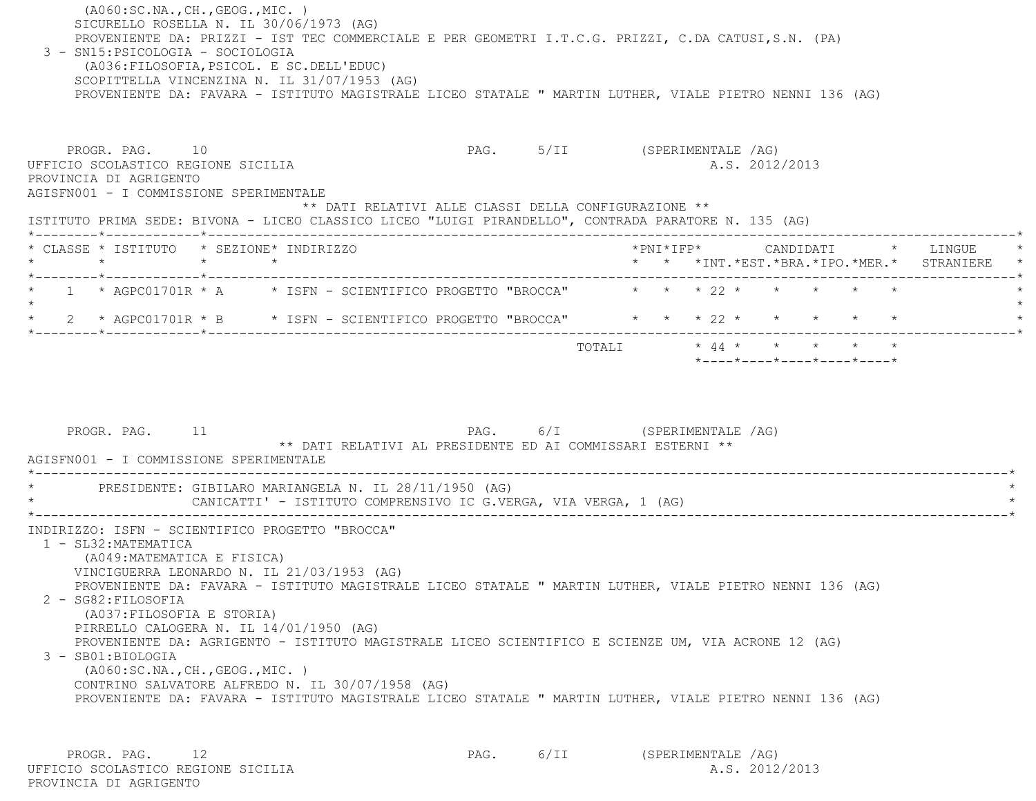(A060:SC.NA.,CH.,GEOG.,MIC. )
SICURELLO ROSELLA N. IL 30/06/1973 (AG)
PROVENIENTE DA: PRIZZI - IST TEC COMMERCIALE E PER GEOMETRI I.T.C.G. PRIZZI, C.DA CATUSI,S.N. (PA)

3 - SN15:PSICOLOGIA - SOCIOLOGIA
(A036:FILOSOFIA,PSICOL. E SC.DELL'EDUC)
SCOPITTELLA VINCENZINA N. IL 31/07/1953 (AG)
PROVENIENTE DA: FAVARA - ISTITUTO MAGISTRALE LICEO STATALE " MARTIN LUTHER, VIALE PIETRO NENNI 136 (AG)

PROGR. PAG. 10 PAG. 5/II (SPERIMENTALE /AG)

UFFICIO SCOLASTICO REGIONE SICILIA A.S. 2012/2013

PROVINCIA DI AGRIGENTO

AGISFN001 - I COMMISSIONE SPERIMENTALE

** DATI RELATIVI ALLE CLASSI DELLA CONFIGURAZIONE **

ISTITUTO PRIMA SEDE: BIVONA - LICEO CLASSICO LICEO "LUIGI PIRANDELLO", CONTRADA PARATORE N. 135 (AG)

| CLASSE | ISTITUTO | SEZIONE | INDIRIZZO | PNI | IFP | CANDIDATI INT. | EST. | BRA. | IPO. | MER. | LINGUE STRANIERE |
|---|---|---|---|---|---|---|---|---|---|---|---|
| 1 | AGPC01701R | A | ISFN - SCIENTIFICO PROGETTO "BROCCA" | | | 22 | | | | | |
| 2 | AGPC01701R | B | ISFN - SCIENTIFICO PROGETTO "BROCCA" | | | 22 | | | | | |
| | | | TOTALI | | | 44 | | | | | |

PROGR. PAG. 11 PAG. 6/I (SPERIMENTALE /AG)

** DATI RELATIVI AL PRESIDENTE ED AI COMMISSARI ESTERNI **

AGISFN001 - I COMMISSIONE SPERIMENTALE

PRESIDENTE: GIBILARO MARIANGELA N. IL 28/11/1950 (AG)
CANICATTI' - ISTITUTO COMPRENSIVO IC G.VERGA, VIA VERGA, 1 (AG)

INDIRIZZO: ISFN - SCIENTIFICO PROGETTO "BROCCA"

1 - SL32:MATEMATICA
(A049:MATEMATICA E FISICA)
VINCIGUERRA LEONARDO N. IL 21/03/1953 (AG)
PROVENIENTE DA: FAVARA - ISTITUTO MAGISTRALE LICEO STATALE " MARTIN LUTHER, VIALE PIETRO NENNI 136 (AG)

2 - SG82:FILOSOFIA
(A037:FILOSOFIA E STORIA)
PIRRELLO CALOGERA N. IL 14/01/1950 (AG)
PROVENIENTE DA: AGRIGENTO - ISTITUTO MAGISTRALE LICEO SCIENTIFICO E SCIENZE UM, VIA ACRONE 12 (AG)

3 - SB01:BIOLOGIA
(A060:SC.NA.,CH.,GEOG.,MIC. )
CONTRINO SALVATORE ALFREDO N. IL 30/07/1958 (AG)
PROVENIENTE DA: FAVARA - ISTITUTO MAGISTRALE LICEO STATALE " MARTIN LUTHER, VIALE PIETRO NENNI 136 (AG)

PROGR. PAG. 12 PAG. 6/II (SPERIMENTALE /AG)

UFFICIO SCOLASTICO REGIONE SICILIA A.S. 2012/2013

PROVINCIA DI AGRIGENTO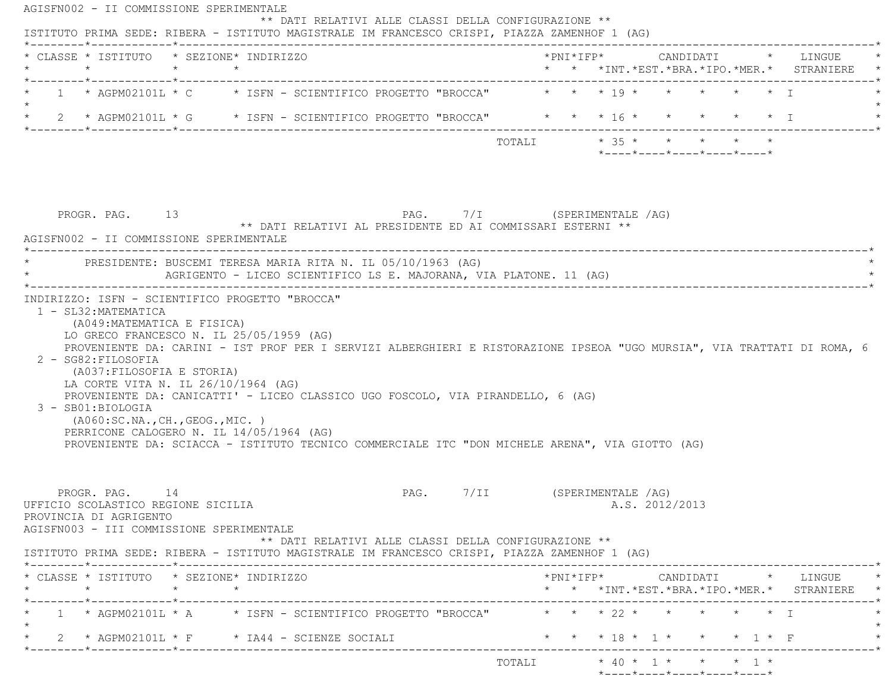AGISFN002 - II COMMISSIONE SPERIMENTALE

** DATI RELATIVI ALLE CLASSI DELLA CONFIGURAZIONE **

ISTITUTO PRIMA SEDE: RIBERA - ISTITUTO MAGISTRALE IM FRANCESCO CRISPI, PIAZZA ZAMENHOF 1 (AG)

| CLASSE | ISTITUTO | SEZIONE | INDIRIZZO | PNI | IFP | CANDIDATI INT. | EST. | BRA. | IPO. | MER. | LINGUE STRANIERE |
|---|---|---|---|---|---|---|---|---|---|---|---|
| 1 | AGPM02101L | C | ISFN - SCIENTIFICO PROGETTO "BROCCA" | | | 19 | | | | | I |
| 2 | AGPM02101L | G | ISFN - SCIENTIFICO PROGETTO "BROCCA" | | | 16 | | | | | I |
| | | | TOTALI | | | 35 | | | | | |

PROGR. PAG. 13 PAG. 7/I (SPERIMENTALE /AG)

** DATI RELATIVI AL PRESIDENTE ED AI COMMISSARI ESTERNI **

AGISFN002 - II COMMISSIONE SPERIMENTALE

PRESIDENTE: BUSCEMI TERESA MARIA RITA N. IL 05/10/1963 (AG)
AGRIGENTO - LICEO SCIENTIFICO LS E. MAJORANA, VIA PLATONE. 11 (AG)

INDIRIZZO: ISFN - SCIENTIFICO PROGETTO "BROCCA"

1 - SL32:MATEMATICA
(A049:MATEMATICA E FISICA)
LO GRECO FRANCESCO N. IL 25/05/1959 (AG)
PROVENIENTE DA: CARINI - IST PROF PER I SERVIZI ALBERGHIERI E RISTORAZIONE IPSEOA "UGO MURSIA", VIA TRATTATI DI ROMA, 6

2 - SG82:FILOSOFIA
(A037:FILOSOFIA E STORIA)
LA CORTE VITA N. IL 26/10/1964 (AG)
PROVENIENTE DA: CANICATTI' - LICEO CLASSICO UGO FOSCOLO, VIA PIRANDELLO, 6 (AG)

3 - SB01:BIOLOGIA
(A060:SC.NA.,CH.,GEOG.,MIC. )
PERRICONE CALOGERO N. IL 14/05/1964 (AG)
PROVENIENTE DA: SCIACCA - ISTITUTO TECNICO COMMERCIALE ITC "DON MICHELE ARENA", VIA GIOTTO (AG)

PROGR. PAG. 14 PAG. 7/II (SPERIMENTALE /AG)

UFFICIO SCOLASTICO REGIONE SICILIA A.S. 2012/2013

PROVINCIA DI AGRIGENTO

AGISFN003 - III COMMISSIONE SPERIMENTALE

** DATI RELATIVI ALLE CLASSI DELLA CONFIGURAZIONE **

ISTITUTO PRIMA SEDE: RIBERA - ISTITUTO MAGISTRALE IM FRANCESCO CRISPI, PIAZZA ZAMENHOF 1 (AG)

| CLASSE | ISTITUTO | SEZIONE | INDIRIZZO | PNI | IFP | CANDIDATI INT. | EST. | BRA. | IPO. | MER. | LINGUE STRANIERE |
|---|---|---|---|---|---|---|---|---|---|---|---|
| 1 | AGPM02101L | A | ISFN - SCIENTIFICO PROGETTO "BROCCA" | | | 22 | | | | | I |
| 2 | AGPM02101L | F | IA44 - SCIENZE SOCIALI | | | 18 | 1 | | | 1 | F |
| | | | TOTALI | | | 40 | 1 | | | 1 | |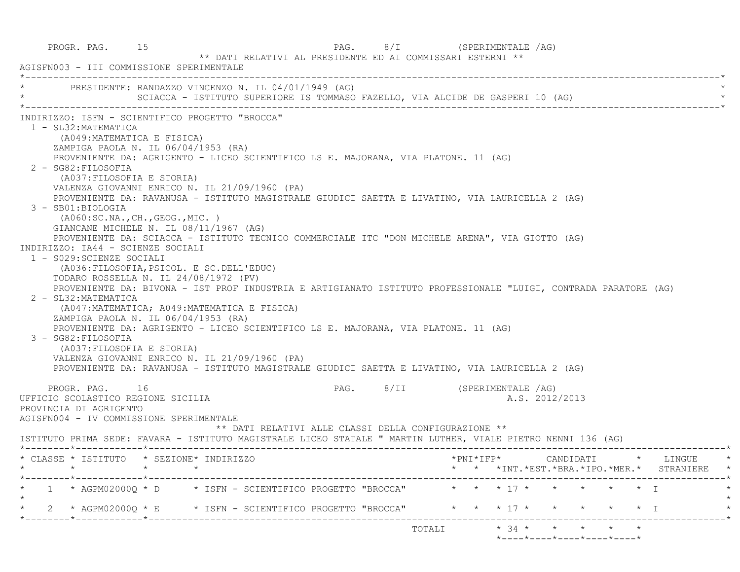PROGR. PAG. 15 PAG. 8/I (SPERIMENTALE /AG)

** DATI RELATIVI AL PRESIDENTE ED AI COMMISSARI ESTERNI **

AGISFN003 - III COMMISSIONE SPERIMENTALE

PRESIDENTE: RANDAZZO VINCENZO N. IL 04/01/1949 (AG)
SCIACCA - ISTITUTO SUPERIORE IS TOMMASO FAZELLO, VIA ALCIDE DE GASPERI 10 (AG)

INDIRIZZO: ISFN - SCIENTIFICO PROGETTO "BROCCA"

1 - SL32:MATEMATICA
(A049:MATEMATICA E FISICA)
ZAMPIGA PAOLA N. IL 06/04/1953 (RA)
PROVENIENTE DA: AGRIGENTO - LICEO SCIENTIFICO LS E. MAJORANA, VIA PLATONE. 11 (AG)

2 - SG82:FILOSOFIA
(A037:FILOSOFIA E STORIA)
VALENZA GIOVANNI ENRICO N. IL 21/09/1960 (PA)
PROVENIENTE DA: RAVANUSA - ISTITUTO MAGISTRALE GIUDICI SAETTA E LIVATINO, VIA LAURICELLA 2 (AG)

3 - SB01:BIOLOGIA
(A060:SC.NA.,CH.,GEOG.,MIC. )
GIANCANE MICHELE N. IL 08/11/1967 (AG)
PROVENIENTE DA: SCIACCA - ISTITUTO TECNICO COMMERCIALE ITC "DON MICHELE ARENA", VIA GIOTTO (AG)

INDIRIZZO: IA44 - SCIENZE SOCIALI

1 - S029:SCIENZE SOCIALI
(A036:FILOSOFIA,PSICOL. E SC.DELL'EDUC)
TODARO ROSSELLA N. IL 24/08/1972 (PV)
PROVENIENTE DA: BIVONA - IST PROF INDUSTRIA E ARTIGIANATO ISTITUTO PROFESSIONALE "LUIGI, CONTRADA PARATORE (AG)

2 - SL32:MATEMATICA
(A047:MATEMATICA; A049:MATEMATICA E FISICA)
ZAMPIGA PAOLA N. IL 06/04/1953 (RA)
PROVENIENTE DA: AGRIGENTO - LICEO SCIENTIFICO LS E. MAJORANA, VIA PLATONE. 11 (AG)

3 - SG82:FILOSOFIA
(A037:FILOSOFIA E STORIA)
VALENZA GIOVANNI ENRICO N. IL 21/09/1960 (PA)
PROVENIENTE DA: RAVANUSA - ISTITUTO MAGISTRALE GIUDICI SAETTA E LIVATINO, VIA LAURICELLA 2 (AG)

PROGR. PAG. 16 PAG. 8/II (SPERIMENTALE /AG)

UFFICIO SCOLASTICO REGIONE SICILIA A.S. 2012/2013

PROVINCIA DI AGRIGENTO

AGISFN004 - IV COMMISSIONE SPERIMENTALE

** DATI RELATIVI ALLE CLASSI DELLA CONFIGURAZIONE **

ISTITUTO PRIMA SEDE: FAVARA - ISTITUTO MAGISTRALE LICEO STATALE " MARTIN LUTHER, VIALE PIETRO NENNI 136 (AG)

| CLASSE | ISTITUTO | SEZIONE | INDIRIZZO | PNI | IFP | CANDIDATI INT. | EST. | BRA. | IPO. | MER. | LINGUE STRANIERE |
|---|---|---|---|---|---|---|---|---|---|---|---|
| 1 | AGPM02000Q | D | ISFN - SCIENTIFICO PROGETTO "BROCCA" | | | 17 | | | | | I |
| 2 | AGPM02000Q | E | ISFN - SCIENTIFICO PROGETTO "BROCCA" | | | 17 | | | | | I |
| | | | TOTALI | | | 34 | | | | | |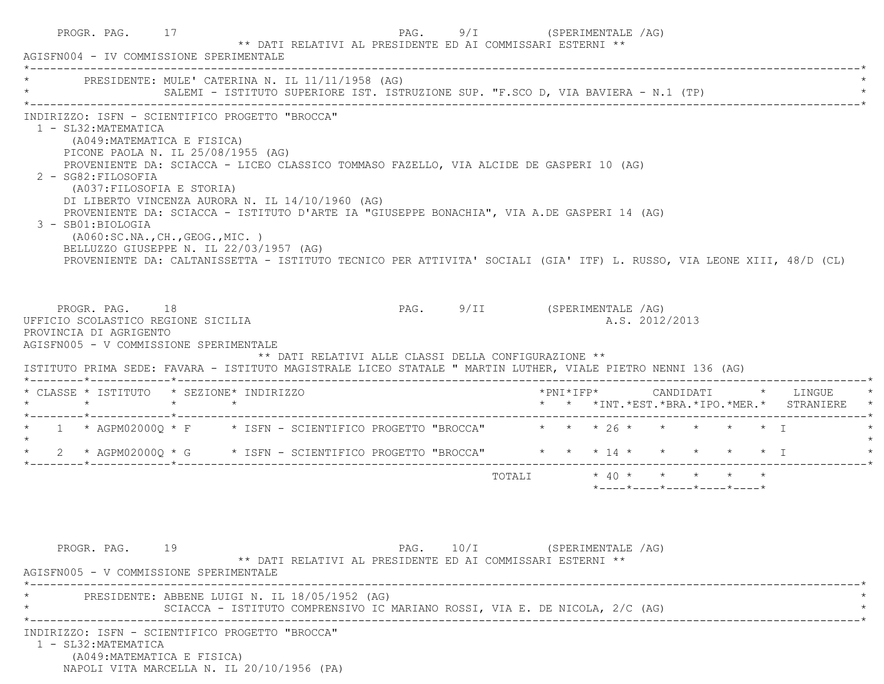PROGR. PAG. 17 PAG. 9/I (SPERIMENTALE /AG)

** DATI RELATIVI AL PRESIDENTE ED AI COMMISSARI ESTERNI **

AGISFN004 - IV COMMISSIONE SPERIMENTALE

PRESIDENTE: MULE' CATERINA N. IL 11/11/1958 (AG)
SALEMI - ISTITUTO SUPERIORE IST. ISTRUZIONE SUP. "F.SCO D, VIA BAVIERA - N.1 (TP)

INDIRIZZO: ISFN - SCIENTIFICO PROGETTO "BROCCA"

1 - SL32:MATEMATICA
(A049:MATEMATICA E FISICA)
PICONE PAOLA N. IL 25/08/1955 (AG)
PROVENIENTE DA: SCIACCA - LICEO CLASSICO TOMMASO FAZELLO, VIA ALCIDE DE GASPERI 10 (AG)

2 - SG82:FILOSOFIA
(A037:FILOSOFIA E STORIA)
DI LIBERTO VINCENZA AURORA N. IL 14/10/1960 (AG)
PROVENIENTE DA: SCIACCA - ISTITUTO D'ARTE IA "GIUSEPPE BONACHIA", VIA A.DE GASPERI 14 (AG)

3 - SB01:BIOLOGIA
(A060:SC.NA.,CH.,GEOG.,MIC. )
BELLUZZO GIUSEPPE N. IL 22/03/1957 (AG)
PROVENIENTE DA: CALTANISSETTA - ISTITUTO TECNICO PER ATTIVITA' SOCIALI (GIA' ITF) L. RUSSO, VIA LEONE XIII, 48/D (CL)

PROGR. PAG. 18 PAG. 9/II (SPERIMENTALE /AG)

UFFICIO SCOLASTICO REGIONE SICILIA A.S. 2012/2013

PROVINCIA DI AGRIGENTO

AGISFN005 - V COMMISSIONE SPERIMENTALE

** DATI RELATIVI ALLE CLASSI DELLA CONFIGURAZIONE **

ISTITUTO PRIMA SEDE: FAVARA - ISTITUTO MAGISTRALE LICEO STATALE " MARTIN LUTHER, VIALE PIETRO NENNI 136 (AG)

| CLASSE | ISTITUTO | SEZIONE | INDIRIZZO | PNI | IFP | CANDIDATI INT. | EST. | BRA. | IPO. | MER. | LINGUE STRANIERE |
|---|---|---|---|---|---|---|---|---|---|---|---|
| 1 | AGPM02000Q | F | ISFN - SCIENTIFICO PROGETTO "BROCCA" | | | 26 | | | | | I |
| 2 | AGPM02000Q | G | ISFN - SCIENTIFICO PROGETTO "BROCCA" | | | 14 | | | | | I |
| | | | TOTALI | | | 40 | | | | | |

PROGR. PAG. 19 PAG. 10/I (SPERIMENTALE /AG)

** DATI RELATIVI AL PRESIDENTE ED AI COMMISSARI ESTERNI **

AGISFN005 - V COMMISSIONE SPERIMENTALE

PRESIDENTE: ABBENE LUIGI N. IL 18/05/1952 (AG)
SCIACCA - ISTITUTO COMPRENSIVO IC MARIANO ROSSI, VIA E. DE NICOLA, 2/C (AG)

INDIRIZZO: ISFN - SCIENTIFICO PROGETTO "BROCCA"

1 - SL32:MATEMATICA
(A049:MATEMATICA E FISICA)
NAPOLI VITA MARCELLA N. IL 20/10/1956 (PA)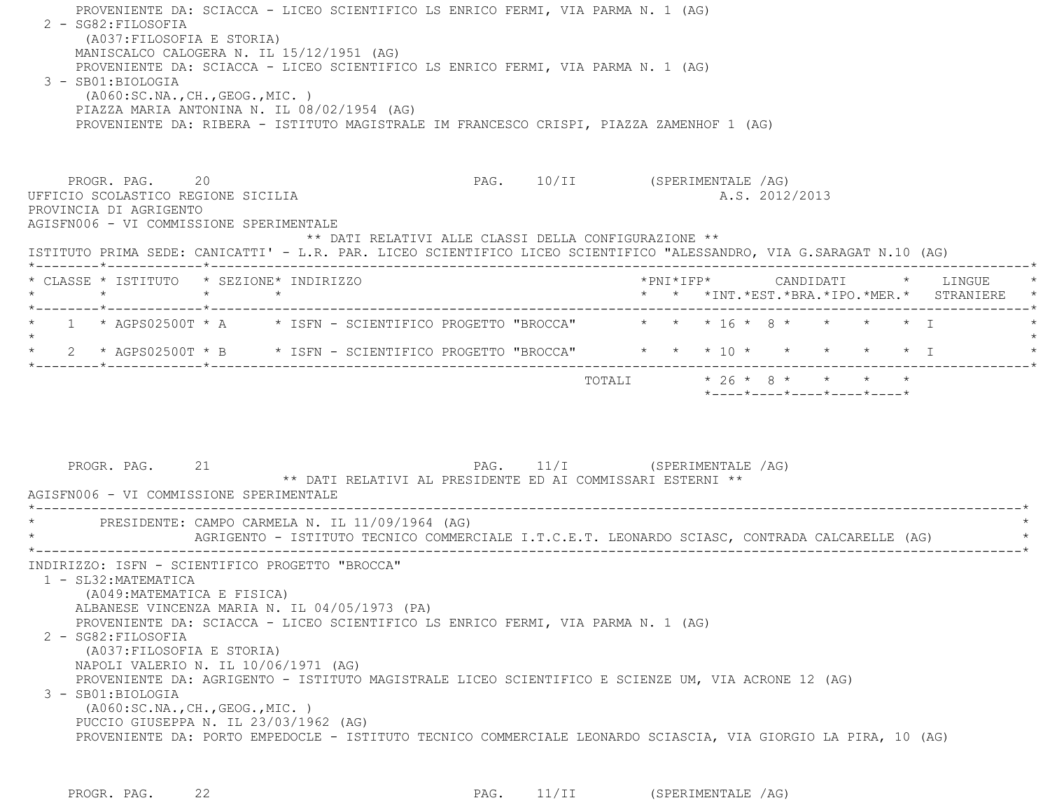PROVENIENTE DA: SCIACCA - LICEO SCIENTIFICO LS ENRICO FERMI, VIA PARMA N. 1 (AG)

2 - SG82:FILOSOFIA
(A037:FILOSOFIA E STORIA)
MANISCALCO CALOGERA N. IL 15/12/1951 (AG)
PROVENIENTE DA: SCIACCA - LICEO SCIENTIFICO LS ENRICO FERMI, VIA PARMA N. 1 (AG)

3 - SB01:BIOLOGIA
(A060:SC.NA.,CH.,GEOG.,MIC. )
PIAZZA MARIA ANTONINA N. IL 08/02/1954 (AG)
PROVENIENTE DA: RIBERA - ISTITUTO MAGISTRALE IM FRANCESCO CRISPI, PIAZZA ZAMENHOF 1 (AG)

PROGR. PAG. 20 PAG. 10/II (SPERIMENTALE /AG)

UFFICIO SCOLASTICO REGIONE SICILIA A.S. 2012/2013
PROVINCIA DI AGRIGENTO
AGISFN006 - VI COMMISSIONE SPERIMENTALE

** DATI RELATIVI ALLE CLASSI DELLA CONFIGURAZIONE **

ISTITUTO PRIMA SEDE: CANICATTI' - L.R. PAR. LICEO SCIENTIFICO LICEO SCIENTIFICO "ALESSANDRO, VIA G.SARAGAT N.10 (AG)

| CLASSE | ISTITUTO | SEZIONE | INDIRIZZO | PNI | IFP | CANDIDATI INT. | EST. | BRA. | IPO. | MER. | LINGUE STRANIERE |
|---|---|---|---|---|---|---|---|---|---|---|---|
| 1 | AGPS02500T | A | ISFN - SCIENTIFICO PROGETTO "BROCCA" | | | 16 | 8 | | | | I |
| 2 | AGPS02500T | B | ISFN - SCIENTIFICO PROGETTO "BROCCA" | | | 10 | | | | | I |
| | | | TOTALI | | | 26 | 8 | | | | |

PROGR. PAG. 21 PAG. 11/I (SPERIMENTALE /AG)

** DATI RELATIVI AL PRESIDENTE ED AI COMMISSARI ESTERNI **

AGISFN006 - VI COMMISSIONE SPERIMENTALE

PRESIDENTE: CAMPO CARMELA N. IL 11/09/1964 (AG)
AGRIGENTO - ISTITUTO TECNICO COMMERCIALE I.T.C.E.T. LEONARDO SCIASC, CONTRADA CALCARELLE (AG)

INDIRIZZO: ISFN - SCIENTIFICO PROGETTO "BROCCA"

1 - SL32:MATEMATICA
(A049:MATEMATICA E FISICA)
ALBANESE VINCENZA MARIA N. IL 04/05/1973 (PA)
PROVENIENTE DA: SCIACCA - LICEO SCIENTIFICO LS ENRICO FERMI, VIA PARMA N. 1 (AG)

2 - SG82:FILOSOFIA
(A037:FILOSOFIA E STORIA)
NAPOLI VALERIO N. IL 10/06/1971 (AG)
PROVENIENTE DA: AGRIGENTO - ISTITUTO MAGISTRALE LICEO SCIENTIFICO E SCIENZE UM, VIA ACRONE 12 (AG)

3 - SB01:BIOLOGIA
(A060:SC.NA.,CH.,GEOG.,MIC. )
PUCCIO GIUSEPPA N. IL 23/03/1962 (AG)
PROVENIENTE DA: PORTO EMPEDOCLE - ISTITUTO TECNICO COMMERCIALE LEONARDO SCIASCIA, VIA GIORGIO LA PIRA, 10 (AG)

PROGR. PAG. 22 PAG. 11/II (SPERIMENTALE /AG)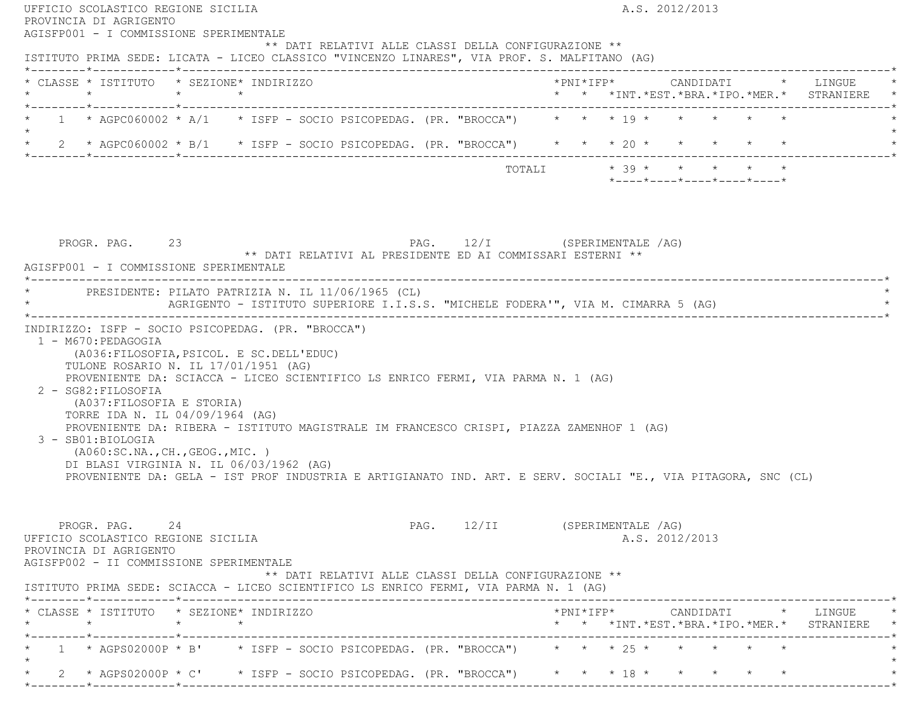UFFICIO SCOLASTICO REGIONE SICILIA A.S. 2012/2013
PROVINCIA DI AGRIGENTO
AGISFP001 - I COMMISSIONE SPERIMENTALE

** DATI RELATIVI ALLE CLASSI DELLA CONFIGURAZIONE **

ISTITUTO PRIMA SEDE: LICATA - LICEO CLASSICO "VINCENZO LINARES", VIA PROF. S. MALFITANO (AG)

| CLASSE | ISTITUTO | SEZIONE | INDIRIZZO | PNI | IFP | CANDIDATI INT. | EST. | BRA. | IPO. | MER. | LINGUE STRANIERE |
|---|---|---|---|---|---|---|---|---|---|---|---|
| 1 | AGPC060002 | A/1 | ISFP - SOCIO PSICOPEDAG. (PR. "BROCCA") | | | 19 | | | | | |
| 2 | AGPC060002 | B/1 | ISFP - SOCIO PSICOPEDAG. (PR. "BROCCA") | | | 20 | | | | | |
| | | | TOTALI | | | 39 | | | | | |

PROGR. PAG. 23 PAG. 12/I (SPERIMENTALE /AG)

** DATI RELATIVI AL PRESIDENTE ED AI COMMISSARI ESTERNI **

AGISFP001 - I COMMISSIONE SPERIMENTALE

PRESIDENTE: PILATO PATRIZIA N. IL 11/06/1965 (CL)
AGRIGENTO - ISTITUTO SUPERIORE I.I.S.S. "MICHELE FODERA'", VIA M. CIMARRA 5 (AG)

INDIRIZZO: ISFP - SOCIO PSICOPEDAG. (PR. "BROCCA")

1 - M670:PEDAGOGIA
(A036:FILOSOFIA,PSICOL. E SC.DELL'EDUC)
TULONE ROSARIO N. IL 17/01/1951 (AG)
PROVENIENTE DA: SCIACCA - LICEO SCIENTIFICO LS ENRICO FERMI, VIA PARMA N. 1 (AG)

2 - SG82:FILOSOFIA
(A037:FILOSOFIA E STORIA)
TORRE IDA N. IL 04/09/1964 (AG)
PROVENIENTE DA: RIBERA - ISTITUTO MAGISTRALE IM FRANCESCO CRISPI, PIAZZA ZAMENHOF 1 (AG)

3 - SB01:BIOLOGIA
(A060:SC.NA.,CH.,GEOG.,MIC. )
DI BLASI VIRGINIA N. IL 06/03/1962 (AG)
PROVENIENTE DA: GELA - IST PROF INDUSTRIA E ARTIGIANATO IND. ART. E SERV. SOCIALI "E., VIA PITAGORA, SNC (CL)

PROGR. PAG. 24 PAG. 12/II (SPERIMENTALE /AG)

UFFICIO SCOLASTICO REGIONE SICILIA A.S. 2012/2013
PROVINCIA DI AGRIGENTO
AGISFP002 - II COMMISSIONE SPERIMENTALE

** DATI RELATIVI ALLE CLASSI DELLA CONFIGURAZIONE **

ISTITUTO PRIMA SEDE: SCIACCA - LICEO SCIENTIFICO LS ENRICO FERMI, VIA PARMA N. 1 (AG)

| CLASSE | ISTITUTO | SEZIONE | INDIRIZZO | PNI | IFP | CANDIDATI INT. | EST. | BRA. | IPO. | MER. | LINGUE STRANIERE |
|---|---|---|---|---|---|---|---|---|---|---|---|
| 1 | AGPS02000P | B' | ISFP - SOCIO PSICOPEDAG. (PR. "BROCCA") | | | 25 | | | | | |
| 2 | AGPS02000P | C' | ISFP - SOCIO PSICOPEDAG. (PR. "BROCCA") | | | 18 | | | | | |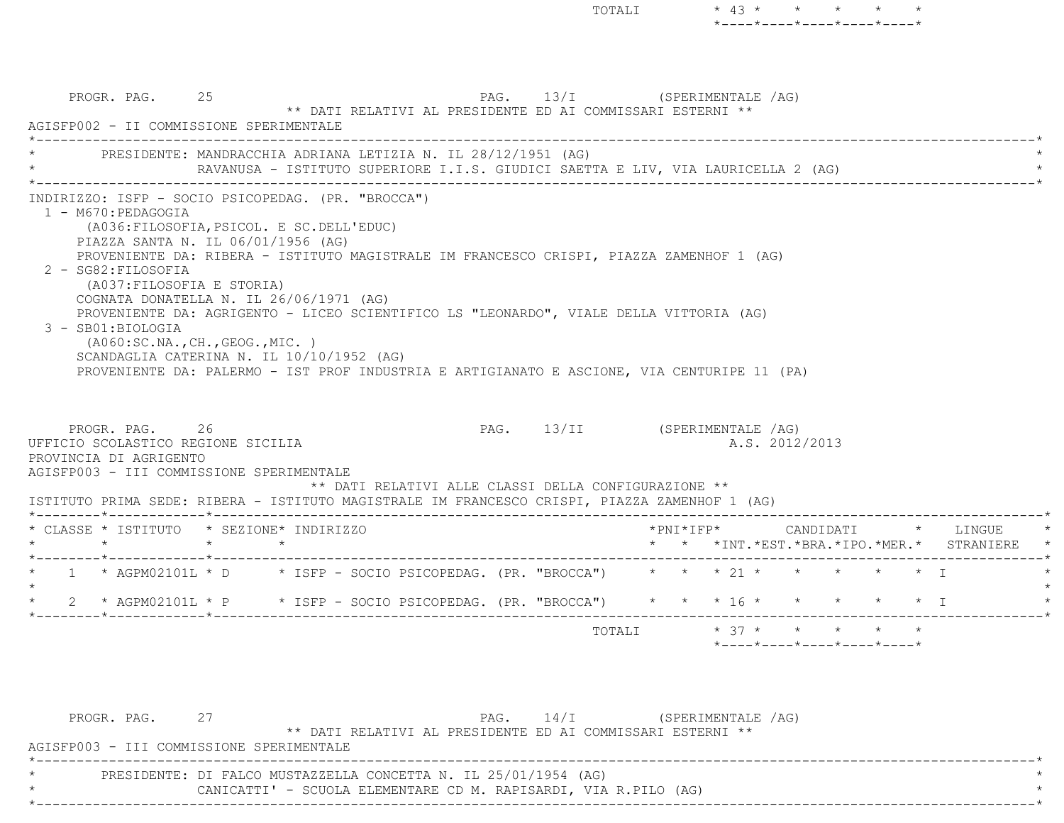| | | | | | | | | | | | |
|---|---|---|---|---|---|---|---|---|---|---|---|
| | | | TOTALI | | | 43 | | | | | |

PROGR. PAG. 25 PAG. 13/I (SPERIMENTALE /AG)

** DATI RELATIVI AL PRESIDENTE ED AI COMMISSARI ESTERNI **

AGISFP002 - II COMMISSIONE SPERIMENTALE

PRESIDENTE: MANDRACCHIA ADRIANA LETIZIA N. IL 28/12/1951 (AG)
RAVANUSA - ISTITUTO SUPERIORE I.I.S. GIUDICI SAETTA E LIV, VIA LAURICELLA 2 (AG)

INDIRIZZO: ISFP - SOCIO PSICOPEDAG. (PR. "BROCCA")

1 - M670:PEDAGOGIA
(A036:FILOSOFIA,PSICOL. E SC.DELL'EDUC)
PIAZZA SANTA N. IL 06/01/1956 (AG)
PROVENIENTE DA: RIBERA - ISTITUTO MAGISTRALE IM FRANCESCO CRISPI, PIAZZA ZAMENHOF 1 (AG)

2 - SG82:FILOSOFIA
(A037:FILOSOFIA E STORIA)
COGNATA DONATELLA N. IL 26/06/1971 (AG)
PROVENIENTE DA: AGRIGENTO - LICEO SCIENTIFICO LS "LEONARDO", VIALE DELLA VITTORIA (AG)

3 - SB01:BIOLOGIA
(A060:SC.NA.,CH.,GEOG.,MIC. )
SCANDAGLIA CATERINA N. IL 10/10/1952 (AG)
PROVENIENTE DA: PALERMO - IST PROF INDUSTRIA E ARTIGIANATO E ASCIONE, VIA CENTURIPE 11 (PA)

PROGR. PAG. 26 PAG. 13/II (SPERIMENTALE /AG)

UFFICIO SCOLASTICO REGIONE SICILIA A.S. 2012/2013

PROVINCIA DI AGRIGENTO

AGISFP003 - III COMMISSIONE SPERIMENTALE

** DATI RELATIVI ALLE CLASSI DELLA CONFIGURAZIONE **

ISTITUTO PRIMA SEDE: RIBERA - ISTITUTO MAGISTRALE IM FRANCESCO CRISPI, PIAZZA ZAMENHOF 1 (AG)

| CLASSE | ISTITUTO | SEZIONE | INDIRIZZO | PNI | IFP | CANDIDATI INT. | EST. | BRA. | IPO. | MER. | LINGUE STRANIERE |
|---|---|---|---|---|---|---|---|---|---|---|---|
| 1 | AGPM02101L | D | ISFP - SOCIO PSICOPEDAG. (PR. "BROCCA") | | | 21 | | | | | I |
| 2 | AGPM02101L | P | ISFP - SOCIO PSICOPEDAG. (PR. "BROCCA") | | | 16 | | | | | I |
| | | | TOTALI | | | 37 | | | | | |

PROGR. PAG. 27 PAG. 14/I (SPERIMENTALE /AG)

** DATI RELATIVI AL PRESIDENTE ED AI COMMISSARI ESTERNI **

AGISFP003 - III COMMISSIONE SPERIMENTALE

PRESIDENTE: DI FALCO MUSTAZZELLA CONCETTA N. IL 25/01/1954 (AG)
CANICATTI' - SCUOLA ELEMENTARE CD M. RAPISARDI, VIA R.PILO (AG)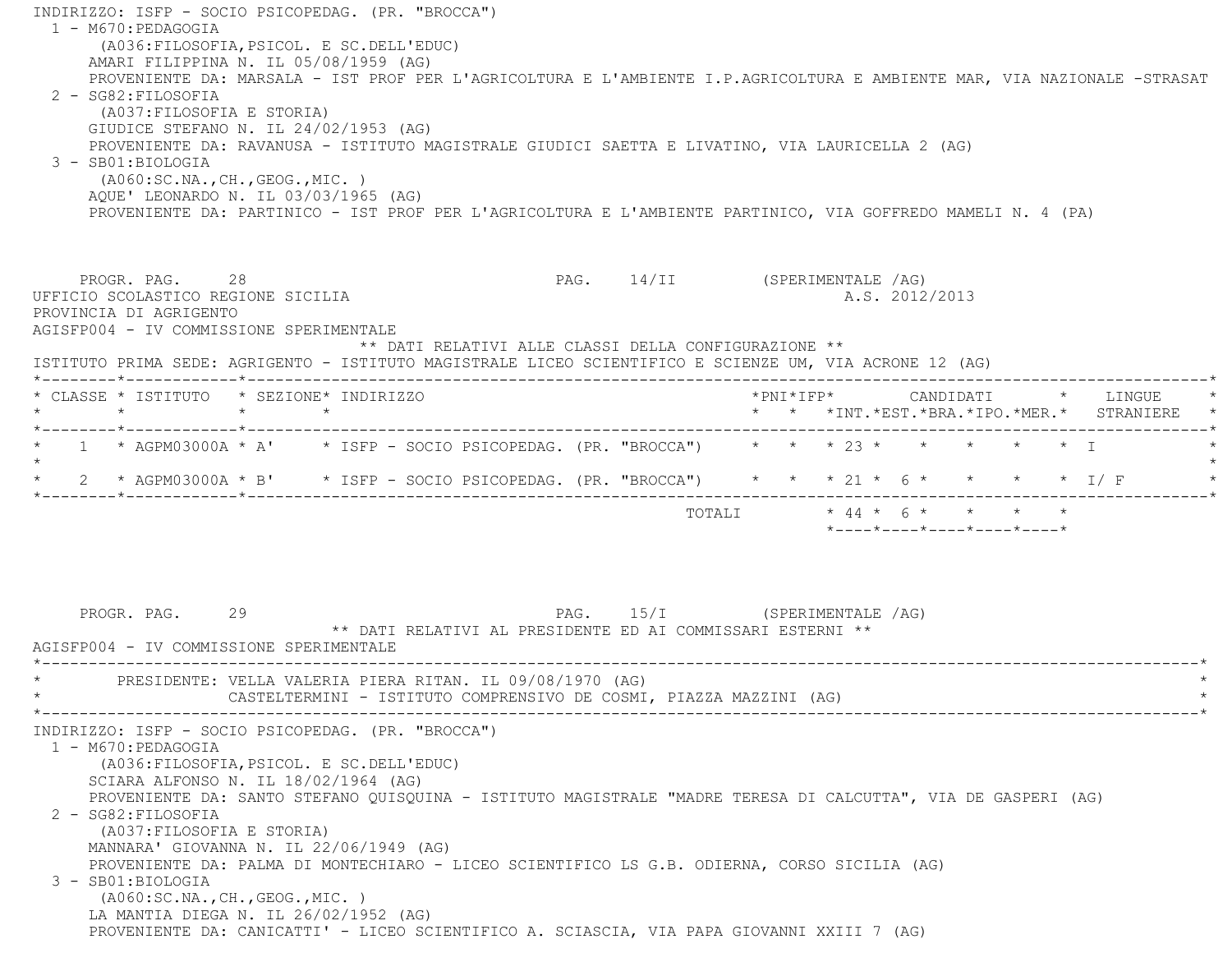INDIRIZZO: ISFP - SOCIO PSICOPEDAG. (PR. "BROCCA")

1 - M670:PEDAGOGIA
   (A036:FILOSOFIA,PSICOL. E SC.DELL'EDUC)
   AMARI FILIPPINA N. IL 05/08/1959 (AG)
   PROVENIENTE DA: MARSALA - IST PROF PER L'AGRICOLTURA E L'AMBIENTE I.P.AGRICOLTURA E AMBIENTE MAR, VIA NAZIONALE -STRASAT
2 - SG82:FILOSOFIA
   (A037:FILOSOFIA E STORIA)
   GIUDICE STEFANO N. IL 24/02/1953 (AG)
   PROVENIENTE DA: RAVANUSA - ISTITUTO MAGISTRALE GIUDICI SAETTA E LIVATINO, VIA LAURICELLA 2 (AG)
3 - SB01:BIOLOGIA
   (A060:SC.NA.,CH.,GEOG.,MIC. )
   AQUE' LEONARDO N. IL 03/03/1965 (AG)
   PROVENIENTE DA: PARTINICO - IST PROF PER L'AGRICOLTURA E L'AMBIENTE PARTINICO, VIA GOFFREDO MAMELI N. 4 (PA)

PROGR. PAG. 28 PAG. 14/II (SPERIMENTALE /AG)

UFFICIO SCOLASTICO REGIONE SICILIA A.S. 2012/2013

PROVINCIA DI AGRIGENTO

AGISFP004 - IV COMMISSIONE SPERIMENTALE

** DATI RELATIVI ALLE CLASSI DELLA CONFIGURAZIONE **

ISTITUTO PRIMA SEDE: AGRIGENTO - ISTITUTO MAGISTRALE LICEO SCIENTIFICO E SCIENZE UM, VIA ACRONE 12 (AG)

| CLASSE | ISTITUTO | SEZIONE | INDIRIZZO | PNI | IFP | CANDIDATI INT. | CANDIDATI EST. | CANDIDATI BRA. | CANDIDATI IPO. | CANDIDATI MER. | LINGUE STRANIERE |
|---|---|---|---|---|---|---|---|---|---|---|---|
| 1 | AGPM03000A | A' | ISFP - SOCIO PSICOPEDAG. (PR. "BROCCA") | | | 23 | | | | | I |
| 2 | AGPM03000A | B' | ISFP - SOCIO PSICOPEDAG. (PR. "BROCCA") | | | 21 | 6 | | | | I/ F |
| | | | TOTALI | | | 44 | 6 | | | | |

PROGR. PAG. 29 PAG. 15/I (SPERIMENTALE /AG)

** DATI RELATIVI AL PRESIDENTE ED AI COMMISSARI ESTERNI **

AGISFP004 - IV COMMISSIONE SPERIMENTALE

PRESIDENTE: VELLA VALERIA PIERA RITAN. IL 09/08/1970 (AG)
CASTELTERMINI - ISTITUTO COMPRENSIVO DE COSMI, PIAZZA MAZZINI (AG)

INDIRIZZO: ISFP - SOCIO PSICOPEDAG. (PR. "BROCCA")

1 - M670:PEDAGOGIA
   (A036:FILOSOFIA,PSICOL. E SC.DELL'EDUC)
   SCIARA ALFONSO N. IL 18/02/1964 (AG)
   PROVENIENTE DA: SANTO STEFANO QUISQUINA - ISTITUTO MAGISTRALE "MADRE TERESA DI CALCUTTA", VIA DE GASPERI (AG)
2 - SG82:FILOSOFIA
   (A037:FILOSOFIA E STORIA)
   MANNARA' GIOVANNA N. IL 22/06/1949 (AG)
   PROVENIENTE DA: PALMA DI MONTECHIARO - LICEO SCIENTIFICO LS G.B. ODIERNA, CORSO SICILIA (AG)
3 - SB01:BIOLOGIA
   (A060:SC.NA.,CH.,GEOG.,MIC. )
   LA MANTIA DIEGA N. IL 26/02/1952 (AG)
   PROVENIENTE DA: CANICATTI' - LICEO SCIENTIFICO A. SCIASCIA, VIA PAPA GIOVANNI XXIII 7 (AG)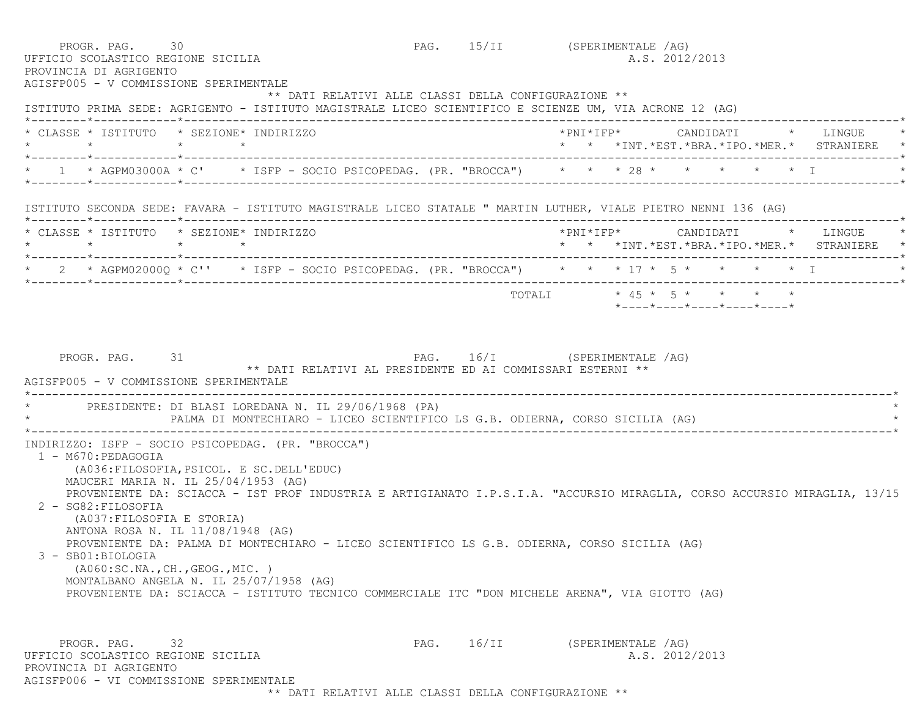UFFICIO SCOLASTICO REGIONE SICILIA A.S. 2012/2013
PROVINCIA DI AGRIGENTO
AGISFP005 - V COMMISSIONE SPERIMENTALE

** DATI RELATIVI ALLE CLASSI DELLA CONFIGURAZIONE **

ISTITUTO PRIMA SEDE: AGRIGENTO - ISTITUTO MAGISTRALE LICEO SCIENTIFICO E SCIENZE UM, VIA ACRONE 12 (AG)

| CLASSE | ISTITUTO | SEZIONE | INDIRIZZO | PNI | IFP | CANDIDATI INT. | EST. | BRA. | IPO. | MER. | LINGUE STRANIERE |
|---|---|---|---|---|---|---|---|---|---|---|---|
| 1 | AGPM03000A | C' | ISFP - SOCIO PSICOPEDAG. (PR. "BROCCA") | | | 28 | | | | | I |

ISTITUTO SECONDA SEDE: FAVARA - ISTITUTO MAGISTRALE LICEO STATALE " MARTIN LUTHER, VIALE PIETRO NENNI 136 (AG)

| CLASSE | ISTITUTO | SEZIONE | INDIRIZZO | PNI | IFP | CANDIDATI INT. | EST. | BRA. | IPO. | MER. | LINGUE STRANIERE |
|---|---|---|---|---|---|---|---|---|---|---|---|
| 2 | AGPM02000Q | C'' | ISFP - SOCIO PSICOPEDAG. (PR. "BROCCA") | | | 17 | 5 | | | | I |
| | | | TOTALI | | | 45 | 5 | | | | |

** DATI RELATIVI AL PRESIDENTE ED AI COMMISSARI ESTERNI **

AGISFP005 - V COMMISSIONE SPERIMENTALE

PRESIDENTE: DI BLASI LOREDANA N. IL 29/06/1968 (PA)
PALMA DI MONTECHIARO - LICEO SCIENTIFICO LS G.B. ODIERNA, CORSO SICILIA (AG)

INDIRIZZO: ISFP - SOCIO PSICOPEDAG. (PR. "BROCCA")

1 - M670:PEDAGOGIA
(A036:FILOSOFIA,PSICOL. E SC.DELL'EDUC)
MAUCERI MARIA N. IL 25/04/1953 (AG)
PROVENIENTE DA: SCIACCA - IST PROF INDUSTRIA E ARTIGIANATO I.P.S.I.A. "ACCURSIO MIRAGLIA, CORSO ACCURSIO MIRAGLIA, 13/15

2 - SG82:FILOSOFIA
(A037:FILOSOFIA E STORIA)
ANTONA ROSA N. IL 11/08/1948 (AG)
PROVENIENTE DA: PALMA DI MONTECHIARO - LICEO SCIENTIFICO LS G.B. ODIERNA, CORSO SICILIA (AG)

3 - SB01:BIOLOGIA
(A060:SC.NA.,CH.,GEOG.,MIC. )
MONTALBANO ANGELA N. IL 25/07/1958 (AG)
PROVENIENTE DA: SCIACCA - ISTITUTO TECNICO COMMERCIALE ITC "DON MICHELE ARENA", VIA GIOTTO (AG)

UFFICIO SCOLASTICO REGIONE SICILIA A.S. 2012/2013
PROVINCIA DI AGRIGENTO
AGISFP006 - VI COMMISSIONE SPERIMENTALE

** DATI RELATIVI ALLE CLASSI DELLA CONFIGURAZIONE **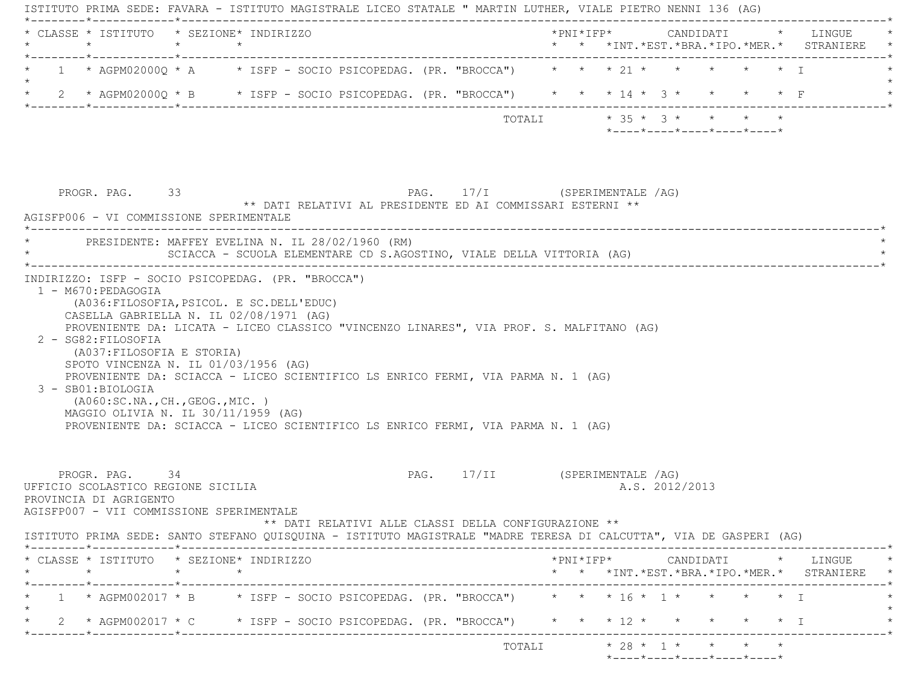ISTITUTO PRIMA SEDE: FAVARA - ISTITUTO MAGISTRALE LICEO STATALE " MARTIN LUTHER, VIALE PIETRO NENNI 136 (AG)

| CLASSE | ISTITUTO | SEZIONE | INDIRIZZO | PNI | IFP | CANDIDATI INT. | EST. | BRA. | IPO. | MER. | LINGUE STRANIERE |
|---|---|---|---|---|---|---|---|---|---|---|---|
| 1 | AGPM02000Q | A | ISFP - SOCIO PSICOPEDAG. (PR. "BROCCA") | | | 21 | | | | | I |
| 2 | AGPM02000Q | B | ISFP - SOCIO PSICOPEDAG. (PR. "BROCCA") | | | 14 | 3 | | | | F |
| | | | | | TOTALI | 35 | 3 | | | | |

PROGR. PAG. 33 PAG. 17/I (SPERIMENTALE /AG)

** DATI RELATIVI AL PRESIDENTE ED AI COMMISSARI ESTERNI **

AGISFP006 - VI COMMISSIONE SPERIMENTALE

PRESIDENTE: MAFFEY EVELINA N. IL 28/02/1960 (RM)
SCIACCA - SCUOLA ELEMENTARE CD S.AGOSTINO, VIALE DELLA VITTORIA (AG)

INDIRIZZO: ISFP - SOCIO PSICOPEDAG. (PR. "BROCCA")

1 - M670:PEDAGOGIA
(A036:FILOSOFIA,PSICOL. E SC.DELL'EDUC)
CASELLA GABRIELLA N. IL 02/08/1971 (AG)
PROVENIENTE DA: LICATA - LICEO CLASSICO "VINCENZO LINARES", VIA PROF. S. MALFITANO (AG)

2 - SG82:FILOSOFIA
(A037:FILOSOFIA E STORIA)
SPOTO VINCENZA N. IL 01/03/1956 (AG)
PROVENIENTE DA: SCIACCA - LICEO SCIENTIFICO LS ENRICO FERMI, VIA PARMA N. 1 (AG)

3 - SB01:BIOLOGIA
(A060:SC.NA.,CH.,GEOG.,MIC. )
MAGGIO OLIVIA N. IL 30/11/1959 (AG)
PROVENIENTE DA: SCIACCA - LICEO SCIENTIFICO LS ENRICO FERMI, VIA PARMA N. 1 (AG)

PROGR. PAG. 34 PAG. 17/II (SPERIMENTALE /AG)

UFFICIO SCOLASTICO REGIONE SICILIA A.S. 2012/2013
PROVINCIA DI AGRIGENTO
AGISFP007 - VII COMMISSIONE SPERIMENTALE

** DATI RELATIVI ALLE CLASSI DELLA CONFIGURAZIONE **

ISTITUTO PRIMA SEDE: SANTO STEFANO QUISQUINA - ISTITUTO MAGISTRALE "MADRE TERESA DI CALCUTTA", VIA DE GASPERI (AG)

| CLASSE | ISTITUTO | SEZIONE | INDIRIZZO | PNI | IFP | CANDIDATI INT. | EST. | BRA. | IPO. | MER. | LINGUE STRANIERE |
|---|---|---|---|---|---|---|---|---|---|---|---|
| 1 | AGPM002017 | B | ISFP - SOCIO PSICOPEDAG. (PR. "BROCCA") | | | 16 | 1 | | | | I |
| 2 | AGPM002017 | C | ISFP - SOCIO PSICOPEDAG. (PR. "BROCCA") | | | 12 | | | | | I |
| | | | | | TOTALI | 28 | 1 | | | | |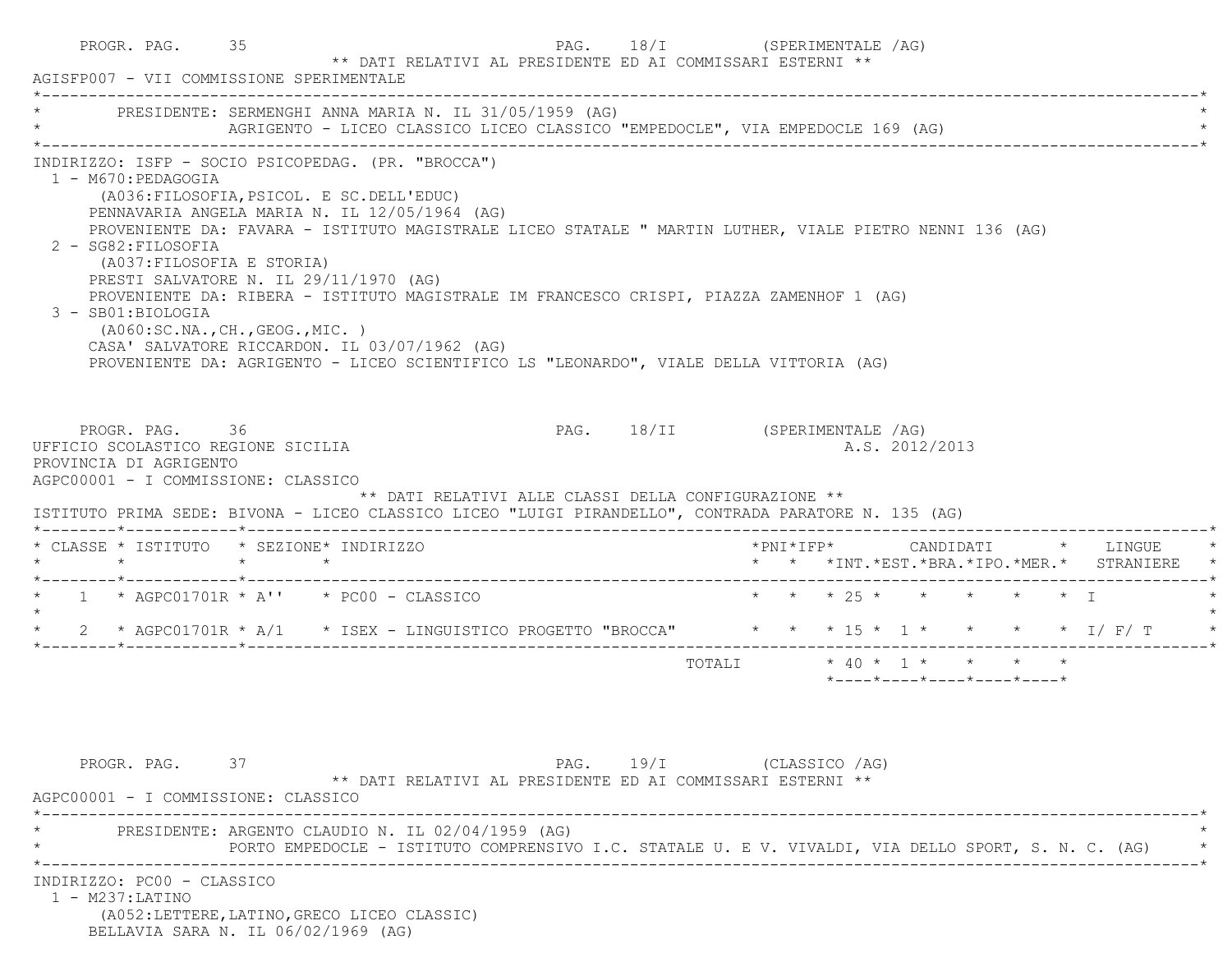PROGR. PAG. 35 PAG. 18/I (SPERIMENTALE /AG)

** DATI RELATIVI AL PRESIDENTE ED AI COMMISSARI ESTERNI **

AGISFP007 - VII COMMISSIONE SPERIMENTALE

PRESIDENTE: SERMENGHI ANNA MARIA N. IL 31/05/1959 (AG)
AGRIGENTO - LICEO CLASSICO LICEO CLASSICO "EMPEDOCLE", VIA EMPEDOCLE 169 (AG)

INDIRIZZO: ISFP - SOCIO PSICOPEDAG. (PR. "BROCCA")

1 - M670:PEDAGOGIA
(A036:FILOSOFIA,PSICOL. E SC.DELL'EDUC)
PENNAVARIA ANGELA MARIA N. IL 12/05/1964 (AG)
PROVENIENTE DA: FAVARA - ISTITUTO MAGISTRALE LICEO STATALE " MARTIN LUTHER, VIALE PIETRO NENNI 136 (AG)

2 - SG82:FILOSOFIA
(A037:FILOSOFIA E STORIA)
PRESTI SALVATORE N. IL 29/11/1970 (AG)
PROVENIENTE DA: RIBERA - ISTITUTO MAGISTRALE IM FRANCESCO CRISPI, PIAZZA ZAMENHOF 1 (AG)

3 - SB01:BIOLOGIA
(A060:SC.NA.,CH.,GEOG.,MIC. )
CASA' SALVATORE RICCARDON. IL 03/07/1962 (AG)
PROVENIENTE DA: AGRIGENTO - LICEO SCIENTIFICO LS "LEONARDO", VIALE DELLA VITTORIA (AG)

PROGR. PAG. 36 PAG. 18/II (SPERIMENTALE /AG)

UFFICIO SCOLASTICO REGIONE SICILIA A.S. 2012/2013

PROVINCIA DI AGRIGENTO

AGPC00001 - I COMMISSIONE: CLASSICO

** DATI RELATIVI ALLE CLASSI DELLA CONFIGURAZIONE **

ISTITUTO PRIMA SEDE: BIVONA - LICEO CLASSICO LICEO "LUIGI PIRANDELLO", CONTRADA PARATORE N. 135 (AG)

| CLASSE | ISTITUTO | SEZIONE | INDIRIZZO | PNI | IFP | CANDIDATI INT. | EST. | BRA. | IPO. | MER. | LINGUE STRANIERE |
|---|---|---|---|---|---|---|---|---|---|---|---|
| 1 | AGPC01701R | A'' | PC00 - CLASSICO | | | 25 | | | | | I |
| 2 | AGPC01701R | A/1 | ISEX - LINGUISTICO PROGETTO "BROCCA" | | | 15 | 1 | | | | I/ F/ T |
| | | | TOTALI | | | 40 | 1 | | | | |

PROGR. PAG. 37 PAG. 19/I (CLASSICO /AG)

** DATI RELATIVI AL PRESIDENTE ED AI COMMISSARI ESTERNI **

AGPC00001 - I COMMISSIONE: CLASSICO

PRESIDENTE: ARGENTO CLAUDIO N. IL 02/04/1959 (AG)
PORTO EMPEDOCLE - ISTITUTO COMPRENSIVO I.C. STATALE U. E V. VIVALDI, VIA DELLO SPORT, S. N. C. (AG)

INDIRIZZO: PC00 - CLASSICO

1 - M237:LATINO
(A052:LETTERE,LATINO,GRECO LICEO CLASSIC)
BELLAVIA SARA N. IL 06/02/1969 (AG)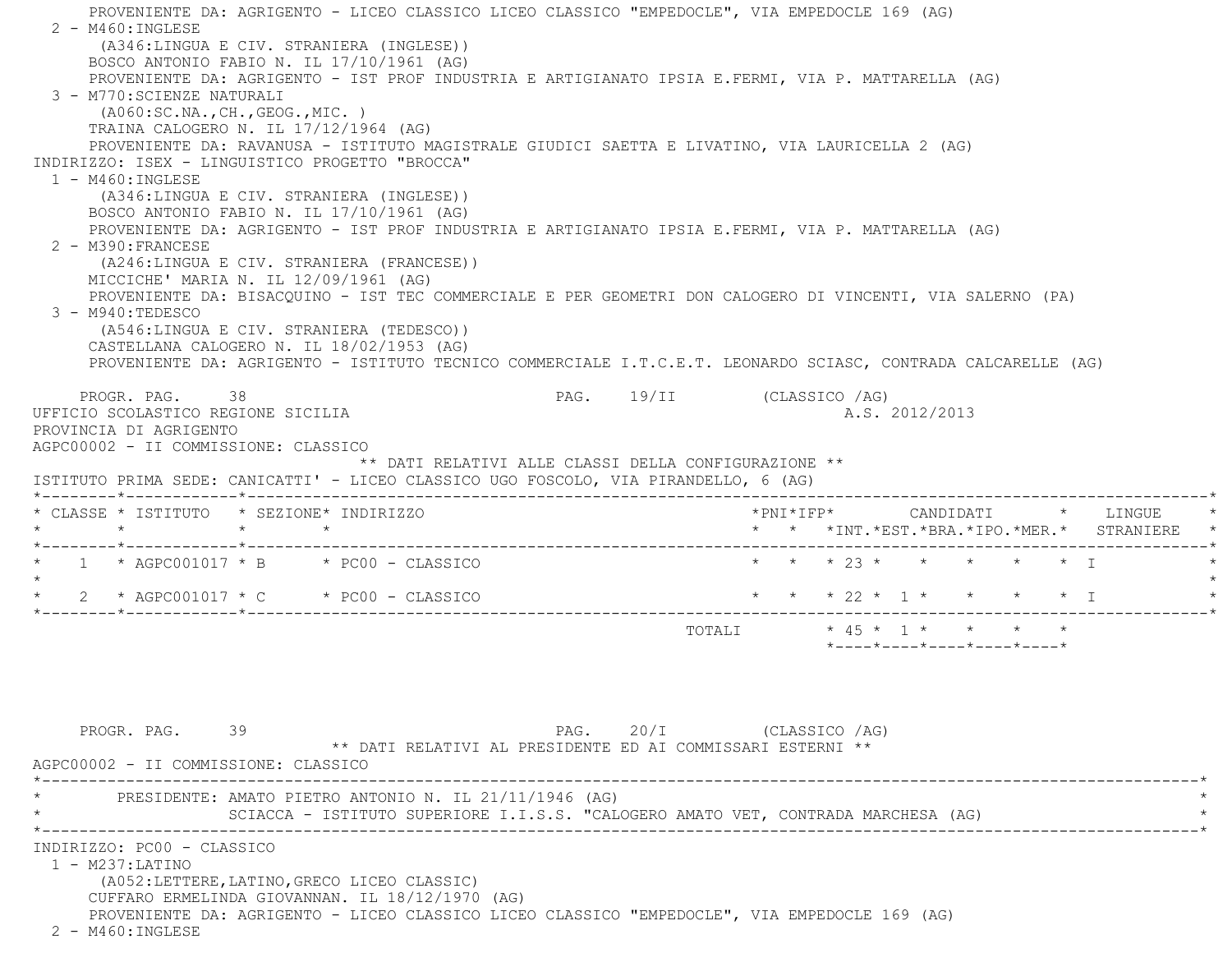PROVENIENTE DA: AGRIGENTO - LICEO CLASSICO LICEO CLASSICO "EMPEDOCLE", VIA EMPEDOCLE 169 (AG)

2 - M460:INGLESE
(A346:LINGUA E CIV. STRANIERA (INGLESE))
BOSCO ANTONIO FABIO N. IL 17/10/1961 (AG)
PROVENIENTE DA: AGRIGENTO - IST PROF INDUSTRIA E ARTIGIANATO IPSIA E.FERMI, VIA P. MATTARELLA (AG)

3 - M770:SCIENZE NATURALI
(A060:SC.NA.,CH.,GEOG.,MIC. )
TRAINA CALOGERO N. IL 17/12/1964 (AG)
PROVENIENTE DA: RAVANUSA - ISTITUTO MAGISTRALE GIUDICI SAETTA E LIVATINO, VIA LAURICELLA 2 (AG)

INDIRIZZO: ISEX - LINGUISTICO PROGETTO "BROCCA"

1 - M460:INGLESE
(A346:LINGUA E CIV. STRANIERA (INGLESE))
BOSCO ANTONIO FABIO N. IL 17/10/1961 (AG)
PROVENIENTE DA: AGRIGENTO - IST PROF INDUSTRIA E ARTIGIANATO IPSIA E.FERMI, VIA P. MATTARELLA (AG)

2 - M390:FRANCESE
(A246:LINGUA E CIV. STRANIERA (FRANCESE))
MICCICHE' MARIA N. IL 12/09/1961 (AG)
PROVENIENTE DA: BISACQUINO - IST TEC COMMERCIALE E PER GEOMETRI DON CALOGERO DI VINCENTI, VIA SALERNO (PA)

3 - M940:TEDESCO
(A546:LINGUA E CIV. STRANIERA (TEDESCO))
CASTELLANA CALOGERO N. IL 18/02/1953 (AG)
PROVENIENTE DA: AGRIGENTO - ISTITUTO TECNICO COMMERCIALE I.T.C.E.T. LEONARDO SCIASC, CONTRADA CALCARELLE (AG)

PROGR. PAG. 38 PAG. 19/II (CLASSICO /AG)

UFFICIO SCOLASTICO REGIONE SICILIA A.S. 2012/2013

PROVINCIA DI AGRIGENTO

AGPC00002 - II COMMISSIONE: CLASSICO

** DATI RELATIVI ALLE CLASSI DELLA CONFIGURAZIONE **

ISTITUTO PRIMA SEDE: CANICATTI' - LICEO CLASSICO UGO FOSCOLO, VIA PIRANDELLO, 6 (AG)

| CLASSE | ISTITUTO | SEZIONE | INDIRIZZO | PNI | IFP | CANDIDATI INT. | EST. | BRA. | IPO. | MER. | LINGUE STRANIERE |
|---|---|---|---|---|---|---|---|---|---|---|---|
| 1 | AGPC001017 | B | PC00 - CLASSICO | | | 23 | | | | | I |
| 2 | AGPC001017 | C | PC00 - CLASSICO | | | 22 | 1 | | | | I |
| | | | TOTALI | | | 45 | 1 | | | | |

PROGR. PAG. 39 PAG. 20/I (CLASSICO /AG)

** DATI RELATIVI AL PRESIDENTE ED AI COMMISSARI ESTERNI **

AGPC00002 - II COMMISSIONE: CLASSICO

PRESIDENTE: AMATO PIETRO ANTONIO N. IL 21/11/1946 (AG)
SCIACCA - ISTITUTO SUPERIORE I.I.S.S. "CALOGERO AMATO VET, CONTRADA MARCHESA (AG)

INDIRIZZO: PC00 - CLASSICO

1 - M237:LATINO
(A052:LETTERE,LATINO,GRECO LICEO CLASSIC)
CUFFARO ERMELINDA GIOVANNAN. IL 18/12/1970 (AG)
PROVENIENTE DA: AGRIGENTO - LICEO CLASSICO LICEO CLASSICO "EMPEDOCLE", VIA EMPEDOCLE 169 (AG)

2 - M460:INGLESE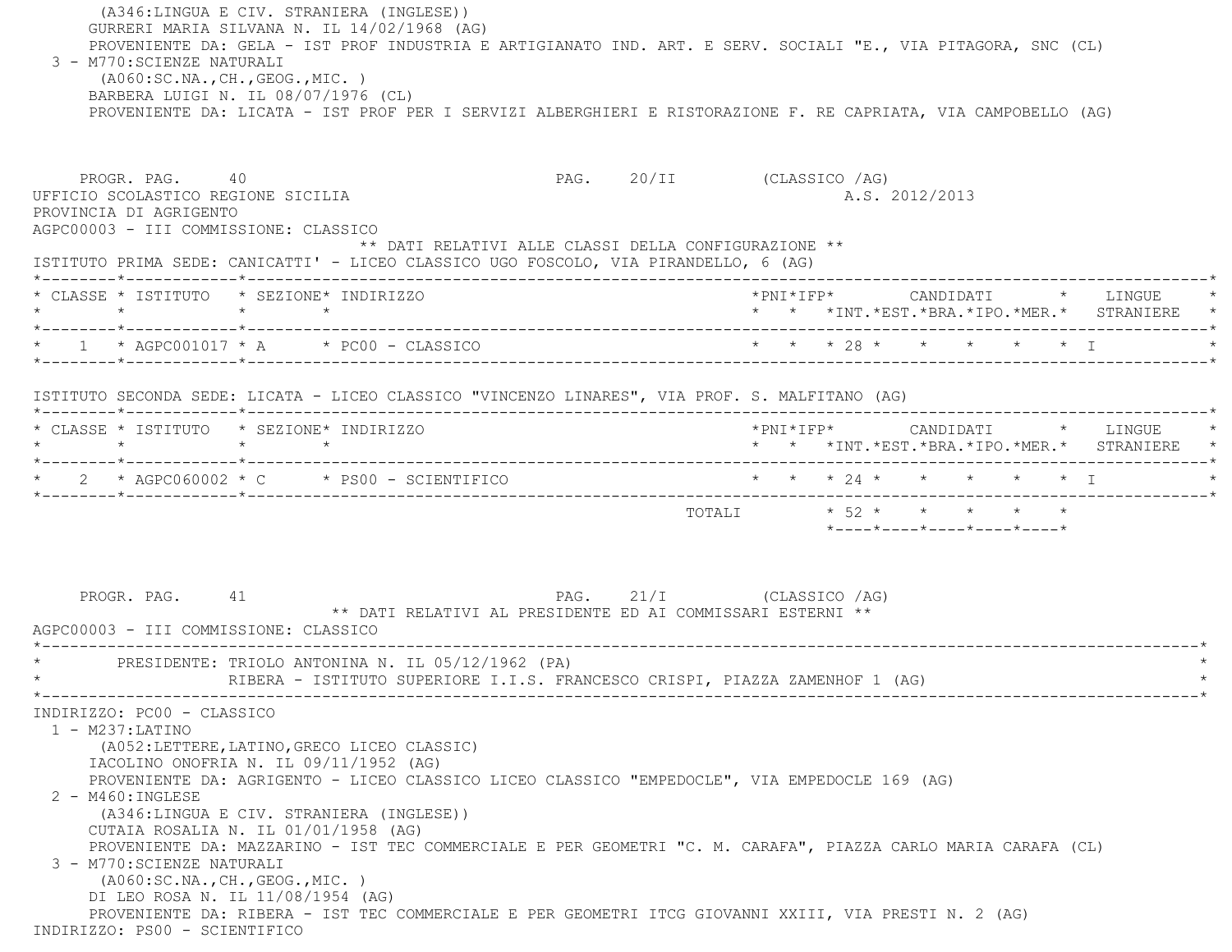(A346:LINGUA E CIV. STRANIERA (INGLESE))
GURRERI MARIA SILVANA N. IL 14/02/1968 (AG)
PROVENIENTE DA: GELA - IST PROF INDUSTRIA E ARTIGIANATO IND. ART. E SERV. SOCIALI "E., VIA PITAGORA, SNC (CL)

3 - M770:SCIENZE NATURALI
(A060:SC.NA.,CH.,GEOG.,MIC. )
BARBERA LUIGI N. IL 08/07/1976 (CL)
PROVENIENTE DA: LICATA - IST PROF PER I SERVIZI ALBERGHIERI E RISTORAZIONE F. RE CAPRIATA, VIA CAMPOBELLO (AG)

PROGR. PAG. 40 PAG. 20/II (CLASSICO /AG)

UFFICIO SCOLASTICO REGIONE SICILIA A.S. 2012/2013
PROVINCIA DI AGRIGENTO
AGPC00003 - III COMMISSIONE: CLASSICO

** DATI RELATIVI ALLE CLASSI DELLA CONFIGURAZIONE **

ISTITUTO PRIMA SEDE: CANICATTI' - LICEO CLASSICO UGO FOSCOLO, VIA PIRANDELLO, 6 (AG)

| CLASSE | ISTITUTO | SEZIONE | INDIRIZZO | PNI | IFP | CANDIDATI INT. | EST. | BRA. | IPO. | MER. | LINGUE STRANIERE |
|---|---|---|---|---|---|---|---|---|---|---|---|
| 1 | AGPC001017 | A | PC00 - CLASSICO | | | 28 | | | | | I |

ISTITUTO SECONDA SEDE: LICATA - LICEO CLASSICO "VINCENZO LINARES", VIA PROF. S. MALFITANO (AG)

| CLASSE | ISTITUTO | SEZIONE | INDIRIZZO | PNI | IFP | CANDIDATI INT. | EST. | BRA. | IPO. | MER. | LINGUE STRANIERE |
|---|---|---|---|---|---|---|---|---|---|---|---|
| 2 | AGPC060002 | C | PS00 - SCIENTIFICO | | | 24 | | | | | I |
| | | | TOTALI | | | 52 | | | | | |

PROGR. PAG. 41 PAG. 21/I (CLASSICO /AG)

** DATI RELATIVI AL PRESIDENTE ED AI COMMISSARI ESTERNI **

AGPC00003 - III COMMISSIONE: CLASSICO

PRESIDENTE: TRIOLO ANTONINA N. IL 05/12/1962 (PA)
RIBERA - ISTITUTO SUPERIORE I.I.S. FRANCESCO CRISPI, PIAZZA ZAMENHOF 1 (AG)

INDIRIZZO: PC00 - CLASSICO

1 - M237:LATINO
(A052:LETTERE,LATINO,GRECO LICEO CLASSIC)
IACOLINO ONOFRIA N. IL 09/11/1952 (AG)
PROVENIENTE DA: AGRIGENTO - LICEO CLASSICO LICEO CLASSICO "EMPEDOCLE", VIA EMPEDOCLE 169 (AG)

2 - M460:INGLESE
(A346:LINGUA E CIV. STRANIERA (INGLESE))
CUTAIA ROSALIA N. IL 01/01/1958 (AG)
PROVENIENTE DA: MAZZARINO - IST TEC COMMERCIALE E PER GEOMETRI "C. M. CARAFA", PIAZZA CARLO MARIA CARAFA (CL)

3 - M770:SCIENZE NATURALI
(A060:SC.NA.,CH.,GEOG.,MIC. )
DI LEO ROSA N. IL 11/08/1954 (AG)
PROVENIENTE DA: RIBERA - IST TEC COMMERCIALE E PER GEOMETRI ITCG GIOVANNI XXIII, VIA PRESTI N. 2 (AG)

INDIRIZZO: PS00 - SCIENTIFICO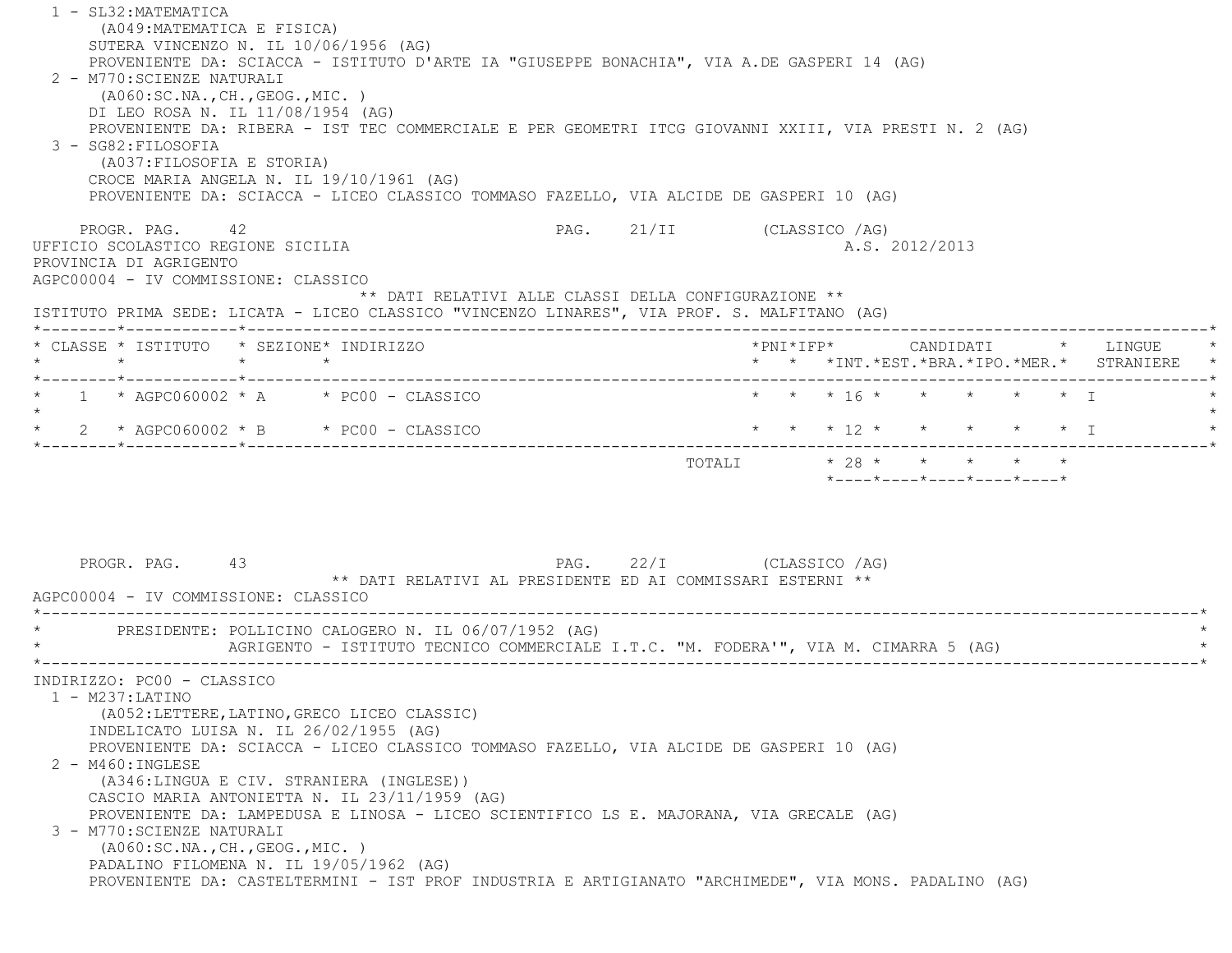1 - SL32:MATEMATICA
 (A049:MATEMATICA E FISICA)
 SUTERA VINCENZO N. IL 10/06/1956 (AG)
 PROVENIENTE DA: SCIACCA - ISTITUTO D'ARTE IA "GIUSEPPE BONACHIA", VIA A.DE GASPERI 14 (AG)

2 - M770:SCIENZE NATURALI
 (A060:SC.NA.,CH.,GEOG.,MIC. )
 DI LEO ROSA N. IL 11/08/1954 (AG)
 PROVENIENTE DA: RIBERA - IST TEC COMMERCIALE E PER GEOMETRI ITCG GIOVANNI XXIII, VIA PRESTI N. 2 (AG)

3 - SG82:FILOSOFIA
 (A037:FILOSOFIA E STORIA)
 CROCE MARIA ANGELA N. IL 19/10/1961 (AG)
 PROVENIENTE DA: SCIACCA - LICEO CLASSICO TOMMASO FAZELLO, VIA ALCIDE DE GASPERI 10 (AG)

PROGR. PAG. 42 PAG. 21/II (CLASSICO /AG)

UFFICIO SCOLASTICO REGIONE SICILIA A.S. 2012/2013
PROVINCIA DI AGRIGENTO
AGPC00004 - IV COMMISSIONE: CLASSICO

** DATI RELATIVI ALLE CLASSI DELLA CONFIGURAZIONE **

ISTITUTO PRIMA SEDE: LICATA - LICEO CLASSICO "VINCENZO LINARES", VIA PROF. S. MALFITANO (AG)

| CLASSE | ISTITUTO | SEZIONE | INDIRIZZO | PNI | IFP | CANDIDATI INT. | EST. | BRA. | IPO. | MER. | LINGUE STRANIERE |
|---|---|---|---|---|---|---|---|---|---|---|---|
| 1 | AGPC060002 | A | PC00 - CLASSICO | | | 16 | | | | | I |
| 2 | AGPC060002 | B | PC00 - CLASSICO | | | 12 | | | | | I |
| | | | TOTALI | | | 28 | | | | | |

PROGR. PAG. 43 PAG. 22/I (CLASSICO /AG)

** DATI RELATIVI AL PRESIDENTE ED AI COMMISSARI ESTERNI **

AGPC00004 - IV COMMISSIONE: CLASSICO

PRESIDENTE: POLLICINO CALOGERO N. IL 06/07/1952 (AG)
AGRIGENTO - ISTITUTO TECNICO COMMERCIALE I.T.C. "M. FODERA'", VIA M. CIMARRA 5 (AG)

INDIRIZZO: PC00 - CLASSICO

1 - M237:LATINO
 (A052:LETTERE,LATINO,GRECO LICEO CLASSIC)
 INDELICATO LUISA N. IL 26/02/1955 (AG)
 PROVENIENTE DA: SCIACCA - LICEO CLASSICO TOMMASO FAZELLO, VIA ALCIDE DE GASPERI 10 (AG)

2 - M460:INGLESE
 (A346:LINGUA E CIV. STRANIERA (INGLESE))
 CASCIO MARIA ANTONIETTA N. IL 23/11/1959 (AG)
 PROVENIENTE DA: LAMPEDUSA E LINOSA - LICEO SCIENTIFICO LS E. MAJORANA, VIA GRECALE (AG)

3 - M770:SCIENZE NATURALI
 (A060:SC.NA.,CH.,GEOG.,MIC. )
 PADALINO FILOMENA N. IL 19/05/1962 (AG)
 PROVENIENTE DA: CASTELTERMINI - IST PROF INDUSTRIA E ARTIGIANATO "ARCHIMEDE", VIA MONS. PADALINO (AG)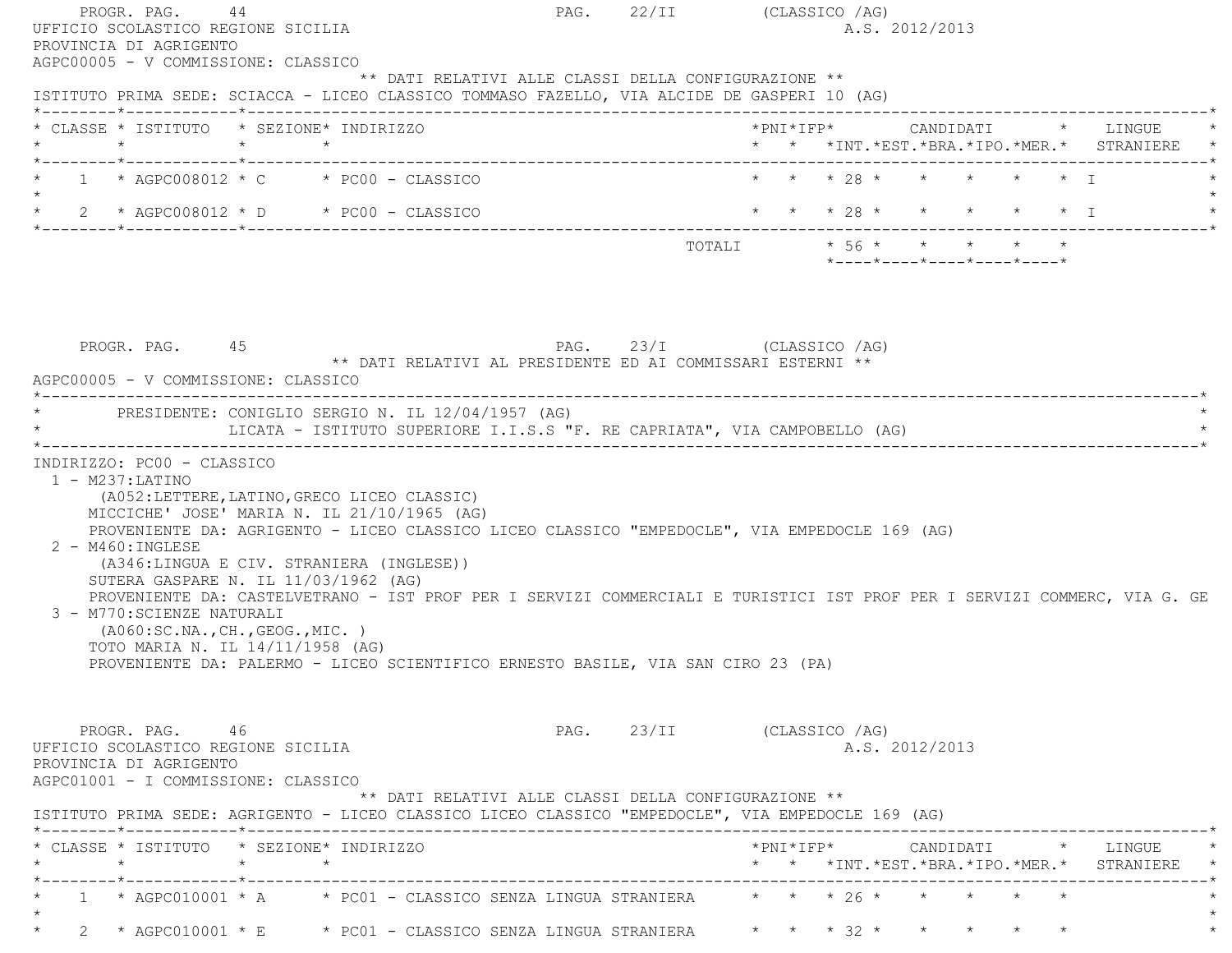PROGR. PAG. 44 PAG. 22/II (CLASSICO /AG)

UFFICIO SCOLASTICO REGIONE SICILIA A.S. 2012/2013

PROVINCIA DI AGRIGENTO

AGPC00005 - V COMMISSIONE: CLASSICO

** DATI RELATIVI ALLE CLASSI DELLA CONFIGURAZIONE **

ISTITUTO PRIMA SEDE: SCIACCA - LICEO CLASSICO TOMMASO FAZELLO, VIA ALCIDE DE GASPERI 10 (AG)

| CLASSE | ISTITUTO | SEZIONE | INDIRIZZO | PNI | IFP | CANDIDATI INT. | EST. | BRA. | IPO. | MER. | LINGUE STRANIERE |
|---|---|---|---|---|---|---|---|---|---|---|---|
| 1 | AGPC008012 | C | PC00 - CLASSICO | | | 28 | | | | | I |
| 2 | AGPC008012 | D | PC00 - CLASSICO | | | 28 | | | | | I |
| | | | TOTALI | | | 56 | | | | | |

PROGR. PAG. 45 PAG. 23/I (CLASSICO /AG)

** DATI RELATIVI AL PRESIDENTE ED AI COMMISSARI ESTERNI **

AGPC00005 - V COMMISSIONE: CLASSICO

PRESIDENTE: CONIGLIO SERGIO N. IL 12/04/1957 (AG)
LICATA - ISTITUTO SUPERIORE I.I.S.S "F. RE CAPRIATA", VIA CAMPOBELLO (AG)

INDIRIZZO: PC00 - CLASSICO

1 - M237:LATINO
(A052:LETTERE,LATINO,GRECO LICEO CLASSIC)
MICCICHE' JOSE' MARIA N. IL 21/10/1965 (AG)
PROVENIENTE DA: AGRIGENTO - LICEO CLASSICO LICEO CLASSICO "EMPEDOCLE", VIA EMPEDOCLE 169 (AG)

2 - M460:INGLESE
(A346:LINGUA E CIV. STRANIERA (INGLESE))
SUTERA GASPARE N. IL 11/03/1962 (AG)
PROVENIENTE DA: CASTELVETRANO - IST PROF PER I SERVIZI COMMERCIALI E TURISTICI IST PROF PER I SERVIZI COMMERC, VIA G. GE

3 - M770:SCIENZE NATURALI
(A060:SC.NA.,CH.,GEOG.,MIC. )
TOTO MARIA N. IL 14/11/1958 (AG)
PROVENIENTE DA: PALERMO - LICEO SCIENTIFICO ERNESTO BASILE, VIA SAN CIRO 23 (PA)

PROGR. PAG. 46 PAG. 23/II (CLASSICO /AG)

UFFICIO SCOLASTICO REGIONE SICILIA A.S. 2012/2013

PROVINCIA DI AGRIGENTO

AGPC01001 - I COMMISSIONE: CLASSICO

** DATI RELATIVI ALLE CLASSI DELLA CONFIGURAZIONE **

ISTITUTO PRIMA SEDE: AGRIGENTO - LICEO CLASSICO LICEO CLASSICO "EMPEDOCLE", VIA EMPEDOCLE 169 (AG)

| CLASSE | ISTITUTO | SEZIONE | INDIRIZZO | PNI | IFP | CANDIDATI INT. | EST. | BRA. | IPO. | MER. | LINGUE STRANIERE |
|---|---|---|---|---|---|---|---|---|---|---|---|
| 1 | AGPC010001 | A | PC01 - CLASSICO SENZA LINGUA STRANIERA | | | 26 | | | | | |
| 2 | AGPC010001 | E | PC01 - CLASSICO SENZA LINGUA STRANIERA | | | 32 | | | | | |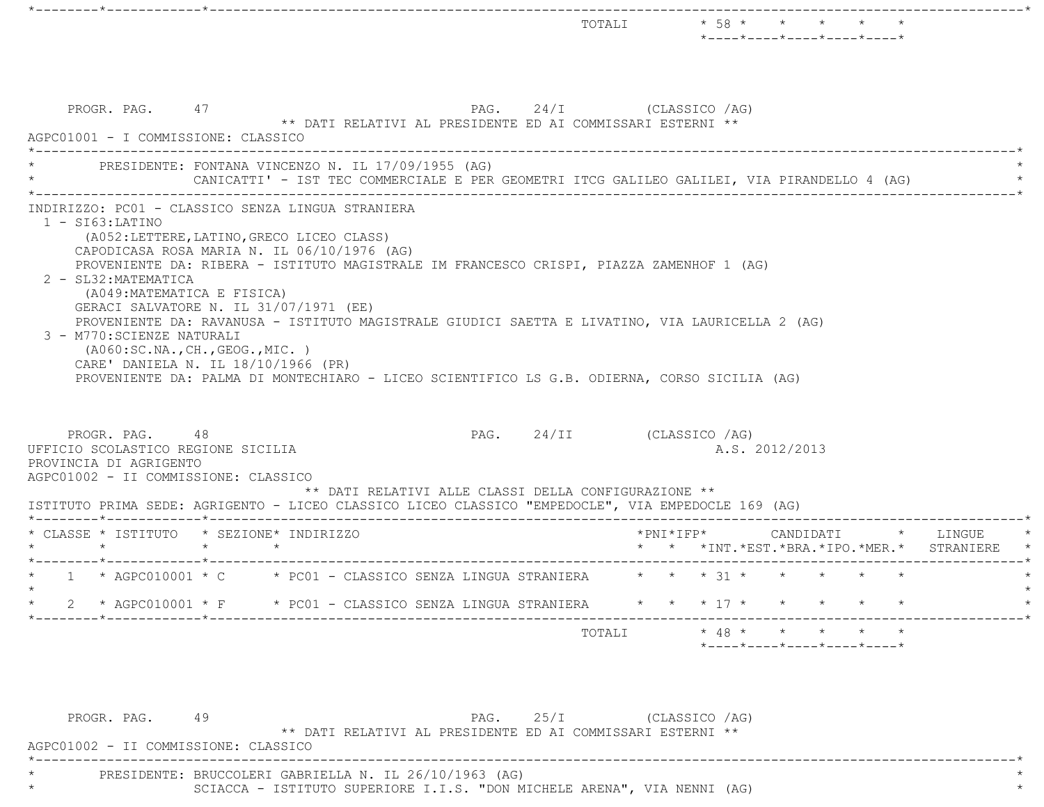| | | | | | | | | | | | | |
|---|---|---|---|---|---|---|---|---|---|---|---|---|
| | | | TOTALI | | | 58 | | | | | | |

PROGR. PAG. 47 PAG. 24/I (CLASSICO /AG)

** DATI RELATIVI AL PRESIDENTE ED AI COMMISSARI ESTERNI **

AGPC01001 - I COMMISSIONE: CLASSICO

PRESIDENTE: FONTANA VINCENZO N. IL 17/09/1955 (AG)
CANICATTI' - IST TEC COMMERCIALE E PER GEOMETRI ITCG GALILEO GALILEI, VIA PIRANDELLO 4 (AG)

INDIRIZZO: PC01 - CLASSICO SENZA LINGUA STRANIERA

1 - SI63:LATINO
   (A052:LETTERE,LATINO,GRECO LICEO CLASS)
   CAPODICASA ROSA MARIA N. IL 06/10/1976 (AG)
   PROVENIENTE DA: RIBERA - ISTITUTO MAGISTRALE IM FRANCESCO CRISPI, PIAZZA ZAMENHOF 1 (AG)
2 - SL32:MATEMATICA
   (A049:MATEMATICA E FISICA)
   GERACI SALVATORE N. IL 31/07/1971 (EE)
   PROVENIENTE DA: RAVANUSA - ISTITUTO MAGISTRALE GIUDICI SAETTA E LIVATINO, VIA LAURICELLA 2 (AG)
3 - M770:SCIENZE NATURALI
   (A060:SC.NA.,CH.,GEOG.,MIC. )
   CARE' DANIELA N. IL 18/10/1966 (PR)
   PROVENIENTE DA: PALMA DI MONTECHIARO - LICEO SCIENTIFICO LS G.B. ODIERNA, CORSO SICILIA (AG)

PROGR. PAG. 48 PAG. 24/II (CLASSICO /AG)

UFFICIO SCOLASTICO REGIONE SICILIA A.S. 2012/2013

PROVINCIA DI AGRIGENTO

AGPC01002 - II COMMISSIONE: CLASSICO

** DATI RELATIVI ALLE CLASSI DELLA CONFIGURAZIONE **

ISTITUTO PRIMA SEDE: AGRIGENTO - LICEO CLASSICO LICEO CLASSICO "EMPEDOCLE", VIA EMPEDOCLE 169 (AG)

| CLASSE | ISTITUTO | SEZIONE | INDIRIZZO | PNI | IFP | CANDIDATI INT. | EST. | BRA. | IPO. | MER. | LINGUE STRANIERE |
|---|---|---|---|---|---|---|---|---|---|---|---|
| 1 | AGPC010001 | C | PC01 - CLASSICO SENZA LINGUA STRANIERA | | | 31 | | | | | |
| 2 | AGPC010001 | F | PC01 - CLASSICO SENZA LINGUA STRANIERA | | | 17 | | | | | |
| | | | TOTALI | | | 48 | | | | | |

PROGR. PAG. 49 PAG. 25/I (CLASSICO /AG)

** DATI RELATIVI AL PRESIDENTE ED AI COMMISSARI ESTERNI **

AGPC01002 - II COMMISSIONE: CLASSICO

PRESIDENTE: BRUCCOLERI GABRIELLA N. IL 26/10/1963 (AG)
SCIACCA - ISTITUTO SUPERIORE I.I.S. "DON MICHELE ARENA", VIA NENNI (AG)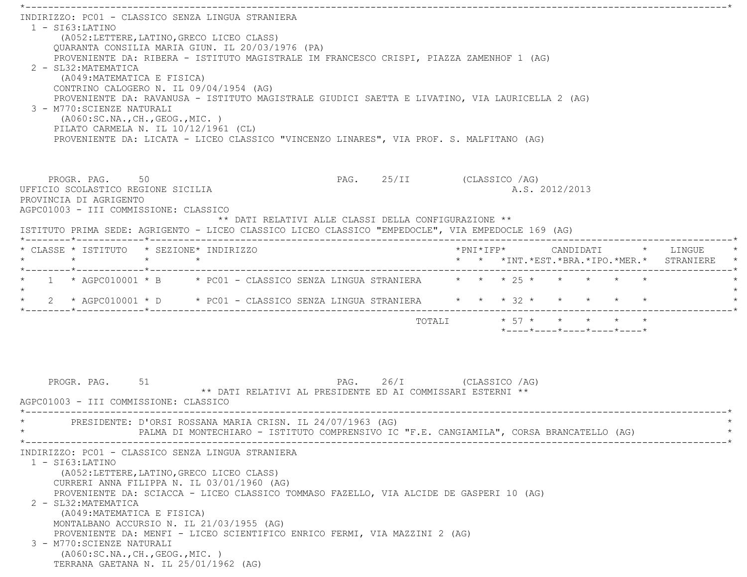INDIRIZZO: PC01 - CLASSICO SENZA LINGUA STRANIERA

1 - SI63:LATINO
(A052:LETTERE,LATINO,GRECO LICEO CLASS)
QUARANTA CONSILIA MARIA GIUN. IL 20/03/1976 (PA)
PROVENIENTE DA: RIBERA - ISTITUTO MAGISTRALE IM FRANCESCO CRISPI, PIAZZA ZAMENHOF 1 (AG)

2 - SL32:MATEMATICA
(A049:MATEMATICA E FISICA)
CONTRINO CALOGERO N. IL 09/04/1954 (AG)
PROVENIENTE DA: RAVANUSA - ISTITUTO MAGISTRALE GIUDICI SAETTA E LIVATINO, VIA LAURICELLA 2 (AG)

3 - M770:SCIENZE NATURALI
(A060:SC.NA.,CH.,GEOG.,MIC. )
PILATO CARMELA N. IL 10/12/1961 (CL)
PROVENIENTE DA: LICATA - LICEO CLASSICO "VINCENZO LINARES", VIA PROF. S. MALFITANO (AG)

UFFICIO SCOLASTICO REGIONE SICILIA — A.S. 2012/2013
PROVINCIA DI AGRIGENTO
AGPC01003 - III COMMISSIONE: CLASSICO

** DATI RELATIVI ALLE CLASSI DELLA CONFIGURAZIONE **

ISTITUTO PRIMA SEDE: AGRIGENTO - LICEO CLASSICO LICEO CLASSICO "EMPEDOCLE", VIA EMPEDOCLE 169 (AG)

| CLASSE | ISTITUTO | SEZIONE | INDIRIZZO | PNI | IFP | CANDIDATI INT. | CANDIDATI EST. | CANDIDATI BRA. | CANDIDATI IPO. | CANDIDATI MER. | LINGUE STRANIERE |
|---|---|---|---|---|---|---|---|---|---|---|---|
| 1 | AGPC010001 | B | PC01 - CLASSICO SENZA LINGUA STRANIERA | | | 25 | | | | | |
| 2 | AGPC010001 | D | PC01 - CLASSICO SENZA LINGUA STRANIERA | | | 32 | | | | | |
| | | | TOTALI | | | 57 | | | | | |

** DATI RELATIVI AL PRESIDENTE ED AI COMMISSARI ESTERNI **

AGPC01003 - III COMMISSIONE: CLASSICO

PRESIDENTE: D'ORSI ROSSANA MARIA CRISN. IL 24/07/1963 (AG)
PALMA DI MONTECHIARO - ISTITUTO COMPRENSIVO IC "F.E. CANGIAMILA", CORSA BRANCATELLO (AG)

INDIRIZZO: PC01 - CLASSICO SENZA LINGUA STRANIERA

1 - SI63:LATINO
(A052:LETTERE,LATINO,GRECO LICEO CLASS)
CURRERI ANNA FILIPPA N. IL 03/01/1960 (AG)
PROVENIENTE DA: SCIACCA - LICEO CLASSICO TOMMASO FAZELLO, VIA ALCIDE DE GASPERI 10 (AG)

2 - SL32:MATEMATICA
(A049:MATEMATICA E FISICA)
MONTALBANO ACCURSIO N. IL 21/03/1955 (AG)
PROVENIENTE DA: MENFI - LICEO SCIENTIFICO ENRICO FERMI, VIA MAZZINI 2 (AG)

3 - M770:SCIENZE NATURALI
(A060:SC.NA.,CH.,GEOG.,MIC. )
TERRANA GAETANA N. IL 25/01/1962 (AG)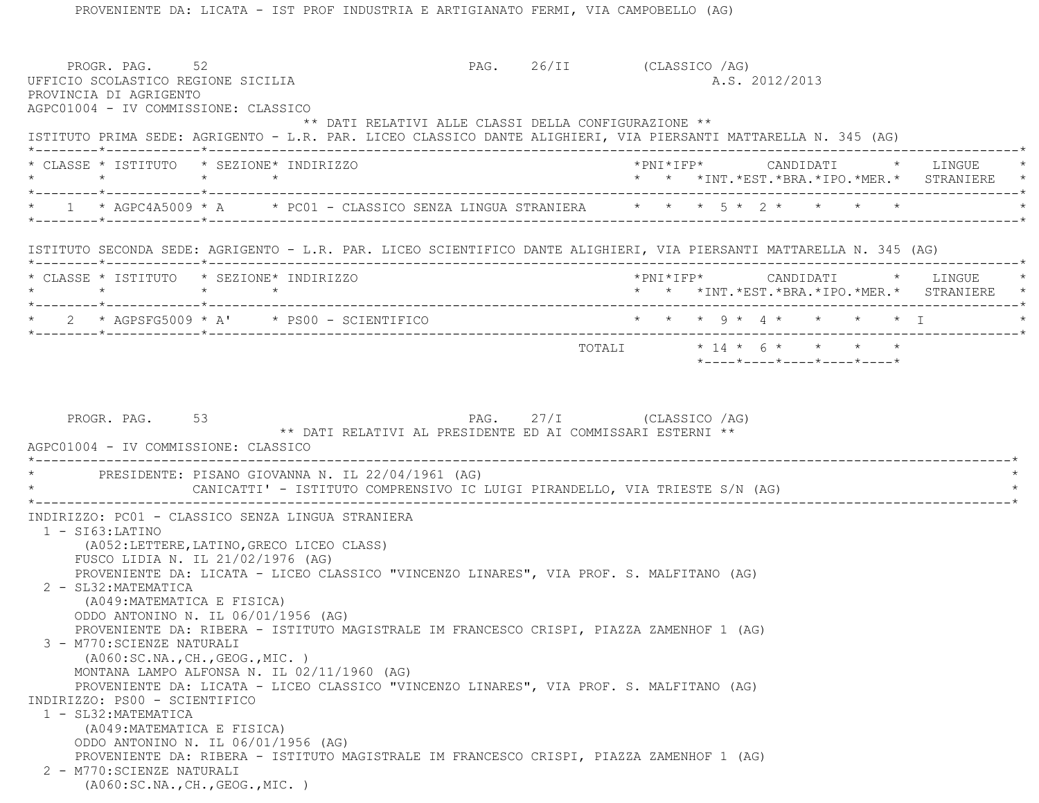PROVENIENTE DA: LICATA - IST PROF INDUSTRIA E ARTIGIANATO FERMI, VIA CAMPOBELLO (AG)

PROGR. PAG. 52 PAG. 26/II (CLASSICO /AG)

UFFICIO SCOLASTICO REGIONE SICILIA A.S. 2012/2013

PROVINCIA DI AGRIGENTO

AGPC01004 - IV COMMISSIONE: CLASSICO

** DATI RELATIVI ALLE CLASSI DELLA CONFIGURAZIONE **

ISTITUTO PRIMA SEDE: AGRIGENTO - L.R. PAR. LICEO CLASSICO DANTE ALIGHIERI, VIA PIERSANTI MATTARELLA N. 345 (AG)

| CLASSE | ISTITUTO | SEZIONE | INDIRIZZO | PNI | IFP | CANDIDATI INT. | EST. | BRA. | IPO. | MER. | LINGUE STRANIERE |
|---|---|---|---|---|---|---|---|---|---|---|---|
| 1 | AGPC4A5009 | A | PC01 - CLASSICO SENZA LINGUA STRANIERA | | | 5 | 2 | | | | |

ISTITUTO SECONDA SEDE: AGRIGENTO - L.R. PAR. LICEO SCIENTIFICO DANTE ALIGHIERI, VIA PIERSANTI MATTARELLA N. 345 (AG)

| CLASSE | ISTITUTO | SEZIONE | INDIRIZZO | PNI | IFP | CANDIDATI INT. | EST. | BRA. | IPO. | MER. | LINGUE STRANIERE |
|---|---|---|---|---|---|---|---|---|---|---|---|
| 2 | AGPSFG5009 | A' | PS00 - SCIENTIFICO | | | 9 | 4 | | | | I |
| | | | TOTALI | | | 14 | 6 | | | | |

PROGR. PAG. 53 PAG. 27/I (CLASSICO /AG)

** DATI RELATIVI AL PRESIDENTE ED AI COMMISSARI ESTERNI **

AGPC01004 - IV COMMISSIONE: CLASSICO

PRESIDENTE: PISANO GIOVANNA N. IL 22/04/1961 (AG)
CANICATTI' - ISTITUTO COMPRENSIVO IC LUIGI PIRANDELLO, VIA TRIESTE S/N (AG)

INDIRIZZO: PC01 - CLASSICO SENZA LINGUA STRANIERA

1 - SI63:LATINO
(A052:LETTERE,LATINO,GRECO LICEO CLASS)
FUSCO LIDIA N. IL 21/02/1976 (AG)
PROVENIENTE DA: LICATA - LICEO CLASSICO "VINCENZO LINARES", VIA PROF. S. MALFITANO (AG)

2 - SL32:MATEMATICA
(A049:MATEMATICA E FISICA)
ODDO ANTONINO N. IL 06/01/1956 (AG)
PROVENIENTE DA: RIBERA - ISTITUTO MAGISTRALE IM FRANCESCO CRISPI, PIAZZA ZAMENHOF 1 (AG)

3 - M770:SCIENZE NATURALI
(A060:SC.NA.,CH.,GEOG.,MIC. )
MONTANA LAMPO ALFONSA N. IL 02/11/1960 (AG)
PROVENIENTE DA: LICATA - LICEO CLASSICO "VINCENZO LINARES", VIA PROF. S. MALFITANO (AG)

INDIRIZZO: PS00 - SCIENTIFICO

1 - SL32:MATEMATICA
(A049:MATEMATICA E FISICA)
ODDO ANTONINO N. IL 06/01/1956 (AG)
PROVENIENTE DA: RIBERA - ISTITUTO MAGISTRALE IM FRANCESCO CRISPI, PIAZZA ZAMENHOF 1 (AG)

2 - M770:SCIENZE NATURALI
(A060:SC.NA.,CH.,GEOG.,MIC. )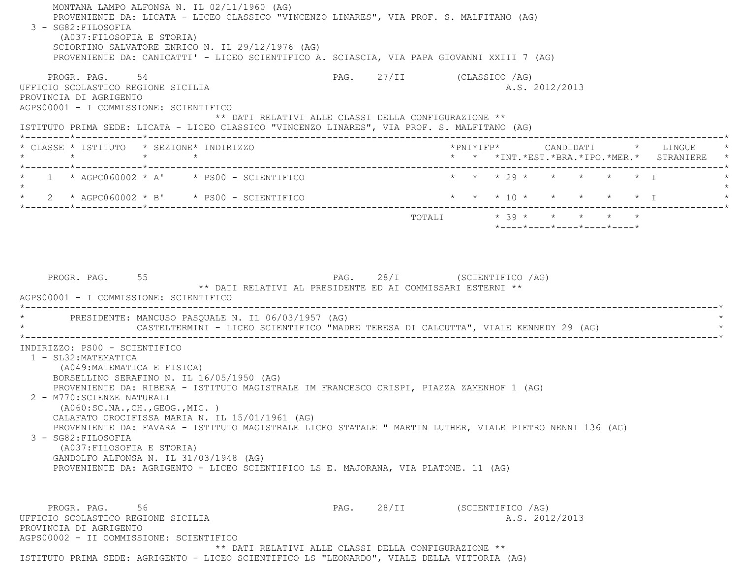MONTANA LAMPO ALFONSA N. IL 02/11/1960 (AG)
PROVENIENTE DA: LICATA - LICEO CLASSICO "VINCENZO LINARES", VIA PROF. S. MALFITANO (AG)

3 - SG82:FILOSOFIA
(A037:FILOSOFIA E STORIA)
SCIORTINO SALVATORE ENRICO N. IL 29/12/1976 (AG)
PROVENIENTE DA: CANICATTI' - LICEO SCIENTIFICO A. SCIASCIA, VIA PAPA GIOVANNI XXIII 7 (AG)

PROGR. PAG. 54 PAG. 27/II (CLASSICO /AG)

UFFICIO SCOLASTICO REGIONE SICILIA A.S. 2012/2013
PROVINCIA DI AGRIGENTO
AGPS00001 - I COMMISSIONE: SCIENTIFICO

** DATI RELATIVI ALLE CLASSI DELLA CONFIGURAZIONE **

ISTITUTO PRIMA SEDE: LICATA - LICEO CLASSICO "VINCENZO LINARES", VIA PROF. S. MALFITANO (AG)

| CLASSE | ISTITUTO | SEZIONE | INDIRIZZO | PNI | IFP | CANDIDATI INT. | EST. | BRA. | IPO. | MER. | LINGUE STRANIERE |
|---|---|---|---|---|---|---|---|---|---|---|---|
| 1 | AGPC060002 | A' | PS00 - SCIENTIFICO | | | 29 | | | | | I |
| 2 | AGPC060002 | B' | PS00 - SCIENTIFICO | | | 10 | | | | | I |
| | | | TOTALI | | | 39 | | | | | |

PROGR. PAG. 55 PAG. 28/I (SCIENTIFICO /AG)

** DATI RELATIVI AL PRESIDENTE ED AI COMMISSARI ESTERNI **

AGPS00001 - I COMMISSIONE: SCIENTIFICO

PRESIDENTE: MANCUSO PASQUALE N. IL 06/03/1957 (AG)
CASTELTERMINI - LICEO SCIENTIFICO "MADRE TERESA DI CALCUTTA", VIALE KENNEDY 29 (AG)

INDIRIZZO: PS00 - SCIENTIFICO

1 - SL32:MATEMATICA
(A049:MATEMATICA E FISICA)
BORSELLINO SERAFINO N. IL 16/05/1950 (AG)
PROVENIENTE DA: RIBERA - ISTITUTO MAGISTRALE IM FRANCESCO CRISPI, PIAZZA ZAMENHOF 1 (AG)

2 - M770:SCIENZE NATURALI
(A060:SC.NA.,CH.,GEOG.,MIC. )
CALAFATO CROCIFISSA MARIA N. IL 15/01/1961 (AG)
PROVENIENTE DA: FAVARA - ISTITUTO MAGISTRALE LICEO STATALE " MARTIN LUTHER, VIALE PIETRO NENNI 136 (AG)

3 - SG82:FILOSOFIA
(A037:FILOSOFIA E STORIA)
GANDOLFO ALFONSA N. IL 31/03/1948 (AG)
PROVENIENTE DA: AGRIGENTO - LICEO SCIENTIFICO LS E. MAJORANA, VIA PLATONE. 11 (AG)

PROGR. PAG. 56 PAG. 28/II (SCIENTIFICO /AG)

UFFICIO SCOLASTICO REGIONE SICILIA A.S. 2012/2013
PROVINCIA DI AGRIGENTO
AGPS00002 - II COMMISSIONE: SCIENTIFICO

** DATI RELATIVI ALLE CLASSI DELLA CONFIGURAZIONE **

ISTITUTO PRIMA SEDE: AGRIGENTO - LICEO SCIENTIFICO LS "LEONARDO", VIALE DELLA VITTORIA (AG)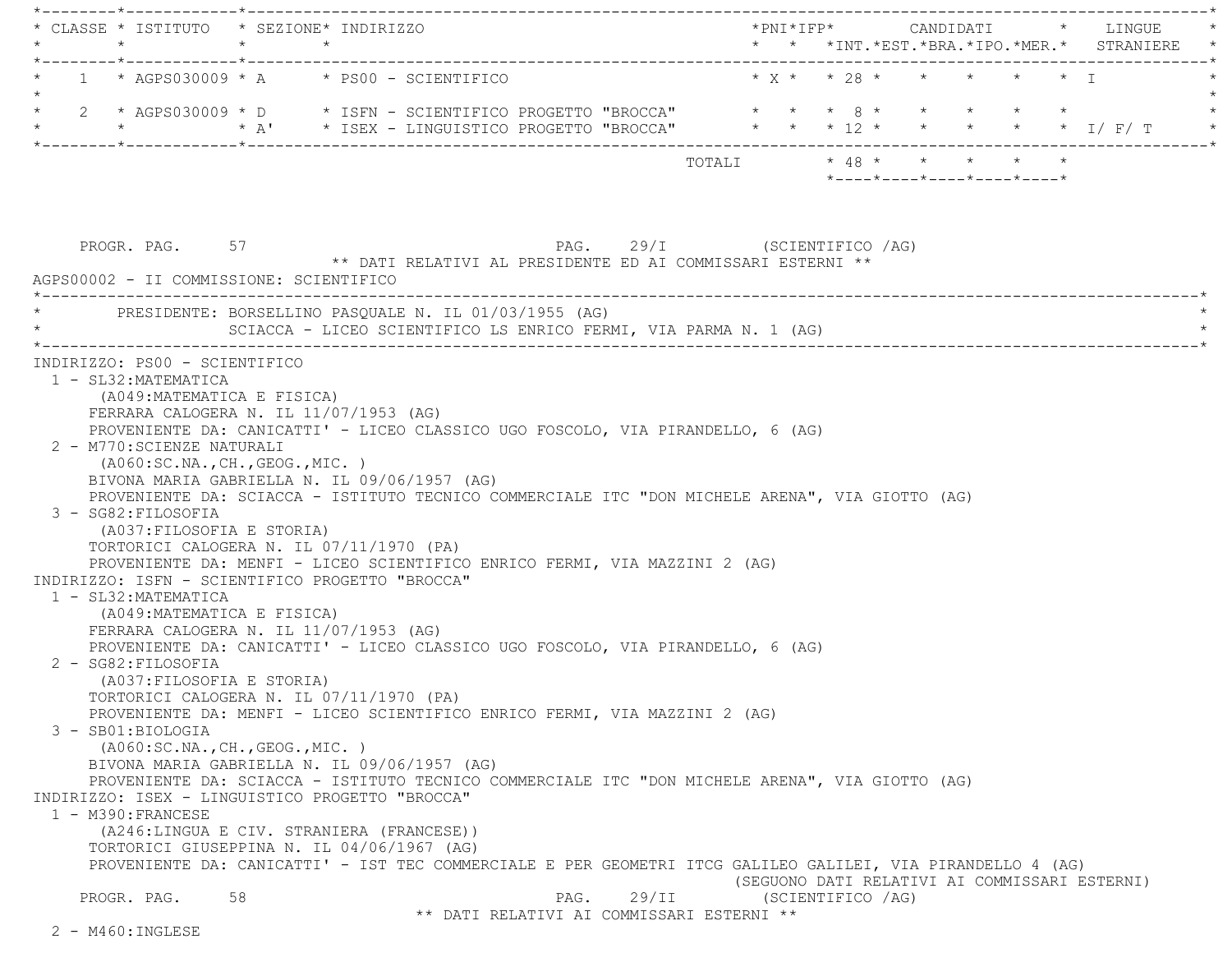| CLASSE | ISTITUTO | SEZIONE | INDIRIZZO | PNI | IFP | CANDIDATI INT. | EST. | BRA. | IPO. | MER. | LINGUE STRANIERE |
|---|---|---|---|---|---|---|---|---|---|---|---|
| 1 | AGPS030009 | A | PS00 - SCIENTIFICO | X | | 28 | | | | | I |
| 2 | AGPS030009 | D | ISFN - SCIENTIFICO PROGETTO "BROCCA" | | | 8 | | | | | |
| | | A' | ISEX - LINGUISTICO PROGETTO "BROCCA" | | | 12 | | | | | I/ F/ T |
| | | | TOTALI | | | 48 | | | | | |

PROGR. PAG. 57 PAG. 29/I (SCIENTIFICO /AG)

** DATI RELATIVI AL PRESIDENTE ED AI COMMISSARI ESTERNI **

AGPS00002 - II COMMISSIONE: SCIENTIFICO

PRESIDENTE: BORSELLINO PASQUALE N. IL 01/03/1955 (AG)
SCIACCA - LICEO SCIENTIFICO LS ENRICO FERMI, VIA PARMA N. 1 (AG)

INDIRIZZO: PS00 - SCIENTIFICO

1 - SL32:MATEMATICA
(A049:MATEMATICA E FISICA)
FERRARA CALOGERA N. IL 11/07/1953 (AG)
PROVENIENTE DA: CANICATTI' - LICEO CLASSICO UGO FOSCOLO, VIA PIRANDELLO, 6 (AG)

2 - M770:SCIENZE NATURALI
(A060:SC.NA.,CH.,GEOG.,MIC. )
BIVONA MARIA GABRIELLA N. IL 09/06/1957 (AG)
PROVENIENTE DA: SCIACCA - ISTITUTO TECNICO COMMERCIALE ITC "DON MICHELE ARENA", VIA GIOTTO (AG)

3 - SG82:FILOSOFIA
(A037:FILOSOFIA E STORIA)
TORTORICI CALOGERA N. IL 07/11/1970 (PA)
PROVENIENTE DA: MENFI - LICEO SCIENTIFICO ENRICO FERMI, VIA MAZZINI 2 (AG)

INDIRIZZO: ISFN - SCIENTIFICO PROGETTO "BROCCA"

1 - SL32:MATEMATICA
(A049:MATEMATICA E FISICA)
FERRARA CALOGERA N. IL 11/07/1953 (AG)
PROVENIENTE DA: CANICATTI' - LICEO CLASSICO UGO FOSCOLO, VIA PIRANDELLO, 6 (AG)

2 - SG82:FILOSOFIA
(A037:FILOSOFIA E STORIA)
TORTORICI CALOGERA N. IL 07/11/1970 (PA)
PROVENIENTE DA: MENFI - LICEO SCIENTIFICO ENRICO FERMI, VIA MAZZINI 2 (AG)

3 - SB01:BIOLOGIA
(A060:SC.NA.,CH.,GEOG.,MIC. )
BIVONA MARIA GABRIELLA N. IL 09/06/1957 (AG)
PROVENIENTE DA: SCIACCA - ISTITUTO TECNICO COMMERCIALE ITC "DON MICHELE ARENA", VIA GIOTTO (AG)

INDIRIZZO: ISEX - LINGUISTICO PROGETTO "BROCCA"

1 - M390:FRANCESE
(A246:LINGUA E CIV. STRANIERA (FRANCESE))
TORTORICI GIUSEPPINA N. IL 04/06/1967 (AG)
PROVENIENTE DA: CANICATTI' - IST TEC COMMERCIALE E PER GEOMETRI ITCG GALILEO GALILEI, VIA PIRANDELLO 4 (AG)

(SEGUONO DATI RELATIVI AI COMMISSARI ESTERNI)

PROGR. PAG. 58 PAG. 29/II (SCIENTIFICO /AG)

** DATI RELATIVI AI COMMISSARI ESTERNI **

2 - M460:INGLESE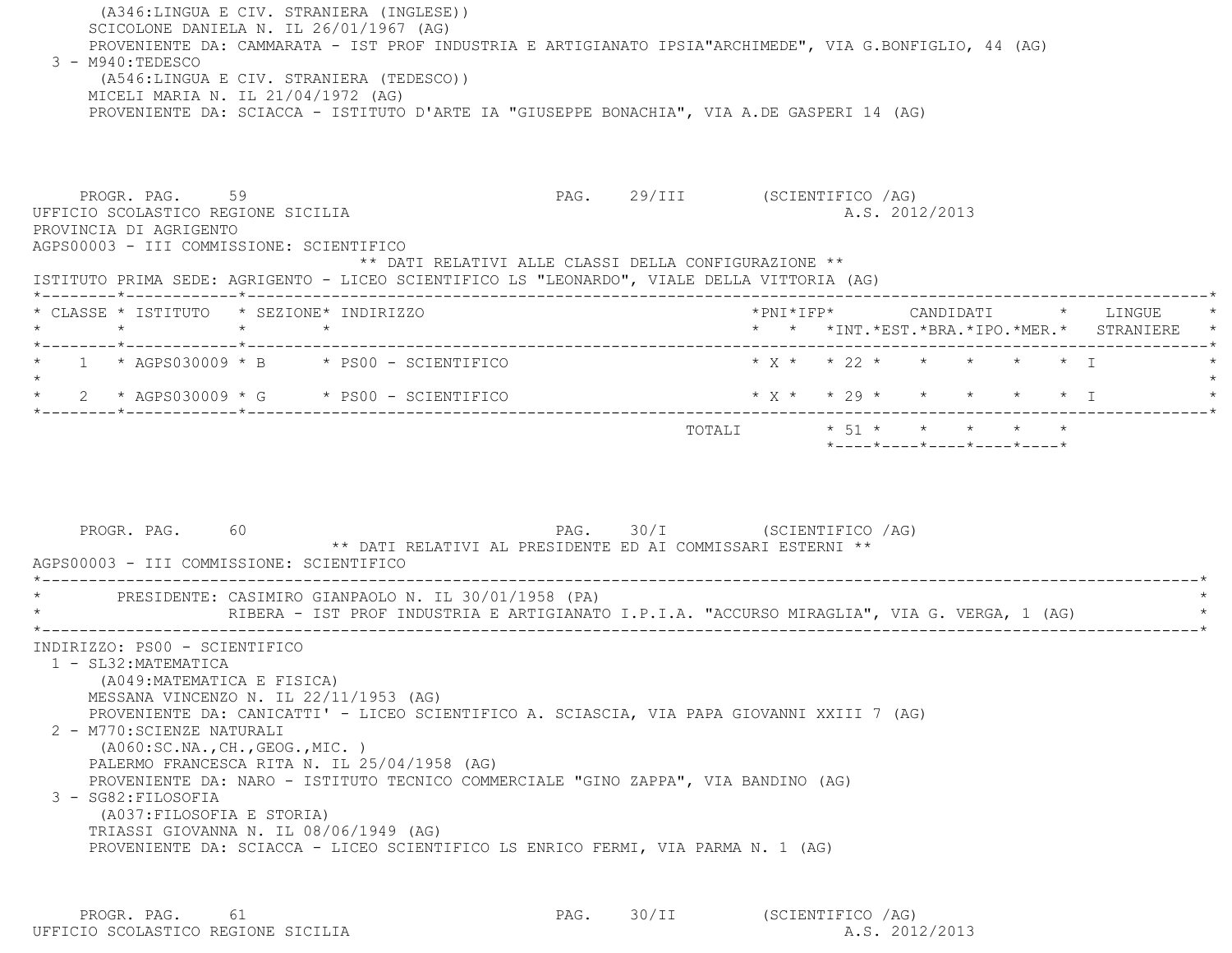(A346:LINGUA E CIV. STRANIERA (INGLESE))
SCICOLONE DANIELA N. IL 26/01/1967 (AG)
PROVENIENTE DA: CAMMARATA - IST PROF INDUSTRIA E ARTIGIANATO IPSIA"ARCHIMEDE", VIA G.BONFIGLIO, 44 (AG)

3 - M940:TEDESCO
(A546:LINGUA E CIV. STRANIERA (TEDESCO))
MICELI MARIA N. IL 21/04/1972 (AG)
PROVENIENTE DA: SCIACCA - ISTITUTO D'ARTE IA "GIUSEPPE BONACHIA", VIA A.DE GASPERI 14 (AG)

PROGR. PAG. 59 PAG. 29/III (SCIENTIFICO /AG)

UFFICIO SCOLASTICO REGIONE SICILIA A.S. 2012/2013

PROVINCIA DI AGRIGENTO

AGPS00003 - III COMMISSIONE: SCIENTIFICO

** DATI RELATIVI ALLE CLASSI DELLA CONFIGURAZIONE **

ISTITUTO PRIMA SEDE: AGRIGENTO - LICEO SCIENTIFICO LS "LEONARDO", VIALE DELLA VITTORIA (AG)

| CLASSE | ISTITUTO | SEZIONE | INDIRIZZO | PNI | IFP | CANDIDATI INT. | EST. | BRA. | IPO. | MER. | LINGUE STRANIERE |
|---|---|---|---|---|---|---|---|---|---|---|---|
| 1 | AGPS030009 | B | PS00 - SCIENTIFICO | X | | 22 | | | | | I |
| 2 | AGPS030009 | G | PS00 - SCIENTIFICO | X | | 29 | | | | | I |
| | | | TOTALI | | | 51 | | | | | |

PROGR. PAG. 60 PAG. 30/I (SCIENTIFICO /AG)

** DATI RELATIVI AL PRESIDENTE ED AI COMMISSARI ESTERNI **

AGPS00003 - III COMMISSIONE: SCIENTIFICO

PRESIDENTE: CASIMIRO GIANPAOLO N. IL 30/01/1958 (PA)
RIBERA - IST PROF INDUSTRIA E ARTIGIANATO I.P.I.A. "ACCURSO MIRAGLIA", VIA G. VERGA, 1 (AG)

INDIRIZZO: PS00 - SCIENTIFICO

1 - SL32:MATEMATICA
(A049:MATEMATICA E FISICA)
MESSANA VINCENZO N. IL 22/11/1953 (AG)
PROVENIENTE DA: CANICATTI' - LICEO SCIENTIFICO A. SCIASCIA, VIA PAPA GIOVANNI XXIII 7 (AG)

2 - M770:SCIENZE NATURALI
(A060:SC.NA.,CH.,GEOG.,MIC. )
PALERMO FRANCESCA RITA N. IL 25/04/1958 (AG)
PROVENIENTE DA: NARO - ISTITUTO TECNICO COMMERCIALE "GINO ZAPPA", VIA BANDINO (AG)

3 - SG82:FILOSOFIA
(A037:FILOSOFIA E STORIA)
TRIASSI GIOVANNA N. IL 08/06/1949 (AG)
PROVENIENTE DA: SCIACCA - LICEO SCIENTIFICO LS ENRICO FERMI, VIA PARMA N. 1 (AG)

PROGR. PAG. 61 PAG. 30/II (SCIENTIFICO /AG)

UFFICIO SCOLASTICO REGIONE SICILIA A.S. 2012/2013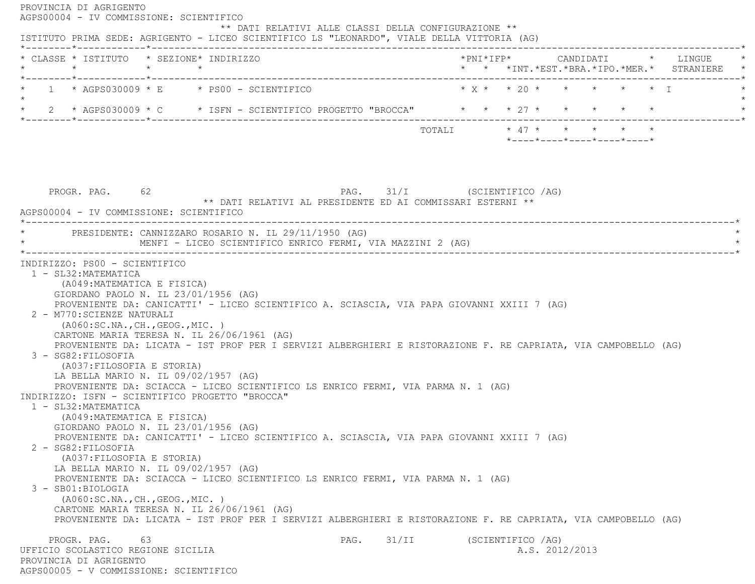PROVINCIA DI AGRIGENTO

AGPS00004 - IV COMMISSIONE: SCIENTIFICO

** DATI RELATIVI ALLE CLASSI DELLA CONFIGURAZIONE **

ISTITUTO PRIMA SEDE: AGRIGENTO - LICEO SCIENTIFICO LS "LEONARDO", VIALE DELLA VITTORIA (AG)

| CLASSE | ISTITUTO | SEZIONE | INDIRIZZO | PNI | IFP | CANDIDATI INT. | EST. | BRA. | IPO. | MER. | LINGUE STRANIERE |
|---|---|---|---|---|---|---|---|---|---|---|---|
| 1 | AGPS030009 | E | PS00 - SCIENTIFICO | X | | 20 | | | | | I |
| 2 | AGPS030009 | C | ISFN - SCIENTIFICO PROGETTO "BROCCA" | | | 27 | | | | | |
| | | | TOTALI | | | 47 | | | | | |

PROGR. PAG. 62 PAG. 31/I (SCIENTIFICO /AG)

** DATI RELATIVI AL PRESIDENTE ED AI COMMISSARI ESTERNI **

AGPS00004 - IV COMMISSIONE: SCIENTIFICO

PRESIDENTE: CANNIZZARO ROSARIO N. IL 29/11/1950 (AG)
MENFI - LICEO SCIENTIFICO ENRICO FERMI, VIA MAZZINI 2 (AG)

INDIRIZZO: PS00 - SCIENTIFICO

1 - SL32:MATEMATICA
(A049:MATEMATICA E FISICA)
GIORDANO PAOLO N. IL 23/01/1956 (AG)
PROVENIENTE DA: CANICATTI' - LICEO SCIENTIFICO A. SCIASCIA, VIA PAPA GIOVANNI XXIII 7 (AG)

2 - M770:SCIENZE NATURALI
(A060:SC.NA.,CH.,GEOG.,MIC. )
CARTONE MARIA TERESA N. IL 26/06/1961 (AG)
PROVENIENTE DA: LICATA - IST PROF PER I SERVIZI ALBERGHIERI E RISTORAZIONE F. RE CAPRIATA, VIA CAMPOBELLO (AG)

3 - SG82:FILOSOFIA
(A037:FILOSOFIA E STORIA)
LA BELLA MARIO N. IL 09/02/1957 (AG)
PROVENIENTE DA: SCIACCA - LICEO SCIENTIFICO LS ENRICO FERMI, VIA PARMA N. 1 (AG)

INDIRIZZO: ISFN - SCIENTIFICO PROGETTO "BROCCA"

1 - SL32:MATEMATICA
(A049:MATEMATICA E FISICA)
GIORDANO PAOLO N. IL 23/01/1956 (AG)
PROVENIENTE DA: CANICATTI' - LICEO SCIENTIFICO A. SCIASCIA, VIA PAPA GIOVANNI XXIII 7 (AG)

2 - SG82:FILOSOFIA
(A037:FILOSOFIA E STORIA)
LA BELLA MARIO N. IL 09/02/1957 (AG)
PROVENIENTE DA: SCIACCA - LICEO SCIENTIFICO LS ENRICO FERMI, VIA PARMA N. 1 (AG)

3 - SB01:BIOLOGIA
(A060:SC.NA.,CH.,GEOG.,MIC. )
CARTONE MARIA TERESA N. IL 26/06/1961 (AG)
PROVENIENTE DA: LICATA - IST PROF PER I SERVIZI ALBERGHIERI E RISTORAZIONE F. RE CAPRIATA, VIA CAMPOBELLO (AG)

PROGR. PAG. 63 PAG. 31/II (SCIENTIFICO /AG)

UFFICIO SCOLASTICO REGIONE SICILIA A.S. 2012/2013

PROVINCIA DI AGRIGENTO

AGPS00005 - V COMMISSIONE: SCIENTIFICO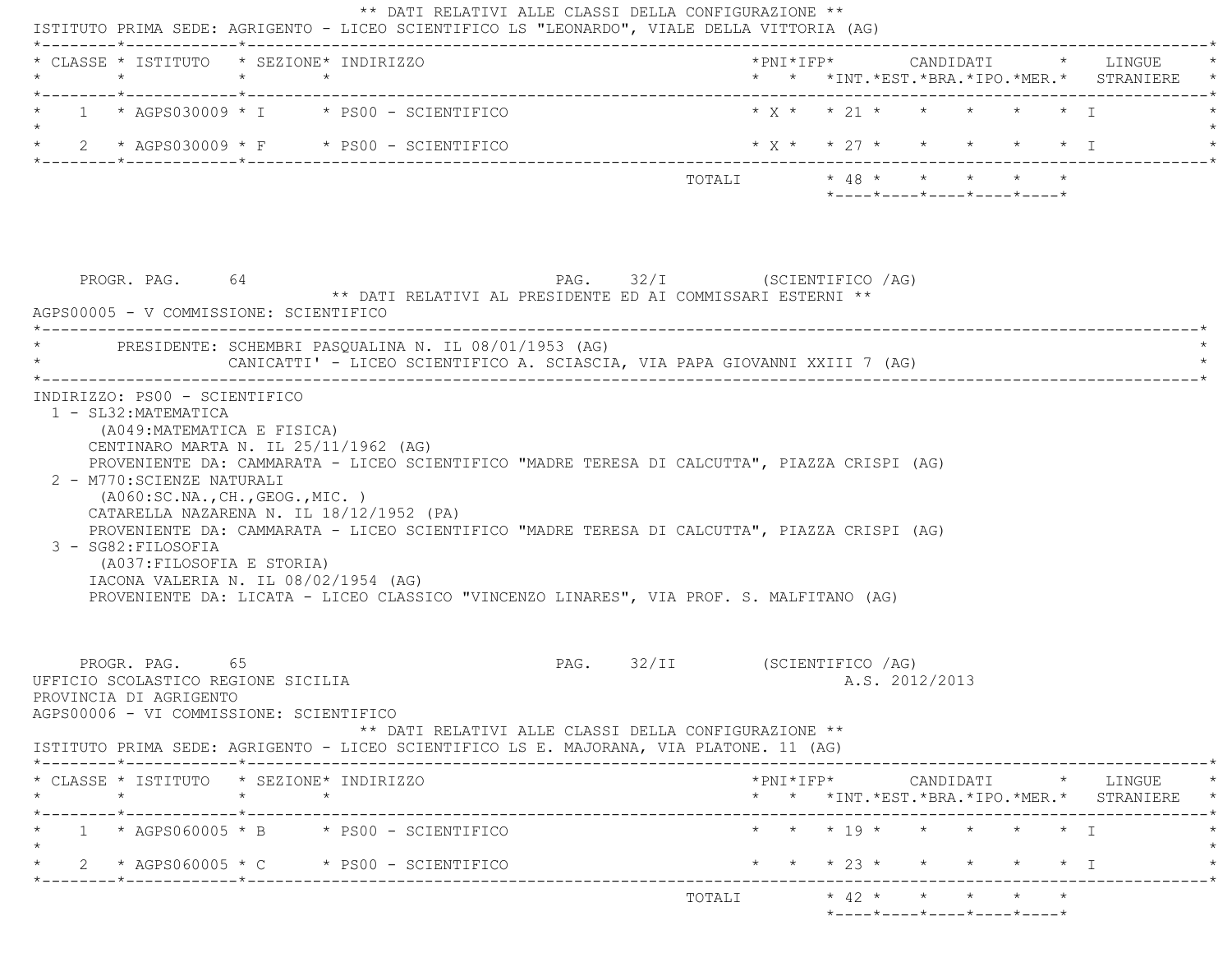** DATI RELATIVI ALLE CLASSI DELLA CONFIGURAZIONE **

ISTITUTO PRIMA SEDE: AGRIGENTO - LICEO SCIENTIFICO LS "LEONARDO", VIALE DELLA VITTORIA (AG)

| CLASSE | ISTITUTO | SEZIONE | INDIRIZZO | PNI | IFP | CANDIDATI INT. | EST. | BRA. | IPO. | MER. | LINGUE STRANIERE |
|---|---|---|---|---|---|---|---|---|---|---|---|
| 1 | AGPS030009 | I | PS00 - SCIENTIFICO | X | | 21 | | | | | I |
| 2 | AGPS030009 | F | PS00 - SCIENTIFICO | X | | 27 | | | | | I |
| | | | TOTALI | | | 48 | | | | | |

PROGR. PAG. 64 PAG. 32/I (SCIENTIFICO /AG)

** DATI RELATIVI AL PRESIDENTE ED AI COMMISSARI ESTERNI **

AGPS00005 - V COMMISSIONE: SCIENTIFICO

PRESIDENTE: SCHEMBRI PASQUALINA N. IL 08/01/1953 (AG)
CANICATTI' - LICEO SCIENTIFICO A. SCIASCIA, VIA PAPA GIOVANNI XXIII 7 (AG)

INDIRIZZO: PS00 - SCIENTIFICO

1 - SL32:MATEMATICA
(A049:MATEMATICA E FISICA)
CENTINARO MARTA N. IL 25/11/1962 (AG)
PROVENIENTE DA: CAMMARATA - LICEO SCIENTIFICO "MADRE TERESA DI CALCUTTA", PIAZZA CRISPI (AG)

2 - M770:SCIENZE NATURALI
(A060:SC.NA.,CH.,GEOG.,MIC. )
CATARELLA NAZARENA N. IL 18/12/1952 (PA)
PROVENIENTE DA: CAMMARATA - LICEO SCIENTIFICO "MADRE TERESA DI CALCUTTA", PIAZZA CRISPI (AG)

3 - SG82:FILOSOFIA
(A037:FILOSOFIA E STORIA)
IACONA VALERIA N. IL 08/02/1954 (AG)
PROVENIENTE DA: LICATA - LICEO CLASSICO "VINCENZO LINARES", VIA PROF. S. MALFITANO (AG)

PROGR. PAG. 65 PAG. 32/II (SCIENTIFICO /AG)

UFFICIO SCOLASTICO REGIONE SICILIA A.S. 2012/2013
PROVINCIA DI AGRIGENTO
AGPS00006 - VI COMMISSIONE: SCIENTIFICO

** DATI RELATIVI ALLE CLASSI DELLA CONFIGURAZIONE **

ISTITUTO PRIMA SEDE: AGRIGENTO - LICEO SCIENTIFICO LS E. MAJORANA, VIA PLATONE. 11 (AG)

| CLASSE | ISTITUTO | SEZIONE | INDIRIZZO | PNI | IFP | CANDIDATI INT. | EST. | BRA. | IPO. | MER. | LINGUE STRANIERE |
|---|---|---|---|---|---|---|---|---|---|---|---|
| 1 | AGPS060005 | B | PS00 - SCIENTIFICO | | | 19 | | | | | I |
| 2 | AGPS060005 | C | PS00 - SCIENTIFICO | | | 23 | | | | | I |
| | | | TOTALI | | | 42 | | | | | |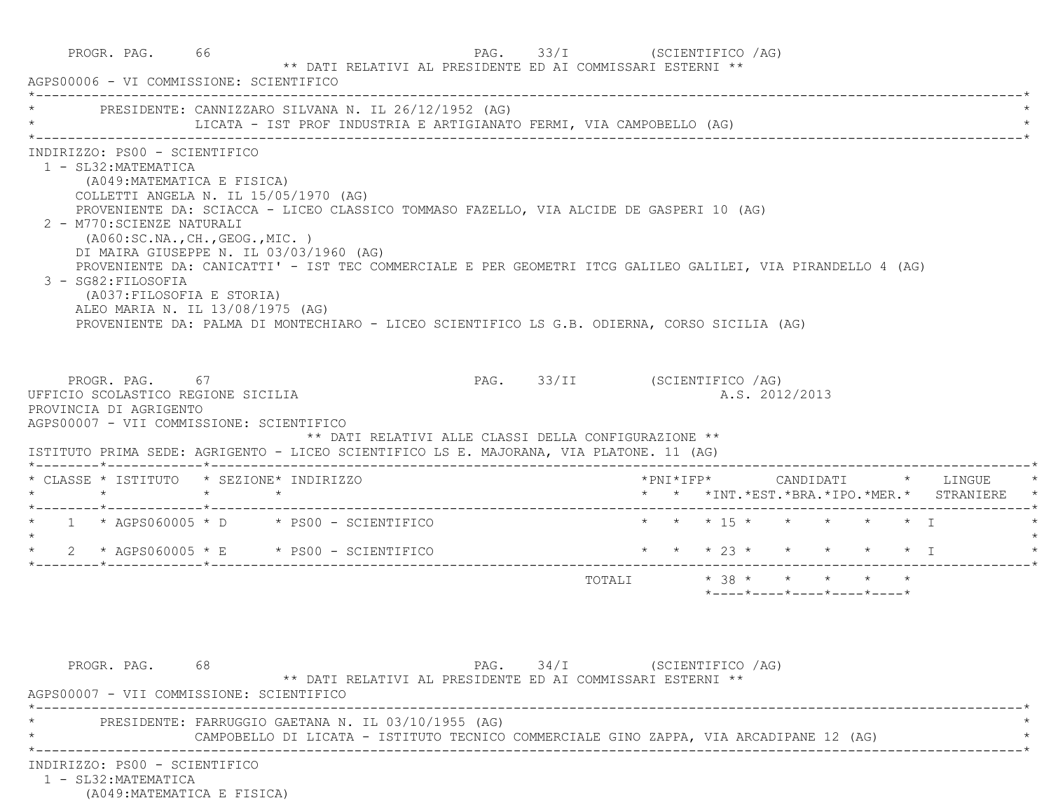** DATI RELATIVI AL PRESIDENTE ED AI COMMISSARI ESTERNI **

AGPS00006 - VI COMMISSIONE: SCIENTIFICO

PRESIDENTE: CANNIZZARO SILVANA N. IL 26/12/1952 (AG)
LICATA - IST PROF INDUSTRIA E ARTIGIANATO FERMI, VIA CAMPOBELLO (AG)

INDIRIZZO: PS00 - SCIENTIFICO

1 - SL32:MATEMATICA
(A049:MATEMATICA E FISICA)
COLLETTI ANGELA N. IL 15/05/1970 (AG)
PROVENIENTE DA: SCIACCA - LICEO CLASSICO TOMMASO FAZELLO, VIA ALCIDE DE GASPERI 10 (AG)

2 - M770:SCIENZE NATURALI
(A060:SC.NA.,CH.,GEOG.,MIC. )
DI MAIRA GIUSEPPE N. IL 03/03/1960 (AG)
PROVENIENTE DA: CANICATTI' - IST TEC COMMERCIALE E PER GEOMETRI ITCG GALILEO GALILEI, VIA PIRANDELLO 4 (AG)

3 - SG82:FILOSOFIA
(A037:FILOSOFIA E STORIA)
ALEO MARIA N. IL 13/08/1975 (AG)
PROVENIENTE DA: PALMA DI MONTECHIARO - LICEO SCIENTIFICO LS G.B. ODIERNA, CORSO SICILIA (AG)

UFFICIO SCOLASTICO REGIONE SICILIA — A.S. 2012/2013
PROVINCIA DI AGRIGENTO

AGPS00007 - VII COMMISSIONE: SCIENTIFICO

** DATI RELATIVI ALLE CLASSI DELLA CONFIGURAZIONE **

ISTITUTO PRIMA SEDE: AGRIGENTO - LICEO SCIENTIFICO LS E. MAJORANA, VIA PLATONE. 11 (AG)

| CLASSE | ISTITUTO | SEZIONE | INDIRIZZO | PNI | IFP | CANDIDATI INT. | CANDIDATI EST. | CANDIDATI BRA. | CANDIDATI IPO. | CANDIDATI MER. | LINGUE STRANIERE |
|---|---|---|---|---|---|---|---|---|---|---|---|
| 1 | AGPS060005 | D | PS00 - SCIENTIFICO | | | 15 | | | | | I |
| 2 | AGPS060005 | E | PS00 - SCIENTIFICO | | | 23 | | | | | I |
| | | | TOTALI | | | 38 | | | | | |

** DATI RELATIVI AL PRESIDENTE ED AI COMMISSARI ESTERNI **

AGPS00007 - VII COMMISSIONE: SCIENTIFICO

PRESIDENTE: FARRUGGIO GAETANA N. IL 03/10/1955 (AG)
CAMPOBELLO DI LICATA - ISTITUTO TECNICO COMMERCIALE GINO ZAPPA, VIA ARCADIPANE 12 (AG)

INDIRIZZO: PS00 - SCIENTIFICO

1 - SL32:MATEMATICA
(A049:MATEMATICA E FISICA)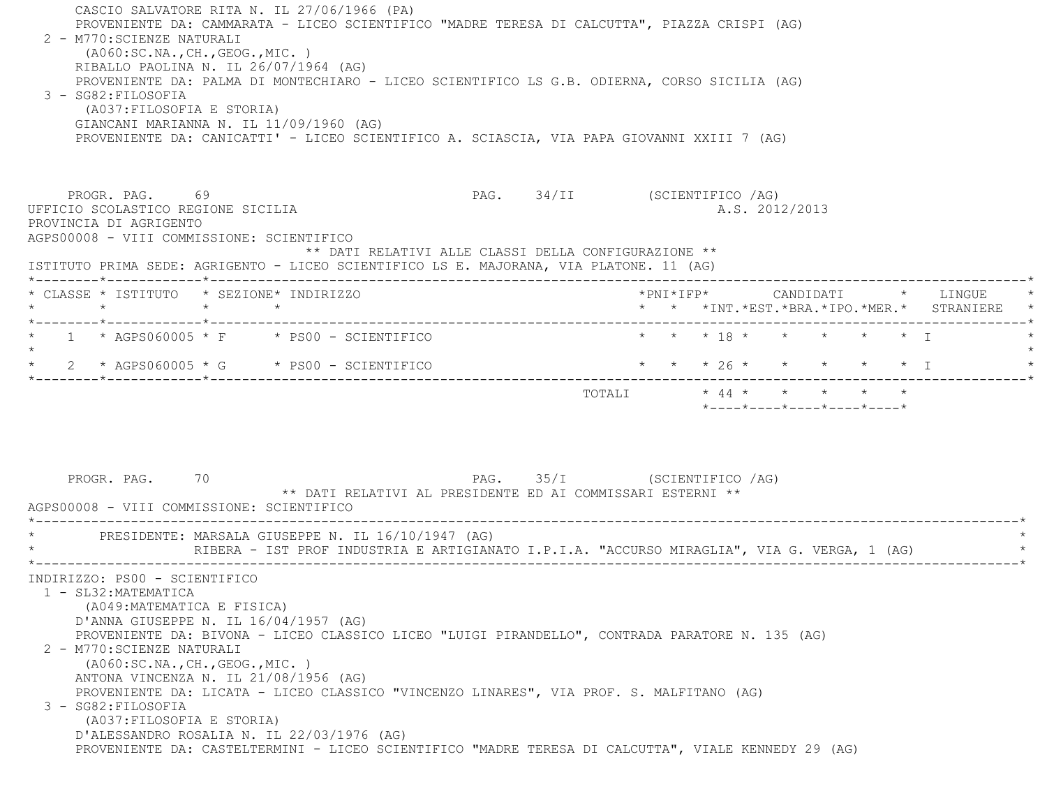CASCIO SALVATORE RITA N. IL 27/06/1966 (PA)
PROVENIENTE DA: CAMMARATA - LICEO SCIENTIFICO "MADRE TERESA DI CALCUTTA", PIAZZA CRISPI (AG)

2 - M770:SCIENZE NATURALI
(A060:SC.NA.,CH.,GEOG.,MIC. )
RIBALLO PAOLINA N. IL 26/07/1964 (AG)
PROVENIENTE DA: PALMA DI MONTECHIARO - LICEO SCIENTIFICO LS G.B. ODIERNA, CORSO SICILIA (AG)

3 - SG82:FILOSOFIA
(A037:FILOSOFIA E STORIA)
GIANCANI MARIANNA N. IL 11/09/1960 (AG)
PROVENIENTE DA: CANICATTI' - LICEO SCIENTIFICO A. SCIASCIA, VIA PAPA GIOVANNI XXIII 7 (AG)

PROGR. PAG. 69 PAG. 34/II (SCIENTIFICO /AG)

UFFICIO SCOLASTICO REGIONE SICILIA A.S. 2012/2013
PROVINCIA DI AGRIGENTO
AGPS00008 - VIII COMMISSIONE: SCIENTIFICO

** DATI RELATIVI ALLE CLASSI DELLA CONFIGURAZIONE **

ISTITUTO PRIMA SEDE: AGRIGENTO - LICEO SCIENTIFICO LS E. MAJORANA, VIA PLATONE. 11 (AG)

| CLASSE | ISTITUTO | SEZIONE | INDIRIZZO | PNI | IFP | CANDIDATI INT. | EST. | BRA. | IPO. | MER. | LINGUE STRANIERE |
|---|---|---|---|---|---|---|---|---|---|---|---|
| 1 | AGPS060005 | F | PS00 - SCIENTIFICO | | | 18 | | | | | I |
| 2 | AGPS060005 | G | PS00 - SCIENTIFICO | | | 26 | | | | | I |
| | | | TOTALI | | | 44 | | | | | |

PROGR. PAG. 70 PAG. 35/I (SCIENTIFICO /AG)

** DATI RELATIVI AL PRESIDENTE ED AI COMMISSARI ESTERNI **

AGPS00008 - VIII COMMISSIONE: SCIENTIFICO

PRESIDENTE: MARSALA GIUSEPPE N. IL 16/10/1947 (AG)
RIBERA - IST PROF INDUSTRIA E ARTIGIANATO I.P.I.A. "ACCURSO MIRAGLIA", VIA G. VERGA, 1 (AG)

INDIRIZZO: PS00 - SCIENTIFICO

1 - SL32:MATEMATICA
(A049:MATEMATICA E FISICA)
D'ANNA GIUSEPPE N. IL 16/04/1957 (AG)
PROVENIENTE DA: BIVONA - LICEO CLASSICO LICEO "LUIGI PIRANDELLO", CONTRADA PARATORE N. 135 (AG)

2 - M770:SCIENZE NATURALI
(A060:SC.NA.,CH.,GEOG.,MIC. )
ANTONA VINCENZA N. IL 21/08/1956 (AG)
PROVENIENTE DA: LICATA - LICEO CLASSICO "VINCENZO LINARES", VIA PROF. S. MALFITANO (AG)

3 - SG82:FILOSOFIA
(A037:FILOSOFIA E STORIA)
D'ALESSANDRO ROSALIA N. IL 22/03/1976 (AG)
PROVENIENTE DA: CASTELTERMINI - LICEO SCIENTIFICO "MADRE TERESA DI CALCUTTA", VIALE KENNEDY 29 (AG)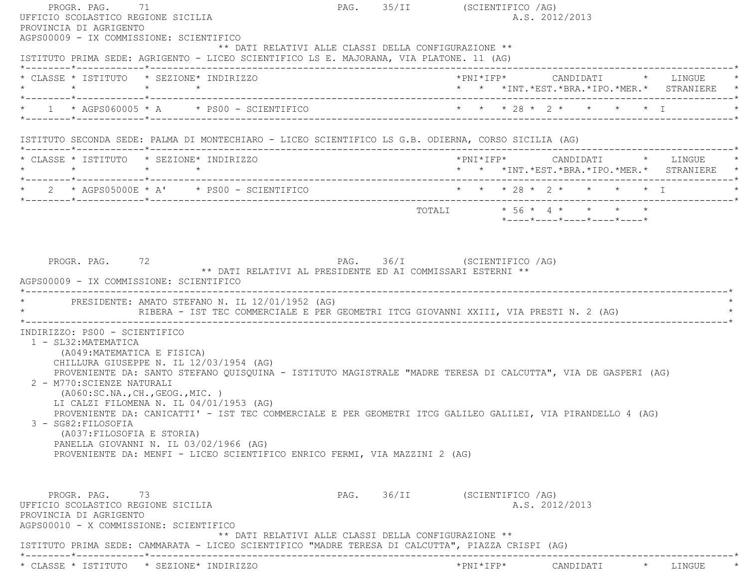UFFICIO SCOLASTICO REGIONE SICILIA A.S. 2012/2013
PROVINCIA DI AGRIGENTO
AGPS00009 - IX COMMISSIONE: SCIENTIFICO

** DATI RELATIVI ALLE CLASSI DELLA CONFIGURAZIONE **

ISTITUTO PRIMA SEDE: AGRIGENTO - LICEO SCIENTIFICO LS E. MAJORANA, VIA PLATONE. 11 (AG)

| CLASSE | ISTITUTO | SEZIONE | INDIRIZZO | PNI | IFP | CANDIDATI INT. | EST. | BRA. | IPO. | MER. | LINGUE STRANIERE |
|---|---|---|---|---|---|---|---|---|---|---|---|
| 1 | AGPS060005 | A | PS00 - SCIENTIFICO | | | 28 | 2 | | | | I |

ISTITUTO SECONDA SEDE: PALMA DI MONTECHIARO - LICEO SCIENTIFICO LS G.B. ODIERNA, CORSO SICILIA (AG)

| CLASSE | ISTITUTO | SEZIONE | INDIRIZZO | PNI | IFP | CANDIDATI INT. | EST. | BRA. | IPO. | MER. | LINGUE STRANIERE |
|---|---|---|---|---|---|---|---|---|---|---|---|
| 2 | AGPS05000E | A' | PS00 - SCIENTIFICO | | | 28 | 2 | | | | I |
| | | | TOTALI | | | 56 | 4 | | | | |

** DATI RELATIVI AL PRESIDENTE ED AI COMMISSARI ESTERNI **

AGPS00009 - IX COMMISSIONE: SCIENTIFICO

PRESIDENTE: AMATO STEFANO N. IL 12/01/1952 (AG)
RIBERA - IST TEC COMMERCIALE E PER GEOMETRI ITCG GIOVANNI XXIII, VIA PRESTI N. 2 (AG)

INDIRIZZO: PS00 - SCIENTIFICO

1 - SL32:MATEMATICA
(A049:MATEMATICA E FISICA)
CHILLURA GIUSEPPE N. IL 12/03/1954 (AG)
PROVENIENTE DA: SANTO STEFANO QUISQUINA - ISTITUTO MAGISTRALE "MADRE TERESA DI CALCUTTA", VIA DE GASPERI (AG)

2 - M770:SCIENZE NATURALI
(A060:SC.NA.,CH.,GEOG.,MIC. )
LI CALZI FILOMENA N. IL 04/01/1953 (AG)
PROVENIENTE DA: CANICATTI' - IST TEC COMMERCIALE E PER GEOMETRI ITCG GALILEO GALILEI, VIA PIRANDELLO 4 (AG)

3 - SG82:FILOSOFIA
(A037:FILOSOFIA E STORIA)
PANELLA GIOVANNI N. IL 03/02/1966 (AG)
PROVENIENTE DA: MENFI - LICEO SCIENTIFICO ENRICO FERMI, VIA MAZZINI 2 (AG)

UFFICIO SCOLASTICO REGIONE SICILIA A.S. 2012/2013
PROVINCIA DI AGRIGENTO
AGPS00010 - X COMMISSIONE: SCIENTIFICO

** DATI RELATIVI ALLE CLASSI DELLA CONFIGURAZIONE **

ISTITUTO PRIMA SEDE: CAMMARATA - LICEO SCIENTIFICO "MADRE TERESA DI CALCUTTA", PIAZZA CRISPI (AG)

| CLASSE | ISTITUTO | SEZIONE | INDIRIZZO | PNI | IFP | CANDIDATI | LINGUE |
|---|---|---|---|---|---|---|---|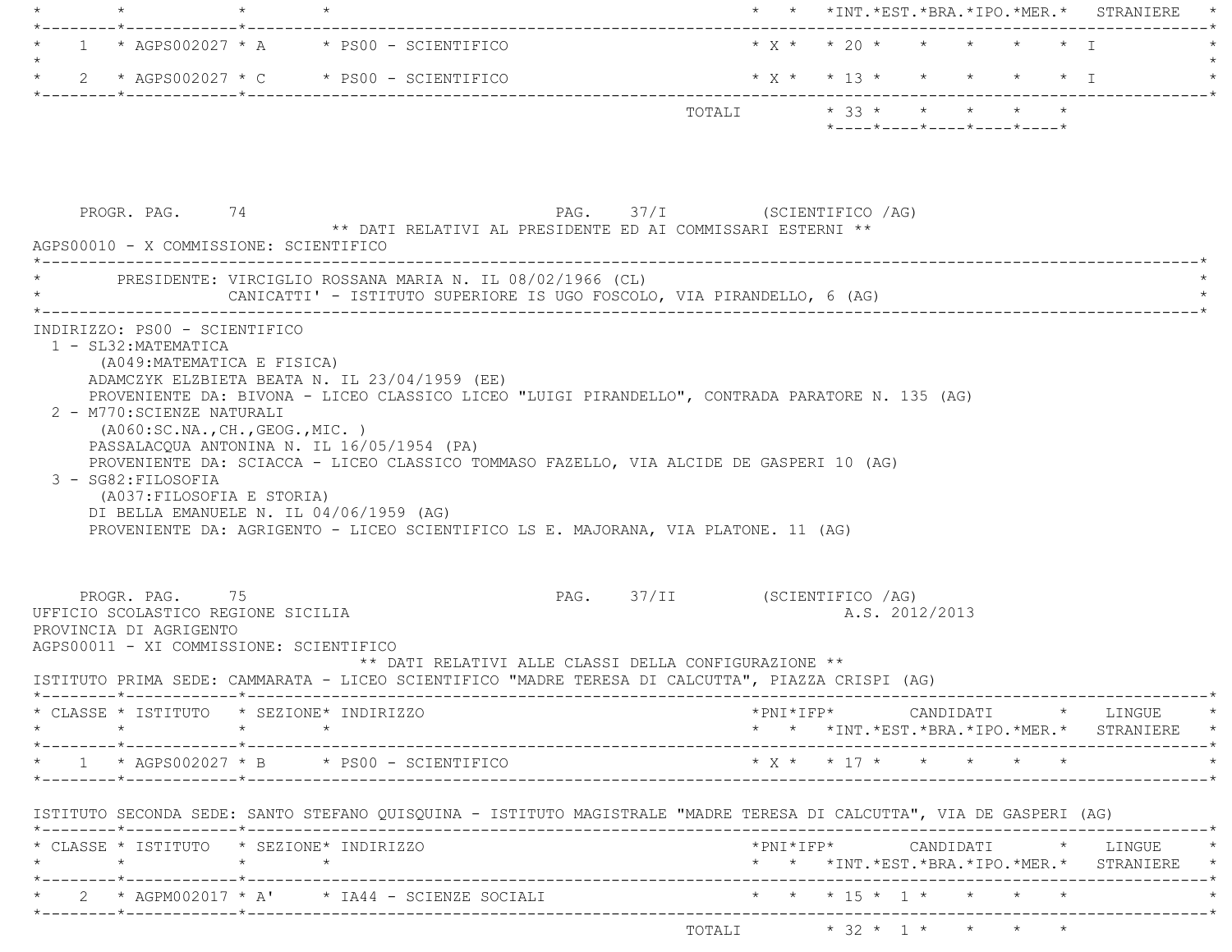| CLASSE | ISTITUTO | SEZIONE | INDIRIZZO | PNI | IFP | CANDIDATI INT. | EST. | BRA. | IPO. | MER. | LINGUE STRANIERE |
|---|---|---|---|---|---|---|---|---|---|---|---|
| 1 | AGPS002027 | A | PS00 - SCIENTIFICO | X | | 20 | | | | | I |
| 2 | AGPS002027 | C | PS00 - SCIENTIFICO | X | | 13 | | | | | I |
| | | | TOTALI | | | 33 | | | | | |

PROGR. PAG. 74 PAG. 37/I (SCIENTIFICO /AG)

** DATI RELATIVI AL PRESIDENTE ED AI COMMISSARI ESTERNI **

AGPS00010 - X COMMISSIONE: SCIENTIFICO

PRESIDENTE: VIRCIGLIO ROSSANA MARIA N. IL 08/02/1966 (CL)
CANICATTI' - ISTITUTO SUPERIORE IS UGO FOSCOLO, VIA PIRANDELLO, 6 (AG)

INDIRIZZO: PS00 - SCIENTIFICO

1 - SL32:MATEMATICA
(A049:MATEMATICA E FISICA)
ADAMCZYK ELZBIETA BEATA N. IL 23/04/1959 (EE)
PROVENIENTE DA: BIVONA - LICEO CLASSICO LICEO "LUIGI PIRANDELLO", CONTRADA PARATORE N. 135 (AG)

2 - M770:SCIENZE NATURALI
(A060:SC.NA.,CH.,GEOG.,MIC. )
PASSALACQUA ANTONINA N. IL 16/05/1954 (PA)
PROVENIENTE DA: SCIACCA - LICEO CLASSICO TOMMASO FAZELLO, VIA ALCIDE DE GASPERI 10 (AG)

3 - SG82:FILOSOFIA
(A037:FILOSOFIA E STORIA)
DI BELLA EMANUELE N. IL 04/06/1959 (AG)
PROVENIENTE DA: AGRIGENTO - LICEO SCIENTIFICO LS E. MAJORANA, VIA PLATONE. 11 (AG)

PROGR. PAG. 75 PAG. 37/II (SCIENTIFICO /AG)

UFFICIO SCOLASTICO REGIONE SICILIA A.S. 2012/2013

PROVINCIA DI AGRIGENTO

AGPS00011 - XI COMMISSIONE: SCIENTIFICO

** DATI RELATIVI ALLE CLASSI DELLA CONFIGURAZIONE **

ISTITUTO PRIMA SEDE: CAMMARATA - LICEO SCIENTIFICO "MADRE TERESA DI CALCUTTA", PIAZZA CRISPI (AG)

| CLASSE | ISTITUTO | SEZIONE | INDIRIZZO | PNI | IFP | CANDIDATI INT. | EST. | BRA. | IPO. | MER. | LINGUE STRANIERE |
|---|---|---|---|---|---|---|---|---|---|---|---|
| 1 | AGPS002027 | B | PS00 - SCIENTIFICO | X | | 17 | | | | | |

ISTITUTO SECONDA SEDE: SANTO STEFANO QUISQUINA - ISTITUTO MAGISTRALE "MADRE TERESA DI CALCUTTA", VIA DE GASPERI (AG)

| CLASSE | ISTITUTO | SEZIONE | INDIRIZZO | PNI | IFP | CANDIDATI INT. | EST. | BRA. | IPO. | MER. | LINGUE STRANIERE |
|---|---|---|---|---|---|---|---|---|---|---|---|
| 2 | AGPM002017 | A' | IA44 - SCIENZE SOCIALI | | | 15 | 1 | | | | |
| | | | TOTALI | | | 32 | 1 | | | | |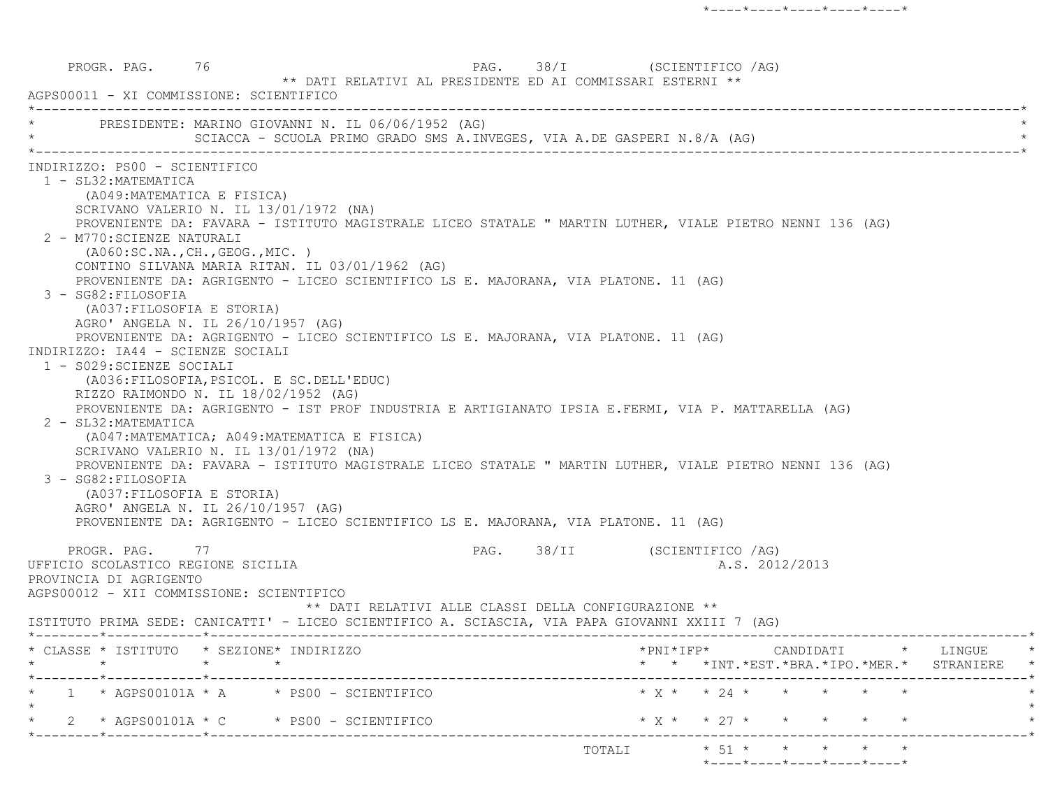PROGR. PAG. 76 PAG. 38/I (SCIENTIFICO /AG)

** DATI RELATIVI AL PRESIDENTE ED AI COMMISSARI ESTERNI **

AGPS00011 - XI COMMISSIONE: SCIENTIFICO

PRESIDENTE: MARINO GIOVANNI N. IL 06/06/1952 (AG)
SCIACCA - SCUOLA PRIMO GRADO SMS A.INVEGES, VIA A.DE GASPERI N.8/A (AG)

INDIRIZZO: PS00 - SCIENTIFICO

1 - SL32:MATEMATICA
(A049:MATEMATICA E FISICA)
SCRIVANO VALERIO N. IL 13/01/1972 (NA)
PROVENIENTE DA: FAVARA - ISTITUTO MAGISTRALE LICEO STATALE " MARTIN LUTHER, VIALE PIETRO NENNI 136 (AG)

2 - M770:SCIENZE NATURALI
(A060:SC.NA.,CH.,GEOG.,MIC. )
CONTINO SILVANA MARIA RITAN. IL 03/01/1962 (AG)
PROVENIENTE DA: AGRIGENTO - LICEO SCIENTIFICO LS E. MAJORANA, VIA PLATONE. 11 (AG)

3 - SG82:FILOSOFIA
(A037:FILOSOFIA E STORIA)
AGRO' ANGELA N. IL 26/10/1957 (AG)
PROVENIENTE DA: AGRIGENTO - LICEO SCIENTIFICO LS E. MAJORANA, VIA PLATONE. 11 (AG)

INDIRIZZO: IA44 - SCIENZE SOCIALI

1 - S029:SCIENZE SOCIALI
(A036:FILOSOFIA,PSICOL. E SC.DELL'EDUC)
RIZZO RAIMONDO N. IL 18/02/1952 (AG)
PROVENIENTE DA: AGRIGENTO - IST PROF INDUSTRIA E ARTIGIANATO IPSIA E.FERMI, VIA P. MATTARELLA (AG)

2 - SL32:MATEMATICA
(A047:MATEMATICA; A049:MATEMATICA E FISICA)
SCRIVANO VALERIO N. IL 13/01/1972 (NA)
PROVENIENTE DA: FAVARA - ISTITUTO MAGISTRALE LICEO STATALE " MARTIN LUTHER, VIALE PIETRO NENNI 136 (AG)

3 - SG82:FILOSOFIA
(A037:FILOSOFIA E STORIA)
AGRO' ANGELA N. IL 26/10/1957 (AG)
PROVENIENTE DA: AGRIGENTO - LICEO SCIENTIFICO LS E. MAJORANA, VIA PLATONE. 11 (AG)

PROGR. PAG. 77 PAG. 38/II (SCIENTIFICO /AG)

UFFICIO SCOLASTICO REGIONE SICILIA A.S. 2012/2013

PROVINCIA DI AGRIGENTO

AGPS00012 - XII COMMISSIONE: SCIENTIFICO

** DATI RELATIVI ALLE CLASSI DELLA CONFIGURAZIONE **

ISTITUTO PRIMA SEDE: CANICATTI' - LICEO SCIENTIFICO A. SCIASCIA, VIA PAPA GIOVANNI XXIII 7 (AG)

| CLASSE | ISTITUTO | SEZIONE | INDIRIZZO | PNI | IFP | CANDIDATI INT. | EST. | BRA. | IPO. | MER. | LINGUE STRANIERE |
|---|---|---|---|---|---|---|---|---|---|---|---|
| 1 | AGPS00101A | A | PS00 - SCIENTIFICO | X | | 24 | | | | | |
| 2 | AGPS00101A | C | PS00 - SCIENTIFICO | X | | 27 | | | | | |
| | | | TOTALI | | | 51 | | | | | |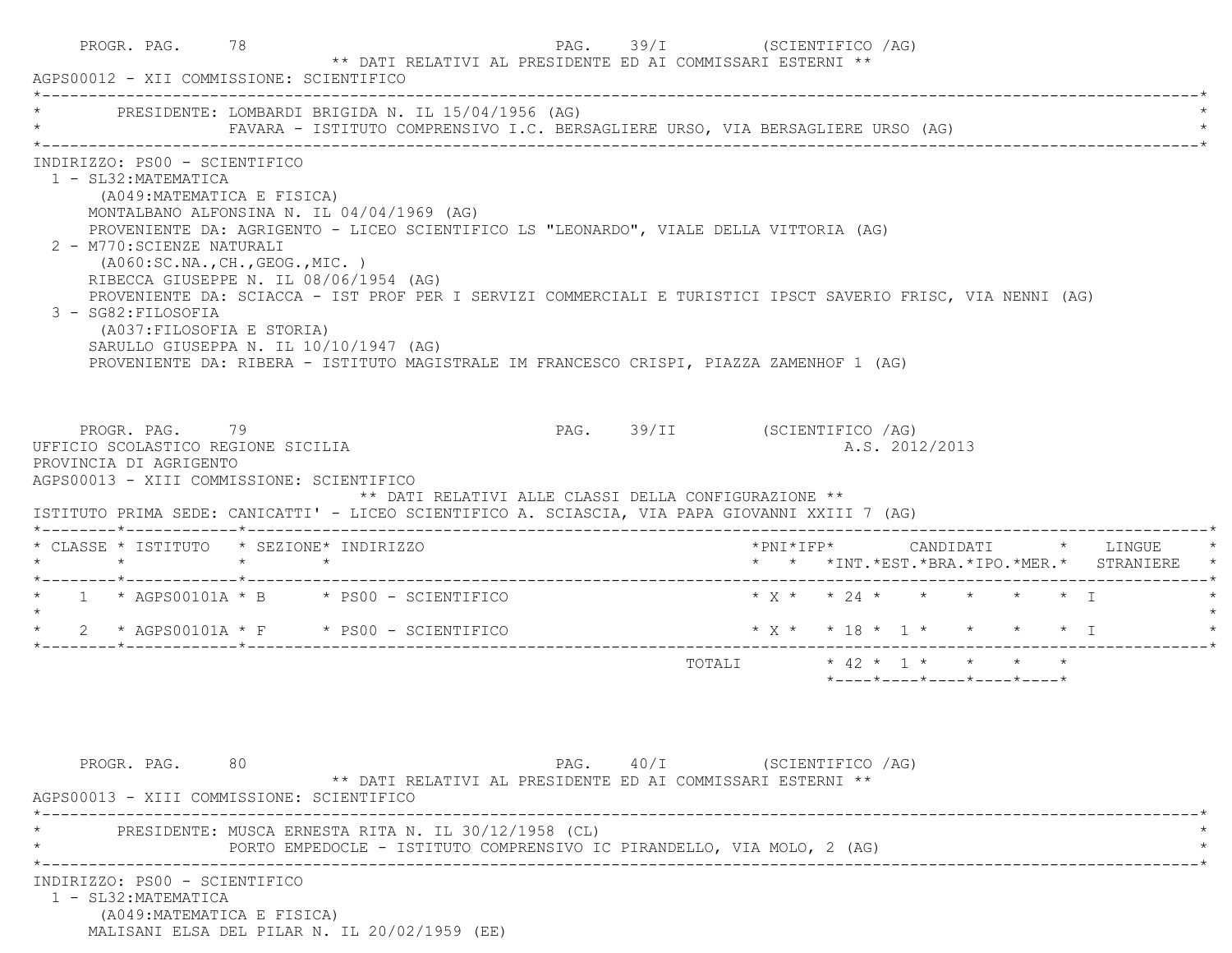PROGR. PAG. 78 PAG. 39/I (SCIENTIFICO /AG)

** DATI RELATIVI AL PRESIDENTE ED AI COMMISSARI ESTERNI **

AGPS00012 - XII COMMISSIONE: SCIENTIFICO

PRESIDENTE: LOMBARDI BRIGIDA N. IL 15/04/1956 (AG)
FAVARA - ISTITUTO COMPRENSIVO I.C. BERSAGLIERE URSO, VIA BERSAGLIERE URSO (AG)

INDIRIZZO: PS00 - SCIENTIFICO

1 - SL32:MATEMATICA
(A049:MATEMATICA E FISICA)
MONTALBANO ALFONSINA N. IL 04/04/1969 (AG)
PROVENIENTE DA: AGRIGENTO - LICEO SCIENTIFICO LS "LEONARDO", VIALE DELLA VITTORIA (AG)

2 - M770:SCIENZE NATURALI
(A060:SC.NA.,CH.,GEOG.,MIC. )
RIBECCA GIUSEPPE N. IL 08/06/1954 (AG)
PROVENIENTE DA: SCIACCA - IST PROF PER I SERVIZI COMMERCIALI E TURISTICI IPSCT SAVERIO FRISC, VIA NENNI (AG)

3 - SG82:FILOSOFIA
(A037:FILOSOFIA E STORIA)
SARULLO GIUSEPPA N. IL 10/10/1947 (AG)
PROVENIENTE DA: RIBERA - ISTITUTO MAGISTRALE IM FRANCESCO CRISPI, PIAZZA ZAMENHOF 1 (AG)

PROGR. PAG. 79 PAG. 39/II (SCIENTIFICO /AG)

UFFICIO SCOLASTICO REGIONE SICILIA A.S. 2012/2013

PROVINCIA DI AGRIGENTO

AGPS00013 - XIII COMMISSIONE: SCIENTIFICO

** DATI RELATIVI ALLE CLASSI DELLA CONFIGURAZIONE **

ISTITUTO PRIMA SEDE: CANICATTI' - LICEO SCIENTIFICO A. SCIASCIA, VIA PAPA GIOVANNI XXIII 7 (AG)

| CLASSE | ISTITUTO | SEZIONE | INDIRIZZO | PNI | IFP | CANDIDATI INT. | EST. | BRA. | IPO. | MER. | LINGUE STRANIERE |
|---|---|---|---|---|---|---|---|---|---|---|---|
| 1 | AGPS00101A | B | PS00 - SCIENTIFICO | X | | 24 | | | | | I |
| 2 | AGPS00101A | F | PS00 - SCIENTIFICO | X | | 18 | 1 | | | | I |
| | | | TOTALI | | | 42 | 1 | | | | |

PROGR. PAG. 80 PAG. 40/I (SCIENTIFICO /AG)

** DATI RELATIVI AL PRESIDENTE ED AI COMMISSARI ESTERNI **

AGPS00013 - XIII COMMISSIONE: SCIENTIFICO

PRESIDENTE: MUSCA ERNESTA RITA N. IL 30/12/1958 (CL)
PORTO EMPEDOCLE - ISTITUTO COMPRENSIVO IC PIRANDELLO, VIA MOLO, 2 (AG)

INDIRIZZO: PS00 - SCIENTIFICO

1 - SL32:MATEMATICA
(A049:MATEMATICA E FISICA)
MALISANI ELSA DEL PILAR N. IL 20/02/1959 (EE)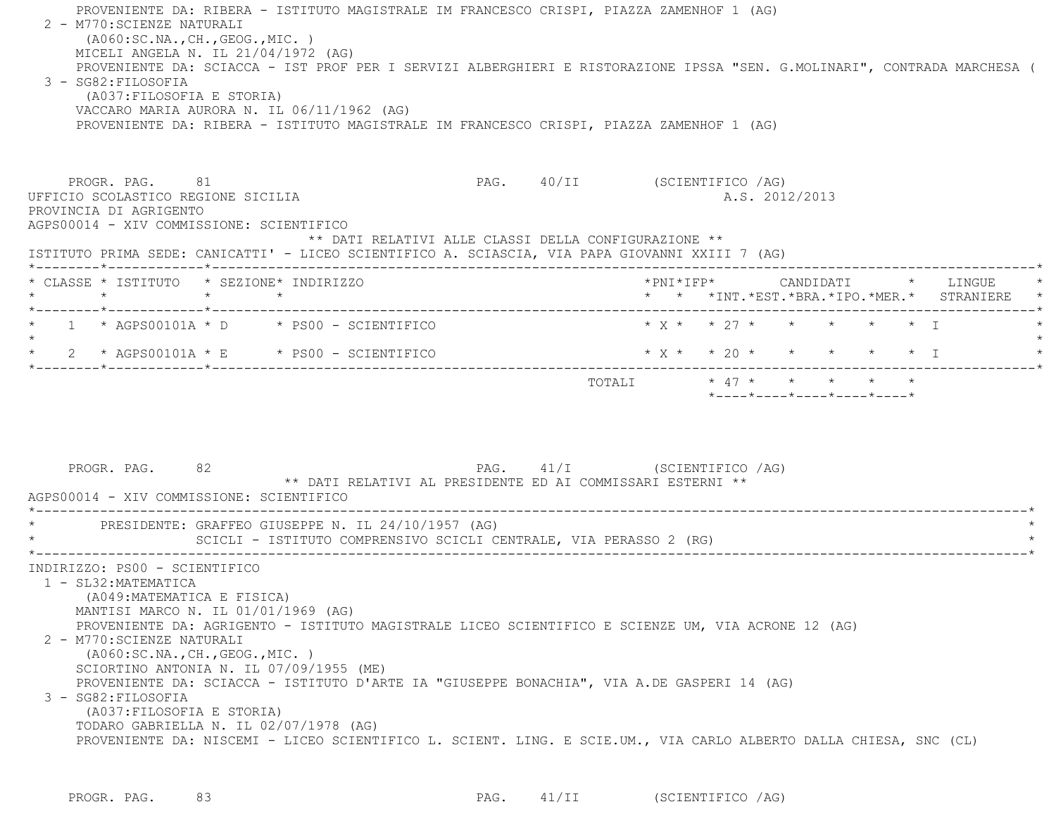PROVENIENTE DA: RIBERA - ISTITUTO MAGISTRALE IM FRANCESCO CRISPI, PIAZZA ZAMENHOF 1 (AG)

2 - M770:SCIENZE NATURALI
(A060:SC.NA.,CH.,GEOG.,MIC. )
MICELI ANGELA N. IL 21/04/1972 (AG)
PROVENIENTE DA: SCIACCA - IST PROF PER I SERVIZI ALBERGHIERI E RISTORAZIONE IPSSA "SEN. G.MOLINARI", CONTRADA MARCHESA (

3 - SG82:FILOSOFIA
(A037:FILOSOFIA E STORIA)
VACCARO MARIA AURORA N. IL 06/11/1962 (AG)
PROVENIENTE DA: RIBERA - ISTITUTO MAGISTRALE IM FRANCESCO CRISPI, PIAZZA ZAMENHOF 1 (AG)

PROGR. PAG. 81 PAG. 40/II (SCIENTIFICO /AG)

UFFICIO SCOLASTICO REGIONE SICILIA A.S. 2012/2013
PROVINCIA DI AGRIGENTO
AGPS00014 - XIV COMMISSIONE: SCIENTIFICO

** DATI RELATIVI ALLE CLASSI DELLA CONFIGURAZIONE **

ISTITUTO PRIMA SEDE: CANICATTI' - LICEO SCIENTIFICO A. SCIASCIA, VIA PAPA GIOVANNI XXIII 7 (AG)

| CLASSE | ISTITUTO | SEZIONE | INDIRIZZO | PNI | IFP | CANDIDATI INT. | EST. | BRA. | IPO. | MER. | LINGUE STRANIERE |
|---|---|---|---|---|---|---|---|---|---|---|---|
| 1 | AGPS00101A | D | PS00 - SCIENTIFICO | X | | 27 | | | | | I |
| 2 | AGPS00101A | E | PS00 - SCIENTIFICO | X | | 20 | | | | | I |
| | | | TOTALI | | | 47 | | | | | |

PROGR. PAG. 82 PAG. 41/I (SCIENTIFICO /AG)

** DATI RELATIVI AL PRESIDENTE ED AI COMMISSARI ESTERNI **

AGPS00014 - XIV COMMISSIONE: SCIENTIFICO

PRESIDENTE: GRAFFEO GIUSEPPE N. IL 24/10/1957 (AG)
SCICLI - ISTITUTO COMPRENSIVO SCICLI CENTRALE, VIA PERASSO 2 (RG)

INDIRIZZO: PS00 - SCIENTIFICO

1 - SL32:MATEMATICA
(A049:MATEMATICA E FISICA)
MANTISI MARCO N. IL 01/01/1969 (AG)
PROVENIENTE DA: AGRIGENTO - ISTITUTO MAGISTRALE LICEO SCIENTIFICO E SCIENZE UM, VIA ACRONE 12 (AG)

2 - M770:SCIENZE NATURALI
(A060:SC.NA.,CH.,GEOG.,MIC. )
SCIORTINO ANTONIA N. IL 07/09/1955 (ME)
PROVENIENTE DA: SCIACCA - ISTITUTO D'ARTE IA "GIUSEPPE BONACHIA", VIA A.DE GASPERI 14 (AG)

3 - SG82:FILOSOFIA
(A037:FILOSOFIA E STORIA)
TODARO GABRIELLA N. IL 02/07/1978 (AG)
PROVENIENTE DA: NISCEMI - LICEO SCIENTIFICO L. SCIENT. LING. E SCIE.UM., VIA CARLO ALBERTO DALLA CHIESA, SNC (CL)

PROGR. PAG. 83 PAG. 41/II (SCIENTIFICO /AG)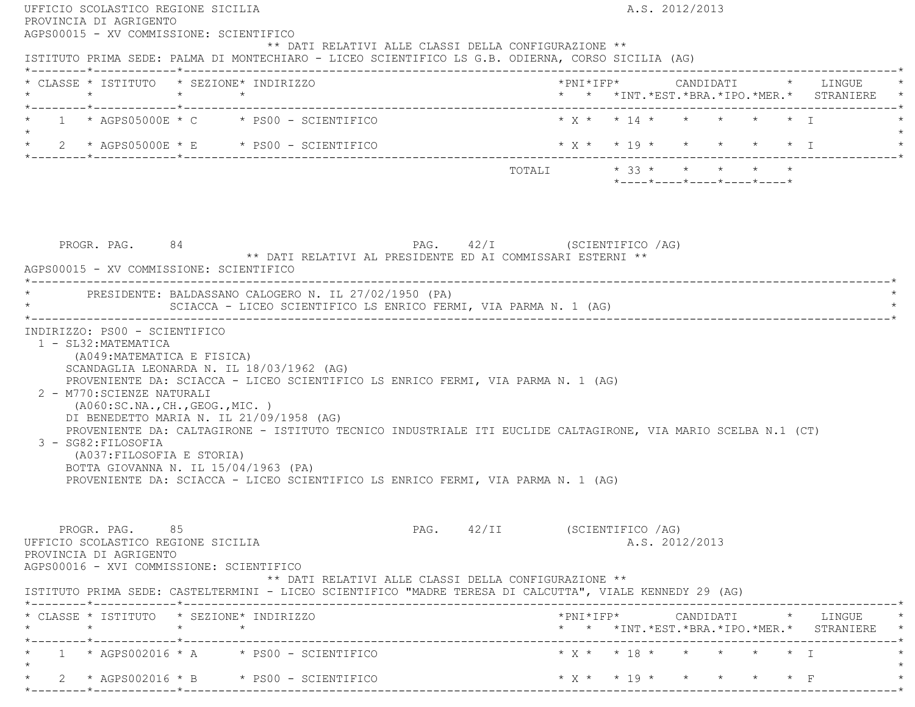UFFICIO SCOLASTICO REGIONE SICILIA A.S. 2012/2013
PROVINCIA DI AGRIGENTO
AGPS00015 - XV COMMISSIONE: SCIENTIFICO

** DATI RELATIVI ALLE CLASSI DELLA CONFIGURAZIONE **

ISTITUTO PRIMA SEDE: PALMA DI MONTECHIARO - LICEO SCIENTIFICO LS G.B. ODIERNA, CORSO SICILIA (AG)

| CLASSE | ISTITUTO | SEZIONE | INDIRIZZO | PNI | IFP | CANDIDATI INT. | EST. | BRA. | IPO. | MER. | LINGUE STRANIERE |
|---|---|---|---|---|---|---|---|---|---|---|---|
| 1 | AGPS05000E | C | PS00 - SCIENTIFICO | X | | 14 | | | | | I |
| 2 | AGPS05000E | E | PS00 - SCIENTIFICO | X | | 19 | | | | | I |
| | | | TOTALI | | | 33 | | | | | |

PROGR. PAG. 84 PAG. 42/I (SCIENTIFICO /AG)

** DATI RELATIVI AL PRESIDENTE ED AI COMMISSARI ESTERNI **

AGPS00015 - XV COMMISSIONE: SCIENTIFICO

PRESIDENTE: BALDASSANO CALOGERO N. IL 27/02/1950 (PA)
SCIACCA - LICEO SCIENTIFICO LS ENRICO FERMI, VIA PARMA N. 1 (AG)

INDIRIZZO: PS00 - SCIENTIFICO

1 - SL32:MATEMATICA
(A049:MATEMATICA E FISICA)
SCANDAGLIA LEONARDA N. IL 18/03/1962 (AG)
PROVENIENTE DA: SCIACCA - LICEO SCIENTIFICO LS ENRICO FERMI, VIA PARMA N. 1 (AG)

2 - M770:SCIENZE NATURALI
(A060:SC.NA.,CH.,GEOG.,MIC. )
DI BENEDETTO MARIA N. IL 21/09/1958 (AG)
PROVENIENTE DA: CALTAGIRONE - ISTITUTO TECNICO INDUSTRIALE ITI EUCLIDE CALTAGIRONE, VIA MARIO SCELBA N.1 (CT)

3 - SG82:FILOSOFIA
(A037:FILOSOFIA E STORIA)
BOTTA GIOVANNA N. IL 15/04/1963 (PA)
PROVENIENTE DA: SCIACCA - LICEO SCIENTIFICO LS ENRICO FERMI, VIA PARMA N. 1 (AG)

PROGR. PAG. 85 PAG. 42/II (SCIENTIFICO /AG)

UFFICIO SCOLASTICO REGIONE SICILIA A.S. 2012/2013
PROVINCIA DI AGRIGENTO
AGPS00016 - XVI COMMISSIONE: SCIENTIFICO

** DATI RELATIVI ALLE CLASSI DELLA CONFIGURAZIONE **

ISTITUTO PRIMA SEDE: CASTELTERMINI - LICEO SCIENTIFICO "MADRE TERESA DI CALCUTTA", VIALE KENNEDY 29 (AG)

| CLASSE | ISTITUTO | SEZIONE | INDIRIZZO | PNI | IFP | CANDIDATI INT. | EST. | BRA. | IPO. | MER. | LINGUE STRANIERE |
|---|---|---|---|---|---|---|---|---|---|---|---|
| 1 | AGPS002016 | A | PS00 - SCIENTIFICO | X | | 18 | | | | | I |
| 2 | AGPS002016 | B | PS00 - SCIENTIFICO | X | | 19 | | | | | F |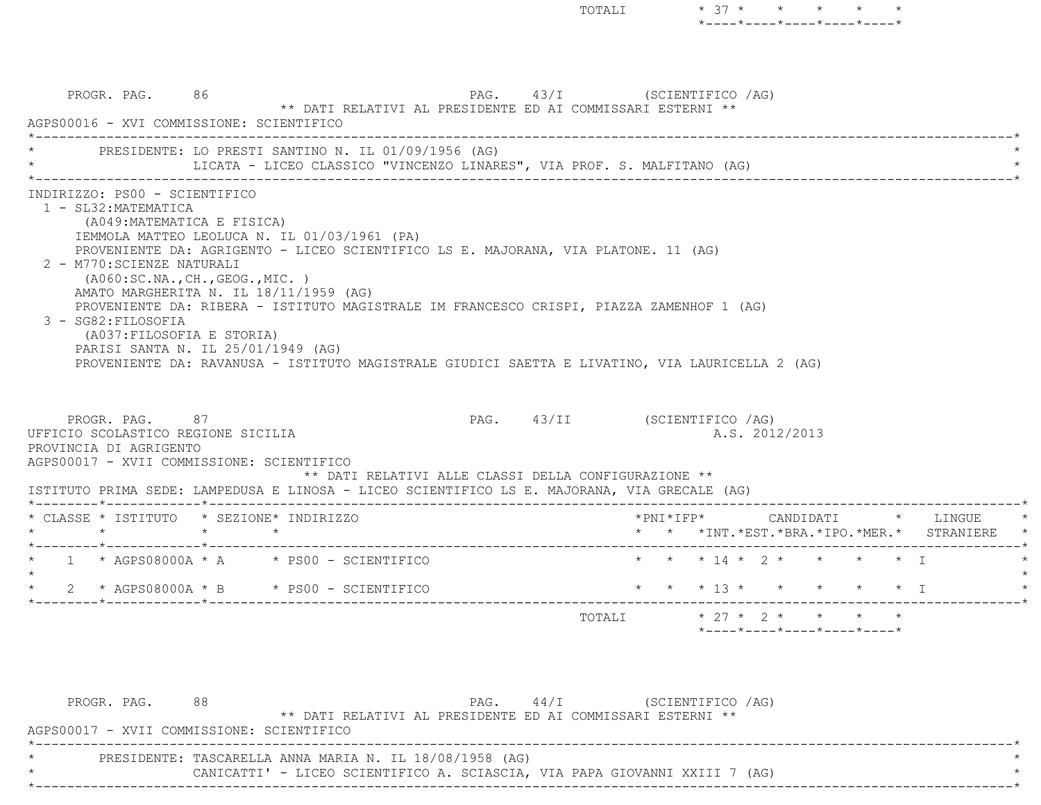| | | TOTALI | * 37 * | * | * | * | * |
|---|---|---|---|---|---|---|---|

PROGR. PAG. 86 PAG. 43/I (SCIENTIFICO /AG)

** DATI RELATIVI AL PRESIDENTE ED AI COMMISSARI ESTERNI **

AGPS00016 - XVI COMMISSIONE: SCIENTIFICO

PRESIDENTE: LO PRESTI SANTINO N. IL 01/09/1956 (AG)
LICATA - LICEO CLASSICO "VINCENZO LINARES", VIA PROF. S. MALFITANO (AG)

INDIRIZZO: PS00 - SCIENTIFICO

1 - SL32:MATEMATICA
(A049:MATEMATICA E FISICA)
IEMMOLA MATTEO LEOLUCA N. IL 01/03/1961 (PA)
PROVENIENTE DA: AGRIGENTO - LICEO SCIENTIFICO LS E. MAJORANA, VIA PLATONE. 11 (AG)

2 - M770:SCIENZE NATURALI
(A060:SC.NA.,CH.,GEOG.,MIC. )
AMATO MARGHERITA N. IL 18/11/1959 (AG)
PROVENIENTE DA: RIBERA - ISTITUTO MAGISTRALE IM FRANCESCO CRISPI, PIAZZA ZAMENHOF 1 (AG)

3 - SG82:FILOSOFIA
(A037:FILOSOFIA E STORIA)
PARISI SANTA N. IL 25/01/1949 (AG)
PROVENIENTE DA: RAVANUSA - ISTITUTO MAGISTRALE GIUDICI SAETTA E LIVATINO, VIA LAURICELLA 2 (AG)

PROGR. PAG. 87 PAG. 43/II (SCIENTIFICO /AG)

UFFICIO SCOLASTICO REGIONE SICILIA A.S. 2012/2013

PROVINCIA DI AGRIGENTO

AGPS00017 - XVII COMMISSIONE: SCIENTIFICO

** DATI RELATIVI ALLE CLASSI DELLA CONFIGURAZIONE **

ISTITUTO PRIMA SEDE: LAMPEDUSA E LINOSA - LICEO SCIENTIFICO LS E. MAJORANA, VIA GRECALE (AG)

| CLASSE | ISTITUTO | SEZIONE | INDIRIZZO | PNI | IFP | CANDIDATI INT. | CANDIDATI EST. | CANDIDATI BRA. | CANDIDATI IPO. | CANDIDATI MER. | LINGUE STRANIERE |
|---|---|---|---|---|---|---|---|---|---|---|---|
| 1 | AGPS08000A | A | PS00 - SCIENTIFICO | | | 14 | 2 | | | | I |
| 2 | AGPS08000A | B | PS00 - SCIENTIFICO | | | 13 | | | | | I |
| | | | | | TOTALI | 27 | 2 | | | | |

PROGR. PAG. 88 PAG. 44/I (SCIENTIFICO /AG)

** DATI RELATIVI AL PRESIDENTE ED AI COMMISSARI ESTERNI **

AGPS00017 - XVII COMMISSIONE: SCIENTIFICO

PRESIDENTE: TASCARELLA ANNA MARIA N. IL 18/08/1958 (AG)
CANICATTI' - LICEO SCIENTIFICO A. SCIASCIA, VIA PAPA GIOVANNI XXIII 7 (AG)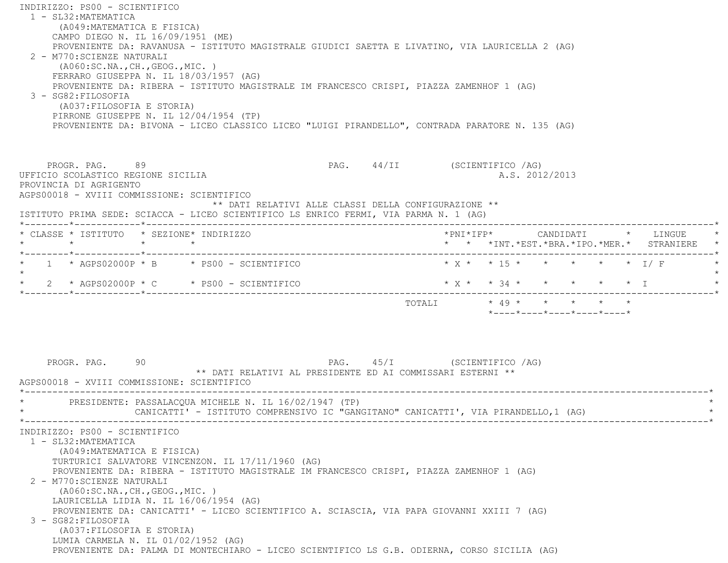INDIRIZZO: PS00 - SCIENTIFICO

1 - SL32:MATEMATICA
   (A049:MATEMATICA E FISICA)
   CAMPO DIEGO N. IL 16/09/1951 (ME)
   PROVENIENTE DA: RAVANUSA - ISTITUTO MAGISTRALE GIUDICI SAETTA E LIVATINO, VIA LAURICELLA 2 (AG)
2 - M770:SCIENZE NATURALI
   (A060:SC.NA.,CH.,GEOG.,MIC. )
   FERRARO GIUSEPPA N. IL 18/03/1957 (AG)
   PROVENIENTE DA: RIBERA - ISTITUTO MAGISTRALE IM FRANCESCO CRISPI, PIAZZA ZAMENHOF 1 (AG)
3 - SG82:FILOSOFIA
   (A037:FILOSOFIA E STORIA)
   PIRRONE GIUSEPPE N. IL 12/04/1954 (TP)
   PROVENIENTE DA: BIVONA - LICEO CLASSICO LICEO "LUIGI PIRANDELLO", CONTRADA PARATORE N. 135 (AG)

PROGR. PAG. 89 PAG. 44/II (SCIENTIFICO /AG)

UFFICIO SCOLASTICO REGIONE SICILIA A.S. 2012/2013

PROVINCIA DI AGRIGENTO

AGPS00018 - XVIII COMMISSIONE: SCIENTIFICO

** DATI RELATIVI ALLE CLASSI DELLA CONFIGURAZIONE **

ISTITUTO PRIMA SEDE: SCIACCA - LICEO SCIENTIFICO LS ENRICO FERMI, VIA PARMA N. 1 (AG)

| CLASSE | ISTITUTO | SEZIONE | INDIRIZZO | PNI | IFP | CANDIDATI INT. | EST. | BRA. | IPO. | MER. | LINGUE STRANIERE |
|---|---|---|---|---|---|---|---|---|---|---|---|
| 1 | AGPS02000P | B | PS00 - SCIENTIFICO | X | | 15 | | | | | I/ F |
| 2 | AGPS02000P | C | PS00 - SCIENTIFICO | X | | 34 | | | | | I |
| | | | TOTALI | | | 49 | | | | | |

PROGR. PAG. 90 PAG. 45/I (SCIENTIFICO /AG)

** DATI RELATIVI AL PRESIDENTE ED AI COMMISSARI ESTERNI **

AGPS00018 - XVIII COMMISSIONE: SCIENTIFICO

PRESIDENTE: PASSALACQUA MICHELE N. IL 16/02/1947 (TP)
CANICATTI' - ISTITUTO COMPRENSIVO IC "GANGITANO" CANICATTI', VIA PIRANDELLO,1 (AG)

INDIRIZZO: PS00 - SCIENTIFICO

1 - SL32:MATEMATICA
   (A049:MATEMATICA E FISICA)
   TURTURICI SALVATORE VINCENZON. IL 17/11/1960 (AG)
   PROVENIENTE DA: RIBERA - ISTITUTO MAGISTRALE IM FRANCESCO CRISPI, PIAZZA ZAMENHOF 1 (AG)
2 - M770:SCIENZE NATURALI
   (A060:SC.NA.,CH.,GEOG.,MIC. )
   LAURICELLA LIDIA N. IL 16/06/1954 (AG)
   PROVENIENTE DA: CANICATTI' - LICEO SCIENTIFICO A. SCIASCIA, VIA PAPA GIOVANNI XXIII 7 (AG)
3 - SG82:FILOSOFIA
   (A037:FILOSOFIA E STORIA)
   LUMIA CARMELA N. IL 01/02/1952 (AG)
   PROVENIENTE DA: PALMA DI MONTECHIARO - LICEO SCIENTIFICO LS G.B. ODIERNA, CORSO SICILIA (AG)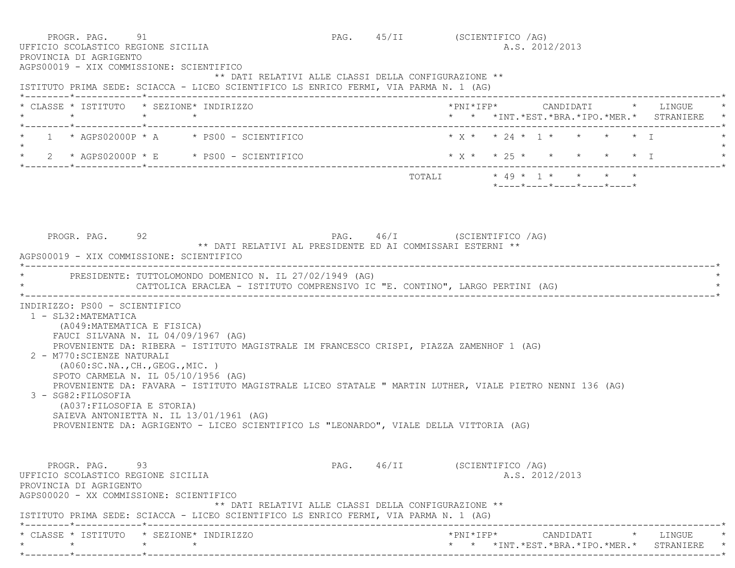PROGR. PAG. 91 PAG. 45/II (SCIENTIFICO /AG)

UFFICIO SCOLASTICO REGIONE SICILIA A.S. 2012/2013

PROVINCIA DI AGRIGENTO

AGPS00019 - XIX COMMISSIONE: SCIENTIFICO

** DATI RELATIVI ALLE CLASSI DELLA CONFIGURAZIONE **

ISTITUTO PRIMA SEDE: SCIACCA - LICEO SCIENTIFICO LS ENRICO FERMI, VIA PARMA N. 1 (AG)

| CLASSE | ISTITUTO | SEZIONE | INDIRIZZO | PNI | IFP | CANDIDATI INT. | EST. | BRA. | IPO. | MER. | LINGUE STRANIERE |
|---|---|---|---|---|---|---|---|---|---|---|---|
| 1 | AGPS02000P | A | PS00 - SCIENTIFICO | X | | 24 | 1 | | | | I |
| 2 | AGPS02000P | E | PS00 - SCIENTIFICO | X | | 25 | | | | | I |
| | | | TOTALI | | | 49 | 1 | | | | |

PROGR. PAG. 92 PAG. 46/I (SCIENTIFICO /AG)

** DATI RELATIVI AL PRESIDENTE ED AI COMMISSARI ESTERNI **

AGPS00019 - XIX COMMISSIONE: SCIENTIFICO

PRESIDENTE: TUTTOLOMONDO DOMENICO N. IL 27/02/1949 (AG)
CATTOLICA ERACLEA - ISTITUTO COMPRENSIVO IC "E. CONTINO", LARGO PERTINI (AG)

INDIRIZZO: PS00 - SCIENTIFICO

1 - SL32:MATEMATICA
(A049:MATEMATICA E FISICA)
FAUCI SILVANA N. IL 04/09/1967 (AG)
PROVENIENTE DA: RIBERA - ISTITUTO MAGISTRALE IM FRANCESCO CRISPI, PIAZZA ZAMENHOF 1 (AG)

2 - M770:SCIENZE NATURALI
(A060:SC.NA.,CH.,GEOG.,MIC. )
SPOTO CARMELA N. IL 05/10/1956 (AG)
PROVENIENTE DA: FAVARA - ISTITUTO MAGISTRALE LICEO STATALE " MARTIN LUTHER, VIALE PIETRO NENNI 136 (AG)

3 - SG82:FILOSOFIA
(A037:FILOSOFIA E STORIA)
SAIEVA ANTONIETTA N. IL 13/01/1961 (AG)
PROVENIENTE DA: AGRIGENTO - LICEO SCIENTIFICO LS "LEONARDO", VIALE DELLA VITTORIA (AG)

PROGR. PAG. 93 PAG. 46/II (SCIENTIFICO /AG)

UFFICIO SCOLASTICO REGIONE SICILIA A.S. 2012/2013

PROVINCIA DI AGRIGENTO

AGPS00020 - XX COMMISSIONE: SCIENTIFICO

** DATI RELATIVI ALLE CLASSI DELLA CONFIGURAZIONE **

ISTITUTO PRIMA SEDE: SCIACCA - LICEO SCIENTIFICO LS ENRICO FERMI, VIA PARMA N. 1 (AG)

| CLASSE | ISTITUTO | SEZIONE | INDIRIZZO | PNI | IFP | CANDIDATI INT. | EST. | BRA. | IPO. | MER. | LINGUE STRANIERE |
|---|---|---|---|---|---|---|---|---|---|---|---|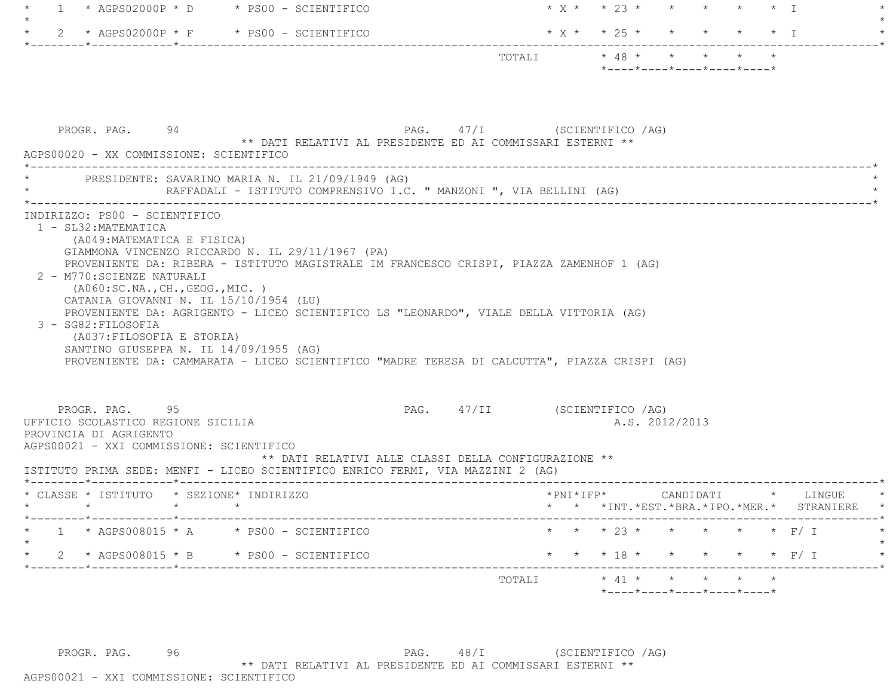| CLASSE | ISTITUTO | SEZIONE | INDIRIZZO | PNI | IFP | INT. | EST. | BRA. | IPO. | MER. | LINGUE STRANIERE |
|---|---|---|---|---|---|---|---|---|---|---|---|
| 1 | AGPS02000P | D | PS00 - SCIENTIFICO | X | | 23 | | | | | I |
| 2 | AGPS02000P | F | PS00 - SCIENTIFICO | X | | 25 | | | | | I |
| | | | TOTALI | | | 48 | | | | | |

PROGR. PAG. 94 PAG. 47/I (SCIENTIFICO /AG)

** DATI RELATIVI AL PRESIDENTE ED AI COMMISSARI ESTERNI **

AGPS00020 - XX COMMISSIONE: SCIENTIFICO

PRESIDENTE: SAVARINO MARIA N. IL 21/09/1949 (AG)
RAFFADALI - ISTITUTO COMPRENSIVO I.C. " MANZONI ", VIA BELLINI (AG)

INDIRIZZO: PS00 - SCIENTIFICO

1 - SL32:MATEMATICA
(A049:MATEMATICA E FISICA)
GIAMMONA VINCENZO RICCARDO N. IL 29/11/1967 (PA)
PROVENIENTE DA: RIBERA - ISTITUTO MAGISTRALE IM FRANCESCO CRISPI, PIAZZA ZAMENHOF 1 (AG)

2 - M770:SCIENZE NATURALI
(A060:SC.NA.,CH.,GEOG.,MIC. )
CATANIA GIOVANNI N. IL 15/10/1954 (LU)
PROVENIENTE DA: AGRIGENTO - LICEO SCIENTIFICO LS "LEONARDO", VIALE DELLA VITTORIA (AG)

3 - SG82:FILOSOFIA
(A037:FILOSOFIA E STORIA)
SANTINO GIUSEPPA N. IL 14/09/1955 (AG)
PROVENIENTE DA: CAMMARATA - LICEO SCIENTIFICO "MADRE TERESA DI CALCUTTA", PIAZZA CRISPI (AG)

PROGR. PAG. 95 PAG. 47/II (SCIENTIFICO /AG)

UFFICIO SCOLASTICO REGIONE SICILIA A.S. 2012/2013

PROVINCIA DI AGRIGENTO

AGPS00021 - XXI COMMISSIONE: SCIENTIFICO

** DATI RELATIVI ALLE CLASSI DELLA CONFIGURAZIONE **

ISTITUTO PRIMA SEDE: MENFI - LICEO SCIENTIFICO ENRICO FERMI, VIA MAZZINI 2 (AG)

| CLASSE | ISTITUTO | SEZIONE | INDIRIZZO | PNI | IFP | INT. | EST. | BRA. | IPO. | MER. | LINGUE STRANIERE |
|---|---|---|---|---|---|---|---|---|---|---|---|
| 1 | AGPS008015 | A | PS00 - SCIENTIFICO | | | 23 | | | | | F/ I |
| 2 | AGPS008015 | B | PS00 - SCIENTIFICO | | | 18 | | | | | F/ I |
| | | | TOTALI | | | 41 | | | | | |

PROGR. PAG. 96 PAG. 48/I (SCIENTIFICO /AG)

** DATI RELATIVI AL PRESIDENTE ED AI COMMISSARI ESTERNI **

AGPS00021 - XXI COMMISSIONE: SCIENTIFICO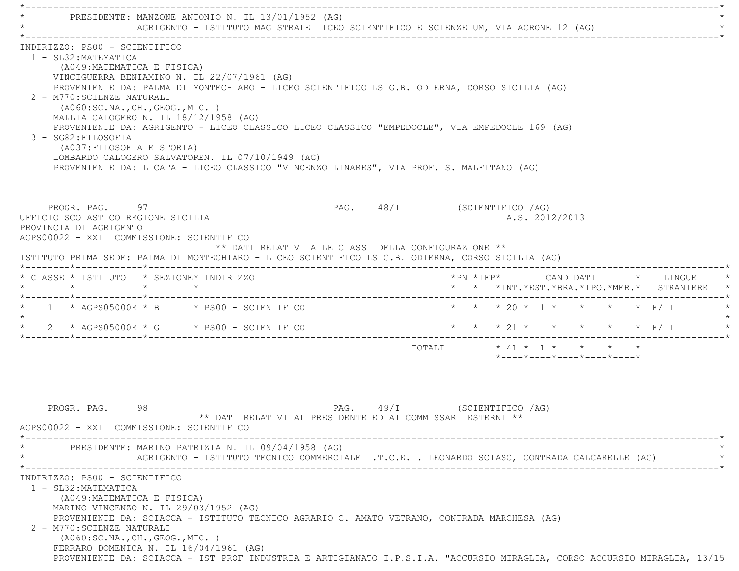PRESIDENTE: MANZONE ANTONIO N. IL 13/01/1952 (AG)
AGRIGENTO - ISTITUTO MAGISTRALE LICEO SCIENTIFICO E SCIENZE UM, VIA ACRONE 12 (AG)

INDIRIZZO: PS00 - SCIENTIFICO

1 - SL32:MATEMATICA
(A049:MATEMATICA E FISICA)
VINCIGUERRA BENIAMINO N. IL 22/07/1961 (AG)
PROVENIENTE DA: PALMA DI MONTECHIARO - LICEO SCIENTIFICO LS G.B. ODIERNA, CORSO SICILIA (AG)

2 - M770:SCIENZE NATURALI
(A060:SC.NA.,CH.,GEOG.,MIC. )
MALLIA CALOGERO N. IL 18/12/1958 (AG)
PROVENIENTE DA: AGRIGENTO - LICEO CLASSICO LICEO CLASSICO "EMPEDOCLE", VIA EMPEDOCLE 169 (AG)

3 - SG82:FILOSOFIA
(A037:FILOSOFIA E STORIA)
LOMBARDO CALOGERO SALVATOREN. IL 07/10/1949 (AG)
PROVENIENTE DA: LICATA - LICEO CLASSICO "VINCENZO LINARES", VIA PROF. S. MALFITANO (AG)

PROGR. PAG. 97 PAG. 48/II (SCIENTIFICO /AG)

UFFICIO SCOLASTICO REGIONE SICILIA A.S. 2012/2013
PROVINCIA DI AGRIGENTO
AGPS00022 - XXII COMMISSIONE: SCIENTIFICO

** DATI RELATIVI ALLE CLASSI DELLA CONFIGURAZIONE **

ISTITUTO PRIMA SEDE: PALMA DI MONTECHIARO - LICEO SCIENTIFICO LS G.B. ODIERNA, CORSO SICILIA (AG)

| CLASSE | ISTITUTO | SEZIONE | INDIRIZZO | PNI | IFP | CANDIDATI INT. | EST. | BRA. | IPO. | MER. | LINGUE STRANIERE |
|---|---|---|---|---|---|---|---|---|---|---|---|
| 1 | AGPS05000E | B | PS00 - SCIENTIFICO | | | 20 | 1 | | | | F/ I |
| 2 | AGPS05000E | G | PS00 - SCIENTIFICO | | | 21 | | | | | F/ I |
| | | | TOTALI | | | 41 | 1 | | | | |

PROGR. PAG. 98 PAG. 49/I (SCIENTIFICO /AG)

** DATI RELATIVI AL PRESIDENTE ED AI COMMISSARI ESTERNI **

AGPS00022 - XXII COMMISSIONE: SCIENTIFICO

PRESIDENTE: MARINO PATRIZIA N. IL 09/04/1958 (AG)
AGRIGENTO - ISTITUTO TECNICO COMMERCIALE I.T.C.E.T. LEONARDO SCIASC, CONTRADA CALCARELLE (AG)

INDIRIZZO: PS00 - SCIENTIFICO

1 - SL32:MATEMATICA
(A049:MATEMATICA E FISICA)
MARINO VINCENZO N. IL 29/03/1952 (AG)
PROVENIENTE DA: SCIACCA - ISTITUTO TECNICO AGRARIO C. AMATO VETRANO, CONTRADA MARCHESA (AG)

2 - M770:SCIENZE NATURALI
(A060:SC.NA.,CH.,GEOG.,MIC. )
FERRARO DOMENICA N. IL 16/04/1961 (AG)
PROVENIENTE DA: SCIACCA - IST PROF INDUSTRIA E ARTIGIANATO I.P.S.I.A. "ACCURSIO MIRAGLIA, CORSO ACCURSIO MIRAGLIA, 13/15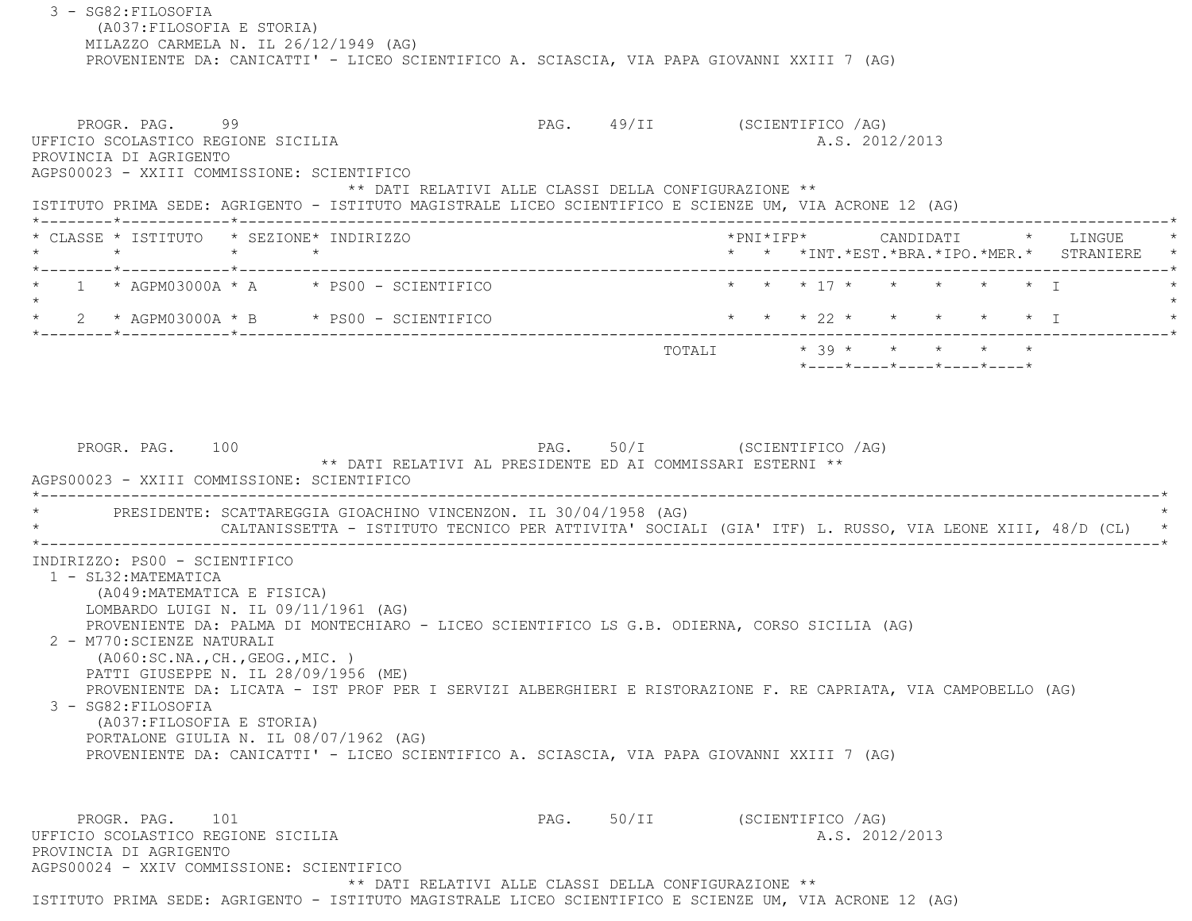3 - SG82:FILOSOFIA
(A037:FILOSOFIA E STORIA)
MILAZZO CARMELA N. IL 26/12/1949 (AG)
PROVENIENTE DA: CANICATTI' - LICEO SCIENTIFICO A. SCIASCIA, VIA PAPA GIOVANNI XXIII 7 (AG)

PROGR. PAG. 99 PAG. 49/II (SCIENTIFICO /AG)

UFFICIO SCOLASTICO REGIONE SICILIA A.S. 2012/2013

PROVINCIA DI AGRIGENTO

AGPS00023 - XXIII COMMISSIONE: SCIENTIFICO

** DATI RELATIVI ALLE CLASSI DELLA CONFIGURAZIONE **

ISTITUTO PRIMA SEDE: AGRIGENTO - ISTITUTO MAGISTRALE LICEO SCIENTIFICO E SCIENZE UM, VIA ACRONE 12 (AG)

| CLASSE | ISTITUTO | SEZIONE | INDIRIZZO | PNI | IFP | CANDIDATI INT. | EST. | BRA. | IPO. | MER. | LINGUE STRANIERE |
|---|---|---|---|---|---|---|---|---|---|---|---|
| 1 | AGPM03000A | A | PS00 - SCIENTIFICO | | | 17 | | | | | I |
| 2 | AGPM03000A | B | PS00 - SCIENTIFICO | | | 22 | | | | | I |
| | | | TOTALI | | | 39 | | | | | |

PROGR. PAG. 100 PAG. 50/I (SCIENTIFICO /AG)

** DATI RELATIVI AL PRESIDENTE ED AI COMMISSARI ESTERNI **

AGPS00023 - XXIII COMMISSIONE: SCIENTIFICO

PRESIDENTE: SCATTAREGGIA GIOACHINO VINCENZON. IL 30/04/1958 (AG)
CALTANISSETTA - ISTITUTO TECNICO PER ATTIVITA' SOCIALI (GIA' ITF) L. RUSSO, VIA LEONE XIII, 48/D (CL)

INDIRIZZO: PS00 - SCIENTIFICO

1 - SL32:MATEMATICA
(A049:MATEMATICA E FISICA)
LOMBARDO LUIGI N. IL 09/11/1961 (AG)
PROVENIENTE DA: PALMA DI MONTECHIARO - LICEO SCIENTIFICO LS G.B. ODIERNA, CORSO SICILIA (AG)

2 - M770:SCIENZE NATURALI
(A060:SC.NA.,CH.,GEOG.,MIC. )
PATTI GIUSEPPE N. IL 28/09/1956 (ME)
PROVENIENTE DA: LICATA - IST PROF PER I SERVIZI ALBERGHIERI E RISTORAZIONE F. RE CAPRIATA, VIA CAMPOBELLO (AG)

3 - SG82:FILOSOFIA
(A037:FILOSOFIA E STORIA)
PORTALONE GIULIA N. IL 08/07/1962 (AG)
PROVENIENTE DA: CANICATTI' - LICEO SCIENTIFICO A. SCIASCIA, VIA PAPA GIOVANNI XXIII 7 (AG)

PROGR. PAG. 101 PAG. 50/II (SCIENTIFICO /AG)

UFFICIO SCOLASTICO REGIONE SICILIA A.S. 2012/2013

PROVINCIA DI AGRIGENTO

AGPS00024 - XXIV COMMISSIONE: SCIENTIFICO

** DATI RELATIVI ALLE CLASSI DELLA CONFIGURAZIONE **

ISTITUTO PRIMA SEDE: AGRIGENTO - ISTITUTO MAGISTRALE LICEO SCIENTIFICO E SCIENZE UM, VIA ACRONE 12 (AG)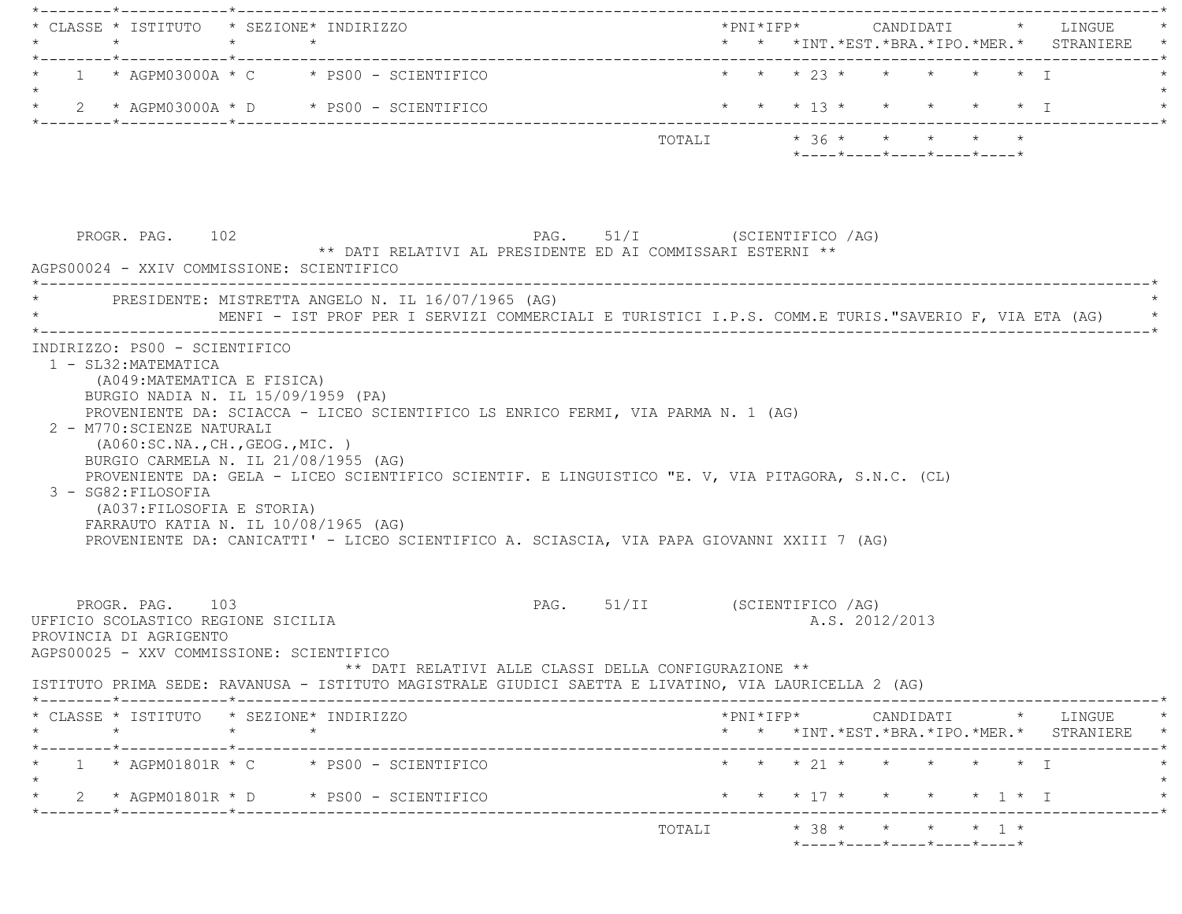| CLASSE | ISTITUTO | SEZIONE | INDIRIZZO | PNI | IFP | INT. | EST. | BRA. | IPO. | MER. | LINGUE STRANIERE |
|---|---|---|---|---|---|---|---|---|---|---|---|
| 1 | AGPM03000A | C | PS00 - SCIENTIFICO | | | 23 | | | | | I |
| 2 | AGPM03000A | D | PS00 - SCIENTIFICO | | | 13 | | | | | I |
| | | | TOTALI | | | 36 | | | | | |

PROGR. PAG. 102 PAG. 51/I (SCIENTIFICO /AG)

** DATI RELATIVI AL PRESIDENTE ED AI COMMISSARI ESTERNI **

AGPS00024 - XXIV COMMISSIONE: SCIENTIFICO

PRESIDENTE: MISTRETTA ANGELO N. IL 16/07/1965 (AG)
MENFI - IST PROF PER I SERVIZI COMMERCIALI E TURISTICI I.P.S. COMM.E TURIS."SAVERIO F, VIA ETA (AG)

INDIRIZZO: PS00 - SCIENTIFICO

1 - SL32:MATEMATICA
(A049:MATEMATICA E FISICA)
BURGIO NADIA N. IL 15/09/1959 (PA)
PROVENIENTE DA: SCIACCA - LICEO SCIENTIFICO LS ENRICO FERMI, VIA PARMA N. 1 (AG)

2 - M770:SCIENZE NATURALI
(A060:SC.NA.,CH.,GEOG.,MIC. )
BURGIO CARMELA N. IL 21/08/1955 (AG)
PROVENIENTE DA: GELA - LICEO SCIENTIFICO SCIENTIF. E LINGUISTICO "E. V, VIA PITAGORA, S.N.C. (CL)

3 - SG82:FILOSOFIA
(A037:FILOSOFIA E STORIA)
FARRAUTO KATIA N. IL 10/08/1965 (AG)
PROVENIENTE DA: CANICATTI' - LICEO SCIENTIFICO A. SCIASCIA, VIA PAPA GIOVANNI XXIII 7 (AG)

PROGR. PAG. 103 PAG. 51/II (SCIENTIFICO /AG)

UFFICIO SCOLASTICO REGIONE SICILIA A.S. 2012/2013

PROVINCIA DI AGRIGENTO

AGPS00025 - XXV COMMISSIONE: SCIENTIFICO

** DATI RELATIVI ALLE CLASSI DELLA CONFIGURAZIONE **

ISTITUTO PRIMA SEDE: RAVANUSA - ISTITUTO MAGISTRALE GIUDICI SAETTA E LIVATINO, VIA LAURICELLA 2 (AG)

| CLASSE | ISTITUTO | SEZIONE | INDIRIZZO | PNI | IFP | INT. | EST. | BRA. | IPO. | MER. | LINGUE STRANIERE |
|---|---|---|---|---|---|---|---|---|---|---|---|
| 1 | AGPM01801R | C | PS00 - SCIENTIFICO | | | 21 | | | | | I |
| 2 | AGPM01801R | D | PS00 - SCIENTIFICO | | | 17 | | | | 1 | I |
| | | | TOTALI | | | 38 | | | | 1 | |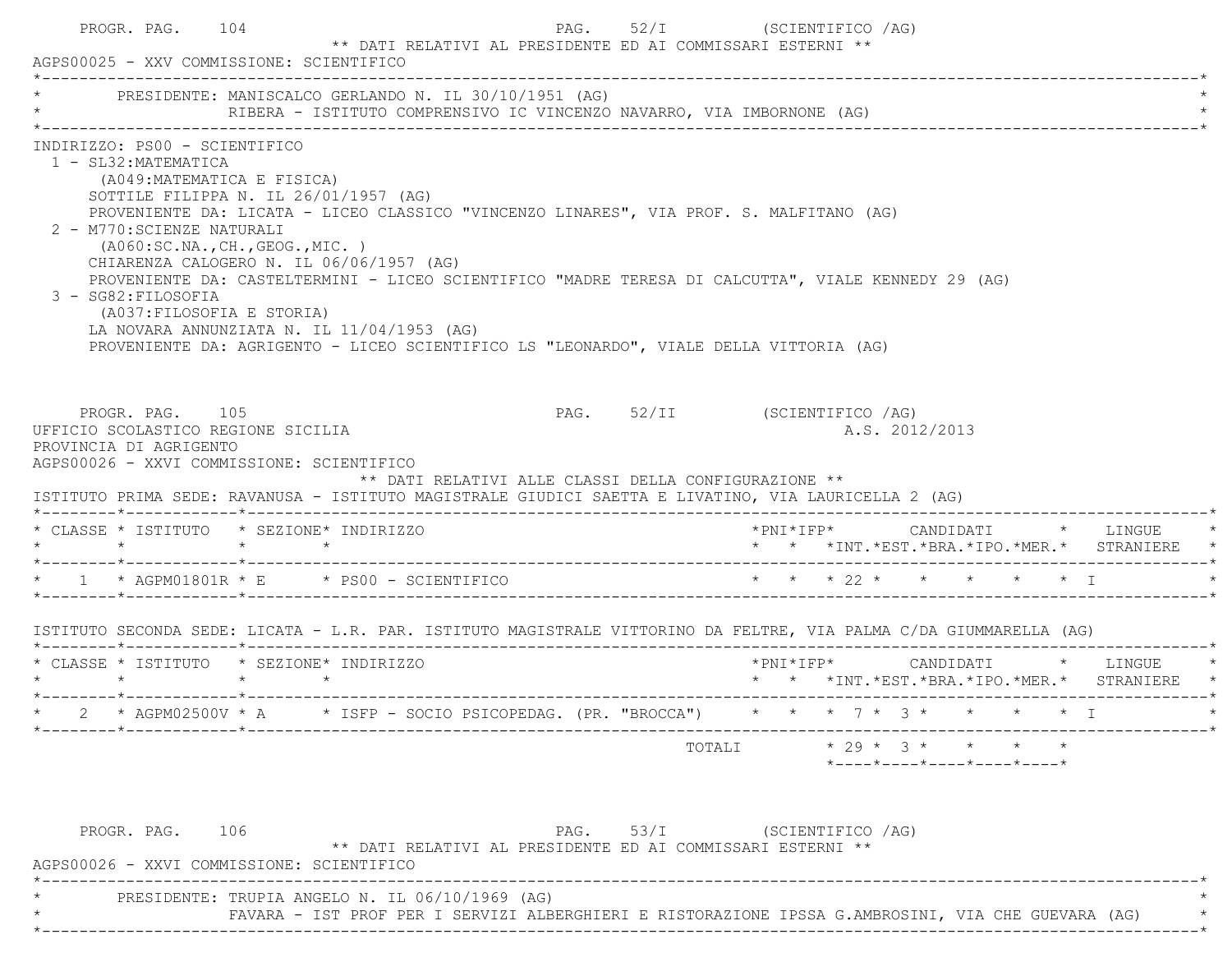** DATI RELATIVI AL PRESIDENTE ED AI COMMISSARI ESTERNI **

AGPS00025 - XXV COMMISSIONE: SCIENTIFICO

PRESIDENTE: MANISCALCO GERLANDO N. IL 30/10/1951 (AG)
RIBERA - ISTITUTO COMPRENSIVO IC VINCENZO NAVARRO, VIA IMBORNONE (AG)

INDIRIZZO: PS00 - SCIENTIFICO

1 - SL32:MATEMATICA
(A049:MATEMATICA E FISICA)
SOTTILE FILIPPA N. IL 26/01/1957 (AG)
PROVENIENTE DA: LICATA - LICEO CLASSICO "VINCENZO LINARES", VIA PROF. S. MALFITANO (AG)

2 - M770:SCIENZE NATURALI
(A060:SC.NA.,CH.,GEOG.,MIC. )
CHIARENZA CALOGERO N. IL 06/06/1957 (AG)
PROVENIENTE DA: CASTELTERMINI - LICEO SCIENTIFICO "MADRE TERESA DI CALCUTTA", VIALE KENNEDY 29 (AG)

3 - SG82:FILOSOFIA
(A037:FILOSOFIA E STORIA)
LA NOVARA ANNUNZIATA N. IL 11/04/1953 (AG)
PROVENIENTE DA: AGRIGENTO - LICEO SCIENTIFICO LS "LEONARDO", VIALE DELLA VITTORIA (AG)

UFFICIO SCOLASTICO REGIONE SICILIA — A.S. 2012/2013
PROVINCIA DI AGRIGENTO

AGPS00026 - XXVI COMMISSIONE: SCIENTIFICO

** DATI RELATIVI ALLE CLASSI DELLA CONFIGURAZIONE **

ISTITUTO PRIMA SEDE: RAVANUSA - ISTITUTO MAGISTRALE GIUDICI SAETTA E LIVATINO, VIA LAURICELLA 2 (AG)

| CLASSE | ISTITUTO | SEZIONE | INDIRIZZO | PNI | IFP | CANDIDATI INT. | EST. | BRA. | IPO. | MER. | LINGUE STRANIERE |
|---|---|---|---|---|---|---|---|---|---|---|---|
| 1 | AGPM01801R | E | PS00 - SCIENTIFICO | | | 22 | | | | | I |

ISTITUTO SECONDA SEDE: LICATA - L.R. PAR. ISTITUTO MAGISTRALE VITTORINO DA FELTRE, VIA PALMA C/DA GIUMMARELLA (AG)

| CLASSE | ISTITUTO | SEZIONE | INDIRIZZO | PNI | IFP | CANDIDATI INT. | EST. | BRA. | IPO. | MER. | LINGUE STRANIERE |
|---|---|---|---|---|---|---|---|---|---|---|---|
| 2 | AGPM02500V | A | ISFP - SOCIO PSICOPEDAG. (PR. "BROCCA") | | | 7 | 3 | | | | I |
| | | | TOTALI | | | 29 | 3 | | | | |

** DATI RELATIVI AL PRESIDENTE ED AI COMMISSARI ESTERNI **

AGPS00026 - XXVI COMMISSIONE: SCIENTIFICO

PRESIDENTE: TRUPIA ANGELO N. IL 06/10/1969 (AG)
FAVARA - IST PROF PER I SERVIZI ALBERGHIERI E RISTORAZIONE IPSSA G.AMBROSINI, VIA CHE GUEVARA (AG)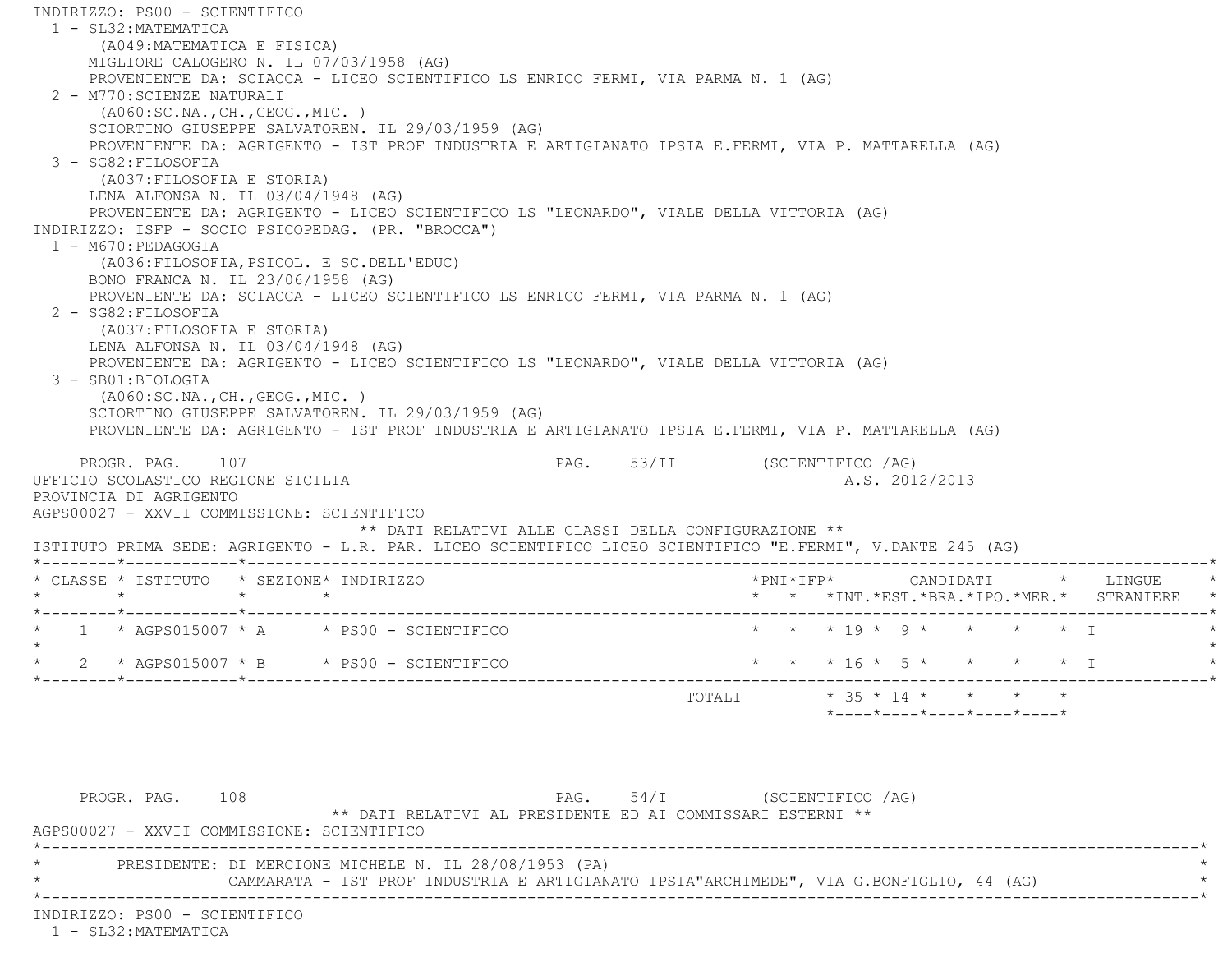INDIRIZZO: PS00 - SCIENTIFICO

1 - SL32:MATEMATICA
   (A049:MATEMATICA E FISICA)
   MIGLIORE CALOGERO N. IL 07/03/1958 (AG)
   PROVENIENTE DA: SCIACCA - LICEO SCIENTIFICO LS ENRICO FERMI, VIA PARMA N. 1 (AG)

2 - M770:SCIENZE NATURALI
   (A060:SC.NA.,CH.,GEOG.,MIC. )
   SCIORTINO GIUSEPPE SALVATOREN. IL 29/03/1959 (AG)
   PROVENIENTE DA: AGRIGENTO - IST PROF INDUSTRIA E ARTIGIANATO IPSIA E.FERMI, VIA P. MATTARELLA (AG)

3 - SG82:FILOSOFIA
   (A037:FILOSOFIA E STORIA)
   LENA ALFONSA N. IL 03/04/1948 (AG)
   PROVENIENTE DA: AGRIGENTO - LICEO SCIENTIFICO LS "LEONARDO", VIALE DELLA VITTORIA (AG)

INDIRIZZO: ISFP - SOCIO PSICOPEDAG. (PR. "BROCCA")

1 - M670:PEDAGOGIA
   (A036:FILOSOFIA,PSICOL. E SC.DELL'EDUC)
   BONO FRANCA N. IL 23/06/1958 (AG)
   PROVENIENTE DA: SCIACCA - LICEO SCIENTIFICO LS ENRICO FERMI, VIA PARMA N. 1 (AG)

2 - SG82:FILOSOFIA
   (A037:FILOSOFIA E STORIA)
   LENA ALFONSA N. IL 03/04/1948 (AG)
   PROVENIENTE DA: AGRIGENTO - LICEO SCIENTIFICO LS "LEONARDO", VIALE DELLA VITTORIA (AG)

3 - SB01:BIOLOGIA
   (A060:SC.NA.,CH.,GEOG.,MIC. )
   SCIORTINO GIUSEPPE SALVATOREN. IL 29/03/1959 (AG)
   PROVENIENTE DA: AGRIGENTO - IST PROF INDUSTRIA E ARTIGIANATO IPSIA E.FERMI, VIA P. MATTARELLA (AG)

PROGR. PAG. 107 PAG. 53/II (SCIENTIFICO /AG)

UFFICIO SCOLASTICO REGIONE SICILIA A.S. 2012/2013

PROVINCIA DI AGRIGENTO

AGPS00027 - XXVII COMMISSIONE: SCIENTIFICO

** DATI RELATIVI ALLE CLASSI DELLA CONFIGURAZIONE **

ISTITUTO PRIMA SEDE: AGRIGENTO - L.R. PAR. LICEO SCIENTIFICO LICEO SCIENTIFICO "E.FERMI", V.DANTE 245 (AG)

| CLASSE | ISTITUTO | SEZIONE | INDIRIZZO | PNI | IFP | CANDIDATI INT. | CANDIDATI EST. | CANDIDATI BRA. | CANDIDATI IPO. | CANDIDATI MER. | LINGUE STRANIERE |
|---|---|---|---|---|---|---|---|---|---|---|---|
| 1 | AGPS015007 | A | PS00 - SCIENTIFICO | | | 19 | 9 | | | | I |
| 2 | AGPS015007 | B | PS00 - SCIENTIFICO | | | 16 | 5 | | | | I |
| | | | TOTALI | | | 35 | 14 | | | | |

PROGR. PAG. 108 PAG. 54/I (SCIENTIFICO /AG)

** DATI RELATIVI AL PRESIDENTE ED AI COMMISSARI ESTERNI **

AGPS00027 - XXVII COMMISSIONE: SCIENTIFICO

PRESIDENTE: DI MERCIONE MICHELE N. IL 28/08/1953 (PA)
CAMMARATA - IST PROF INDUSTRIA E ARTIGIANATO IPSIA"ARCHIMEDE", VIA G.BONFIGLIO, 44 (AG)

INDIRIZZO: PS00 - SCIENTIFICO

1 - SL32:MATEMATICA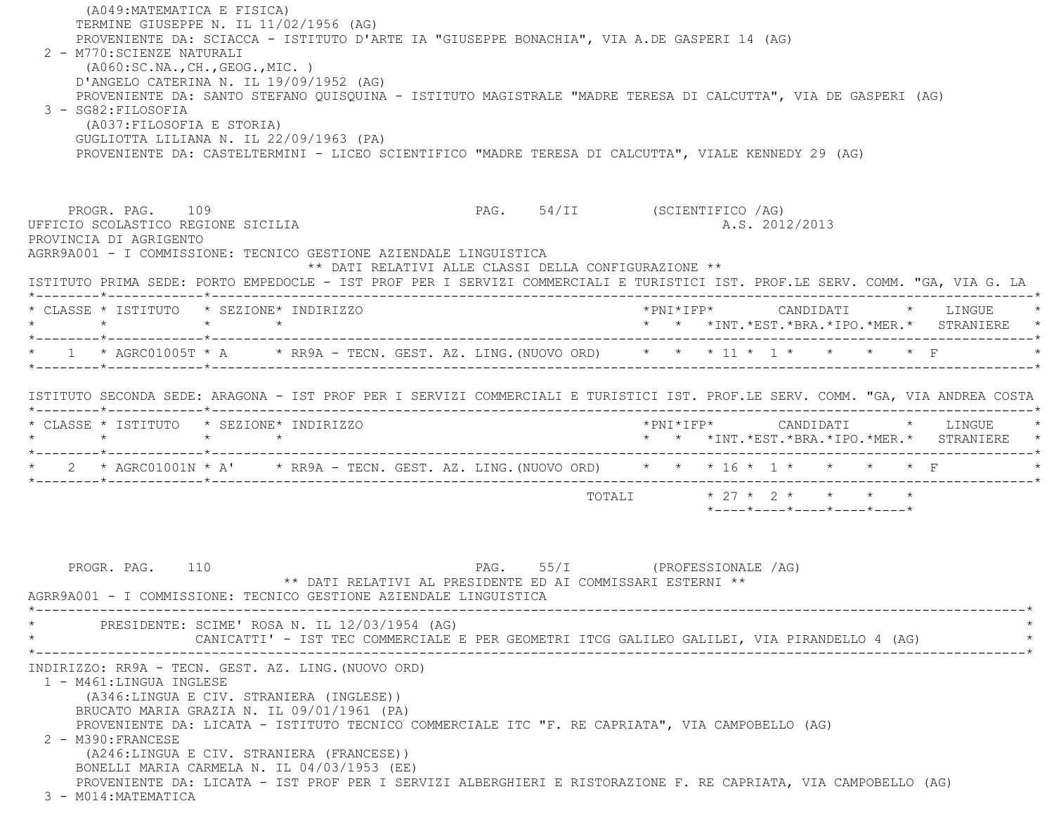(A049:MATEMATICA E FISICA)
TERMINE GIUSEPPE N. IL 11/02/1956 (AG)
PROVENIENTE DA: SCIACCA - ISTITUTO D'ARTE IA "GIUSEPPE BONACHIA", VIA A.DE GASPERI 14 (AG)

2 - M770:SCIENZE NATURALI
(A060:SC.NA.,CH.,GEOG.,MIC. )
D'ANGELO CATERINA N. IL 19/09/1952 (AG)
PROVENIENTE DA: SANTO STEFANO QUISQUINA - ISTITUTO MAGISTRALE "MADRE TERESA DI CALCUTTA", VIA DE GASPERI (AG)

3 - SG82:FILOSOFIA
(A037:FILOSOFIA E STORIA)
GUGLIOTTA LILIANA N. IL 22/09/1963 (PA)
PROVENIENTE DA: CASTELTERMINI - LICEO SCIENTIFICO "MADRE TERESA DI CALCUTTA", VIALE KENNEDY 29 (AG)

PROGR. PAG. 109 PAG. 54/II (SCIENTIFICO /AG)
UFFICIO SCOLASTICO REGIONE SICILIA A.S. 2012/2013
PROVINCIA DI AGRIGENTO
AGRR9A001 - I COMMISSIONE: TECNICO GESTIONE AZIENDALE LINGUISTICA

** DATI RELATIVI ALLE CLASSI DELLA CONFIGURAZIONE **

ISTITUTO PRIMA SEDE: PORTO EMPEDOCLE - IST PROF PER I SERVIZI COMMERCIALI E TURISTICI IST. PROF.LE SERV. COMM. "GA, VIA G. LA

| CLASSE | ISTITUTO | SEZIONE | INDIRIZZO | PNI | IFP | INT. | EST. | BRA. | IPO. | MER. | LINGUE STRANIERE |
|---|---|---|---|---|---|---|---|---|---|---|---|
| 1 | AGRC01005T | A | RR9A - TECN. GEST. AZ. LING.(NUOVO ORD) | | | 11 | 1 | | | | F |

ISTITUTO SECONDA SEDE: ARAGONA - IST PROF PER I SERVIZI COMMERCIALI E TURISTICI IST. PROF.LE SERV. COMM. "GA, VIA ANDREA COSTA

| CLASSE | ISTITUTO | SEZIONE | INDIRIZZO | PNI | IFP | INT. | EST. | BRA. | IPO. | MER. | LINGUE STRANIERE |
|---|---|---|---|---|---|---|---|---|---|---|---|
| 2 | AGRC01001N | A' | RR9A - TECN. GEST. AZ. LING.(NUOVO ORD) | | | 16 | 1 | | | | F |
| | | | TOTALI | | | 27 | 2 | | | | |

PROGR. PAG. 110 PAG. 55/I (PROFESSIONALE /AG)

** DATI RELATIVI AL PRESIDENTE ED AI COMMISSARI ESTERNI **

AGRR9A001 - I COMMISSIONE: TECNICO GESTIONE AZIENDALE LINGUISTICA

PRESIDENTE: SCIME' ROSA N. IL 12/03/1954 (AG)
CANICATTI' - IST TEC COMMERCIALE E PER GEOMETRI ITCG GALILEO GALILEI, VIA PIRANDELLO 4 (AG)

INDIRIZZO: RR9A - TECN. GEST. AZ. LING.(NUOVO ORD)

1 - M461:LINGUA INGLESE
(A346:LINGUA E CIV. STRANIERA (INGLESE))
BRUCATO MARIA GRAZIA N. IL 09/01/1961 (PA)
PROVENIENTE DA: LICATA - ISTITUTO TECNICO COMMERCIALE ITC "F. RE CAPRIATA", VIA CAMPOBELLO (AG)

2 - M390:FRANCESE
(A246:LINGUA E CIV. STRANIERA (FRANCESE))
BONELLI MARIA CARMELA N. IL 04/03/1953 (EE)
PROVENIENTE DA: LICATA - IST PROF PER I SERVIZI ALBERGHIERI E RISTORAZIONE F. RE CAPRIATA, VIA CAMPOBELLO (AG)

3 - M014:MATEMATICA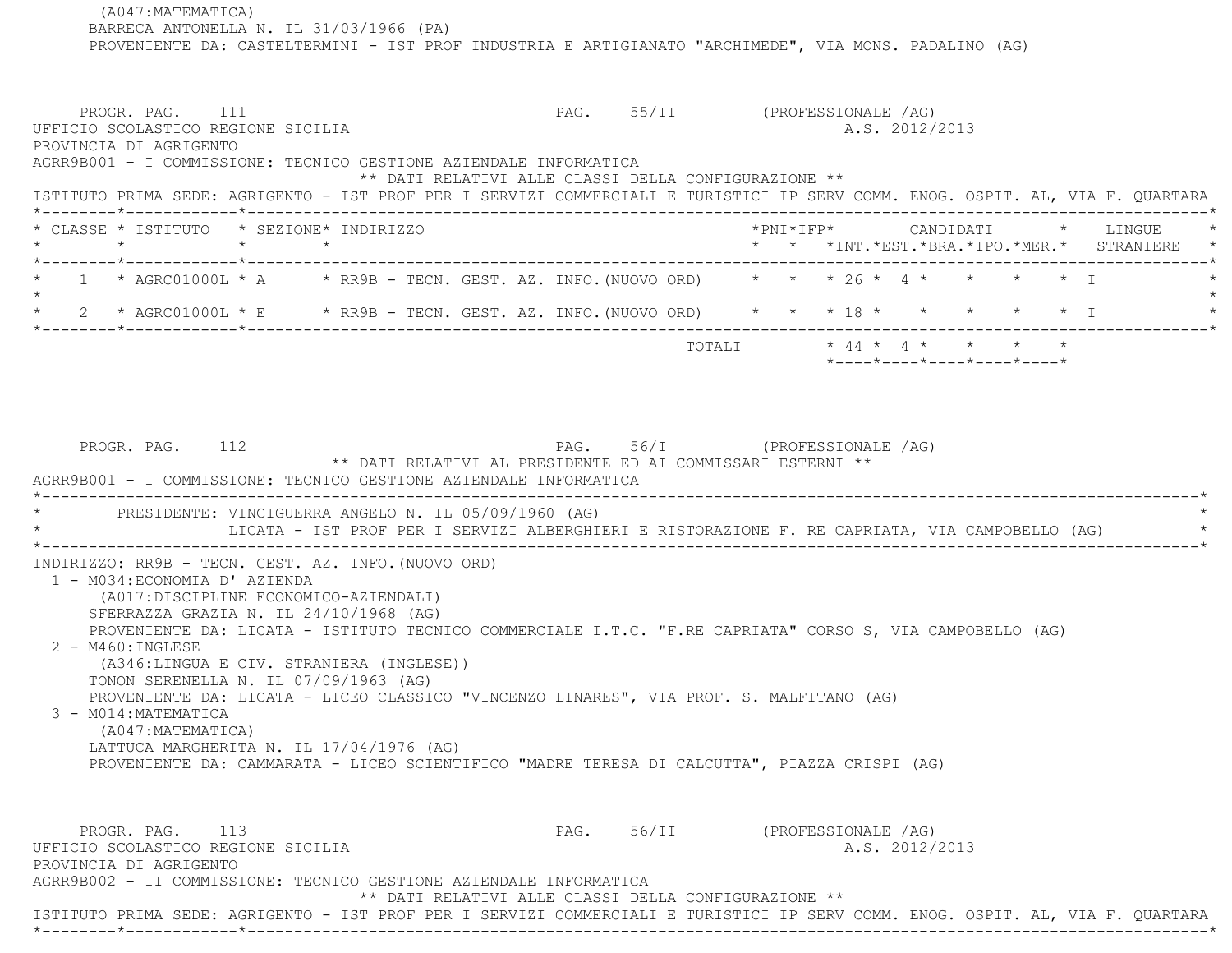(A047:MATEMATICA)
BARRECA ANTONELLA N. IL 31/03/1966 (PA)
PROVENIENTE DA: CASTELTERMINI - IST PROF INDUSTRIA E ARTIGIANATO "ARCHIMEDE", VIA MONS. PADALINO (AG)

PROGR. PAG. 111 PAG. 55/II (PROFESSIONALE /AG)
UFFICIO SCOLASTICO REGIONE SICILIA A.S. 2012/2013
PROVINCIA DI AGRIGENTO
AGRR9B001 - I COMMISSIONE: TECNICO GESTIONE AZIENDALE INFORMATICA

** DATI RELATIVI ALLE CLASSI DELLA CONFIGURAZIONE **

ISTITUTO PRIMA SEDE: AGRIGENTO - IST PROF PER I SERVIZI COMMERCIALI E TURISTICI IP SERV COMM. ENOG. OSPIT. AL, VIA F. QUARTARA

| CLASSE | ISTITUTO | SEZIONE | INDIRIZZO | PNI | IFP | CANDIDATI INT. | EST. | BRA. | IPO. | MER. | LINGUE STRANIERE |
|---|---|---|---|---|---|---|---|---|---|---|---|
| 1 | AGRC01000L | A | RR9B - TECN. GEST. AZ. INFO.(NUOVO ORD) | | | 26 | 4 | | | | I |
| 2 | AGRC01000L | E | RR9B - TECN. GEST. AZ. INFO.(NUOVO ORD) | | | 18 | | | | | I |
| | | | TOTALI | | | 44 | 4 | | | | |

PROGR. PAG. 112 PAG. 56/I (PROFESSIONALE /AG)

** DATI RELATIVI AL PRESIDENTE ED AI COMMISSARI ESTERNI **

AGRR9B001 - I COMMISSIONE: TECNICO GESTIONE AZIENDALE INFORMATICA

PRESIDENTE: VINCIGUERRA ANGELO N. IL 05/09/1960 (AG)
LICATA - IST PROF PER I SERVIZI ALBERGHIERI E RISTORAZIONE F. RE CAPRIATA, VIA CAMPOBELLO (AG)

INDIRIZZO: RR9B - TECN. GEST. AZ. INFO.(NUOVO ORD)

1 - M034:ECONOMIA D' AZIENDA
(A017:DISCIPLINE ECONOMICO-AZIENDALI)
SFERRAZZA GRAZIA N. IL 24/10/1968 (AG)
PROVENIENTE DA: LICATA - ISTITUTO TECNICO COMMERCIALE I.T.C. "F.RE CAPRIATA" CORSO S, VIA CAMPOBELLO (AG)

2 - M460:INGLESE
(A346:LINGUA E CIV. STRANIERA (INGLESE))
TONON SERENELLA N. IL 07/09/1963 (AG)
PROVENIENTE DA: LICATA - LICEO CLASSICO "VINCENZO LINARES", VIA PROF. S. MALFITANO (AG)

3 - M014:MATEMATICA
(A047:MATEMATICA)
LATTUCA MARGHERITA N. IL 17/04/1976 (AG)
PROVENIENTE DA: CAMMARATA - LICEO SCIENTIFICO "MADRE TERESA DI CALCUTTA", PIAZZA CRISPI (AG)

PROGR. PAG. 113 PAG. 56/II (PROFESSIONALE /AG)
UFFICIO SCOLASTICO REGIONE SICILIA A.S. 2012/2013
PROVINCIA DI AGRIGENTO
AGRR9B002 - II COMMISSIONE: TECNICO GESTIONE AZIENDALE INFORMATICA

** DATI RELATIVI ALLE CLASSI DELLA CONFIGURAZIONE **

ISTITUTO PRIMA SEDE: AGRIGENTO - IST PROF PER I SERVIZI COMMERCIALI E TURISTICI IP SERV COMM. ENOG. OSPIT. AL, VIA F. QUARTARA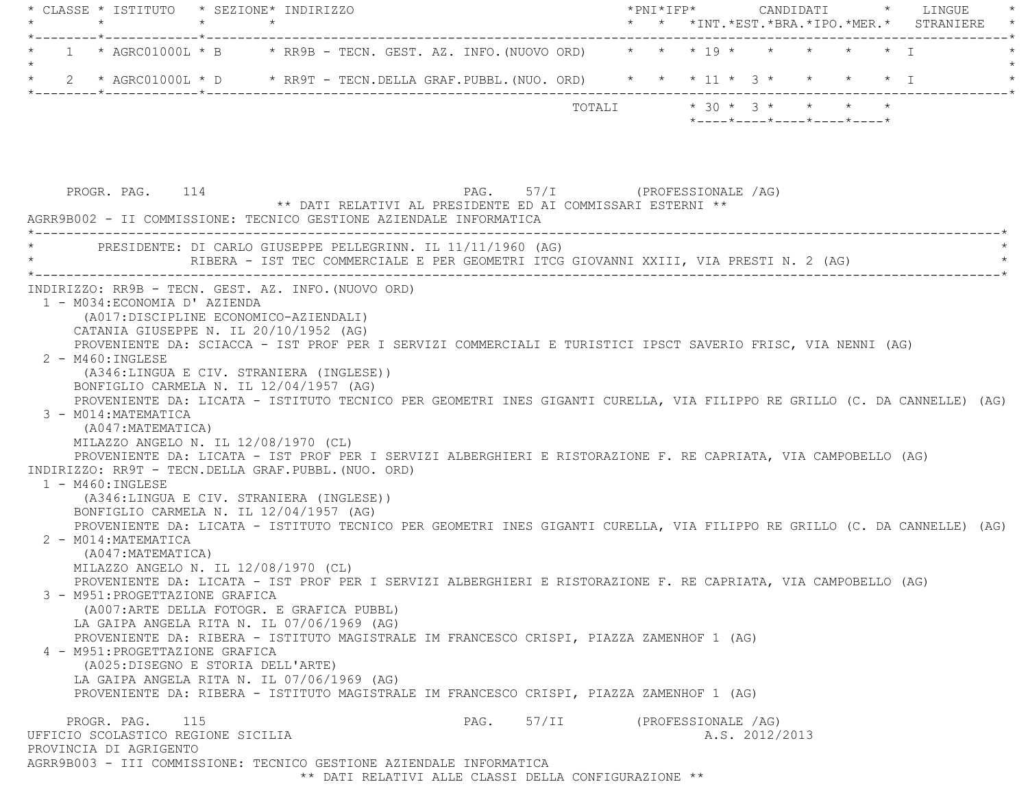| CLASSE | ISTITUTO | SEZIONE | INDIRIZZO | PNI | IFP | CANDIDATI INT. | CANDIDATI EST. | CANDIDATI BRA. | CANDIDATI IPO. | CANDIDATI MER. | LINGUE STRANIERE |
|---|---|---|---|---|---|---|---|---|---|---|---|
| 1 | AGRC01000L | B | RR9B - TECN. GEST. AZ. INFO.(NUOVO ORD) | | | 19 | | | | | I |
| 2 | AGRC01000L | D | RR9T - TECN.DELLA GRAF.PUBBL.(NUO. ORD) | | | 11 | 3 | | | | I |
| | | | TOTALI | | | 30 | 3 | | | | |

PROGR. PAG. 114 PAG. 57/I (PROFESSIONALE /AG)

** DATI RELATIVI AL PRESIDENTE ED AI COMMISSARI ESTERNI **

AGRR9B002 - II COMMISSIONE: TECNICO GESTIONE AZIENDALE INFORMATICA

PRESIDENTE: DI CARLO GIUSEPPE PELLEGRINN. IL 11/11/1960 (AG)
RIBERA - IST TEC COMMERCIALE E PER GEOMETRI ITCG GIOVANNI XXIII, VIA PRESTI N. 2 (AG)

INDIRIZZO: RR9B - TECN. GEST. AZ. INFO.(NUOVO ORD)

1 - M034:ECONOMIA D' AZIENDA
(A017:DISCIPLINE ECONOMICO-AZIENDALI)
CATANIA GIUSEPPE N. IL 20/10/1952 (AG)
PROVENIENTE DA: SCIACCA - IST PROF PER I SERVIZI COMMERCIALI E TURISTICI IPSCT SAVERIO FRISC, VIA NENNI (AG)

2 - M460:INGLESE
(A346:LINGUA E CIV. STRANIERA (INGLESE))
BONFIGLIO CARMELA N. IL 12/04/1957 (AG)
PROVENIENTE DA: LICATA - ISTITUTO TECNICO PER GEOMETRI INES GIGANTI CURELLA, VIA FILIPPO RE GRILLO (C. DA CANNELLE) (AG)

3 - M014:MATEMATICA
(A047:MATEMATICA)
MILAZZO ANGELO N. IL 12/08/1970 (CL)
PROVENIENTE DA: LICATA - IST PROF PER I SERVIZI ALBERGHIERI E RISTORAZIONE F. RE CAPRIATA, VIA CAMPOBELLO (AG)

INDIRIZZO: RR9T - TECN.DELLA GRAF.PUBBL.(NUO. ORD)

1 - M460:INGLESE
(A346:LINGUA E CIV. STRANIERA (INGLESE))
BONFIGLIO CARMELA N. IL 12/04/1957 (AG)
PROVENIENTE DA: LICATA - ISTITUTO TECNICO PER GEOMETRI INES GIGANTI CURELLA, VIA FILIPPO RE GRILLO (C. DA CANNELLE) (AG)

2 - M014:MATEMATICA
(A047:MATEMATICA)
MILAZZO ANGELO N. IL 12/08/1970 (CL)
PROVENIENTE DA: LICATA - IST PROF PER I SERVIZI ALBERGHIERI E RISTORAZIONE F. RE CAPRIATA, VIA CAMPOBELLO (AG)

3 - M951:PROGETTAZIONE GRAFICA
(A007:ARTE DELLA FOTOGR. E GRAFICA PUBBL)
LA GAIPA ANGELA RITA N. IL 07/06/1969 (AG)
PROVENIENTE DA: RIBERA - ISTITUTO MAGISTRALE IM FRANCESCO CRISPI, PIAZZA ZAMENHOF 1 (AG)

4 - M951:PROGETTAZIONE GRAFICA
(A025:DISEGNO E STORIA DELL'ARTE)
LA GAIPA ANGELA RITA N. IL 07/06/1969 (AG)
PROVENIENTE DA: RIBERA - ISTITUTO MAGISTRALE IM FRANCESCO CRISPI, PIAZZA ZAMENHOF 1 (AG)

PROGR. PAG. 115 PAG. 57/II (PROFESSIONALE /AG)

UFFICIO SCOLASTICO REGIONE SICILIA A.S. 2012/2013

PROVINCIA DI AGRIGENTO

AGRR9B003 - III COMMISSIONE: TECNICO GESTIONE AZIENDALE INFORMATICA

** DATI RELATIVI ALLE CLASSI DELLA CONFIGURAZIONE **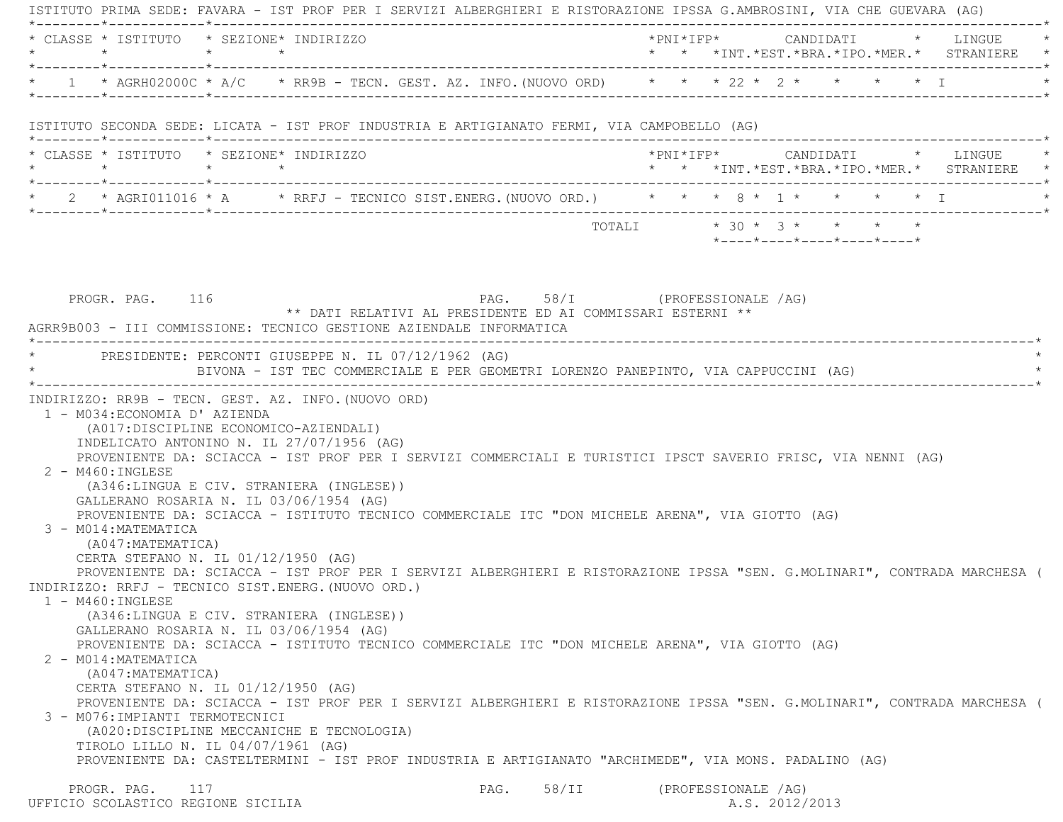ISTITUTO PRIMA SEDE: FAVARA - IST PROF PER I SERVIZI ALBERGHIERI E RISTORAZIONE IPSSA G.AMBROSINI, VIA CHE GUEVARA (AG)

| CLASSE | ISTITUTO | SEZIONE | INDIRIZZO | PNI | IFP | CANDIDATI INT. | CANDIDATI EST. | CANDIDATI BRA. | CANDIDATI IPO. | CANDIDATI MER. | LINGUE STRANIERE |
|---|---|---|---|---|---|---|---|---|---|---|---|
| 1 | AGRH02000C | A/C | RR9B - TECN. GEST. AZ. INFO.(NUOVO ORD) | | | 22 | 2 | | | | I |

ISTITUTO SECONDA SEDE: LICATA - IST PROF INDUSTRIA E ARTIGIANATO FERMI, VIA CAMPOBELLO (AG)

| CLASSE | ISTITUTO | SEZIONE | INDIRIZZO | PNI | IFP | CANDIDATI INT. | CANDIDATI EST. | CANDIDATI BRA. | CANDIDATI IPO. | CANDIDATI MER. | LINGUE STRANIERE |
|---|---|---|---|---|---|---|---|---|---|---|---|
| 2 | AGRI011016 | A | RRFJ - TECNICO SIST.ENERG.(NUOVO ORD.) | | | 8 | 1 | | | | I |
| | | | TOTALI | | | 30 | 3 | | | | |

PROGR. PAG. 116 PAG. 58/I (PROFESSIONALE /AG)

** DATI RELATIVI AL PRESIDENTE ED AI COMMISSARI ESTERNI **

AGRR9B003 - III COMMISSIONE: TECNICO GESTIONE AZIENDALE INFORMATICA

PRESIDENTE: PERCONTI GIUSEPPE N. IL 07/12/1962 (AG)
BIVONA - IST TEC COMMERCIALE E PER GEOMETRI LORENZO PANEPINTO, VIA CAPPUCCINI (AG)

INDIRIZZO: RR9B - TECN. GEST. AZ. INFO.(NUOVO ORD)

1 - M034:ECONOMIA D' AZIENDA
(A017:DISCIPLINE ECONOMICO-AZIENDALI)
INDELICATO ANTONINO N. IL 27/07/1956 (AG)
PROVENIENTE DA: SCIACCA - IST PROF PER I SERVIZI COMMERCIALI E TURISTICI IPSCT SAVERIO FRISC, VIA NENNI (AG)

2 - M460:INGLESE
(A346:LINGUA E CIV. STRANIERA (INGLESE))
GALLERANO ROSARIA N. IL 03/06/1954 (AG)
PROVENIENTE DA: SCIACCA - ISTITUTO TECNICO COMMERCIALE ITC "DON MICHELE ARENA", VIA GIOTTO (AG)

3 - M014:MATEMATICA
(A047:MATEMATICA)
CERTA STEFANO N. IL 01/12/1950 (AG)
PROVENIENTE DA: SCIACCA - IST PROF PER I SERVIZI ALBERGHIERI E RISTORAZIONE IPSSA "SEN. G.MOLINARI", CONTRADA MARCHESA (

INDIRIZZO: RRFJ - TECNICO SIST.ENERG.(NUOVO ORD.)

1 - M460:INGLESE
(A346:LINGUA E CIV. STRANIERA (INGLESE))
GALLERANO ROSARIA N. IL 03/06/1954 (AG)
PROVENIENTE DA: SCIACCA - ISTITUTO TECNICO COMMERCIALE ITC "DON MICHELE ARENA", VIA GIOTTO (AG)

2 - M014:MATEMATICA
(A047:MATEMATICA)
CERTA STEFANO N. IL 01/12/1950 (AG)
PROVENIENTE DA: SCIACCA - IST PROF PER I SERVIZI ALBERGHIERI E RISTORAZIONE IPSSA "SEN. G.MOLINARI", CONTRADA MARCHESA (

3 - M076:IMPIANTI TERMOTECNICI
(A020:DISCIPLINE MECCANICHE E TECNOLOGIA)
TIROLO LILLO N. IL 04/07/1961 (AG)
PROVENIENTE DA: CASTELTERMINI - IST PROF INDUSTRIA E ARTIGIANATO "ARCHIMEDE", VIA MONS. PADALINO (AG)

PROGR. PAG. 117 PAG. 58/II (PROFESSIONALE /AG)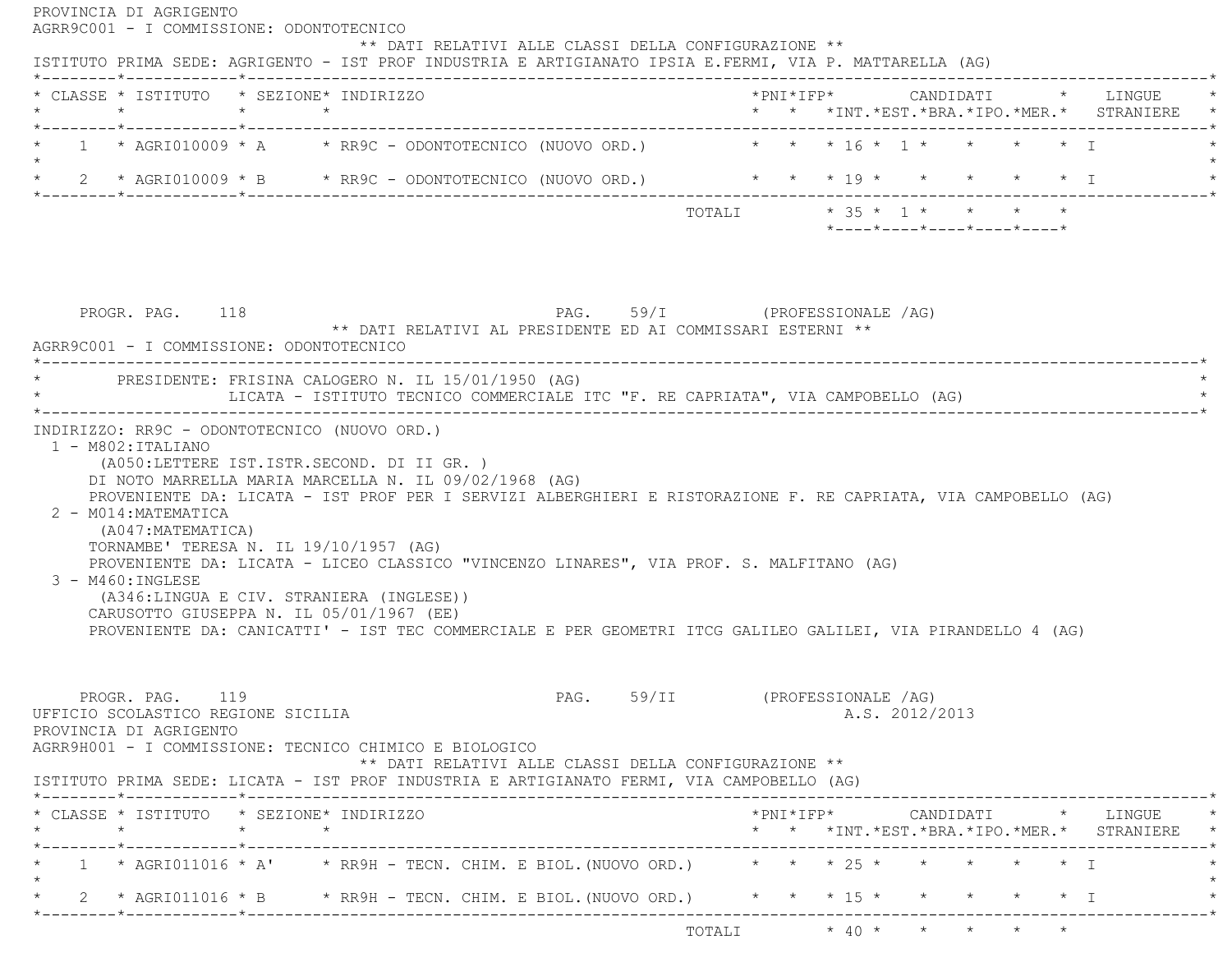PROVINCIA DI AGRIGENTO
AGRR9C001 - I COMMISSIONE: ODONTOTECNICO

** DATI RELATIVI ALLE CLASSI DELLA CONFIGURAZIONE **

ISTITUTO PRIMA SEDE: AGRIGENTO - IST PROF INDUSTRIA E ARTIGIANATO IPSIA E.FERMI, VIA P. MATTARELLA (AG)

| CLASSE | ISTITUTO | SEZIONE | INDIRIZZO | PNI | IFP | CANDIDATI INT. | EST. | BRA. | IPO. | MER. | LINGUE STRANIERE |
|---|---|---|---|---|---|---|---|---|---|---|---|
| 1 | AGRI010009 | A | RR9C - ODONTOTECNICO (NUOVO ORD.) | | | 16 | 1 | | | | I |
| 2 | AGRI010009 | B | RR9C - ODONTOTECNICO (NUOVO ORD.) | | | 19 | | | | | I |
| | | | TOTALI | | | 35 | 1 | | | | |

PROGR. PAG. 118 PAG. 59/I (PROFESSIONALE /AG)

** DATI RELATIVI AL PRESIDENTE ED AI COMMISSARI ESTERNI **

AGRR9C001 - I COMMISSIONE: ODONTOTECNICO

PRESIDENTE: FRISINA CALOGERO N. IL 15/01/1950 (AG)
LICATA - ISTITUTO TECNICO COMMERCIALE ITC "F. RE CAPRIATA", VIA CAMPOBELLO (AG)

INDIRIZZO: RR9C - ODONTOTECNICO (NUOVO ORD.)

1 - M802:ITALIANO
(A050:LETTERE IST.ISTR.SECOND. DI II GR. )
DI NOTO MARRELLA MARIA MARCELLA N. IL 09/02/1968 (AG)
PROVENIENTE DA: LICATA - IST PROF PER I SERVIZI ALBERGHIERI E RISTORAZIONE F. RE CAPRIATA, VIA CAMPOBELLO (AG)

2 - M014:MATEMATICA
(A047:MATEMATICA)
TORNAMBE' TERESA N. IL 19/10/1957 (AG)
PROVENIENTE DA: LICATA - LICEO CLASSICO "VINCENZO LINARES", VIA PROF. S. MALFITANO (AG)

3 - M460:INGLESE
(A346:LINGUA E CIV. STRANIERA (INGLESE))
CARUSOTTO GIUSEPPA N. IL 05/01/1967 (EE)
PROVENIENTE DA: CANICATTI' - IST TEC COMMERCIALE E PER GEOMETRI ITCG GALILEO GALILEI, VIA PIRANDELLO 4 (AG)

PROGR. PAG. 119 PAG. 59/II (PROFESSIONALE /AG)

UFFICIO SCOLASTICO REGIONE SICILIA A.S. 2012/2013
PROVINCIA DI AGRIGENTO
AGRR9H001 - I COMMISSIONE: TECNICO CHIMICO E BIOLOGICO

** DATI RELATIVI ALLE CLASSI DELLA CONFIGURAZIONE **

ISTITUTO PRIMA SEDE: LICATA - IST PROF INDUSTRIA E ARTIGIANATO FERMI, VIA CAMPOBELLO (AG)

| CLASSE | ISTITUTO | SEZIONE | INDIRIZZO | PNI | IFP | CANDIDATI INT. | EST. | BRA. | IPO. | MER. | LINGUE STRANIERE |
|---|---|---|---|---|---|---|---|---|---|---|---|
| 1 | AGRI011016 | A' | RR9H - TECN. CHIM. E BIOL.(NUOVO ORD.) | | | 25 | | | | | I |
| 2 | AGRI011016 | B | RR9H - TECN. CHIM. E BIOL.(NUOVO ORD.) | | | 15 | | | | | I |
| | | | TOTALI | | | 40 | | | | | |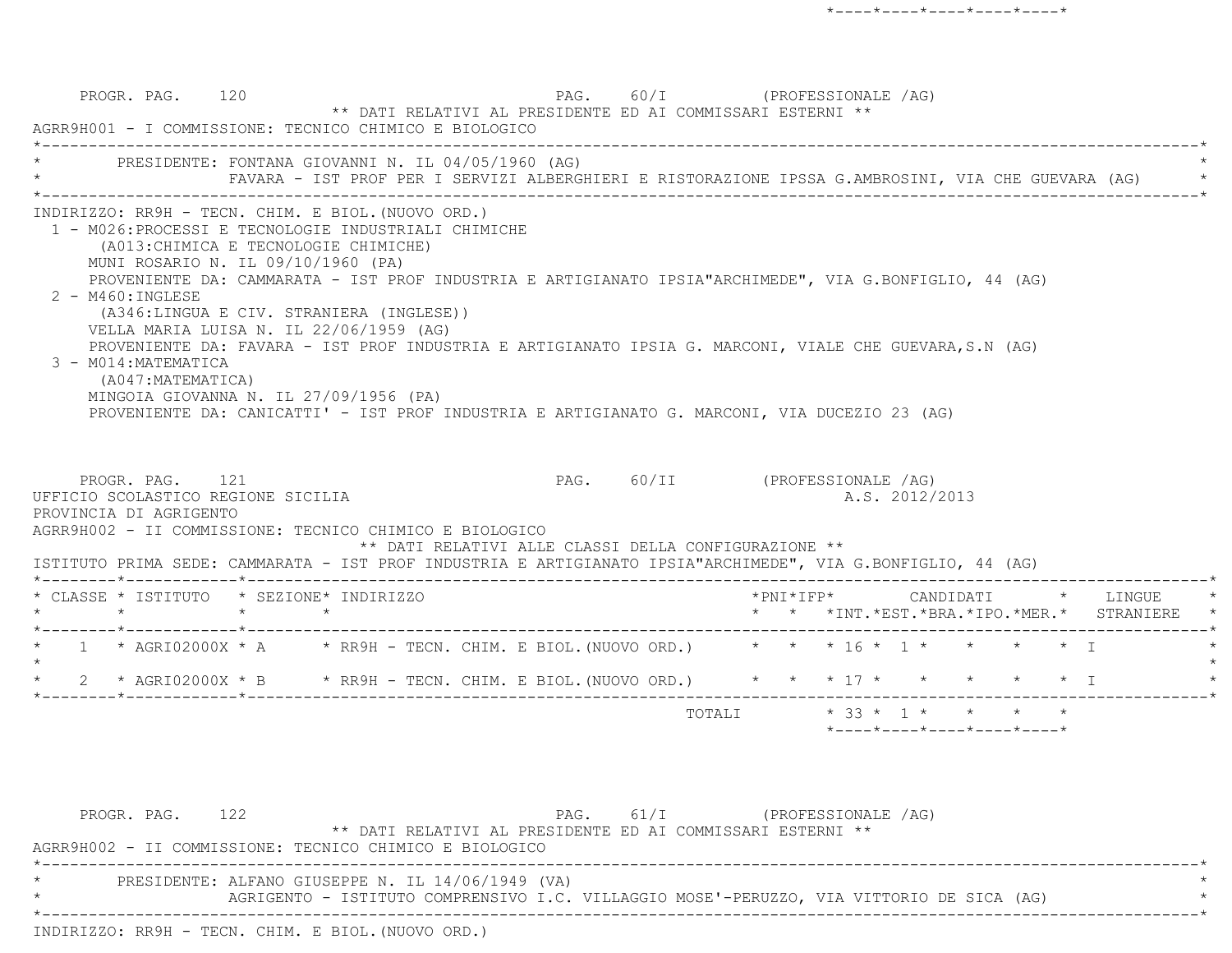PROGR. PAG. 120 PAG. 60/I (PROFESSIONALE /AG)

** DATI RELATIVI AL PRESIDENTE ED AI COMMISSARI ESTERNI **

AGRR9H001 - I COMMISSIONE: TECNICO CHIMICO E BIOLOGICO

PRESIDENTE: FONTANA GIOVANNI N. IL 04/05/1960 (AG)
FAVARA - IST PROF PER I SERVIZI ALBERGHIERI E RISTORAZIONE IPSSA G.AMBROSINI, VIA CHE GUEVARA (AG)

INDIRIZZO: RR9H - TECN. CHIM. E BIOL.(NUOVO ORD.)

1 - M026:PROCESSI E TECNOLOGIE INDUSTRIALI CHIMICHE
   (A013:CHIMICA E TECNOLOGIE CHIMICHE)
   MUNI ROSARIO N. IL 09/10/1960 (PA)
   PROVENIENTE DA: CAMMARATA - IST PROF INDUSTRIA E ARTIGIANATO IPSIA"ARCHIMEDE", VIA G.BONFIGLIO, 44 (AG)
2 - M460:INGLESE
   (A346:LINGUA E CIV. STRANIERA (INGLESE))
   VELLA MARIA LUISA N. IL 22/06/1959 (AG)
   PROVENIENTE DA: FAVARA - IST PROF INDUSTRIA E ARTIGIANATO IPSIA G. MARCONI, VIALE CHE GUEVARA,S.N (AG)
3 - M014:MATEMATICA
   (A047:MATEMATICA)
   MINGOIA GIOVANNA N. IL 27/09/1956 (PA)
   PROVENIENTE DA: CANICATTI' - IST PROF INDUSTRIA E ARTIGIANATO G. MARCONI, VIA DUCEZIO 23 (AG)

PROGR. PAG. 121 PAG. 60/II (PROFESSIONALE /AG)

UFFICIO SCOLASTICO REGIONE SICILIA A.S. 2012/2013

PROVINCIA DI AGRIGENTO

AGRR9H002 - II COMMISSIONE: TECNICO CHIMICO E BIOLOGICO

** DATI RELATIVI ALLE CLASSI DELLA CONFIGURAZIONE **

ISTITUTO PRIMA SEDE: CAMMARATA - IST PROF INDUSTRIA E ARTIGIANATO IPSIA"ARCHIMEDE", VIA G.BONFIGLIO, 44 (AG)

| CLASSE | ISTITUTO | SEZIONE | INDIRIZZO | PNI | IFP | CANDIDATI INT. | EST. | BRA. | IPO. | MER. | LINGUE STRANIERE |
|---|---|---|---|---|---|---|---|---|---|---|---|
| 1 | AGRI02000X | A | RR9H - TECN. CHIM. E BIOL.(NUOVO ORD.) | | | 16 | 1 | | | | I |
| 2 | AGRI02000X | B | RR9H - TECN. CHIM. E BIOL.(NUOVO ORD.) | | | 17 | | | | | I |
| | | | TOTALI | | | 33 | 1 | | | | |

PROGR. PAG. 122 PAG. 61/I (PROFESSIONALE /AG)

** DATI RELATIVI AL PRESIDENTE ED AI COMMISSARI ESTERNI **

AGRR9H002 - II COMMISSIONE: TECNICO CHIMICO E BIOLOGICO

PRESIDENTE: ALFANO GIUSEPPE N. IL 14/06/1949 (VA)
AGRIGENTO - ISTITUTO COMPRENSIVO I.C. VILLAGGIO MOSE'-PERUZZO, VIA VITTORIO DE SICA (AG)

INDIRIZZO: RR9H - TECN. CHIM. E BIOL.(NUOVO ORD.)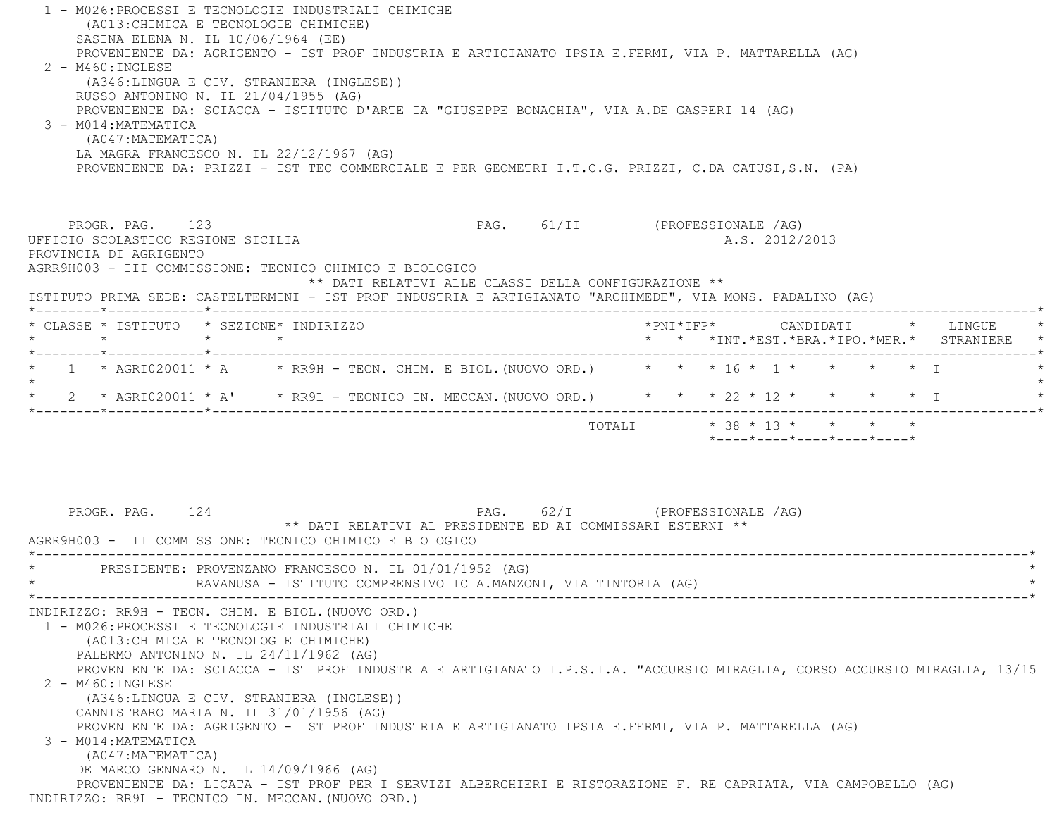1 - M026:PROCESSI E TECNOLOGIE INDUSTRIALI CHIMICHE
   (A013:CHIMICA E TECNOLOGIE CHIMICHE)
   SASINA ELENA N. IL 10/06/1964 (EE)
   PROVENIENTE DA: AGRIGENTO - IST PROF INDUSTRIA E ARTIGIANATO IPSIA E.FERMI, VIA P. MATTARELLA (AG)
2 - M460:INGLESE
   (A346:LINGUA E CIV. STRANIERA (INGLESE))
   RUSSO ANTONINO N. IL 21/04/1955 (AG)
   PROVENIENTE DA: SCIACCA - ISTITUTO D'ARTE IA "GIUSEPPE BONACHIA", VIA A.DE GASPERI 14 (AG)
3 - M014:MATEMATICA
   (A047:MATEMATICA)
   LA MAGRA FRANCESCO N. IL 22/12/1967 (AG)
   PROVENIENTE DA: PRIZZI - IST TEC COMMERCIALE E PER GEOMETRI I.T.C.G. PRIZZI, C.DA CATUSI,S.N. (PA)

PROGR. PAG. 123 PAG. 61/II (PROFESSIONALE /AG)
UFFICIO SCOLASTICO REGIONE SICILIA A.S. 2012/2013
PROVINCIA DI AGRIGENTO
AGRR9H003 - III COMMISSIONE: TECNICO CHIMICO E BIOLOGICO

** DATI RELATIVI ALLE CLASSI DELLA CONFIGURAZIONE **

ISTITUTO PRIMA SEDE: CASTELTERMINI - IST PROF INDUSTRIA E ARTIGIANATO "ARCHIMEDE", VIA MONS. PADALINO (AG)

| CLASSE | ISTITUTO | SEZIONE | INDIRIZZO | PNI | IFP | CANDIDATI INT. | EST. | BRA. | IPO. | MER. | LINGUE STRANIERE |
|---|---|---|---|---|---|---|---|---|---|---|---|
| 1 | AGRI020011 | A | RR9H - TECN. CHIM. E BIOL.(NUOVO ORD.) | | | 16 | 1 | | | | I |
| 2 | AGRI020011 | A' | RR9L - TECNICO IN. MECCAN.(NUOVO ORD.) | | | 22 | 12 | | | | I |
| | | | TOTALI | | | 38 | 13 | | | | |

PROGR. PAG. 124 PAG. 62/I (PROFESSIONALE /AG)

** DATI RELATIVI AL PRESIDENTE ED AI COMMISSARI ESTERNI **

AGRR9H003 - III COMMISSIONE: TECNICO CHIMICO E BIOLOGICO

PRESIDENTE: PROVENZANO FRANCESCO N. IL 01/01/1952 (AG)
RAVANUSA - ISTITUTO COMPRENSIVO IC A.MANZONI, VIA TINTORIA (AG)

INDIRIZZO: RR9H - TECN. CHIM. E BIOL.(NUOVO ORD.)

1 - M026:PROCESSI E TECNOLOGIE INDUSTRIALI CHIMICHE
   (A013:CHIMICA E TECNOLOGIE CHIMICHE)
   PALERMO ANTONINO N. IL 24/11/1962 (AG)
   PROVENIENTE DA: SCIACCA - IST PROF INDUSTRIA E ARTIGIANATO I.P.S.I.A. "ACCURSIO MIRAGLIA, CORSO ACCURSIO MIRAGLIA, 13/15
2 - M460:INGLESE
   (A346:LINGUA E CIV. STRANIERA (INGLESE))
   CANNISTRARO MARIA N. IL 31/01/1956 (AG)
   PROVENIENTE DA: AGRIGENTO - IST PROF INDUSTRIA E ARTIGIANATO IPSIA E.FERMI, VIA P. MATTARELLA (AG)
3 - M014:MATEMATICA
   (A047:MATEMATICA)
   DE MARCO GENNARO N. IL 14/09/1966 (AG)
   PROVENIENTE DA: LICATA - IST PROF PER I SERVIZI ALBERGHIERI E RISTORAZIONE F. RE CAPRIATA, VIA CAMPOBELLO (AG)

INDIRIZZO: RR9L - TECNICO IN. MECCAN.(NUOVO ORD.)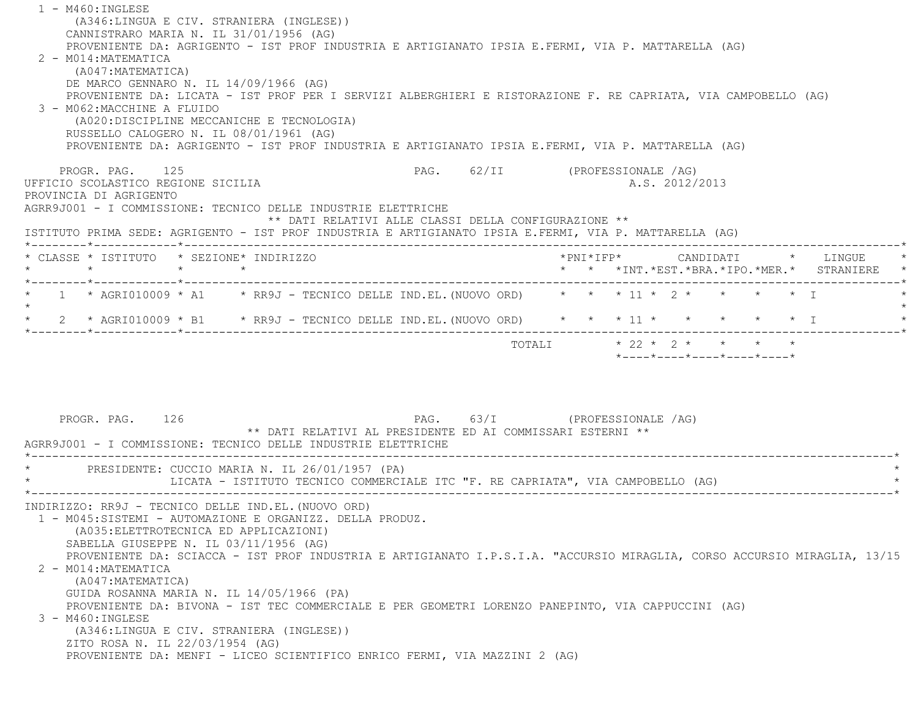1 - M460:INGLESE
(A346:LINGUA E CIV. STRANIERA (INGLESE))
CANNISTRARO MARIA N. IL 31/01/1956 (AG)
PROVENIENTE DA: AGRIGENTO - IST PROF INDUSTRIA E ARTIGIANATO IPSIA E.FERMI, VIA P. MATTARELLA (AG)

2 - M014:MATEMATICA
(A047:MATEMATICA)
DE MARCO GENNARO N. IL 14/09/1966 (AG)
PROVENIENTE DA: LICATA - IST PROF PER I SERVIZI ALBERGHIERI E RISTORAZIONE F. RE CAPRIATA, VIA CAMPOBELLO (AG)

3 - M062:MACCHINE A FLUIDO
(A020:DISCIPLINE MECCANICHE E TECNOLOGIA)
RUSSELLO CALOGERO N. IL 08/01/1961 (AG)
PROVENIENTE DA: AGRIGENTO - IST PROF INDUSTRIA E ARTIGIANATO IPSIA E.FERMI, VIA P. MATTARELLA (AG)

PROGR. PAG. 125 PAG. 62/II (PROFESSIONALE /AG)

UFFICIO SCOLASTICO REGIONE SICILIA A.S. 2012/2013
PROVINCIA DI AGRIGENTO
AGRR9J001 - I COMMISSIONE: TECNICO DELLE INDUSTRIE ELETTRICHE

** DATI RELATIVI ALLE CLASSI DELLA CONFIGURAZIONE **

ISTITUTO PRIMA SEDE: AGRIGENTO - IST PROF INDUSTRIA E ARTIGIANATO IPSIA E.FERMI, VIA P. MATTARELLA (AG)

| CLASSE | ISTITUTO | SEZIONE | INDIRIZZO | PNI | IFP | CANDIDATI INT. | EST. | BRA. | IPO. | MER. | LINGUE STRANIERE |
|---|---|---|---|---|---|---|---|---|---|---|---|
| 1 | AGRI010009 | A1 | RR9J - TECNICO DELLE IND.EL.(NUOVO ORD) | | | 11 | 2 | | | | I |
| 2 | AGRI010009 | B1 | RR9J - TECNICO DELLE IND.EL.(NUOVO ORD) | | | 11 | | | | | I |
| | | | TOTALI | | | 22 | 2 | | | | |

PROGR. PAG. 126 PAG. 63/I (PROFESSIONALE /AG)

** DATI RELATIVI AL PRESIDENTE ED AI COMMISSARI ESTERNI **

AGRR9J001 - I COMMISSIONE: TECNICO DELLE INDUSTRIE ELETTRICHE

PRESIDENTE: CUCCIO MARIA N. IL 26/01/1957 (PA)
LICATA - ISTITUTO TECNICO COMMERCIALE ITC "F. RE CAPRIATA", VIA CAMPOBELLO (AG)

INDIRIZZO: RR9J - TECNICO DELLE IND.EL.(NUOVO ORD)

1 - M045:SISTEMI - AUTOMAZIONE E ORGANIZZ. DELLA PRODUZ.
(A035:ELETTROTECNICA ED APPLICAZIONI)
SABELLA GIUSEPPE N. IL 03/11/1956 (AG)
PROVENIENTE DA: SCIACCA - IST PROF INDUSTRIA E ARTIGIANATO I.P.S.I.A. "ACCURSIO MIRAGLIA, CORSO ACCURSIO MIRAGLIA, 13/15

2 - M014:MATEMATICA
(A047:MATEMATICA)
GUIDA ROSANNA MARIA N. IL 14/05/1966 (PA)
PROVENIENTE DA: BIVONA - IST TEC COMMERCIALE E PER GEOMETRI LORENZO PANEPINTO, VIA CAPPUCCINI (AG)

3 - M460:INGLESE
(A346:LINGUA E CIV. STRANIERA (INGLESE))
ZITO ROSA N. IL 22/03/1954 (AG)
PROVENIENTE DA: MENFI - LICEO SCIENTIFICO ENRICO FERMI, VIA MAZZINI 2 (AG)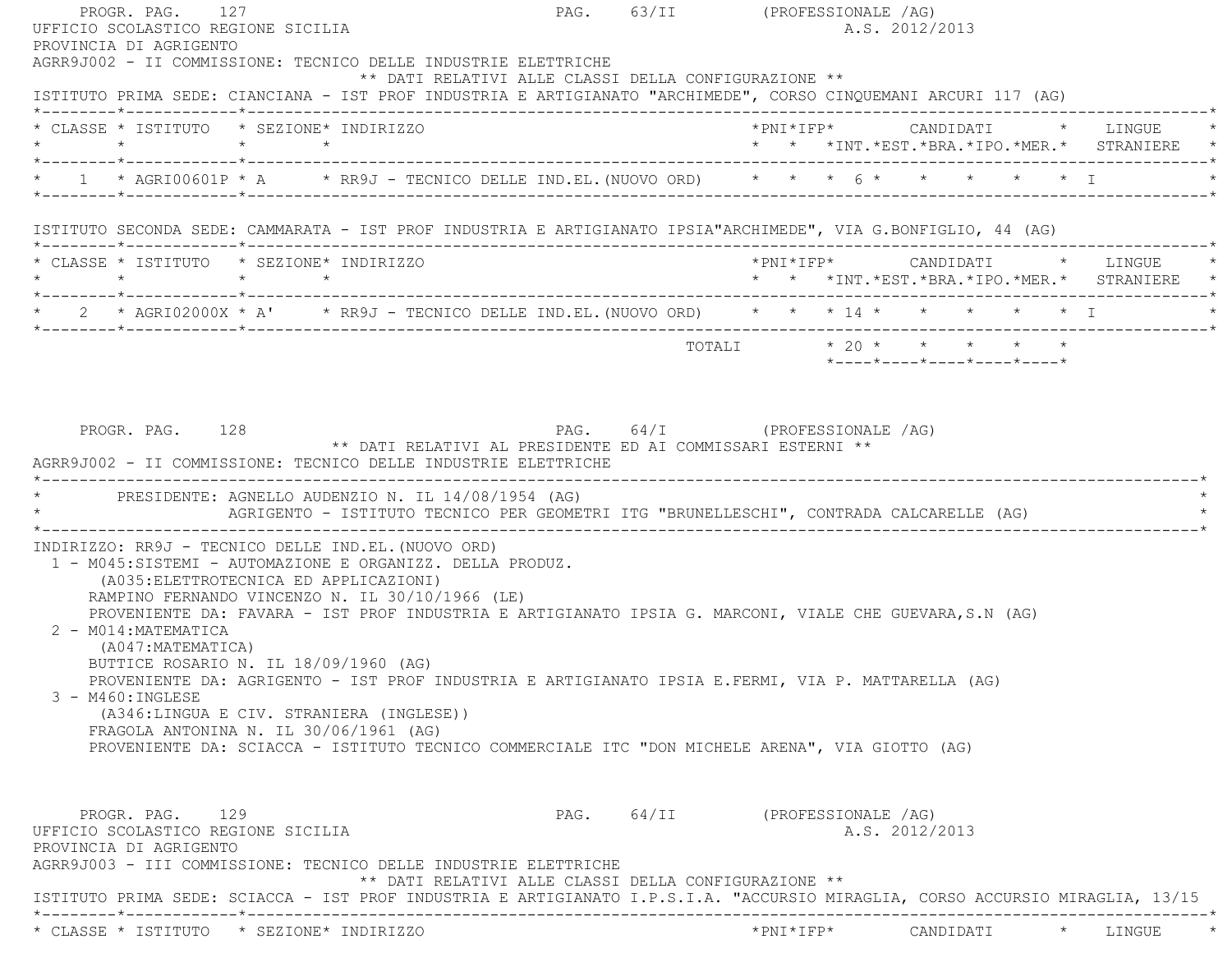PROGR. PAG. 127 PAG. 63/II (PROFESSIONALE /AG)

UFFICIO SCOLASTICO REGIONE SICILIA A.S. 2012/2013

PROVINCIA DI AGRIGENTO

AGRR9J002 - II COMMISSIONE: TECNICO DELLE INDUSTRIE ELETTRICHE

** DATI RELATIVI ALLE CLASSI DELLA CONFIGURAZIONE **

ISTITUTO PRIMA SEDE: CIANCIANA - IST PROF INDUSTRIA E ARTIGIANATO "ARCHIMEDE", CORSO CINQUEMANI ARCURI 117 (AG)

| CLASSE | ISTITUTO | SEZIONE | INDIRIZZO | PNI | IFP | CANDIDATI INT. | EST. | BRA. | IPO. | MER. | LINGUE STRANIERE |
|---|---|---|---|---|---|---|---|---|---|---|---|
| 1 | AGRI00601P | A | RR9J - TECNICO DELLE IND.EL.(NUOVO ORD) | | | 6 | | | | | I |

ISTITUTO SECONDA SEDE: CAMMARATA - IST PROF INDUSTRIA E ARTIGIANATO IPSIA"ARCHIMEDE", VIA G.BONFIGLIO, 44 (AG)

| CLASSE | ISTITUTO | SEZIONE | INDIRIZZO | PNI | IFP | CANDIDATI INT. | EST. | BRA. | IPO. | MER. | LINGUE STRANIERE |
|---|---|---|---|---|---|---|---|---|---|---|---|
| 2 | AGRI02000X | A' | RR9J - TECNICO DELLE IND.EL.(NUOVO ORD) | | | 14 | | | | | I |
| | | | TOTALI | | | 20 | | | | | |

PROGR. PAG. 128 PAG. 64/I (PROFESSIONALE /AG)

** DATI RELATIVI AL PRESIDENTE ED AI COMMISSARI ESTERNI **

AGRR9J002 - II COMMISSIONE: TECNICO DELLE INDUSTRIE ELETTRICHE

PRESIDENTE: AGNELLO AUDENZIO N. IL 14/08/1954 (AG)
AGRIGENTO - ISTITUTO TECNICO PER GEOMETRI ITG "BRUNELLESCHI", CONTRADA CALCARELLE (AG)

INDIRIZZO: RR9J - TECNICO DELLE IND.EL.(NUOVO ORD)

1 - M045:SISTEMI - AUTOMAZIONE E ORGANIZZ. DELLA PRODUZ.
(A035:ELETTROTECNICA ED APPLICAZIONI)
RAMPINO FERNANDO VINCENZO N. IL 30/10/1966 (LE)
PROVENIENTE DA: FAVARA - IST PROF INDUSTRIA E ARTIGIANATO IPSIA G. MARCONI, VIALE CHE GUEVARA,S.N (AG)

2 - M014:MATEMATICA
(A047:MATEMATICA)
BUTTICE ROSARIO N. IL 18/09/1960 (AG)
PROVENIENTE DA: AGRIGENTO - IST PROF INDUSTRIA E ARTIGIANATO IPSIA E.FERMI, VIA P. MATTARELLA (AG)

3 - M460:INGLESE
(A346:LINGUA E CIV. STRANIERA (INGLESE))
FRAGOLA ANTONINA N. IL 30/06/1961 (AG)
PROVENIENTE DA: SCIACCA - ISTITUTO TECNICO COMMERCIALE ITC "DON MICHELE ARENA", VIA GIOTTO (AG)

PROGR. PAG. 129 PAG. 64/II (PROFESSIONALE /AG)

UFFICIO SCOLASTICO REGIONE SICILIA A.S. 2012/2013

PROVINCIA DI AGRIGENTO

AGRR9J003 - III COMMISSIONE: TECNICO DELLE INDUSTRIE ELETTRICHE

** DATI RELATIVI ALLE CLASSI DELLA CONFIGURAZIONE **

ISTITUTO PRIMA SEDE: SCIACCA - IST PROF INDUSTRIA E ARTIGIANATO I.P.S.I.A. "ACCURSIO MIRAGLIA, CORSO ACCURSIO MIRAGLIA, 13/15

| CLASSE | ISTITUTO | SEZIONE | INDIRIZZO | PNI | IFP | CANDIDATI | LINGUE |
|---|---|---|---|---|---|---|---|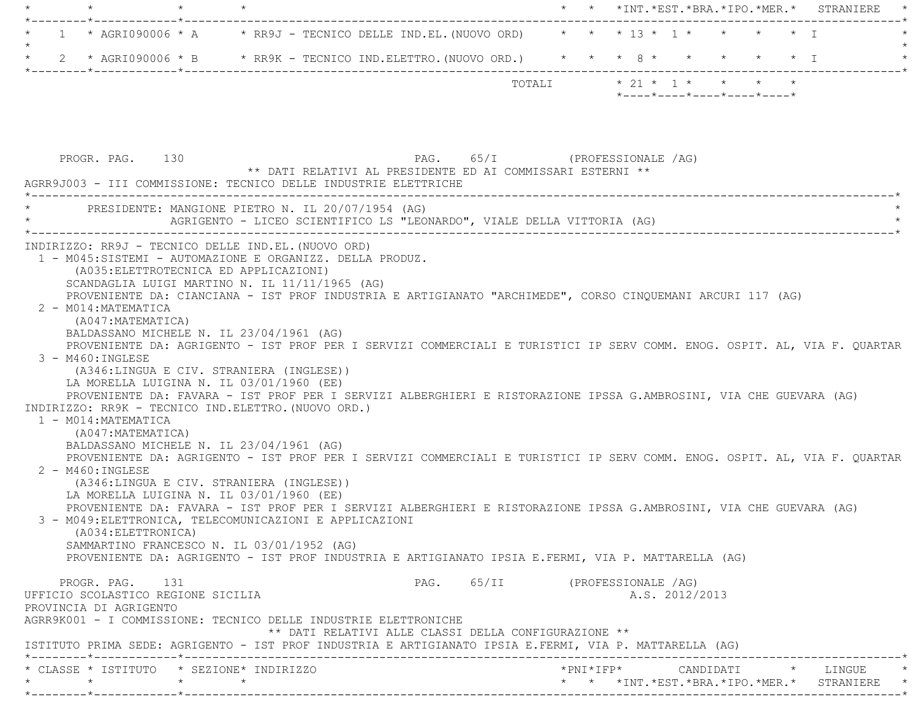| CLASSE | ISTITUTO | SEZIONE | INDIRIZZO | PNI | IFP | INT. | EST. | BRA. | IPO. | MER. | LINGUE STRANIERE |
|---|---|---|---|---|---|---|---|---|---|---|---|
| 1 | AGRI090006 | A | RR9J - TECNICO DELLE IND.EL.(NUOVO ORD) | | | 13 | 1 | | | | I |
| 2 | AGRI090006 | B | RR9K - TECNICO IND.ELETTRO.(NUOVO ORD.) | | | 8 | | | | | I |
| | | | TOTALI | | | 21 | 1 | | | | |

PROGR. PAG. 130 PAG. 65/I (PROFESSIONALE /AG)

** DATI RELATIVI AL PRESIDENTE ED AI COMMISSARI ESTERNI **

AGRR9J003 - III COMMISSIONE: TECNICO DELLE INDUSTRIE ELETTRICHE

PRESIDENTE: MANGIONE PIETRO N. IL 20/07/1954 (AG)
AGRIGENTO - LICEO SCIENTIFICO LS "LEONARDO", VIALE DELLA VITTORIA (AG)

INDIRIZZO: RR9J - TECNICO DELLE IND.EL.(NUOVO ORD)

1 - M045:SISTEMI - AUTOMAZIONE E ORGANIZZ. DELLA PRODUZ.
(A035:ELETTROTECNICA ED APPLICAZIONI)
SCANDAGLIA LUIGI MARTINO N. IL 11/11/1965 (AG)
PROVENIENTE DA: CIANCIANA - IST PROF INDUSTRIA E ARTIGIANATO "ARCHIMEDE", CORSO CINQUEMANI ARCURI 117 (AG)

2 - M014:MATEMATICA
(A047:MATEMATICA)
BALDASSANO MICHELE N. IL 23/04/1961 (AG)
PROVENIENTE DA: AGRIGENTO - IST PROF PER I SERVIZI COMMERCIALI E TURISTICI IP SERV COMM. ENOG. OSPIT. AL, VIA F. QUARTAR

3 - M460:INGLESE
(A346:LINGUA E CIV. STRANIERA (INGLESE))
LA MORELLA LUIGINA N. IL 03/01/1960 (EE)
PROVENIENTE DA: FAVARA - IST PROF PER I SERVIZI ALBERGHIERI E RISTORAZIONE IPSSA G.AMBROSINI, VIA CHE GUEVARA (AG)

INDIRIZZO: RR9K - TECNICO IND.ELETTRO.(NUOVO ORD.)

1 - M014:MATEMATICA
(A047:MATEMATICA)
BALDASSANO MICHELE N. IL 23/04/1961 (AG)
PROVENIENTE DA: AGRIGENTO - IST PROF PER I SERVIZI COMMERCIALI E TURISTICI IP SERV COMM. ENOG. OSPIT. AL, VIA F. QUARTAR

2 - M460:INGLESE
(A346:LINGUA E CIV. STRANIERA (INGLESE))
LA MORELLA LUIGINA N. IL 03/01/1960 (EE)
PROVENIENTE DA: FAVARA - IST PROF PER I SERVIZI ALBERGHIERI E RISTORAZIONE IPSSA G.AMBROSINI, VIA CHE GUEVARA (AG)

3 - M049:ELETTRONICA, TELECOMUNICAZIONI E APPLICAZIONI
(A034:ELETTRONICA)
SAMMARTINO FRANCESCO N. IL 03/01/1952 (AG)
PROVENIENTE DA: AGRIGENTO - IST PROF INDUSTRIA E ARTIGIANATO IPSIA E.FERMI, VIA P. MATTARELLA (AG)

PROGR. PAG. 131 PAG. 65/II (PROFESSIONALE /AG)

UFFICIO SCOLASTICO REGIONE SICILIA A.S. 2012/2013

PROVINCIA DI AGRIGENTO

AGRR9K001 - I COMMISSIONE: TECNICO DELLE INDUSTRIE ELETTRONICHE

** DATI RELATIVI ALLE CLASSI DELLA CONFIGURAZIONE **

ISTITUTO PRIMA SEDE: AGRIGENTO - IST PROF INDUSTRIA E ARTIGIANATO IPSIA E.FERMI, VIA P. MATTARELLA (AG)

| CLASSE | ISTITUTO | SEZIONE | INDIRIZZO | PNI | IFP | INT. | EST. | BRA. | IPO. | MER. | LINGUE STRANIERE |
|---|---|---|---|---|---|---|---|---|---|---|---|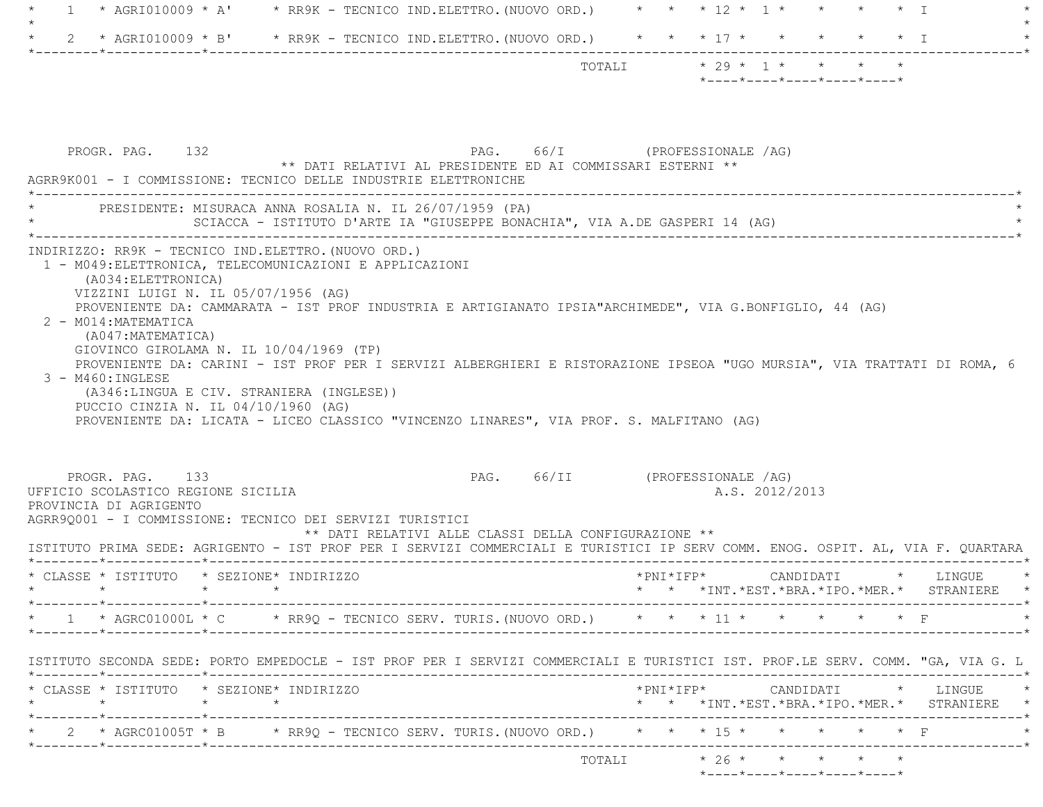| CLASSE | ISTITUTO | SEZIONE | INDIRIZZO | PNI | IFP | INT. | EST. | BRA. | IPO. | MER. | LINGUE STRANIERE |
|---|---|---|---|---|---|---|---|---|---|---|---|
| 1 | AGRI010009 | A' | RR9K - TECNICO IND.ELETTRO.(NUOVO ORD.) | | | 12 | 1 | | | | I |
| 2 | AGRI010009 | B' | RR9K - TECNICO IND.ELETTRO.(NUOVO ORD.) | | | 17 | | | | | I |
| | | | TOTALI | | | 29 | 1 | | | | |

PROGR. PAG. 132 PAG. 66/I (PROFESSIONALE /AG)

** DATI RELATIVI AL PRESIDENTE ED AI COMMISSARI ESTERNI **

AGRR9K001 - I COMMISSIONE: TECNICO DELLE INDUSTRIE ELETTRONICHE

PRESIDENTE: MISURACA ANNA ROSALIA N. IL 26/07/1959 (PA)
SCIACCA - ISTITUTO D'ARTE IA "GIUSEPPE BONACHIA", VIA A.DE GASPERI 14 (AG)

INDIRIZZO: RR9K - TECNICO IND.ELETTRO.(NUOVO ORD.)

1 - M049:ELETTRONICA, TELECOMUNICAZIONI E APPLICAZIONI
   (A034:ELETTRONICA)
   VIZZINI LUIGI N. IL 05/07/1956 (AG)
   PROVENIENTE DA: CAMMARATA - IST PROF INDUSTRIA E ARTIGIANATO IPSIA"ARCHIMEDE", VIA G.BONFIGLIO, 44 (AG)
2 - M014:MATEMATICA
   (A047:MATEMATICA)
   GIOVINCO GIROLAMA N. IL 10/04/1969 (TP)
   PROVENIENTE DA: CARINI - IST PROF PER I SERVIZI ALBERGHIERI E RISTORAZIONE IPSEOA "UGO MURSIA", VIA TRATTATI DI ROMA, 6
3 - M460:INGLESE
   (A346:LINGUA E CIV. STRANIERA (INGLESE))
   PUCCIO CINZIA N. IL 04/10/1960 (AG)
   PROVENIENTE DA: LICATA - LICEO CLASSICO "VINCENZO LINARES", VIA PROF. S. MALFITANO (AG)

PROGR. PAG. 133 PAG. 66/II (PROFESSIONALE /AG)

UFFICIO SCOLASTICO REGIONE SICILIA A.S. 2012/2013

PROVINCIA DI AGRIGENTO

AGRR9Q001 - I COMMISSIONE: TECNICO DEI SERVIZI TURISTICI

** DATI RELATIVI ALLE CLASSI DELLA CONFIGURAZIONE **

ISTITUTO PRIMA SEDE: AGRIGENTO - IST PROF PER I SERVIZI COMMERCIALI E TURISTICI IP SERV COMM. ENOG. OSPIT. AL, VIA F. QUARTARA

| CLASSE | ISTITUTO | SEZIONE | INDIRIZZO | PNI | IFP | INT. | EST. | BRA. | IPO. | MER. | LINGUE STRANIERE |
|---|---|---|---|---|---|---|---|---|---|---|---|
| 1 | AGRC01000L | C | RR9Q - TECNICO SERV. TURIS.(NUOVO ORD.) | | | 11 | | | | | F |

ISTITUTO SECONDA SEDE: PORTO EMPEDOCLE - IST PROF PER I SERVIZI COMMERCIALI E TURISTICI IST. PROF.LE SERV. COMM. "GA, VIA G. L

| CLASSE | ISTITUTO | SEZIONE | INDIRIZZO | PNI | IFP | INT. | EST. | BRA. | IPO. | MER. | LINGUE STRANIERE |
|---|---|---|---|---|---|---|---|---|---|---|---|
| 2 | AGRC01005T | B | RR9Q - TECNICO SERV. TURIS.(NUOVO ORD.) | | | 15 | | | | | F |
| | | | TOTALI | | | 26 | | | | | |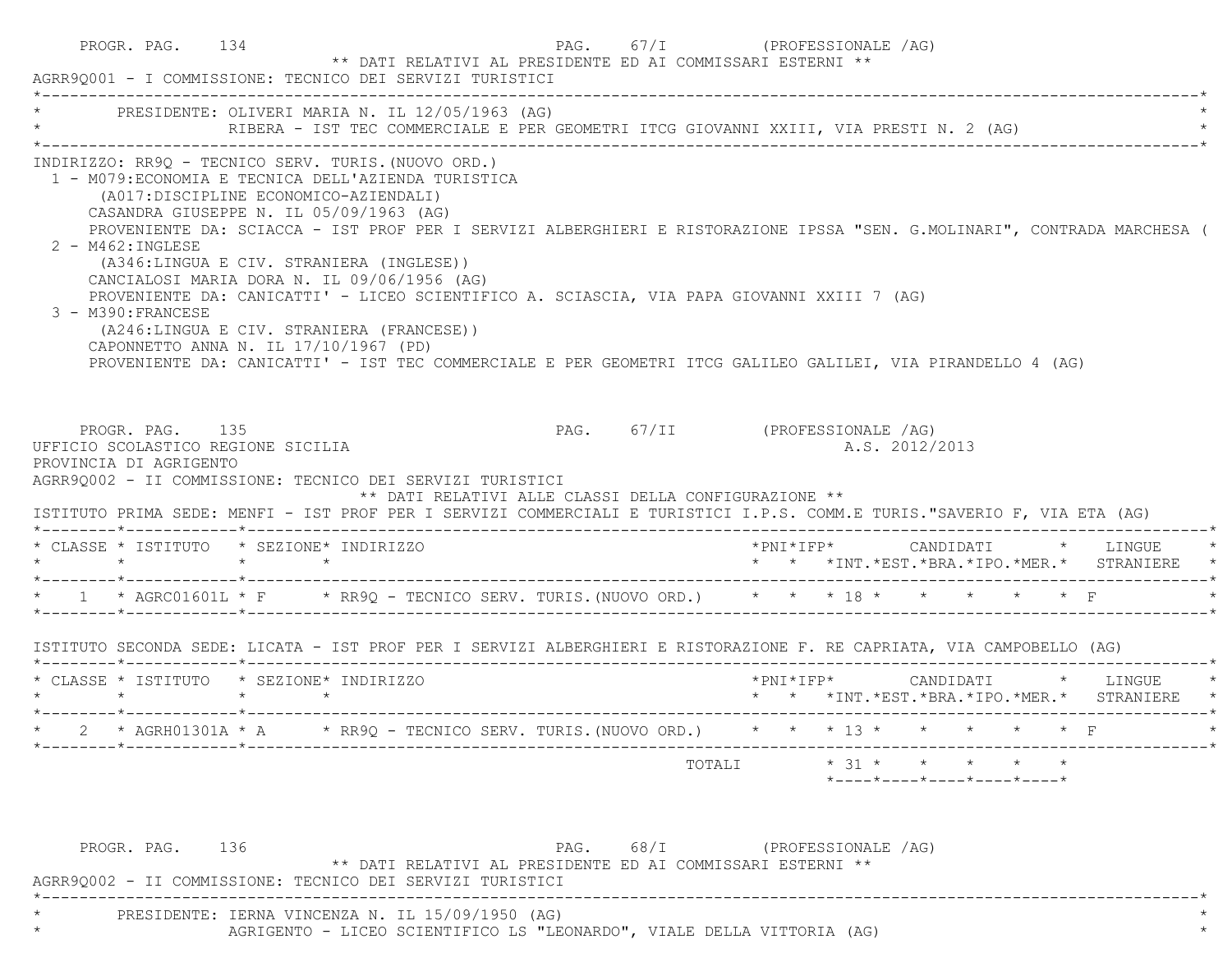PROGR. PAG. 134 PAG. 67/I (PROFESSIONALE /AG)

** DATI RELATIVI AL PRESIDENTE ED AI COMMISSARI ESTERNI **

AGRR9Q001 - I COMMISSIONE: TECNICO DEI SERVIZI TURISTICI

PRESIDENTE: OLIVERI MARIA N. IL 12/05/1963 (AG)
RIBERA - IST TEC COMMERCIALE E PER GEOMETRI ITCG GIOVANNI XXIII, VIA PRESTI N. 2 (AG)

INDIRIZZO: RR9Q - TECNICO SERV. TURIS.(NUOVO ORD.)

1 - M079:ECONOMIA E TECNICA DELL'AZIENDA TURISTICA
(A017:DISCIPLINE ECONOMICO-AZIENDALI)
CASANDRA GIUSEPPE N. IL 05/09/1963 (AG)
PROVENIENTE DA: SCIACCA - IST PROF PER I SERVIZI ALBERGHIERI E RISTORAZIONE IPSSA "SEN. G.MOLINARI", CONTRADA MARCHESA (

2 - M462:INGLESE
(A346:LINGUA E CIV. STRANIERA (INGLESE))
CANCIALOSI MARIA DORA N. IL 09/06/1956 (AG)
PROVENIENTE DA: CANICATTI' - LICEO SCIENTIFICO A. SCIASCIA, VIA PAPA GIOVANNI XXIII 7 (AG)

3 - M390:FRANCESE
(A246:LINGUA E CIV. STRANIERA (FRANCESE))
CAPONNETTO ANNA N. IL 17/10/1967 (PD)
PROVENIENTE DA: CANICATTI' - IST TEC COMMERCIALE E PER GEOMETRI ITCG GALILEO GALILEI, VIA PIRANDELLO 4 (AG)

PROGR. PAG. 135 PAG. 67/II (PROFESSIONALE /AG)

UFFICIO SCOLASTICO REGIONE SICILIA A.S. 2012/2013

PROVINCIA DI AGRIGENTO

AGRR9Q002 - II COMMISSIONE: TECNICO DEI SERVIZI TURISTICI

** DATI RELATIVI ALLE CLASSI DELLA CONFIGURAZIONE **

ISTITUTO PRIMA SEDE: MENFI - IST PROF PER I SERVIZI COMMERCIALI E TURISTICI I.P.S. COMM.E TURIS."SAVERIO F, VIA ETA (AG)

| CLASSE | ISTITUTO | SEZIONE | INDIRIZZO | PNI | IFP | CANDIDATI INT. | EST. | BRA. | IPO. | MER. | LINGUE STRANIERE |
|---|---|---|---|---|---|---|---|---|---|---|---|
| 1 | AGRC01601L | F | RR9Q - TECNICO SERV. TURIS.(NUOVO ORD.) | | | 18 | | | | | F |

ISTITUTO SECONDA SEDE: LICATA - IST PROF PER I SERVIZI ALBERGHIERI E RISTORAZIONE F. RE CAPRIATA, VIA CAMPOBELLO (AG)

| CLASSE | ISTITUTO | SEZIONE | INDIRIZZO | PNI | IFP | CANDIDATI INT. | EST. | BRA. | IPO. | MER. | LINGUE STRANIERE |
|---|---|---|---|---|---|---|---|---|---|---|---|
| 2 | AGRH01301A | A | RR9Q - TECNICO SERV. TURIS.(NUOVO ORD.) | | | 13 | | | | | F |
| | | | TOTALI | | | 31 | | | | | |

PROGR. PAG. 136 PAG. 68/I (PROFESSIONALE /AG)

** DATI RELATIVI AL PRESIDENTE ED AI COMMISSARI ESTERNI **

AGRR9Q002 - II COMMISSIONE: TECNICO DEI SERVIZI TURISTICI

PRESIDENTE: IERNA VINCENZA N. IL 15/09/1950 (AG)
AGRIGENTO - LICEO SCIENTIFICO LS "LEONARDO", VIALE DELLA VITTORIA (AG)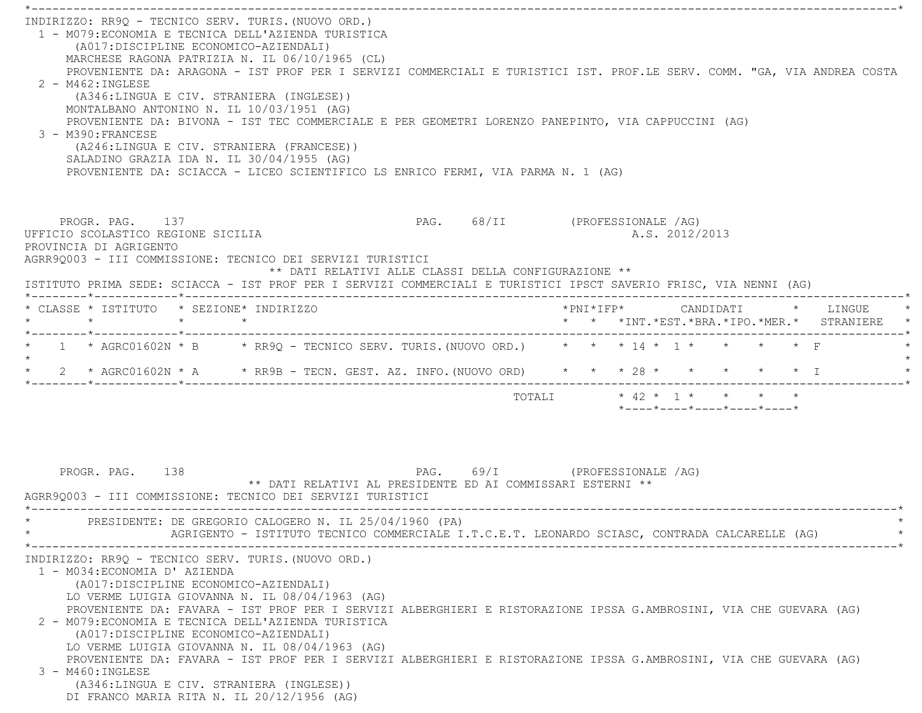INDIRIZZO: RR9Q - TECNICO SERV. TURIS.(NUOVO ORD.)

1 - M079:ECONOMIA E TECNICA DELL'AZIENDA TURISTICA
(A017:DISCIPLINE ECONOMICO-AZIENDALI)
MARCHESE RAGONA PATRIZIA N. IL 06/10/1965 (CL)
PROVENIENTE DA: ARAGONA - IST PROF PER I SERVIZI COMMERCIALI E TURISTICI IST. PROF.LE SERV. COMM. "GA, VIA ANDREA COSTA

2 - M462:INGLESE
(A346:LINGUA E CIV. STRANIERA (INGLESE))
MONTALBANO ANTONINO N. IL 10/03/1951 (AG)
PROVENIENTE DA: BIVONA - IST TEC COMMERCIALE E PER GEOMETRI LORENZO PANEPINTO, VIA CAPPUCCINI (AG)

3 - M390:FRANCESE
(A246:LINGUA E CIV. STRANIERA (FRANCESE))
SALADINO GRAZIA IDA N. IL 30/04/1955 (AG)
PROVENIENTE DA: SCIACCA - LICEO SCIENTIFICO LS ENRICO FERMI, VIA PARMA N. 1 (AG)

PROGR. PAG. 137 PAG. 68/II (PROFESSIONALE /AG)

UFFICIO SCOLASTICO REGIONE SICILIA A.S. 2012/2013

PROVINCIA DI AGRIGENTO

AGRR9Q003 - III COMMISSIONE: TECNICO DEI SERVIZI TURISTICI

** DATI RELATIVI ALLE CLASSI DELLA CONFIGURAZIONE **

ISTITUTO PRIMA SEDE: SCIACCA - IST PROF PER I SERVIZI COMMERCIALI E TURISTICI IPSCT SAVERIO FRISC, VIA NENNI (AG)

| CLASSE | ISTITUTO | SEZIONE | INDIRIZZO | PNI | IFP | CANDIDATI INT. | EST. | BRA. | IPO. | MER. | LINGUE STRANIERE |
|---|---|---|---|---|---|---|---|---|---|---|---|
| 1 | AGRC01602N | B | RR9Q - TECNICO SERV. TURIS.(NUOVO ORD.) | | | 14 | 1 | | | | F |
| 2 | AGRC01602N | A | RR9B - TECN. GEST. AZ. INFO.(NUOVO ORD) | | | 28 | | | | | I |
| | | | TOTALI | | | 42 | 1 | | | | |

PROGR. PAG. 138 PAG. 69/I (PROFESSIONALE /AG)

** DATI RELATIVI AL PRESIDENTE ED AI COMMISSARI ESTERNI **

AGRR9Q003 - III COMMISSIONE: TECNICO DEI SERVIZI TURISTICI

PRESIDENTE: DE GREGORIO CALOGERO N. IL 25/04/1960 (PA)
AGRIGENTO - ISTITUTO TECNICO COMMERCIALE I.T.C.E.T. LEONARDO SCIASC, CONTRADA CALCARELLE (AG)

INDIRIZZO: RR9Q - TECNICO SERV. TURIS.(NUOVO ORD.)

1 - M034:ECONOMIA D' AZIENDA
(A017:DISCIPLINE ECONOMICO-AZIENDALI)
LO VERME LUIGIA GIOVANNA N. IL 08/04/1963 (AG)
PROVENIENTE DA: FAVARA - IST PROF PER I SERVIZI ALBERGHIERI E RISTORAZIONE IPSSA G.AMBROSINI, VIA CHE GUEVARA (AG)

2 - M079:ECONOMIA E TECNICA DELL'AZIENDA TURISTICA
(A017:DISCIPLINE ECONOMICO-AZIENDALI)
LO VERME LUIGIA GIOVANNA N. IL 08/04/1963 (AG)
PROVENIENTE DA: FAVARA - IST PROF PER I SERVIZI ALBERGHIERI E RISTORAZIONE IPSSA G.AMBROSINI, VIA CHE GUEVARA (AG)

3 - M460:INGLESE
(A346:LINGUA E CIV. STRANIERA (INGLESE))
DI FRANCO MARIA RITA N. IL 20/12/1956 (AG)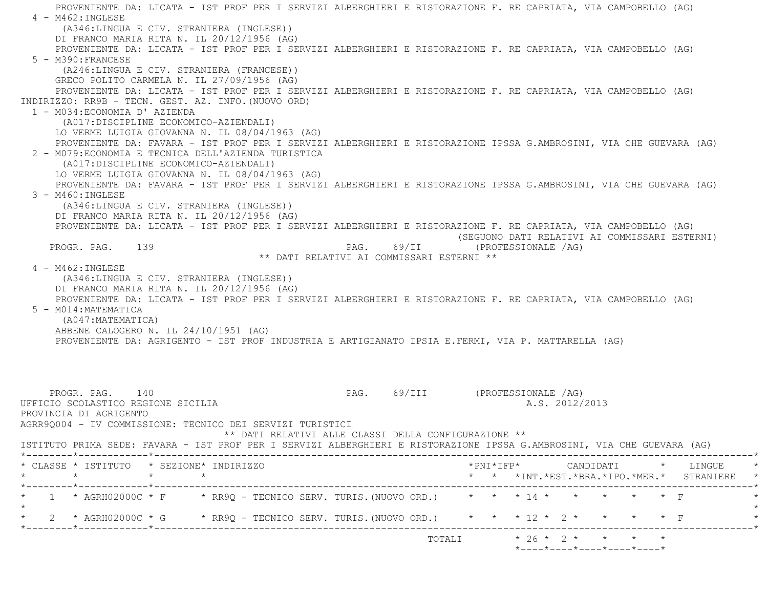PROVENIENTE DA: LICATA - IST PROF PER I SERVIZI ALBERGHIERI E RISTORAZIONE F. RE CAPRIATA, VIA CAMPOBELLO (AG)

4 - M462:INGLESE
(A346:LINGUA E CIV. STRANIERA (INGLESE))
DI FRANCO MARIA RITA N. IL 20/12/1956 (AG)
PROVENIENTE DA: LICATA - IST PROF PER I SERVIZI ALBERGHIERI E RISTORAZIONE F. RE CAPRIATA, VIA CAMPOBELLO (AG)

5 - M390:FRANCESE
(A246:LINGUA E CIV. STRANIERA (FRANCESE))
GRECO POLITO CARMELA N. IL 27/09/1956 (AG)
PROVENIENTE DA: LICATA - IST PROF PER I SERVIZI ALBERGHIERI E RISTORAZIONE F. RE CAPRIATA, VIA CAMPOBELLO (AG)

INDIRIZZO: RR9B - TECN. GEST. AZ. INFO.(NUOVO ORD)

1 - M034:ECONOMIA D' AZIENDA
(A017:DISCIPLINE ECONOMICO-AZIENDALI)
LO VERME LUIGIA GIOVANNA N. IL 08/04/1963 (AG)
PROVENIENTE DA: FAVARA - IST PROF PER I SERVIZI ALBERGHIERI E RISTORAZIONE IPSSA G.AMBROSINI, VIA CHE GUEVARA (AG)

2 - M079:ECONOMIA E TECNICA DELL'AZIENDA TURISTICA
(A017:DISCIPLINE ECONOMICO-AZIENDALI)
LO VERME LUIGIA GIOVANNA N. IL 08/04/1963 (AG)
PROVENIENTE DA: FAVARA - IST PROF PER I SERVIZI ALBERGHIERI E RISTORAZIONE IPSSA G.AMBROSINI, VIA CHE GUEVARA (AG)

3 - M460:INGLESE
(A346:LINGUA E CIV. STRANIERA (INGLESE))
DI FRANCO MARIA RITA N. IL 20/12/1956 (AG)
PROVENIENTE DA: LICATA - IST PROF PER I SERVIZI ALBERGHIERI E RISTORAZIONE F. RE CAPRIATA, VIA CAMPOBELLO (AG)

(SEGUONO DATI RELATIVI AI COMMISSARI ESTERNI)

PROGR. PAG. 139 PAG. 69/II (PROFESSIONALE /AG)

** DATI RELATIVI AI COMMISSARI ESTERNI **

4 - M462:INGLESE
(A346:LINGUA E CIV. STRANIERA (INGLESE))
DI FRANCO MARIA RITA N. IL 20/12/1956 (AG)
PROVENIENTE DA: LICATA - IST PROF PER I SERVIZI ALBERGHIERI E RISTORAZIONE F. RE CAPRIATA, VIA CAMPOBELLO (AG)

5 - M014:MATEMATICA
(A047:MATEMATICA)
ABBENE CALOGERO N. IL 24/10/1951 (AG)
PROVENIENTE DA: AGRIGENTO - IST PROF INDUSTRIA E ARTIGIANATO IPSIA E.FERMI, VIA P. MATTARELLA (AG)

PROGR. PAG. 140 PAG. 69/III (PROFESSIONALE /AG)

UFFICIO SCOLASTICO REGIONE SICILIA A.S. 2012/2013

PROVINCIA DI AGRIGENTO

AGRR9Q004 - IV COMMISSIONE: TECNICO DEI SERVIZI TURISTICI

** DATI RELATIVI ALLE CLASSI DELLA CONFIGURAZIONE **

ISTITUTO PRIMA SEDE: FAVARA - IST PROF PER I SERVIZI ALBERGHIERI E RISTORAZIONE IPSSA G.AMBROSINI, VIA CHE GUEVARA (AG)

| CLASSE | ISTITUTO | SEZIONE | INDIRIZZO | PNI | IFP | CANDIDATI INT. | CANDIDATI EST. | CANDIDATI BRA. | CANDIDATI IPO. | CANDIDATI MER. | LINGUE STRANIERE |
|---|---|---|---|---|---|---|---|---|---|---|---|
| 1 | AGRH02000C | F | RR9Q - TECNICO SERV. TURIS.(NUOVO ORD.) | | | 14 | | | | | F |
| 2 | AGRH02000C | G | RR9Q - TECNICO SERV. TURIS.(NUOVO ORD.) | | | 12 | 2 | | | | F |
| | | | TOTALI | | | 26 | 2 | | | | |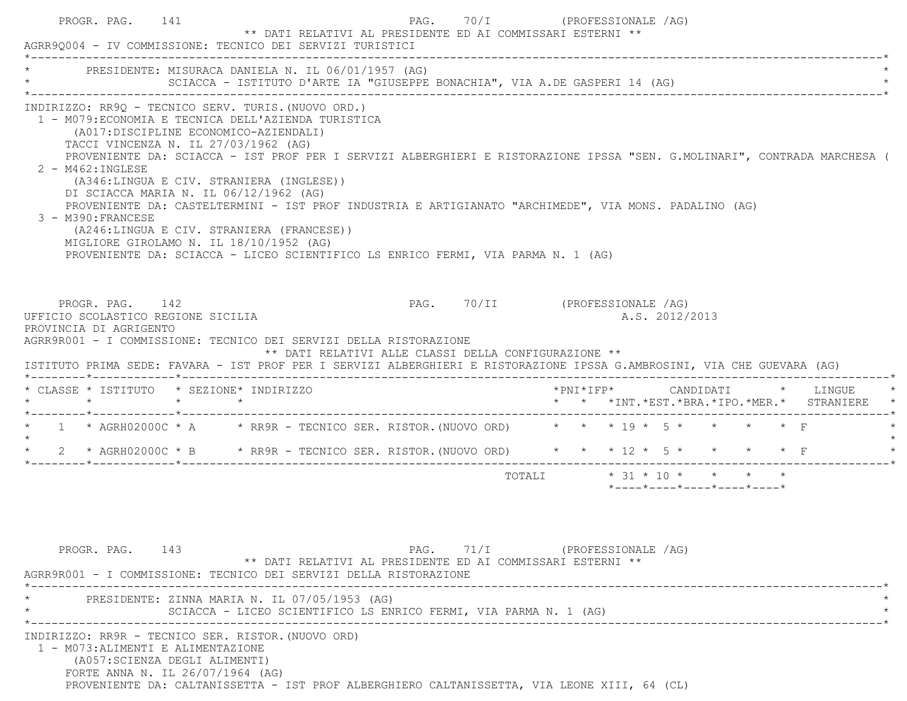PROGR. PAG. 141 PAG. 70/I (PROFESSIONALE /AG)

** DATI RELATIVI AL PRESIDENTE ED AI COMMISSARI ESTERNI **

AGRR9Q004 - IV COMMISSIONE: TECNICO DEI SERVIZI TURISTICI

PRESIDENTE: MISURACA DANIELA N. IL 06/01/1957 (AG)
SCIACCA - ISTITUTO D'ARTE IA "GIUSEPPE BONACHIA", VIA A.DE GASPERI 14 (AG)

INDIRIZZO: RR9Q - TECNICO SERV. TURIS.(NUOVO ORD.)

1 - M079:ECONOMIA E TECNICA DELL'AZIENDA TURISTICA
(A017:DISCIPLINE ECONOMICO-AZIENDALI)
TACCI VINCENZA N. IL 27/03/1962 (AG)
PROVENIENTE DA: SCIACCA - IST PROF PER I SERVIZI ALBERGHIERI E RISTORAZIONE IPSSA "SEN. G.MOLINARI", CONTRADA MARCHESA (

2 - M462:INGLESE
(A346:LINGUA E CIV. STRANIERA (INGLESE))
DI SCIACCA MARIA N. IL 06/12/1962 (AG)
PROVENIENTE DA: CASTELTERMINI - IST PROF INDUSTRIA E ARTIGIANATO "ARCHIMEDE", VIA MONS. PADALINO (AG)

3 - M390:FRANCESE
(A246:LINGUA E CIV. STRANIERA (FRANCESE))
MIGLIORE GIROLAMO N. IL 18/10/1952 (AG)
PROVENIENTE DA: SCIACCA - LICEO SCIENTIFICO LS ENRICO FERMI, VIA PARMA N. 1 (AG)

PROGR. PAG. 142 PAG. 70/II (PROFESSIONALE /AG)

UFFICIO SCOLASTICO REGIONE SICILIA A.S. 2012/2013

PROVINCIA DI AGRIGENTO

AGRR9R001 - I COMMISSIONE: TECNICO DEI SERVIZI DELLA RISTORAZIONE

** DATI RELATIVI ALLE CLASSI DELLA CONFIGURAZIONE **

ISTITUTO PRIMA SEDE: FAVARA - IST PROF PER I SERVIZI ALBERGHIERI E RISTORAZIONE IPSSA G.AMBROSINI, VIA CHE GUEVARA (AG)

| CLASSE | ISTITUTO | SEZIONE | INDIRIZZO | PNI | IFP | CANDIDATI INT. | CANDIDATI EST. | CANDIDATI BRA. | CANDIDATI IPO. | CANDIDATI MER. | LINGUE STRANIERE |
|---|---|---|---|---|---|---|---|---|---|---|---|
| 1 | AGRH02000C | A | RR9R - TECNICO SER. RISTOR.(NUOVO ORD) | | | 19 | 5 | | | | F |
| 2 | AGRH02000C | B | RR9R - TECNICO SER. RISTOR.(NUOVO ORD) | | | 12 | 5 | | | | F |
| | | | TOTALI | | | 31 | 10 | | | | |

PROGR. PAG. 143 PAG. 71/I (PROFESSIONALE /AG)

** DATI RELATIVI AL PRESIDENTE ED AI COMMISSARI ESTERNI **

AGRR9R001 - I COMMISSIONE: TECNICO DEI SERVIZI DELLA RISTORAZIONE

PRESIDENTE: ZINNA MARIA N. IL 07/05/1953 (AG)
SCIACCA - LICEO SCIENTIFICO LS ENRICO FERMI, VIA PARMA N. 1 (AG)

INDIRIZZO: RR9R - TECNICO SER. RISTOR.(NUOVO ORD)

1 - M073:ALIMENTI E ALIMENTAZIONE
(A057:SCIENZA DEGLI ALIMENTI)
FORTE ANNA N. IL 26/07/1964 (AG)
PROVENIENTE DA: CALTANISSETTA - IST PROF ALBERGHIERO CALTANISSETTA, VIA LEONE XIII, 64 (CL)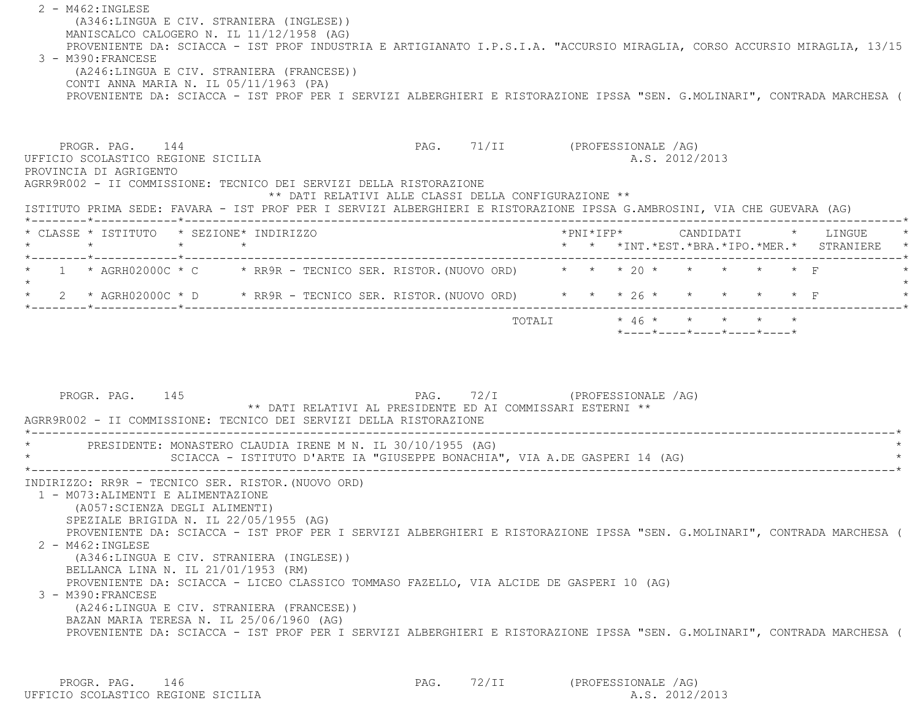2 - M462:INGLESE
 (A346:LINGUA E CIV. STRANIERA (INGLESE))
 MANISCALCO CALOGERO N. IL 11/12/1958 (AG)
 PROVENIENTE DA: SCIACCA - IST PROF INDUSTRIA E ARTIGIANATO I.P.S.I.A. "ACCURSIO MIRAGLIA, CORSO ACCURSIO MIRAGLIA, 13/15
3 - M390:FRANCESE
 (A246:LINGUA E CIV. STRANIERA (FRANCESE))
 CONTI ANNA MARIA N. IL 05/11/1963 (PA)
 PROVENIENTE DA: SCIACCA - IST PROF PER I SERVIZI ALBERGHIERI E RISTORAZIONE IPSSA "SEN. G.MOLINARI", CONTRADA MARCHESA (

PROGR. PAG. 144 PAG. 71/II (PROFESSIONALE /AG)
UFFICIO SCOLASTICO REGIONE SICILIA A.S. 2012/2013
PROVINCIA DI AGRIGENTO
AGRR9R002 - II COMMISSIONE: TECNICO DEI SERVIZI DELLA RISTORAZIONE
** DATI RELATIVI ALLE CLASSI DELLA CONFIGURAZIONE **
ISTITUTO PRIMA SEDE: FAVARA - IST PROF PER I SERVIZI ALBERGHIERI E RISTORAZIONE IPSSA G.AMBROSINI, VIA CHE GUEVARA (AG)

| CLASSE | ISTITUTO | SEZIONE | INDIRIZZO | PNI | IFP | CANDIDATI INT. | EST. | BRA. | IPO. | MER. | LINGUE STRANIERE |
|---|---|---|---|---|---|---|---|---|---|---|---|
| 1 | AGRH02000C | C | RR9R - TECNICO SER. RISTOR.(NUOVO ORD) | | | 20 | | | | | F |
| 2 | AGRH02000C | D | RR9R - TECNICO SER. RISTOR.(NUOVO ORD) | | | 26 | | | | | F |
| | | | TOTALI | | | 46 | | | | | |

PROGR. PAG. 145 PAG. 72/I (PROFESSIONALE /AG)
** DATI RELATIVI AL PRESIDENTE ED AI COMMISSARI ESTERNI **
AGRR9R002 - II COMMISSIONE: TECNICO DEI SERVIZI DELLA RISTORAZIONE

PRESIDENTE: MONASTERO CLAUDIA IRENE M N. IL 30/10/1955 (AG)
 SCIACCA - ISTITUTO D'ARTE IA "GIUSEPPE BONACHIA", VIA A.DE GASPERI 14 (AG)

INDIRIZZO: RR9R - TECNICO SER. RISTOR.(NUOVO ORD)
1 - M073:ALIMENTI E ALIMENTAZIONE
 (A057:SCIENZA DEGLI ALIMENTI)
 SPEZIALE BRIGIDA N. IL 22/05/1955 (AG)
 PROVENIENTE DA: SCIACCA - IST PROF PER I SERVIZI ALBERGHIERI E RISTORAZIONE IPSSA "SEN. G.MOLINARI", CONTRADA MARCHESA (
2 - M462:INGLESE
 (A346:LINGUA E CIV. STRANIERA (INGLESE))
 BELLANCA LINA N. IL 21/01/1953 (RM)
 PROVENIENTE DA: SCIACCA - LICEO CLASSICO TOMMASO FAZELLO, VIA ALCIDE DE GASPERI 10 (AG)
3 - M390:FRANCESE
 (A246:LINGUA E CIV. STRANIERA (FRANCESE))
 BAZAN MARIA TERESA N. IL 25/06/1960 (AG)
 PROVENIENTE DA: SCIACCA - IST PROF PER I SERVIZI ALBERGHIERI E RISTORAZIONE IPSSA "SEN. G.MOLINARI", CONTRADA MARCHESA (

PROGR. PAG. 146 PAG. 72/II (PROFESSIONALE /AG)
UFFICIO SCOLASTICO REGIONE SICILIA A.S. 2012/2013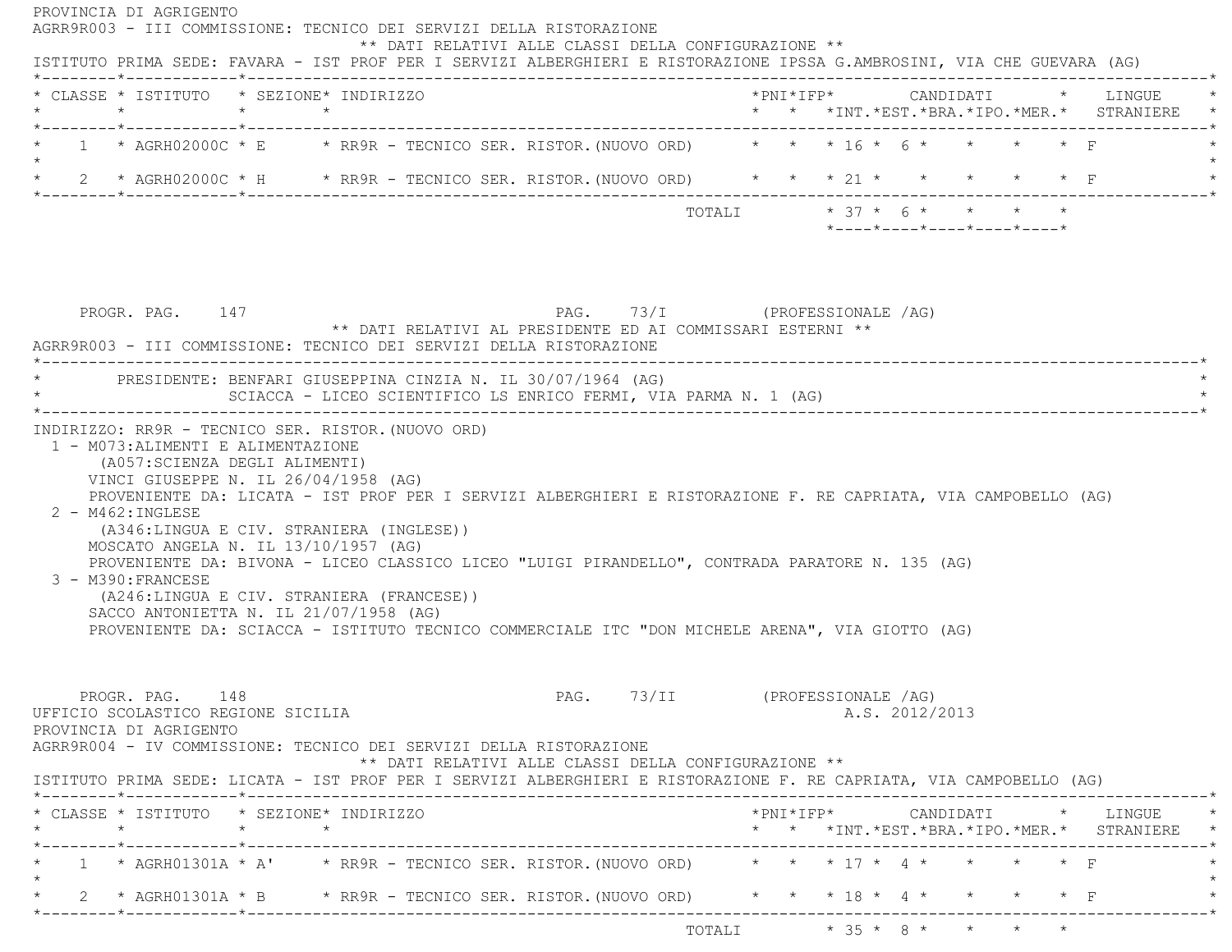PROVINCIA DI AGRIGENTO

AGRR9R003 - III COMMISSIONE: TECNICO DEI SERVIZI DELLA RISTORAZIONE

** DATI RELATIVI ALLE CLASSI DELLA CONFIGURAZIONE **

ISTITUTO PRIMA SEDE: FAVARA - IST PROF PER I SERVIZI ALBERGHIERI E RISTORAZIONE IPSSA G.AMBROSINI, VIA CHE GUEVARA (AG)

| CLASSE | ISTITUTO | SEZIONE | INDIRIZZO | PNI | IFP | CANDIDATI INT. | CANDIDATI EST. | CANDIDATI BRA. | CANDIDATI IPO. | CANDIDATI MER. | LINGUE STRANIERE |
|---|---|---|---|---|---|---|---|---|---|---|---|
| 1 | AGRH02000C | E | RR9R - TECNICO SER. RISTOR.(NUOVO ORD) | | | 16 | 6 | | | | F |
| 2 | AGRH02000C | H | RR9R - TECNICO SER. RISTOR.(NUOVO ORD) | | | 21 | | | | | F |
| | | | TOTALI | | | 37 | 6 | | | | |

PROGR. PAG. 147 PAG. 73/I (PROFESSIONALE /AG)

** DATI RELATIVI AL PRESIDENTE ED AI COMMISSARI ESTERNI **

AGRR9R003 - III COMMISSIONE: TECNICO DEI SERVIZI DELLA RISTORAZIONE

PRESIDENTE: BENFARI GIUSEPPINA CINZIA N. IL 30/07/1964 (AG)
SCIACCA - LICEO SCIENTIFICO LS ENRICO FERMI, VIA PARMA N. 1 (AG)

INDIRIZZO: RR9R - TECNICO SER. RISTOR.(NUOVO ORD)

1 - M073:ALIMENTI E ALIMENTAZIONE
(A057:SCIENZA DEGLI ALIMENTI)
VINCI GIUSEPPE N. IL 26/04/1958 (AG)
PROVENIENTE DA: LICATA - IST PROF PER I SERVIZI ALBERGHIERI E RISTORAZIONE F. RE CAPRIATA, VIA CAMPOBELLO (AG)

2 - M462:INGLESE
(A346:LINGUA E CIV. STRANIERA (INGLESE))
MOSCATO ANGELA N. IL 13/10/1957 (AG)
PROVENIENTE DA: BIVONA - LICEO CLASSICO LICEO "LUIGI PIRANDELLO", CONTRADA PARATORE N. 135 (AG)

3 - M390:FRANCESE
(A246:LINGUA E CIV. STRANIERA (FRANCESE))
SACCO ANTONIETTA N. IL 21/07/1958 (AG)
PROVENIENTE DA: SCIACCA - ISTITUTO TECNICO COMMERCIALE ITC "DON MICHELE ARENA", VIA GIOTTO (AG)

PROGR. PAG. 148 PAG. 73/II (PROFESSIONALE /AG)

UFFICIO SCOLASTICO REGIONE SICILIA A.S. 2012/2013

PROVINCIA DI AGRIGENTO

AGRR9R004 - IV COMMISSIONE: TECNICO DEI SERVIZI DELLA RISTORAZIONE

** DATI RELATIVI ALLE CLASSI DELLA CONFIGURAZIONE **

ISTITUTO PRIMA SEDE: LICATA - IST PROF PER I SERVIZI ALBERGHIERI E RISTORAZIONE F. RE CAPRIATA, VIA CAMPOBELLO (AG)

| CLASSE | ISTITUTO | SEZIONE | INDIRIZZO | PNI | IFP | CANDIDATI INT. | CANDIDATI EST. | CANDIDATI BRA. | CANDIDATI IPO. | CANDIDATI MER. | LINGUE STRANIERE |
|---|---|---|---|---|---|---|---|---|---|---|---|
| 1 | AGRH01301A | A' | RR9R - TECNICO SER. RISTOR.(NUOVO ORD) | | | 17 | 4 | | | | F |
| 2 | AGRH01301A | B | RR9R - TECNICO SER. RISTOR.(NUOVO ORD) | | | 18 | 4 | | | | F |
| | | | TOTALI | | | 35 | 8 | | | | |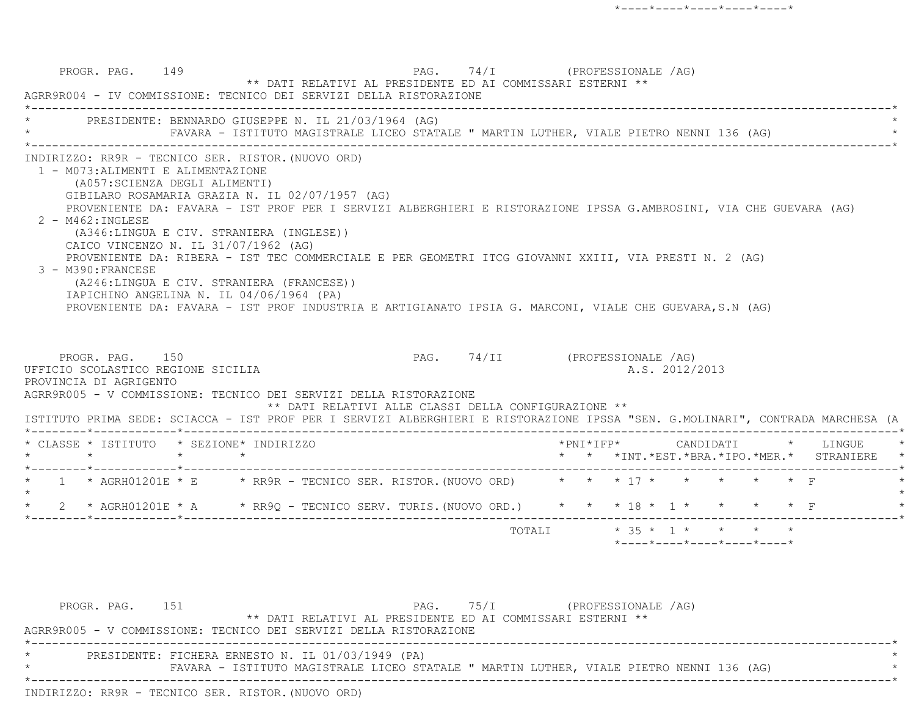PROGR. PAG. 149 PAG. 74/I (PROFESSIONALE /AG)

** DATI RELATIVI AL PRESIDENTE ED AI COMMISSARI ESTERNI **

AGRR9R004 - IV COMMISSIONE: TECNICO DEI SERVIZI DELLA RISTORAZIONE

PRESIDENTE: BENNARDO GIUSEPPE N. IL 21/03/1964 (AG)
FAVARA - ISTITUTO MAGISTRALE LICEO STATALE " MARTIN LUTHER, VIALE PIETRO NENNI 136 (AG)

INDIRIZZO: RR9R - TECNICO SER. RISTOR.(NUOVO ORD)

1 - M073:ALIMENTI E ALIMENTAZIONE
(A057:SCIENZA DEGLI ALIMENTI)
GIBILARO ROSAMARIA GRAZIA N. IL 02/07/1957 (AG)
PROVENIENTE DA: FAVARA - IST PROF PER I SERVIZI ALBERGHIERI E RISTORAZIONE IPSSA G.AMBROSINI, VIA CHE GUEVARA (AG)

2 - M462:INGLESE
(A346:LINGUA E CIV. STRANIERA (INGLESE))
CAICO VINCENZO N. IL 31/07/1962 (AG)
PROVENIENTE DA: RIBERA - IST TEC COMMERCIALE E PER GEOMETRI ITCG GIOVANNI XXIII, VIA PRESTI N. 2 (AG)

3 - M390:FRANCESE
(A246:LINGUA E CIV. STRANIERA (FRANCESE))
IAPICHINO ANGELINA N. IL 04/06/1964 (PA)
PROVENIENTE DA: FAVARA - IST PROF INDUSTRIA E ARTIGIANATO IPSIA G. MARCONI, VIALE CHE GUEVARA,S.N (AG)

PROGR. PAG. 150 PAG. 74/II (PROFESSIONALE /AG)

UFFICIO SCOLASTICO REGIONE SICILIA A.S. 2012/2013

PROVINCIA DI AGRIGENTO

AGRR9R005 - V COMMISSIONE: TECNICO DEI SERVIZI DELLA RISTORAZIONE

** DATI RELATIVI ALLE CLASSI DELLA CONFIGURAZIONE **

ISTITUTO PRIMA SEDE: SCIACCA - IST PROF PER I SERVIZI ALBERGHIERI E RISTORAZIONE IPSSA "SEN. G.MOLINARI", CONTRADA MARCHESA (A

| CLASSE | ISTITUTO | SEZIONE | INDIRIZZO | PNI | IFP | CANDIDATI INT. | EST. | BRA. | IPO. | MER. | LINGUE STRANIERE |
|---|---|---|---|---|---|---|---|---|---|---|---|
| 1 | AGRH01201E | E | RR9R - TECNICO SER. RISTOR.(NUOVO ORD) | | | 17 | | | | | F |
| 2 | AGRH01201E | A | RR9Q - TECNICO SERV. TURIS.(NUOVO ORD.) | | | 18 | 1 | | | | F |
| | | | TOTALI | | | 35 | 1 | | | | |

PROGR. PAG. 151 PAG. 75/I (PROFESSIONALE /AG)

** DATI RELATIVI AL PRESIDENTE ED AI COMMISSARI ESTERNI **

AGRR9R005 - V COMMISSIONE: TECNICO DEI SERVIZI DELLA RISTORAZIONE

PRESIDENTE: FICHERA ERNESTO N. IL 01/03/1949 (PA)
FAVARA - ISTITUTO MAGISTRALE LICEO STATALE " MARTIN LUTHER, VIALE PIETRO NENNI 136 (AG)

INDIRIZZO: RR9R - TECNICO SER. RISTOR.(NUOVO ORD)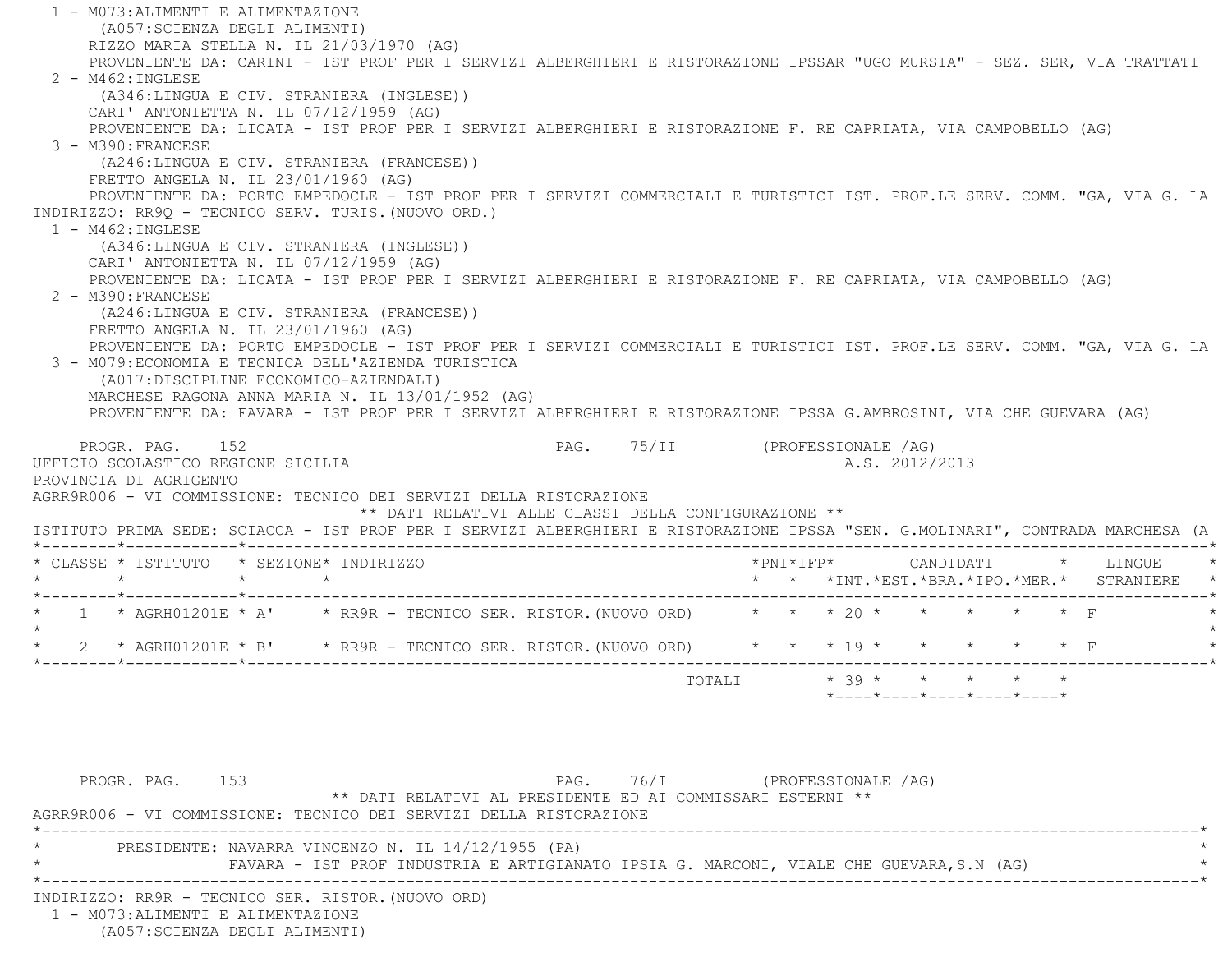1 - M073:ALIMENTI E ALIMENTAZIONE
   (A057:SCIENZA DEGLI ALIMENTI)
   RIZZO MARIA STELLA N. IL 21/03/1970 (AG)
   PROVENIENTE DA: CARINI - IST PROF PER I SERVIZI ALBERGHIERI E RISTORAZIONE IPSSAR "UGO MURSIA" - SEZ. SER, VIA TRATTATI
2 - M462:INGLESE
   (A346:LINGUA E CIV. STRANIERA (INGLESE))
   CARI' ANTONIETTA N. IL 07/12/1959 (AG)
   PROVENIENTE DA: LICATA - IST PROF PER I SERVIZI ALBERGHIERI E RISTORAZIONE F. RE CAPRIATA, VIA CAMPOBELLO (AG)
3 - M390:FRANCESE
   (A246:LINGUA E CIV. STRANIERA (FRANCESE))
   FRETTO ANGELA N. IL 23/01/1960 (AG)
   PROVENIENTE DA: PORTO EMPEDOCLE - IST PROF PER I SERVIZI COMMERCIALI E TURISTICI IST. PROF.LE SERV. COMM. "GA, VIA G. LA

INDIRIZZO: RR9Q - TECNICO SERV. TURIS.(NUOVO ORD.)

1 - M462:INGLESE
   (A346:LINGUA E CIV. STRANIERA (INGLESE))
   CARI' ANTONIETTA N. IL 07/12/1959 (AG)
   PROVENIENTE DA: LICATA - IST PROF PER I SERVIZI ALBERGHIERI E RISTORAZIONE F. RE CAPRIATA, VIA CAMPOBELLO (AG)
2 - M390:FRANCESE
   (A246:LINGUA E CIV. STRANIERA (FRANCESE))
   FRETTO ANGELA N. IL 23/01/1960 (AG)
   PROVENIENTE DA: PORTO EMPEDOCLE - IST PROF PER I SERVIZI COMMERCIALI E TURISTICI IST. PROF.LE SERV. COMM. "GA, VIA G. LA
3 - M079:ECONOMIA E TECNICA DELL'AZIENDA TURISTICA
   (A017:DISCIPLINE ECONOMICO-AZIENDALI)
   MARCHESE RAGONA ANNA MARIA N. IL 13/01/1952 (AG)
   PROVENIENTE DA: FAVARA - IST PROF PER I SERVIZI ALBERGHIERI E RISTORAZIONE IPSSA G.AMBROSINI, VIA CHE GUEVARA (AG)

PROGR. PAG. 152 PAG. 75/II (PROFESSIONALE /AG)

UFFICIO SCOLASTICO REGIONE SICILIA A.S. 2012/2013

PROVINCIA DI AGRIGENTO

AGRR9R006 - VI COMMISSIONE: TECNICO DEI SERVIZI DELLA RISTORAZIONE

** DATI RELATIVI ALLE CLASSI DELLA CONFIGURAZIONE **

ISTITUTO PRIMA SEDE: SCIACCA - IST PROF PER I SERVIZI ALBERGHIERI E RISTORAZIONE IPSSA "SEN. G.MOLINARI", CONTRADA MARCHESA (A

| CLASSE | ISTITUTO | SEZIONE | INDIRIZZO | PNI | IFP | CANDIDATI INT. | EST. | BRA. | IPO. | MER. | LINGUE STRANIERE |
|---|---|---|---|---|---|---|---|---|---|---|---|
| 1 | AGRH01201E | A' | RR9R - TECNICO SER. RISTOR.(NUOVO ORD) | | | 20 | | | | | F |
| 2 | AGRH01201E | B' | RR9R - TECNICO SER. RISTOR.(NUOVO ORD) | | | 19 | | | | | F |
| | | | TOTALI | | | 39 | | | | | |

PROGR. PAG. 153 PAG. 76/I (PROFESSIONALE /AG)

** DATI RELATIVI AL PRESIDENTE ED AI COMMISSARI ESTERNI **

AGRR9R006 - VI COMMISSIONE: TECNICO DEI SERVIZI DELLA RISTORAZIONE

PRESIDENTE: NAVARRA VINCENZO N. IL 14/12/1955 (PA)
FAVARA - IST PROF INDUSTRIA E ARTIGIANATO IPSIA G. MARCONI, VIALE CHE GUEVARA,S.N (AG)

INDIRIZZO: RR9R - TECNICO SER. RISTOR.(NUOVO ORD)

1 - M073:ALIMENTI E ALIMENTAZIONE
   (A057:SCIENZA DEGLI ALIMENTI)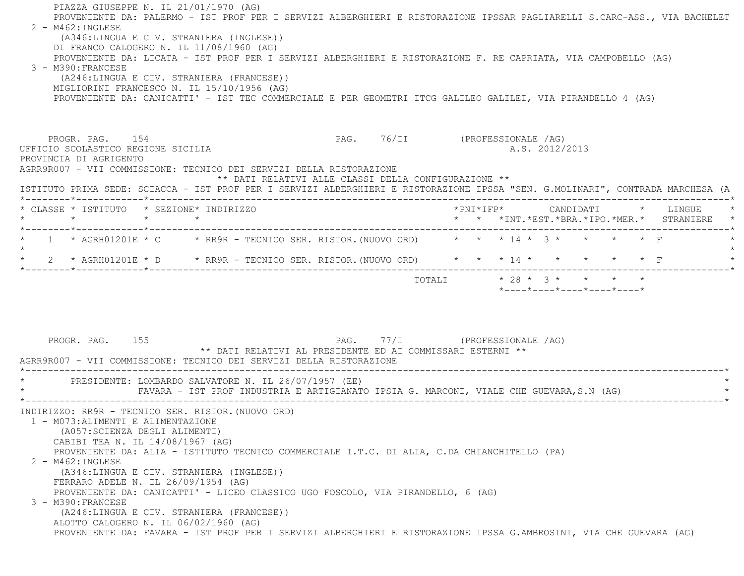PIAZZA GIUSEPPE N. IL 21/01/1970 (AG)
PROVENIENTE DA: PALERMO - IST PROF PER I SERVIZI ALBERGHIERI E RISTORAZIONE IPSSAR PAGLIARELLI S.CARC-ASS., VIA BACHELET

2 - M462:INGLESE
(A346:LINGUA E CIV. STRANIERA (INGLESE))
DI FRANCO CALOGERO N. IL 11/08/1960 (AG)
PROVENIENTE DA: LICATA - IST PROF PER I SERVIZI ALBERGHIERI E RISTORAZIONE F. RE CAPRIATA, VIA CAMPOBELLO (AG)

3 - M390:FRANCESE
(A246:LINGUA E CIV. STRANIERA (FRANCESE))
MIGLIORINI FRANCESCO N. IL 15/10/1956 (AG)
PROVENIENTE DA: CANICATTI' - IST TEC COMMERCIALE E PER GEOMETRI ITCG GALILEO GALILEI, VIA PIRANDELLO 4 (AG)

PROGR. PAG. 154 PAG. 76/II (PROFESSIONALE /AG)

UFFICIO SCOLASTICO REGIONE SICILIA A.S. 2012/2013

PROVINCIA DI AGRIGENTO

AGRR9R007 - VII COMMISSIONE: TECNICO DEI SERVIZI DELLA RISTORAZIONE

** DATI RELATIVI ALLE CLASSI DELLA CONFIGURAZIONE **

ISTITUTO PRIMA SEDE: SCIACCA - IST PROF PER I SERVIZI ALBERGHIERI E RISTORAZIONE IPSSA "SEN. G.MOLINARI", CONTRADA MARCHESA (A

| CLASSE | ISTITUTO | SEZIONE | INDIRIZZO | PNI | IFP | CANDIDATI INT. | EST. | BRA. | IPO. | MER. | LINGUE STRANIERE |
|---|---|---|---|---|---|---|---|---|---|---|---|
| 1 | AGRH01201E | C | RR9R - TECNICO SER. RISTOR.(NUOVO ORD) | | | 14 | 3 | | | | F |
| 2 | AGRH01201E | D | RR9R - TECNICO SER. RISTOR.(NUOVO ORD) | | | 14 | | | | | F |
| | | | TOTALI | | | 28 | 3 | | | | |

PROGR. PAG. 155 PAG. 77/I (PROFESSIONALE /AG)

** DATI RELATIVI AL PRESIDENTE ED AI COMMISSARI ESTERNI **

AGRR9R007 - VII COMMISSIONE: TECNICO DEI SERVIZI DELLA RISTORAZIONE

PRESIDENTE: LOMBARDO SALVATORE N. IL 26/07/1957 (EE)
FAVARA - IST PROF INDUSTRIA E ARTIGIANATO IPSIA G. MARCONI, VIALE CHE GUEVARA,S.N (AG)

INDIRIZZO: RR9R - TECNICO SER. RISTOR.(NUOVO ORD)

1 - M073:ALIMENTI E ALIMENTAZIONE
(A057:SCIENZA DEGLI ALIMENTI)
CABIBI TEA N. IL 14/08/1967 (AG)
PROVENIENTE DA: ALIA - ISTITUTO TECNICO COMMERCIALE I.T.C. DI ALIA, C.DA CHIANCHITELLO (PA)

2 - M462:INGLESE
(A346:LINGUA E CIV. STRANIERA (INGLESE))
FERRARO ADELE N. IL 26/09/1954 (AG)
PROVENIENTE DA: CANICATTI' - LICEO CLASSICO UGO FOSCOLO, VIA PIRANDELLO, 6 (AG)

3 - M390:FRANCESE
(A246:LINGUA E CIV. STRANIERA (FRANCESE))
ALOTTO CALOGERO N. IL 06/02/1960 (AG)
PROVENIENTE DA: FAVARA - IST PROF PER I SERVIZI ALBERGHIERI E RISTORAZIONE IPSSA G.AMBROSINI, VIA CHE GUEVARA (AG)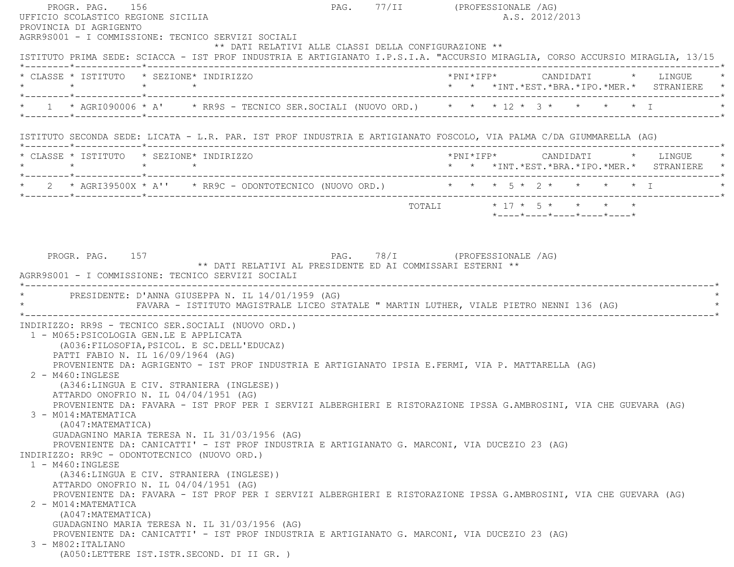UFFICIO SCOLASTICO REGIONE SICILIA A.S. 2012/2013

PROVINCIA DI AGRIGENTO

AGRR9S001 - I COMMISSIONE: TECNICO SERVIZI SOCIALI

** DATI RELATIVI ALLE CLASSI DELLA CONFIGURAZIONE **

ISTITUTO PRIMA SEDE: SCIACCA - IST PROF INDUSTRIA E ARTIGIANATO I.P.S.I.A. "ACCURSIO MIRAGLIA, CORSO ACCURSIO MIRAGLIA, 13/15

| CLASSE | ISTITUTO | SEZIONE | INDIRIZZO | PNI | IFP | CANDIDATI INT. | EST. | BRA. | IPO. | MER. | LINGUE STRANIERE |
|---|---|---|---|---|---|---|---|---|---|---|---|
| 1 | AGRI090006 | A' | RR9S - TECNICO SER.SOCIALI (NUOVO ORD.) | | | 12 | 3 | | | | I |

ISTITUTO SECONDA SEDE: LICATA - L.R. PAR. IST PROF INDUSTRIA E ARTIGIANATO FOSCOLO, VIA PALMA C/DA GIUMMARELLA (AG)

| CLASSE | ISTITUTO | SEZIONE | INDIRIZZO | PNI | IFP | CANDIDATI INT. | EST. | BRA. | IPO. | MER. | LINGUE STRANIERE |
|---|---|---|---|---|---|---|---|---|---|---|---|
| 2 | AGRI39500X | A'' | RR9C - ODONTOTECNICO (NUOVO ORD.) | | | 5 | 2 | | | | I |
| | | | TOTALI | | | 17 | 5 | | | | |

** DATI RELATIVI AL PRESIDENTE ED AI COMMISSARI ESTERNI **

AGRR9S001 - I COMMISSIONE: TECNICO SERVIZI SOCIALI

PRESIDENTE: D'ANNA GIUSEPPA N. IL 14/01/1959 (AG)
FAVARA - ISTITUTO MAGISTRALE LICEO STATALE " MARTIN LUTHER, VIALE PIETRO NENNI 136 (AG)

INDIRIZZO: RR9S - TECNICO SER.SOCIALI (NUOVO ORD.)

1 - M065:PSICOLOGIA GEN.LE E APPLICATA
(A036:FILOSOFIA,PSICOL. E SC.DELL'EDUCAZ)
PATTI FABIO N. IL 16/09/1964 (AG)
PROVENIENTE DA: AGRIGENTO - IST PROF INDUSTRIA E ARTIGIANATO IPSIA E.FERMI, VIA P. MATTARELLA (AG)

2 - M460:INGLESE
(A346:LINGUA E CIV. STRANIERA (INGLESE))
ATTARDO ONOFRIO N. IL 04/04/1951 (AG)
PROVENIENTE DA: FAVARA - IST PROF PER I SERVIZI ALBERGHIERI E RISTORAZIONE IPSSA G.AMBROSINI, VIA CHE GUEVARA (AG)

3 - M014:MATEMATICA
(A047:MATEMATICA)
GUADAGNINO MARIA TERESA N. IL 31/03/1956 (AG)
PROVENIENTE DA: CANICATTI' - IST PROF INDUSTRIA E ARTIGIANATO G. MARCONI, VIA DUCEZIO 23 (AG)

INDIRIZZO: RR9C - ODONTOTECNICO (NUOVO ORD.)

1 - M460:INGLESE
(A346:LINGUA E CIV. STRANIERA (INGLESE))
ATTARDO ONOFRIO N. IL 04/04/1951 (AG)
PROVENIENTE DA: FAVARA - IST PROF PER I SERVIZI ALBERGHIERI E RISTORAZIONE IPSSA G.AMBROSINI, VIA CHE GUEVARA (AG)

2 - M014:MATEMATICA
(A047:MATEMATICA)
GUADAGNINO MARIA TERESA N. IL 31/03/1956 (AG)
PROVENIENTE DA: CANICATTI' - IST PROF INDUSTRIA E ARTIGIANATO G. MARCONI, VIA DUCEZIO 23 (AG)

3 - M802:ITALIANO
(A050:LETTERE IST.ISTR.SECOND. DI II GR. )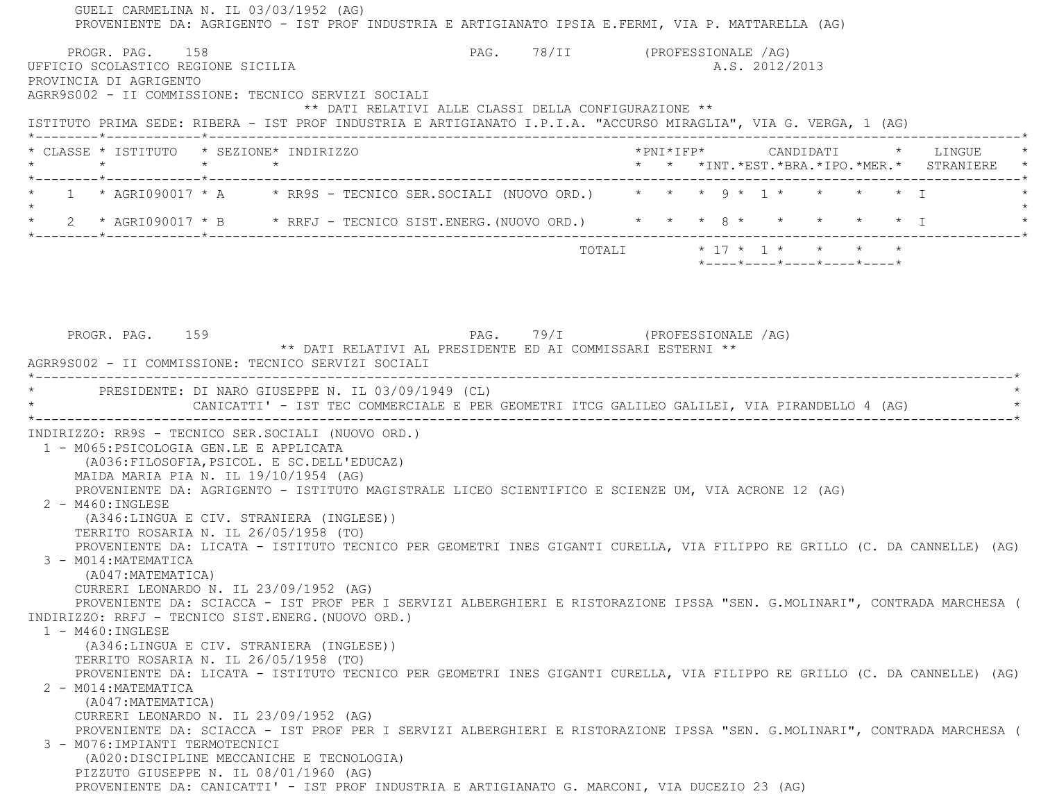GUELI CARMELINA N. IL 03/03/1952 (AG)
PROVENIENTE DA: AGRIGENTO - IST PROF INDUSTRIA E ARTIGIANATO IPSIA E.FERMI, VIA P. MATTARELLA (AG)

PROGR. PAG. 158 PAG. 78/II (PROFESSIONALE /AG)

UFFICIO SCOLASTICO REGIONE SICILIA A.S. 2012/2013

PROVINCIA DI AGRIGENTO

AGRR9S002 - II COMMISSIONE: TECNICO SERVIZI SOCIALI

** DATI RELATIVI ALLE CLASSI DELLA CONFIGURAZIONE **

ISTITUTO PRIMA SEDE: RIBERA - IST PROF INDUSTRIA E ARTIGIANATO I.P.I.A. "ACCURSO MIRAGLIA", VIA G. VERGA, 1 (AG)

| CLASSE | ISTITUTO | SEZIONE | INDIRIZZO | PNI | IFP | CANDIDATI INT. | EST. | BRA. | IPO. | MER. | LINGUE STRANIERE |
|---|---|---|---|---|---|---|---|---|---|---|---|
| 1 | AGRI090017 | A | RR9S - TECNICO SER.SOCIALI (NUOVO ORD.) | | | 9 | 1 | | | | I |
| 2 | AGRI090017 | B | RRFJ - TECNICO SIST.ENERG.(NUOVO ORD.) | | | 8 | | | | | I |
| | | | TOTALI | | | 17 | 1 | | | | |

PROGR. PAG. 159 PAG. 79/I (PROFESSIONALE /AG)

** DATI RELATIVI AL PRESIDENTE ED AI COMMISSARI ESTERNI **

AGRR9S002 - II COMMISSIONE: TECNICO SERVIZI SOCIALI

PRESIDENTE: DI NARO GIUSEPPE N. IL 03/09/1949 (CL)
CANICATTI' - IST TEC COMMERCIALE E PER GEOMETRI ITCG GALILEO GALILEI, VIA PIRANDELLO 4 (AG)

INDIRIZZO: RR9S - TECNICO SER.SOCIALI (NUOVO ORD.)

1 - M065:PSICOLOGIA GEN.LE E APPLICATA
(A036:FILOSOFIA,PSICOL. E SC.DELL'EDUCAZ)
MAIDA MARIA PIA N. IL 19/10/1954 (AG)
PROVENIENTE DA: AGRIGENTO - ISTITUTO MAGISTRALE LICEO SCIENTIFICO E SCIENZE UM, VIA ACRONE 12 (AG)

2 - M460:INGLESE
(A346:LINGUA E CIV. STRANIERA (INGLESE))
TERRITO ROSARIA N. IL 26/05/1958 (TO)
PROVENIENTE DA: LICATA - ISTITUTO TECNICO PER GEOMETRI INES GIGANTI CURELLA, VIA FILIPPO RE GRILLO (C. DA CANNELLE) (AG)

3 - M014:MATEMATICA
(A047:MATEMATICA)
CURRERI LEONARDO N. IL 23/09/1952 (AG)
PROVENIENTE DA: SCIACCA - IST PROF PER I SERVIZI ALBERGHIERI E RISTORAZIONE IPSSA "SEN. G.MOLINARI", CONTRADA MARCHESA (

INDIRIZZO: RRFJ - TECNICO SIST.ENERG.(NUOVO ORD.)

1 - M460:INGLESE
(A346:LINGUA E CIV. STRANIERA (INGLESE))
TERRITO ROSARIA N. IL 26/05/1958 (TO)
PROVENIENTE DA: LICATA - ISTITUTO TECNICO PER GEOMETRI INES GIGANTI CURELLA, VIA FILIPPO RE GRILLO (C. DA CANNELLE) (AG)

2 - M014:MATEMATICA
(A047:MATEMATICA)
CURRERI LEONARDO N. IL 23/09/1952 (AG)
PROVENIENTE DA: SCIACCA - IST PROF PER I SERVIZI ALBERGHIERI E RISTORAZIONE IPSSA "SEN. G.MOLINARI", CONTRADA MARCHESA (

3 - M076:IMPIANTI TERMOTECNICI
(A020:DISCIPLINE MECCANICHE E TECNOLOGIA)
PIZZUTO GIUSEPPE N. IL 08/01/1960 (AG)
PROVENIENTE DA: CANICATTI' - IST PROF INDUSTRIA E ARTIGIANATO G. MARCONI, VIA DUCEZIO 23 (AG)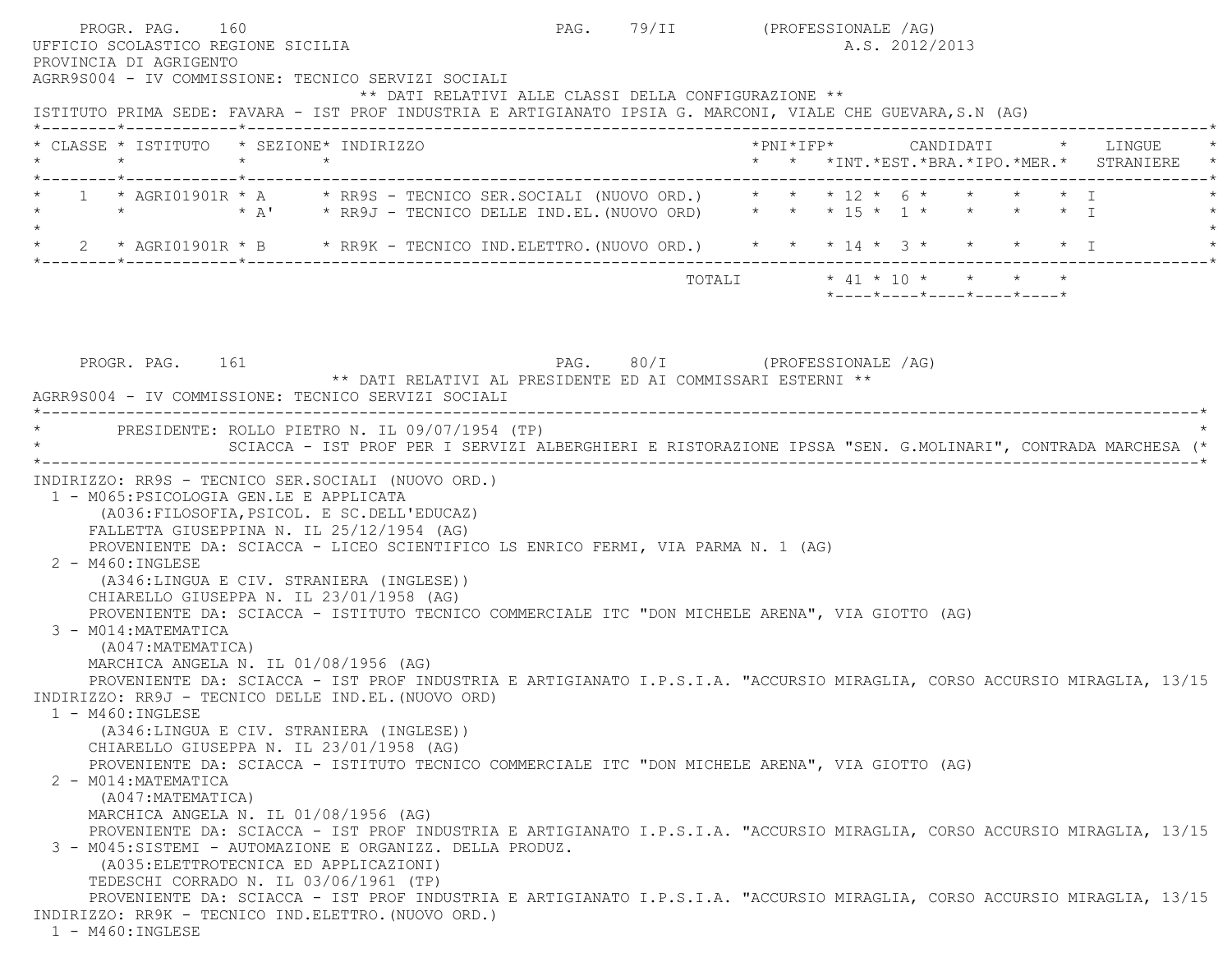PROGR. PAG. 160 PAG. 79/II (PROFESSIONALE /AG)

UFFICIO SCOLASTICO REGIONE SICILIA A.S. 2012/2013

PROVINCIA DI AGRIGENTO

AGRR9S004 - IV COMMISSIONE: TECNICO SERVIZI SOCIALI

** DATI RELATIVI ALLE CLASSI DELLA CONFIGURAZIONE **

ISTITUTO PRIMA SEDE: FAVARA - IST PROF INDUSTRIA E ARTIGIANATO IPSIA G. MARCONI, VIALE CHE GUEVARA,S.N (AG)

| CLASSE | ISTITUTO | SEZIONE | INDIRIZZO | PNI | IFP | CANDIDATI INT. | CANDIDATI EST. | CANDIDATI BRA. | CANDIDATI IPO. | CANDIDATI MER. | LINGUE STRANIERE |
|---|---|---|---|---|---|---|---|---|---|---|---|
| 1 | AGRI01901R | A | RR9S - TECNICO SER.SOCIALI (NUOVO ORD.) | | | 12 | 6 | | | | I |
| | | A' | RR9J - TECNICO DELLE IND.EL.(NUOVO ORD) | | | 15 | 1 | | | | I |
| 2 | AGRI01901R | B | RR9K - TECNICO IND.ELETTRO.(NUOVO ORD.) | | | 14 | 3 | | | | I |
| | | | TOTALI | | | 41 | 10 | | | | |

PROGR. PAG. 161 PAG. 80/I (PROFESSIONALE /AG)

** DATI RELATIVI AL PRESIDENTE ED AI COMMISSARI ESTERNI **

AGRR9S004 - IV COMMISSIONE: TECNICO SERVIZI SOCIALI

PRESIDENTE: ROLLO PIETRO N. IL 09/07/1954 (TP)
SCIACCA - IST PROF PER I SERVIZI ALBERGHIERI E RISTORAZIONE IPSSA "SEN. G.MOLINARI", CONTRADA MARCHESA (

INDIRIZZO: RR9S - TECNICO SER.SOCIALI (NUOVO ORD.)

1 - M065:PSICOLOGIA GEN.LE E APPLICATA
(A036:FILOSOFIA,PSICOL. E SC.DELL'EDUCAZ)
FALLETTA GIUSEPPINA N. IL 25/12/1954 (AG)
PROVENIENTE DA: SCIACCA - LICEO SCIENTIFICO LS ENRICO FERMI, VIA PARMA N. 1 (AG)

2 - M460:INGLESE
(A346:LINGUA E CIV. STRANIERA (INGLESE))
CHIARELLO GIUSEPPA N. IL 23/01/1958 (AG)
PROVENIENTE DA: SCIACCA - ISTITUTO TECNICO COMMERCIALE ITC "DON MICHELE ARENA", VIA GIOTTO (AG)

3 - M014:MATEMATICA
(A047:MATEMATICA)
MARCHICA ANGELA N. IL 01/08/1956 (AG)
PROVENIENTE DA: SCIACCA - IST PROF INDUSTRIA E ARTIGIANATO I.P.S.I.A. "ACCURSIO MIRAGLIA, CORSO ACCURSIO MIRAGLIA, 13/15

INDIRIZZO: RR9J - TECNICO DELLE IND.EL.(NUOVO ORD)

1 - M460:INGLESE
(A346:LINGUA E CIV. STRANIERA (INGLESE))
CHIARELLO GIUSEPPA N. IL 23/01/1958 (AG)
PROVENIENTE DA: SCIACCA - ISTITUTO TECNICO COMMERCIALE ITC "DON MICHELE ARENA", VIA GIOTTO (AG)

2 - M014:MATEMATICA
(A047:MATEMATICA)
MARCHICA ANGELA N. IL 01/08/1956 (AG)
PROVENIENTE DA: SCIACCA - IST PROF INDUSTRIA E ARTIGIANATO I.P.S.I.A. "ACCURSIO MIRAGLIA, CORSO ACCURSIO MIRAGLIA, 13/15

3 - M045:SISTEMI - AUTOMAZIONE E ORGANIZZ. DELLA PRODUZ.
(A035:ELETTROTECNICA ED APPLICAZIONI)
TEDESCHI CORRADO N. IL 03/06/1961 (TP)
PROVENIENTE DA: SCIACCA - IST PROF INDUSTRIA E ARTIGIANATO I.P.S.I.A. "ACCURSIO MIRAGLIA, CORSO ACCURSIO MIRAGLIA, 13/15

INDIRIZZO: RR9K - TECNICO IND.ELETTRO.(NUOVO ORD.)

1 - M460:INGLESE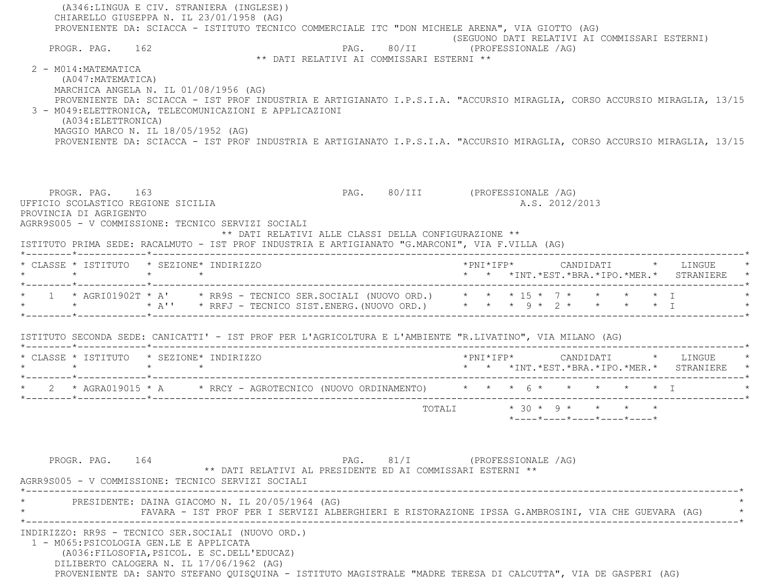(A346:LINGUA E CIV. STRANIERA (INGLESE))
CHIARELLO GIUSEPPA N. IL 23/01/1958 (AG)
PROVENIENTE DA: SCIACCA - ISTITUTO TECNICO COMMERCIALE ITC "DON MICHELE ARENA", VIA GIOTTO (AG)

(SEGUONO DATI RELATIVI AI COMMISSARI ESTERNI)

PROGR. PAG. 162 PAG. 80/II (PROFESSIONALE /AG)

** DATI RELATIVI AI COMMISSARI ESTERNI **

2 - M014:MATEMATICA
(A047:MATEMATICA)
MARCHICA ANGELA N. IL 01/08/1956 (AG)
PROVENIENTE DA: SCIACCA - IST PROF INDUSTRIA E ARTIGIANATO I.P.S.I.A. "ACCURSIO MIRAGLIA, CORSO ACCURSIO MIRAGLIA, 13/15

3 - M049:ELETTRONICA, TELECOMUNICAZIONI E APPLICAZIONI
(A034:ELETTRONICA)
MAGGIO MARCO N. IL 18/05/1952 (AG)
PROVENIENTE DA: SCIACCA - IST PROF INDUSTRIA E ARTIGIANATO I.P.S.I.A. "ACCURSIO MIRAGLIA, CORSO ACCURSIO MIRAGLIA, 13/15

PROGR. PAG. 163 PAG. 80/III (PROFESSIONALE /AG)

UFFICIO SCOLASTICO REGIONE SICILIA A.S. 2012/2013
PROVINCIA DI AGRIGENTO
AGRR9S005 - V COMMISSIONE: TECNICO SERVIZI SOCIALI

** DATI RELATIVI ALLE CLASSI DELLA CONFIGURAZIONE **

ISTITUTO PRIMA SEDE: RACALMUTO - IST PROF INDUSTRIA E ARTIGIANATO "G.MARCONI", VIA F.VILLA (AG)

| CLASSE | ISTITUTO | SEZIONE | INDIRIZZO | PNI | IFP | CANDIDATI INT. | EST. | BRA. | IPO. | MER. | LINGUE STRANIERE |
|---|---|---|---|---|---|---|---|---|---|---|---|
| 1 | AGRI01902T | A' | RR9S - TECNICO SER.SOCIALI (NUOVO ORD.) | | | 15 | 7 | | | | I |
| | | A'' | RRFJ - TECNICO SIST.ENERG.(NUOVO ORD.) | | | 9 | 2 | | | | I |

ISTITUTO SECONDA SEDE: CANICATTI' - IST PROF PER L'AGRICOLTURA E L'AMBIENTE "R.LIVATINO", VIA MILANO (AG)

| CLASSE | ISTITUTO | SEZIONE | INDIRIZZO | PNI | IFP | CANDIDATI INT. | EST. | BRA. | IPO. | MER. | LINGUE STRANIERE |
|---|---|---|---|---|---|---|---|---|---|---|---|
| 2 | AGRA019015 | A | RRCY - AGROTECNICO (NUOVO ORDINAMENTO) | | | 6 | | | | | I |
| | | | TOTALI | | | 30 | 9 | | | | |

PROGR. PAG. 164 PAG. 81/I (PROFESSIONALE /AG)

** DATI RELATIVI AL PRESIDENTE ED AI COMMISSARI ESTERNI **

AGRR9S005 - V COMMISSIONE: TECNICO SERVIZI SOCIALI

PRESIDENTE: DAINA GIACOMO N. IL 20/05/1964 (AG)
FAVARA - IST PROF PER I SERVIZI ALBERGHIERI E RISTORAZIONE IPSSA G.AMBROSINI, VIA CHE GUEVARA (AG)

INDIRIZZO: RR9S - TECNICO SER.SOCIALI (NUOVO ORD.)

1 - M065:PSICOLOGIA GEN.LE E APPLICATA
(A036:FILOSOFIA,PSICOL. E SC.DELL'EDUCAZ)
DILIBERTO CALOGERA N. IL 17/06/1962 (AG)
PROVENIENTE DA: SANTO STEFANO QUISQUINA - ISTITUTO MAGISTRALE "MADRE TERESA DI CALCUTTA", VIA DE GASPERI (AG)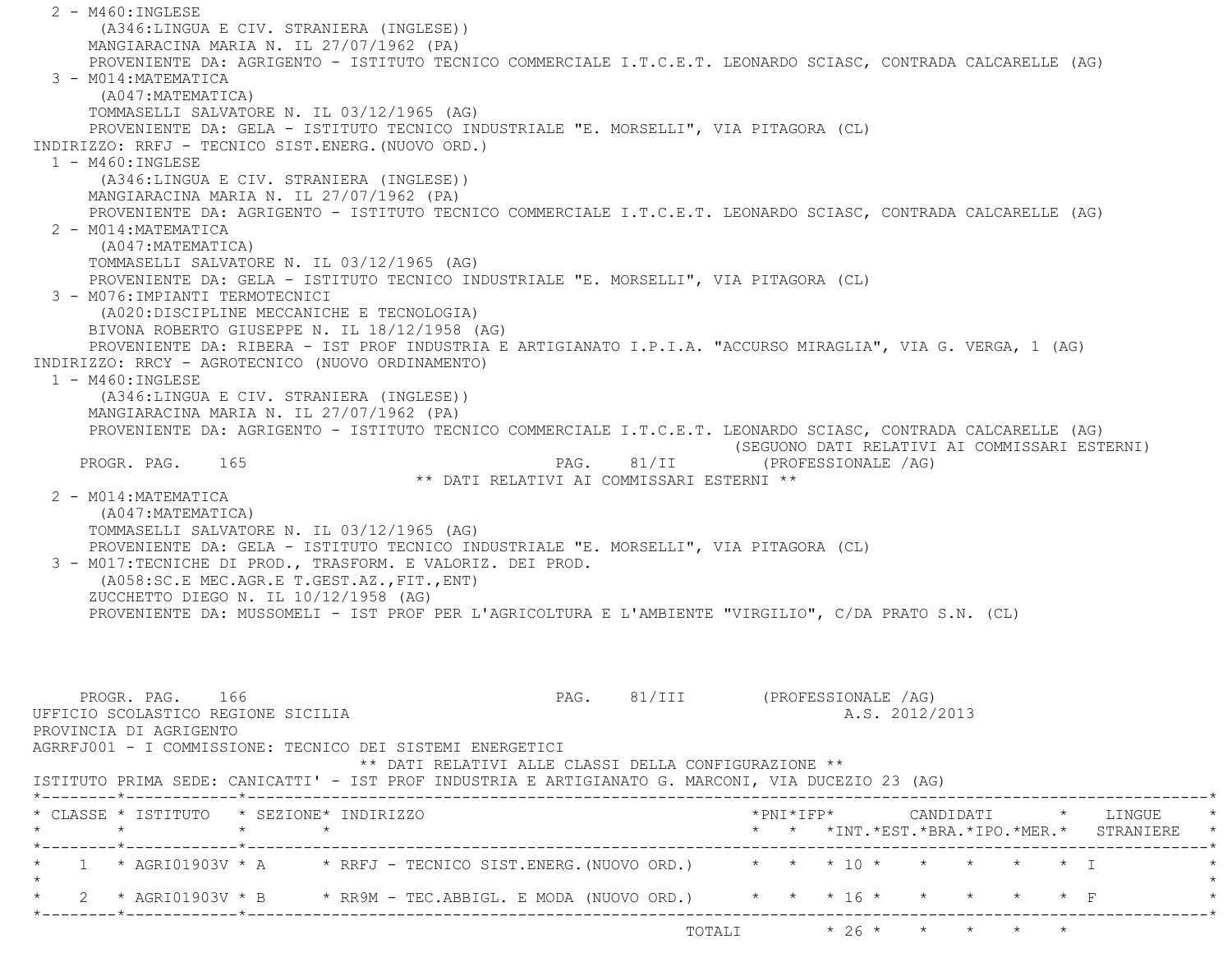2 - M460:INGLESE
(A346:LINGUA E CIV. STRANIERA (INGLESE))
MANGIARACINA MARIA N. IL 27/07/1962 (PA)
PROVENIENTE DA: AGRIGENTO - ISTITUTO TECNICO COMMERCIALE I.T.C.E.T. LEONARDO SCIASC, CONTRADA CALCARELLE (AG)

3 - M014:MATEMATICA
(A047:MATEMATICA)
TOMMASELLI SALVATORE N. IL 03/12/1965 (AG)
PROVENIENTE DA: GELA - ISTITUTO TECNICO INDUSTRIALE "E. MORSELLI", VIA PITAGORA (CL)

INDIRIZZO: RRFJ - TECNICO SIST.ENERG.(NUOVO ORD.)

1 - M460:INGLESE
(A346:LINGUA E CIV. STRANIERA (INGLESE))
MANGIARACINA MARIA N. IL 27/07/1962 (PA)
PROVENIENTE DA: AGRIGENTO - ISTITUTO TECNICO COMMERCIALE I.T.C.E.T. LEONARDO SCIASC, CONTRADA CALCARELLE (AG)

2 - M014:MATEMATICA
(A047:MATEMATICA)
TOMMASELLI SALVATORE N. IL 03/12/1965 (AG)
PROVENIENTE DA: GELA - ISTITUTO TECNICO INDUSTRIALE "E. MORSELLI", VIA PITAGORA (CL)

3 - M076:IMPIANTI TERMOTECNICI
(A020:DISCIPLINE MECCANICHE E TECNOLOGIA)
BIVONA ROBERTO GIUSEPPE N. IL 18/12/1958 (AG)
PROVENIENTE DA: RIBERA - IST PROF INDUSTRIA E ARTIGIANATO I.P.I.A. "ACCURSO MIRAGLIA", VIA G. VERGA, 1 (AG)

INDIRIZZO: RRCY - AGROTECNICO (NUOVO ORDINAMENTO)

1 - M460:INGLESE
(A346:LINGUA E CIV. STRANIERA (INGLESE))
MANGIARACINA MARIA N. IL 27/07/1962 (PA)
PROVENIENTE DA: AGRIGENTO - ISTITUTO TECNICO COMMERCIALE I.T.C.E.T. LEONARDO SCIASC, CONTRADA CALCARELLE (AG)

(SEGUONO DATI RELATIVI AI COMMISSARI ESTERNI)

** DATI RELATIVI AI COMMISSARI ESTERNI **

2 - M014:MATEMATICA
(A047:MATEMATICA)
TOMMASELLI SALVATORE N. IL 03/12/1965 (AG)
PROVENIENTE DA: GELA - ISTITUTO TECNICO INDUSTRIALE "E. MORSELLI", VIA PITAGORA (CL)

3 - M017:TECNICHE DI PROD., TRASFORM. E VALORIZ. DEI PROD.
(A058:SC.E MEC.AGR.E T.GEST.AZ.,FIT.,ENT)
ZUCCHETTO DIEGO N. IL 10/12/1958 (AG)
PROVENIENTE DA: MUSSOMELI - IST PROF PER L'AGRICOLTURA E L'AMBIENTE "VIRGILIO", C/DA PRATO S.N. (CL)

UFFICIO SCOLASTICO REGIONE SICILIA — A.S. 2012/2013

PROVINCIA DI AGRIGENTO

AGRRFJ001 - I COMMISSIONE: TECNICO DEI SISTEMI ENERGETICI

** DATI RELATIVI ALLE CLASSI DELLA CONFIGURAZIONE **

ISTITUTO PRIMA SEDE: CANICATTI' - IST PROF INDUSTRIA E ARTIGIANATO G. MARCONI, VIA DUCEZIO 23 (AG)

| CLASSE | ISTITUTO | SEZIONE | INDIRIZZO | PNI | IFP | CANDIDATI INT. | EST. | BRA. | IPO. | MER. | LINGUE STRANIERE |
|---|---|---|---|---|---|---|---|---|---|---|---|
| 1 | AGRI01903V | A | RRFJ - TECNICO SIST.ENERG.(NUOVO ORD.) | | | 10 | | | | | I |
| 2 | AGRI01903V | B | RR9M - TEC.ABBIGL. E MODA (NUOVO ORD.) | | | 16 | | | | | F |
| | | | TOTALI | | | 26 | | | | | |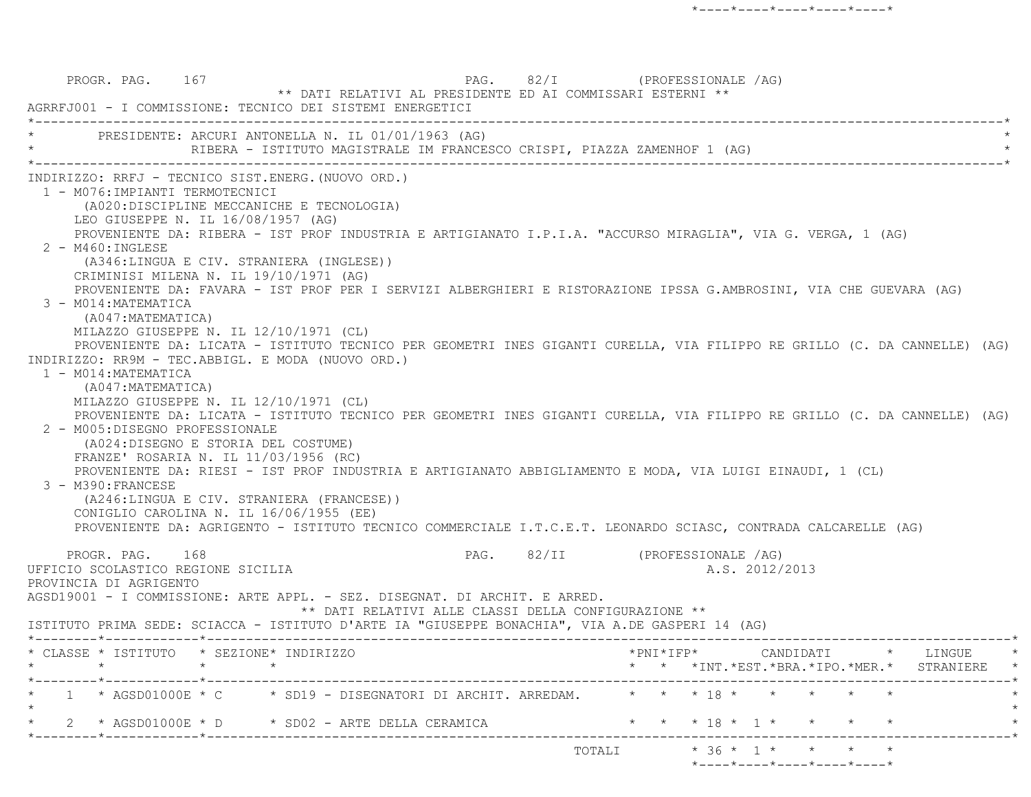PROGR. PAG. 167 PAG. 82/I (PROFESSIONALE /AG)

** DATI RELATIVI AL PRESIDENTE ED AI COMMISSARI ESTERNI **

AGRRFJ001 - I COMMISSIONE: TECNICO DEI SISTEMI ENERGETICI

PRESIDENTE: ARCURI ANTONELLA N. IL 01/01/1963 (AG)
RIBERA - ISTITUTO MAGISTRALE IM FRANCESCO CRISPI, PIAZZA ZAMENHOF 1 (AG)

INDIRIZZO: RRFJ - TECNICO SIST.ENERG.(NUOVO ORD.)

1 - M076:IMPIANTI TERMOTECNICI
(A020:DISCIPLINE MECCANICHE E TECNOLOGIA)
LEO GIUSEPPE N. IL 16/08/1957 (AG)
PROVENIENTE DA: RIBERA - IST PROF INDUSTRIA E ARTIGIANATO I.P.I.A. "ACCURSO MIRAGLIA", VIA G. VERGA, 1 (AG)

2 - M460:INGLESE
(A346:LINGUA E CIV. STRANIERA (INGLESE))
CRIMINISI MILENA N. IL 19/10/1971 (AG)
PROVENIENTE DA: FAVARA - IST PROF PER I SERVIZI ALBERGHIERI E RISTORAZIONE IPSSA G.AMBROSINI, VIA CHE GUEVARA (AG)

3 - M014:MATEMATICA
(A047:MATEMATICA)
MILAZZO GIUSEPPE N. IL 12/10/1971 (CL)
PROVENIENTE DA: LICATA - ISTITUTO TECNICO PER GEOMETRI INES GIGANTI CURELLA, VIA FILIPPO RE GRILLO (C. DA CANNELLE) (AG)

INDIRIZZO: RR9M - TEC.ABBIGL. E MODA (NUOVO ORD.)

1 - M014:MATEMATICA
(A047:MATEMATICA)
MILAZZO GIUSEPPE N. IL 12/10/1971 (CL)
PROVENIENTE DA: LICATA - ISTITUTO TECNICO PER GEOMETRI INES GIGANTI CURELLA, VIA FILIPPO RE GRILLO (C. DA CANNELLE) (AG)

2 - M005:DISEGNO PROFESSIONALE
(A024:DISEGNO E STORIA DEL COSTUME)
FRANZE' ROSARIA N. IL 11/03/1956 (RC)
PROVENIENTE DA: RIESI - IST PROF INDUSTRIA E ARTIGIANATO ABBIGLIAMENTO E MODA, VIA LUIGI EINAUDI, 1 (CL)

3 - M390:FRANCESE
(A246:LINGUA E CIV. STRANIERA (FRANCESE))
CONIGLIO CAROLINA N. IL 16/06/1955 (EE)
PROVENIENTE DA: AGRIGENTO - ISTITUTO TECNICO COMMERCIALE I.T.C.E.T. LEONARDO SCIASC, CONTRADA CALCARELLE (AG)

PROGR. PAG. 168 PAG. 82/II (PROFESSIONALE /AG)

UFFICIO SCOLASTICO REGIONE SICILIA A.S. 2012/2013

PROVINCIA DI AGRIGENTO

AGSD19001 - I COMMISSIONE: ARTE APPL. - SEZ. DISEGNAT. DI ARCHIT. E ARRED.

** DATI RELATIVI ALLE CLASSI DELLA CONFIGURAZIONE **

ISTITUTO PRIMA SEDE: SCIACCA - ISTITUTO D'ARTE IA "GIUSEPPE BONACHIA", VIA A.DE GASPERI 14 (AG)

| CLASSE | ISTITUTO | SEZIONE | INDIRIZZO | PNI | IFP | CANDIDATI INT. | CANDIDATI EST. | CANDIDATI BRA. | CANDIDATI IPO. | CANDIDATI MER. | LINGUE STRANIERE |
|---|---|---|---|---|---|---|---|---|---|---|---|
| 1 | AGSD01000E | C | SD19 - DISEGNATORI DI ARCHIT. ARREDAM. | | | 18 | | | | | |
| 2 | AGSD01000E | D | SD02 - ARTE DELLA CERAMICA | | | 18 | 1 | | | | |
| | | | TOTALI | | | 36 | 1 | | | | |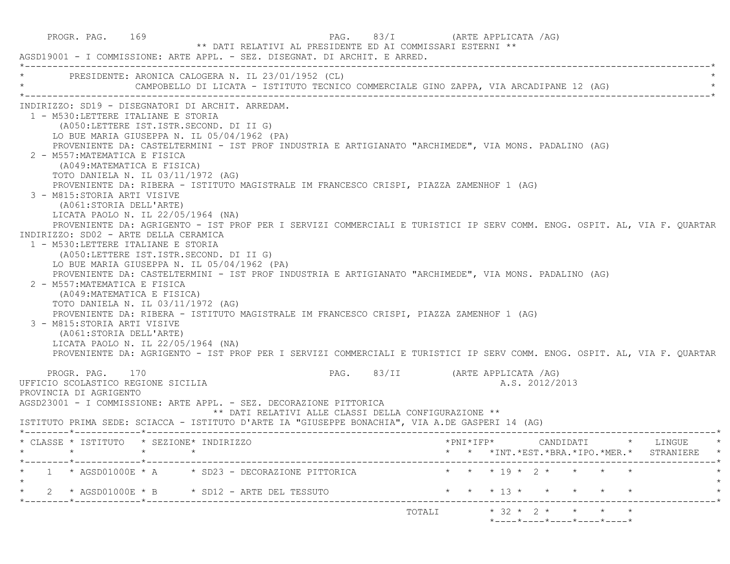PROGR. PAG. 169 PAG. 83/I (ARTE APPLICATA /AG)

** DATI RELATIVI AL PRESIDENTE ED AI COMMISSARI ESTERNI **

AGSD19001 - I COMMISSIONE: ARTE APPL. - SEZ. DISEGNAT. DI ARCHIT. E ARRED.

PRESIDENTE: ARONICA CALOGERA N. IL 23/01/1952 (CL)
CAMPOBELLO DI LICATA - ISTITUTO TECNICO COMMERCIALE GINO ZAPPA, VIA ARCADIPANE 12 (AG)

INDIRIZZO: SD19 - DISEGNATORI DI ARCHIT. ARREDAM.

1 - M530:LETTERE ITALIANE E STORIA
(A050:LETTERE IST.ISTR.SECOND. DI II G)
LO BUE MARIA GIUSEPPA N. IL 05/04/1962 (PA)
PROVENIENTE DA: CASTELTERMINI - IST PROF INDUSTRIA E ARTIGIANATO "ARCHIMEDE", VIA MONS. PADALINO (AG)

2 - M557:MATEMATICA E FISICA
(A049:MATEMATICA E FISICA)
TOTO DANIELA N. IL 03/11/1972 (AG)
PROVENIENTE DA: RIBERA - ISTITUTO MAGISTRALE IM FRANCESCO CRISPI, PIAZZA ZAMENHOF 1 (AG)

3 - M815:STORIA ARTI VISIVE
(A061:STORIA DELL'ARTE)
LICATA PAOLO N. IL 22/05/1964 (NA)
PROVENIENTE DA: AGRIGENTO - IST PROF PER I SERVIZI COMMERCIALI E TURISTICI IP SERV COMM. ENOG. OSPIT. AL, VIA F. QUARTAR

INDIRIZZO: SD02 - ARTE DELLA CERAMICA

1 - M530:LETTERE ITALIANE E STORIA
(A050:LETTERE IST.ISTR.SECOND. DI II G)
LO BUE MARIA GIUSEPPA N. IL 05/04/1962 (PA)
PROVENIENTE DA: CASTELTERMINI - IST PROF INDUSTRIA E ARTIGIANATO "ARCHIMEDE", VIA MONS. PADALINO (AG)

2 - M557:MATEMATICA E FISICA
(A049:MATEMATICA E FISICA)
TOTO DANIELA N. IL 03/11/1972 (AG)
PROVENIENTE DA: RIBERA - ISTITUTO MAGISTRALE IM FRANCESCO CRISPI, PIAZZA ZAMENHOF 1 (AG)

3 - M815:STORIA ARTI VISIVE
(A061:STORIA DELL'ARTE)
LICATA PAOLO N. IL 22/05/1964 (NA)
PROVENIENTE DA: AGRIGENTO - IST PROF PER I SERVIZI COMMERCIALI E TURISTICI IP SERV COMM. ENOG. OSPIT. AL, VIA F. QUARTAR

PROGR. PAG. 170 PAG. 83/II (ARTE APPLICATA /AG)

UFFICIO SCOLASTICO REGIONE SICILIA A.S. 2012/2013

PROVINCIA DI AGRIGENTO

AGSD23001 - I COMMISSIONE: ARTE APPL. - SEZ. DECORAZIONE PITTORICA

** DATI RELATIVI ALLE CLASSI DELLA CONFIGURAZIONE **

ISTITUTO PRIMA SEDE: SCIACCA - ISTITUTO D'ARTE IA "GIUSEPPE BONACHIA", VIA A.DE GASPERI 14 (AG)

| CLASSE | ISTITUTO | SEZIONE | INDIRIZZO | PNI | IFP | CANDIDATI INT. | EST. | BRA. | IPO. | MER. | LINGUE STRANIERE |
|---|---|---|---|---|---|---|---|---|---|---|---|
| 1 | AGSD01000E | A | SD23 - DECORAZIONE PITTORICA | | | 19 | 2 | | | | |
| 2 | AGSD01000E | B | SD12 - ARTE DEL TESSUTO | | | 13 | | | | | |
| | | | TOTALI | | | 32 | 2 | | | | |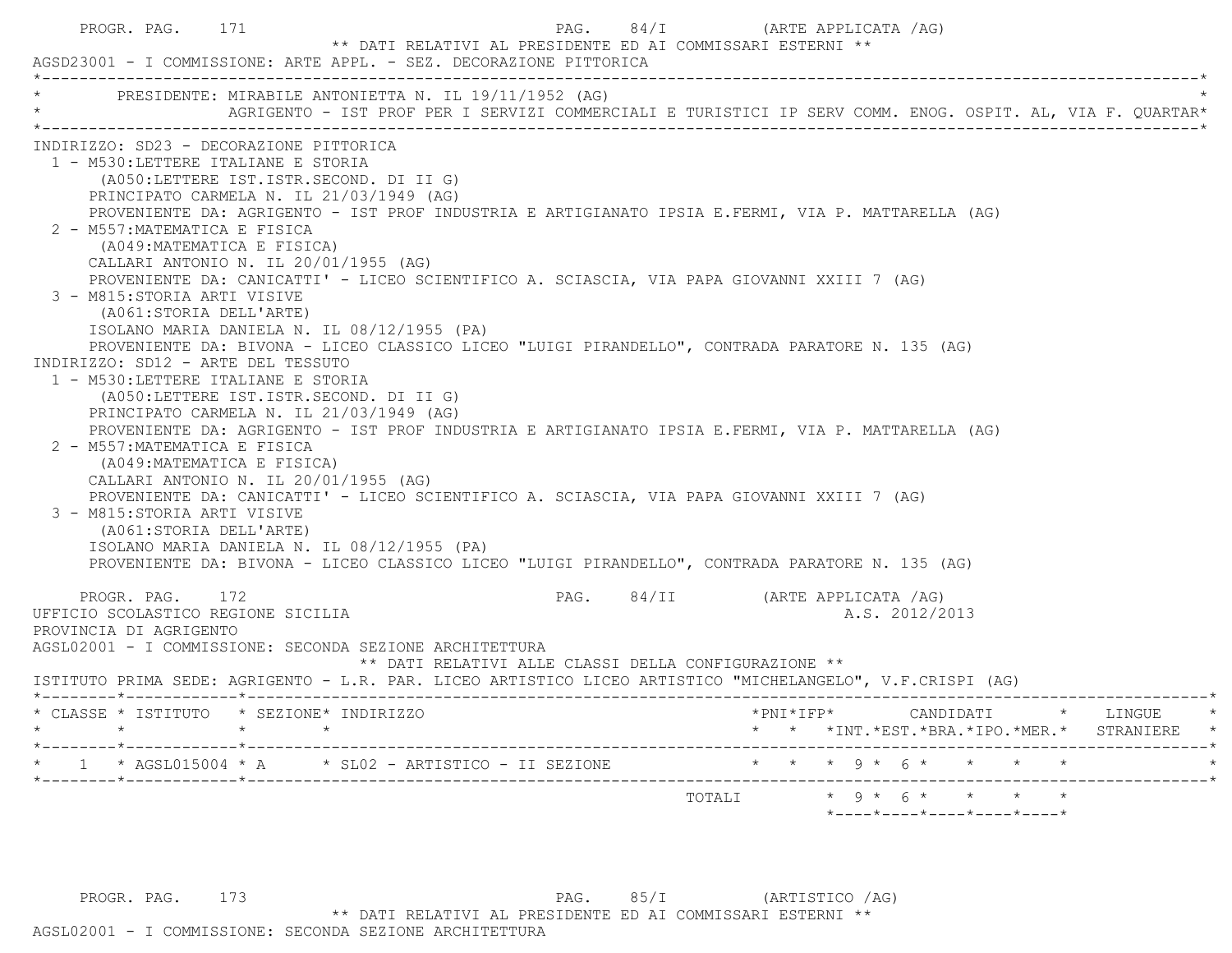PROGR. PAG. 171 PAG. 84/I (ARTE APPLICATA /AG)

** DATI RELATIVI AL PRESIDENTE ED AI COMMISSARI ESTERNI **

AGSD23001 - I COMMISSIONE: ARTE APPL. - SEZ. DECORAZIONE PITTORICA

PRESIDENTE: MIRABILE ANTONIETTA N. IL 19/11/1952 (AG)
AGRIGENTO - IST PROF PER I SERVIZI COMMERCIALI E TURISTICI IP SERV COMM. ENOG. OSPIT. AL, VIA F. QUARTAR

INDIRIZZO: SD23 - DECORAZIONE PITTORICA

1 - M530:LETTERE ITALIANE E STORIA
(A050:LETTERE IST.ISTR.SECOND. DI II G)
PRINCIPATO CARMELA N. IL 21/03/1949 (AG)
PROVENIENTE DA: AGRIGENTO - IST PROF INDUSTRIA E ARTIGIANATO IPSIA E.FERMI, VIA P. MATTARELLA (AG)

2 - M557:MATEMATICA E FISICA
(A049:MATEMATICA E FISICA)
CALLARI ANTONIO N. IL 20/01/1955 (AG)
PROVENIENTE DA: CANICATTI' - LICEO SCIENTIFICO A. SCIASCIA, VIA PAPA GIOVANNI XXIII 7 (AG)

3 - M815:STORIA ARTI VISIVE
(A061:STORIA DELL'ARTE)
ISOLANO MARIA DANIELA N. IL 08/12/1955 (PA)
PROVENIENTE DA: BIVONA - LICEO CLASSICO LICEO "LUIGI PIRANDELLO", CONTRADA PARATORE N. 135 (AG)

INDIRIZZO: SD12 - ARTE DEL TESSUTO

1 - M530:LETTERE ITALIANE E STORIA
(A050:LETTERE IST.ISTR.SECOND. DI II G)
PRINCIPATO CARMELA N. IL 21/03/1949 (AG)
PROVENIENTE DA: AGRIGENTO - IST PROF INDUSTRIA E ARTIGIANATO IPSIA E.FERMI, VIA P. MATTARELLA (AG)

2 - M557:MATEMATICA E FISICA
(A049:MATEMATICA E FISICA)
CALLARI ANTONIO N. IL 20/01/1955 (AG)
PROVENIENTE DA: CANICATTI' - LICEO SCIENTIFICO A. SCIASCIA, VIA PAPA GIOVANNI XXIII 7 (AG)

3 - M815:STORIA ARTI VISIVE
(A061:STORIA DELL'ARTE)
ISOLANO MARIA DANIELA N. IL 08/12/1955 (PA)
PROVENIENTE DA: BIVONA - LICEO CLASSICO LICEO "LUIGI PIRANDELLO", CONTRADA PARATORE N. 135 (AG)

PROGR. PAG. 172 PAG. 84/II (ARTE APPLICATA /AG)

UFFICIO SCOLASTICO REGIONE SICILIA A.S. 2012/2013

PROVINCIA DI AGRIGENTO

AGSL02001 - I COMMISSIONE: SECONDA SEZIONE ARCHITETTURA

** DATI RELATIVI ALLE CLASSI DELLA CONFIGURAZIONE **

ISTITUTO PRIMA SEDE: AGRIGENTO - L.R. PAR. LICEO ARTISTICO LICEO ARTISTICO "MICHELANGELO", V.F.CRISPI (AG)

| CLASSE | ISTITUTO | SEZIONE | INDIRIZZO | PNI | IFP | CANDIDATI INT. | CANDIDATI EST. | CANDIDATI BRA. | CANDIDATI IPO. | CANDIDATI MER. | LINGUE STRANIERE |
|---|---|---|---|---|---|---|---|---|---|---|---|
| 1 | AGSL015004 | A | SL02 - ARTISTICO - II SEZIONE | | | 9 | 6 | | | | |
| | | | TOTALI | | | 9 | 6 | | | | |

PROGR. PAG. 173 PAG. 85/I (ARTISTICO /AG)

** DATI RELATIVI AL PRESIDENTE ED AI COMMISSARI ESTERNI **

AGSL02001 - I COMMISSIONE: SECONDA SEZIONE ARCHITETTURA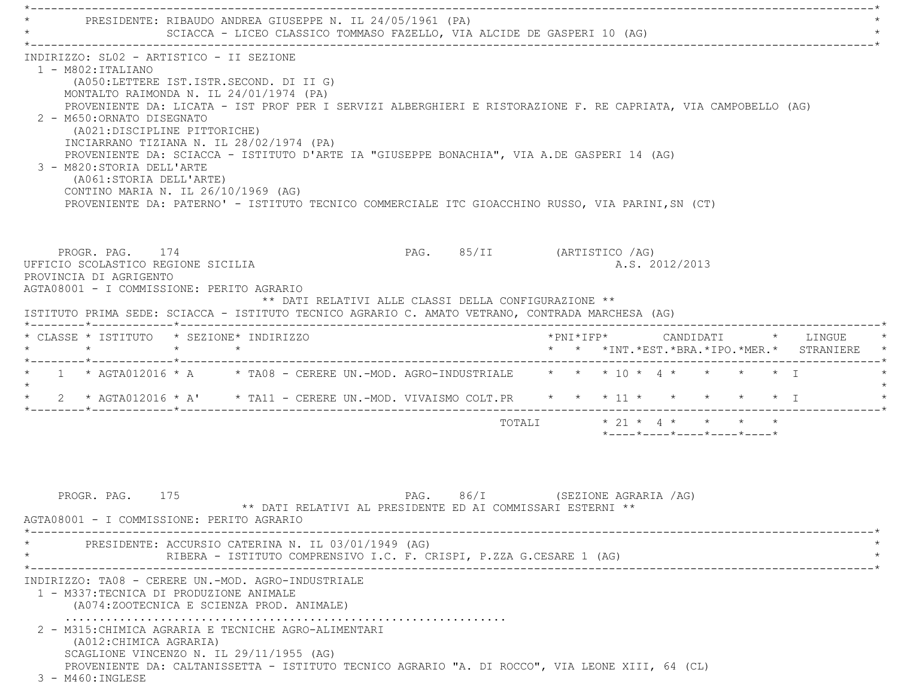**PRESIDENTE: RIBAUDO ANDREA GIUSEPPE N. IL 24/05/1961 (PA)**
SCIACCA - LICEO CLASSICO TOMMASO FAZELLO, VIA ALCIDE DE GASPERI 10 (AG)

INDIRIZZO: SL02 - ARTISTICO - II SEZIONE

1 - M802:ITALIANO
   (A050:LETTERE IST.ISTR.SECOND. DI II G)
   MONTALTO RAIMONDA N. IL 24/01/1974 (PA)
   PROVENIENTE DA: LICATA - IST PROF PER I SERVIZI ALBERGHIERI E RISTORAZIONE F. RE CAPRIATA, VIA CAMPOBELLO (AG)
2 - M650:ORNATO DISEGNATO
   (A021:DISCIPLINE PITTORICHE)
   INCIARRANO TIZIANA N. IL 28/02/1974 (PA)
   PROVENIENTE DA: SCIACCA - ISTITUTO D'ARTE IA "GIUSEPPE BONACHIA", VIA A.DE GASPERI 14 (AG)
3 - M820:STORIA DELL'ARTE
   (A061:STORIA DELL'ARTE)
   CONTINO MARIA N. IL 26/10/1969 (AG)
   PROVENIENTE DA: PATERNO' - ISTITUTO TECNICO COMMERCIALE ITC GIOACCHINO RUSSO, VIA PARINI,SN (CT)

PROGR. PAG. 174 — PAG. 85/II (ARTISTICO /AG)

UFFICIO SCOLASTICO REGIONE SICILIA — A.S. 2012/2013
PROVINCIA DI AGRIGENTO
AGTA08001 - I COMMISSIONE: PERITO AGRARIO

** DATI RELATIVI ALLE CLASSI DELLA CONFIGURAZIONE **

ISTITUTO PRIMA SEDE: SCIACCA - ISTITUTO TECNICO AGRARIO C. AMATO VETRANO, CONTRADA MARCHESA (AG)

| CLASSE | ISTITUTO | SEZIONE | INDIRIZZO | PNI | IFP | CANDIDATI INT. | CANDIDATI EST. | CANDIDATI BRA. | CANDIDATI IPO. | CANDIDATI MER. | LINGUE STRANIERE |
|---|---|---|---|---|---|---|---|---|---|---|---|
| 1 | AGTA012016 | A | TA08 - CERERE UN.-MOD. AGRO-INDUSTRIALE | | | 10 | 4 | | | | I |
| 2 | AGTA012016 | A' | TA11 - CERERE UN.-MOD. VIVAISMO COLT.PR | | | 11 | | | | | I |
| | | | TOTALI | | | 21 | 4 | | | | |

PROGR. PAG. 175 — PAG. 86/I (SEZIONE AGRARIA /AG)

** DATI RELATIVI AL PRESIDENTE ED AI COMMISSARI ESTERNI **

AGTA08001 - I COMMISSIONE: PERITO AGRARIO

**PRESIDENTE: ACCURSIO CATERINA N. IL 03/01/1949 (AG)**
RIBERA - ISTITUTO COMPRENSIVO I.C. F. CRISPI, P.ZZA G.CESARE 1 (AG)

INDIRIZZO: TA08 - CERERE UN.-MOD. AGRO-INDUSTRIALE

1 - M337:TECNICA DI PRODUZIONE ANIMALE
   (A074:ZOOTECNICA E SCIENZA PROD. ANIMALE)
   ..................................................................
2 - M315:CHIMICA AGRARIA E TECNICHE AGRO-ALIMENTARI
   (A012:CHIMICA AGRARIA)
   SCAGLIONE VINCENZO N. IL 29/11/1955 (AG)
   PROVENIENTE DA: CALTANISSETTA - ISTITUTO TECNICO AGRARIO "A. DI ROCCO", VIA LEONE XIII, 64 (CL)
3 - M460:INGLESE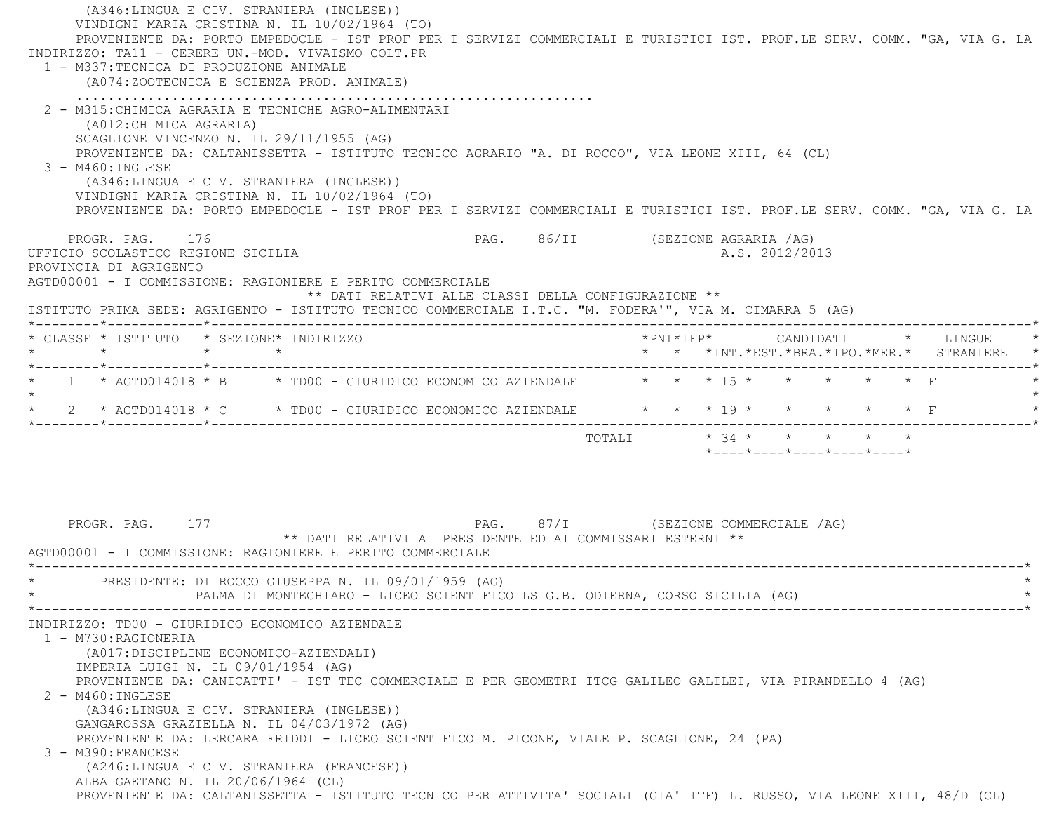(A346:LINGUA E CIV. STRANIERA (INGLESE))
VINDIGNI MARIA CRISTINA N. IL 10/02/1964 (TO)
PROVENIENTE DA: PORTO EMPEDOCLE - IST PROF PER I SERVIZI COMMERCIALI E TURISTICI IST. PROF.LE SERV. COMM. "GA, VIA G. LA

INDIRIZZO: TA11 - CERERE UN.-MOD. VIVAISMO COLT.PR

1 - M337:TECNICA DI PRODUZIONE ANIMALE
(A074:ZOOTECNICA E SCIENZA PROD. ANIMALE)
...............................................................

2 - M315:CHIMICA AGRARIA E TECNICHE AGRO-ALIMENTARI
(A012:CHIMICA AGRARIA)
SCAGLIONE VINCENZO N. IL 29/11/1955 (AG)
PROVENIENTE DA: CALTANISSETTA - ISTITUTO TECNICO AGRARIO "A. DI ROCCO", VIA LEONE XIII, 64 (CL)

3 - M460:INGLESE
(A346:LINGUA E CIV. STRANIERA (INGLESE))
VINDIGNI MARIA CRISTINA N. IL 10/02/1964 (TO)
PROVENIENTE DA: PORTO EMPEDOCLE - IST PROF PER I SERVIZI COMMERCIALI E TURISTICI IST. PROF.LE SERV. COMM. "GA, VIA G. LA

PROGR. PAG. 176 PAG. 86/II (SEZIONE AGRARIA /AG)

UFFICIO SCOLASTICO REGIONE SICILIA A.S. 2012/2013

PROVINCIA DI AGRIGENTO

AGTD00001 - I COMMISSIONE: RAGIONIERE E PERITO COMMERCIALE

** DATI RELATIVI ALLE CLASSI DELLA CONFIGURAZIONE **

ISTITUTO PRIMA SEDE: AGRIGENTO - ISTITUTO TECNICO COMMERCIALE I.T.C. "M. FODERA'", VIA M. CIMARRA 5 (AG)

| CLASSE | ISTITUTO | SEZIONE | INDIRIZZO | PNI | IFP | CANDIDATI INT. | EST. | BRA. | IPO. | MER. | LINGUE STRANIERE |
|---|---|---|---|---|---|---|---|---|---|---|---|
| 1 | AGTD014018 | B | TD00 - GIURIDICO ECONOMICO AZIENDALE | | | 15 | | | | | F |
| 2 | AGTD014018 | C | TD00 - GIURIDICO ECONOMICO AZIENDALE | | | 19 | | | | | F |
| | | | TOTALI | | | 34 | | | | | |

PROGR. PAG. 177 PAG. 87/I (SEZIONE COMMERCIALE /AG)

** DATI RELATIVI AL PRESIDENTE ED AI COMMISSARI ESTERNI **

AGTD00001 - I COMMISSIONE: RAGIONIERE E PERITO COMMERCIALE

PRESIDENTE: DI ROCCO GIUSEPPA N. IL 09/01/1959 (AG)
PALMA DI MONTECHIARO - LICEO SCIENTIFICO LS G.B. ODIERNA, CORSO SICILIA (AG)

INDIRIZZO: TD00 - GIURIDICO ECONOMICO AZIENDALE

1 - M730:RAGIONERIA
(A017:DISCIPLINE ECONOMICO-AZIENDALI)
IMPERIA LUIGI N. IL 09/01/1954 (AG)
PROVENIENTE DA: CANICATTI' - IST TEC COMMERCIALE E PER GEOMETRI ITCG GALILEO GALILEI, VIA PIRANDELLO 4 (AG)

2 - M460:INGLESE
(A346:LINGUA E CIV. STRANIERA (INGLESE))
GANGAROSSA GRAZIELLA N. IL 04/03/1972 (AG)
PROVENIENTE DA: LERCARA FRIDDI - LICEO SCIENTIFICO M. PICONE, VIALE P. SCAGLIONE, 24 (PA)

3 - M390:FRANCESE
(A246:LINGUA E CIV. STRANIERA (FRANCESE))
ALBA GAETANO N. IL 20/06/1964 (CL)
PROVENIENTE DA: CALTANISSETTA - ISTITUTO TECNICO PER ATTIVITA' SOCIALI (GIA' ITF) L. RUSSO, VIA LEONE XIII, 48/D (CL)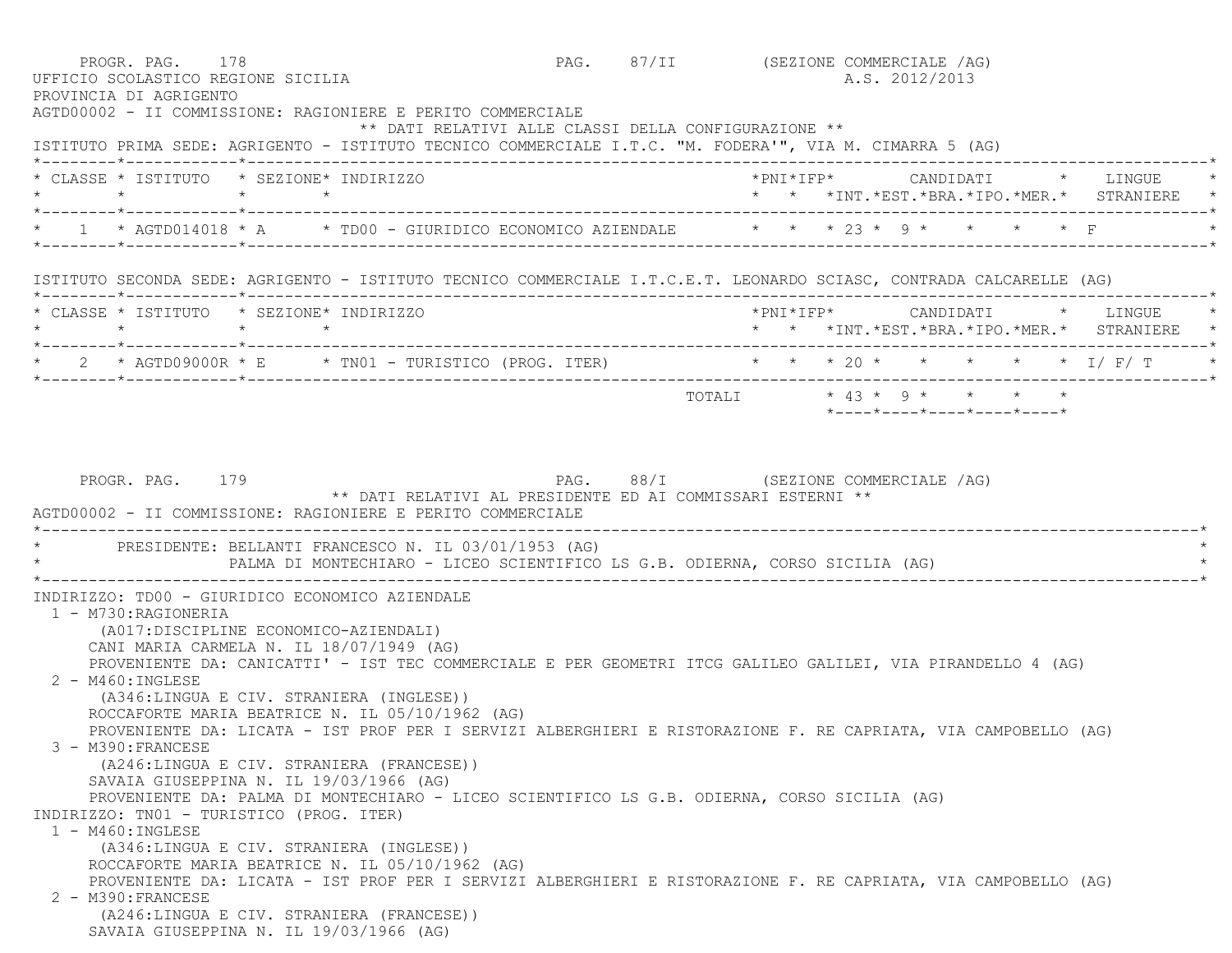PROGR. PAG. 178 PAG. 87/II (SEZIONE COMMERCIALE /AG)

UFFICIO SCOLASTICO REGIONE SICILIA A.S. 2012/2013

PROVINCIA DI AGRIGENTO

AGTD00002 - II COMMISSIONE: RAGIONIERE E PERITO COMMERCIALE

** DATI RELATIVI ALLE CLASSI DELLA CONFIGURAZIONE **

ISTITUTO PRIMA SEDE: AGRIGENTO - ISTITUTO TECNICO COMMERCIALE I.T.C. "M. FODERA'", VIA M. CIMARRA 5 (AG)

| CLASSE | ISTITUTO | SEZIONE | INDIRIZZO | PNI | IFP | CANDIDATI INT. | EST. | BRA. | IPO. | MER. | LINGUE STRANIERE |
|---|---|---|---|---|---|---|---|---|---|---|---|
| 1 | AGTD014018 | A | TD00 - GIURIDICO ECONOMICO AZIENDALE | | | 23 | 9 | | | | F |

ISTITUTO SECONDA SEDE: AGRIGENTO - ISTITUTO TECNICO COMMERCIALE I.T.C.E.T. LEONARDO SCIASC, CONTRADA CALCARELLE (AG)

| CLASSE | ISTITUTO | SEZIONE | INDIRIZZO | PNI | IFP | CANDIDATI INT. | EST. | BRA. | IPO. | MER. | LINGUE STRANIERE |
|---|---|---|---|---|---|---|---|---|---|---|---|
| 2 | AGTD09000R | E | TN01 - TURISTICO (PROG. ITER) | | | 20 | | | | | I/ F/ T |
| | | | TOTALI | | | 43 | 9 | | | | |

PROGR. PAG. 179 PAG. 88/I (SEZIONE COMMERCIALE /AG)

** DATI RELATIVI AL PRESIDENTE ED AI COMMISSARI ESTERNI **

AGTD00002 - II COMMISSIONE: RAGIONIERE E PERITO COMMERCIALE

PRESIDENTE: BELLANTI FRANCESCO N. IL 03/01/1953 (AG)
PALMA DI MONTECHIARO - LICEO SCIENTIFICO LS G.B. ODIERNA, CORSO SICILIA (AG)

INDIRIZZO: TD00 - GIURIDICO ECONOMICO AZIENDALE

1 - M730:RAGIONERIA
(A017:DISCIPLINE ECONOMICO-AZIENDALI)
CANI MARIA CARMELA N. IL 18/07/1949 (AG)
PROVENIENTE DA: CANICATTI' - IST TEC COMMERCIALE E PER GEOMETRI ITCG GALILEO GALILEI, VIA PIRANDELLO 4 (AG)

2 - M460:INGLESE
(A346:LINGUA E CIV. STRANIERA (INGLESE))
ROCCAFORTE MARIA BEATRICE N. IL 05/10/1962 (AG)
PROVENIENTE DA: LICATA - IST PROF PER I SERVIZI ALBERGHIERI E RISTORAZIONE F. RE CAPRIATA, VIA CAMPOBELLO (AG)

3 - M390:FRANCESE
(A246:LINGUA E CIV. STRANIERA (FRANCESE))
SAVAIA GIUSEPPINA N. IL 19/03/1966 (AG)
PROVENIENTE DA: PALMA DI MONTECHIARO - LICEO SCIENTIFICO LS G.B. ODIERNA, CORSO SICILIA (AG)

INDIRIZZO: TN01 - TURISTICO (PROG. ITER)

1 - M460:INGLESE
(A346:LINGUA E CIV. STRANIERA (INGLESE))
ROCCAFORTE MARIA BEATRICE N. IL 05/10/1962 (AG)
PROVENIENTE DA: LICATA - IST PROF PER I SERVIZI ALBERGHIERI E RISTORAZIONE F. RE CAPRIATA, VIA CAMPOBELLO (AG)

2 - M390:FRANCESE
(A246:LINGUA E CIV. STRANIERA (FRANCESE))
SAVAIA GIUSEPPINA N. IL 19/03/1966 (AG)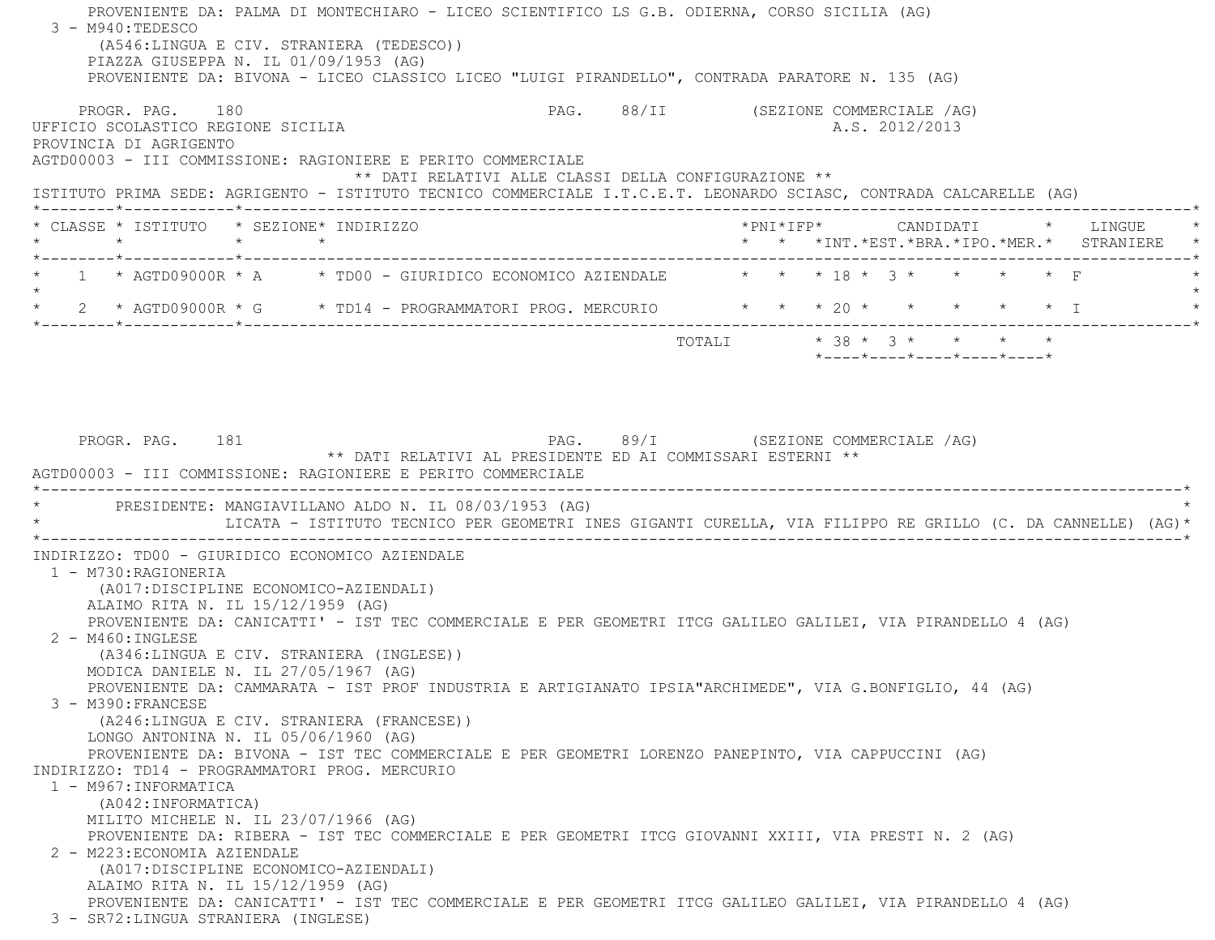PROVENIENTE DA: PALMA DI MONTECHIARO - LICEO SCIENTIFICO LS G.B. ODIERNA, CORSO SICILIA (AG)

3 - M940:TEDESCO
(A546:LINGUA E CIV. STRANIERA (TEDESCO))
PIAZZA GIUSEPPA N. IL 01/09/1953 (AG)
PROVENIENTE DA: BIVONA - LICEO CLASSICO LICEO "LUIGI PIRANDELLO", CONTRADA PARATORE N. 135 (AG)

PROGR. PAG. 180 PAG. 88/II (SEZIONE COMMERCIALE /AG)

UFFICIO SCOLASTICO REGIONE SICILIA A.S. 2012/2013

PROVINCIA DI AGRIGENTO

AGTD00003 - III COMMISSIONE: RAGIONIERE E PERITO COMMERCIALE

** DATI RELATIVI ALLE CLASSI DELLA CONFIGURAZIONE **

ISTITUTO PRIMA SEDE: AGRIGENTO - ISTITUTO TECNICO COMMERCIALE I.T.C.E.T. LEONARDO SCIASC, CONTRADA CALCARELLE (AG)

| CLASSE | ISTITUTO | SEZIONE | INDIRIZZO | PNI | IFP | CANDIDATI INT. | EST. | BRA. | IPO. | MER. | LINGUE STRANIERE |
|---|---|---|---|---|---|---|---|---|---|---|---|
| 1 | AGTD09000R | A | TD00 - GIURIDICO ECONOMICO AZIENDALE | | | 18 | 3 | | | | F |
| 2 | AGTD09000R | G | TD14 - PROGRAMMATORI PROG. MERCURIO | | | 20 | | | | | I |
| | | | TOTALI | | | 38 | 3 | | | | |

PROGR. PAG. 181 PAG. 89/I (SEZIONE COMMERCIALE /AG)

** DATI RELATIVI AL PRESIDENTE ED AI COMMISSARI ESTERNI **

AGTD00003 - III COMMISSIONE: RAGIONIERE E PERITO COMMERCIALE

PRESIDENTE: MANGIAVILLANO ALDO N. IL 08/03/1953 (AG)
LICATA - ISTITUTO TECNICO PER GEOMETRI INES GIGANTI CURELLA, VIA FILIPPO RE GRILLO (C. DA CANNELLE) (AG)

INDIRIZZO: TD00 - GIURIDICO ECONOMICO AZIENDALE

1 - M730:RAGIONERIA
(A017:DISCIPLINE ECONOMICO-AZIENDALI)
ALAIMO RITA N. IL 15/12/1959 (AG)
PROVENIENTE DA: CANICATTI' - IST TEC COMMERCIALE E PER GEOMETRI ITCG GALILEO GALILEI, VIA PIRANDELLO 4 (AG)

2 - M460:INGLESE
(A346:LINGUA E CIV. STRANIERA (INGLESE))
MODICA DANIELE N. IL 27/05/1967 (AG)
PROVENIENTE DA: CAMMARATA - IST PROF INDUSTRIA E ARTIGIANATO IPSIA"ARCHIMEDE", VIA G.BONFIGLIO, 44 (AG)

3 - M390:FRANCESE
(A246:LINGUA E CIV. STRANIERA (FRANCESE))
LONGO ANTONINA N. IL 05/06/1960 (AG)
PROVENIENTE DA: BIVONA - IST TEC COMMERCIALE E PER GEOMETRI LORENZO PANEPINTO, VIA CAPPUCCINI (AG)

INDIRIZZO: TD14 - PROGRAMMATORI PROG. MERCURIO

1 - M967:INFORMATICA
(A042:INFORMATICA)
MILITO MICHELE N. IL 23/07/1966 (AG)
PROVENIENTE DA: RIBERA - IST TEC COMMERCIALE E PER GEOMETRI ITCG GIOVANNI XXIII, VIA PRESTI N. 2 (AG)

2 - M223:ECONOMIA AZIENDALE
(A017:DISCIPLINE ECONOMICO-AZIENDALI)
ALAIMO RITA N. IL 15/12/1959 (AG)
PROVENIENTE DA: CANICATTI' - IST TEC COMMERCIALE E PER GEOMETRI ITCG GALILEO GALILEI, VIA PIRANDELLO 4 (AG)

3 - SR72:LINGUA STRANIERA (INGLESE)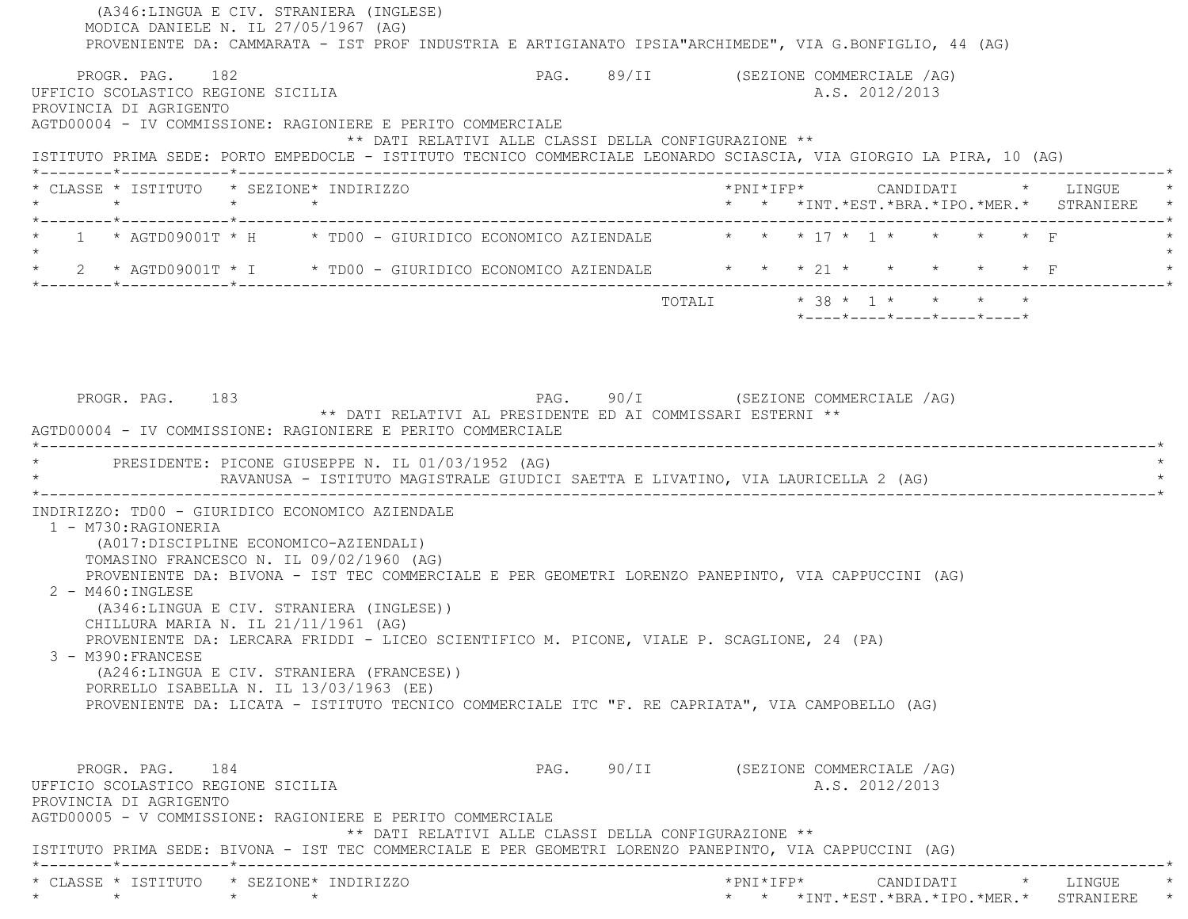(A346:LINGUA E CIV. STRANIERA (INGLESE)
MODICA DANIELE N. IL 27/05/1967 (AG)
PROVENIENTE DA: CAMMARATA - IST PROF INDUSTRIA E ARTIGIANATO IPSIA"ARCHIMEDE", VIA G.BONFIGLIO, 44 (AG)

PROGR. PAG. 182 PAG. 89/II (SEZIONE COMMERCIALE /AG)
UFFICIO SCOLASTICO REGIONE SICILIA A.S. 2012/2013
PROVINCIA DI AGRIGENTO
AGTD00004 - IV COMMISSIONE: RAGIONIERE E PERITO COMMERCIALE

** DATI RELATIVI ALLE CLASSI DELLA CONFIGURAZIONE **

ISTITUTO PRIMA SEDE: PORTO EMPEDOCLE - ISTITUTO TECNICO COMMERCIALE LEONARDO SCIASCIA, VIA GIORGIO LA PIRA, 10 (AG)

| CLASSE | ISTITUTO | SEZIONE | INDIRIZZO | PNI | IFP | CANDIDATI INT. | EST. | BRA. | IPO. | MER. | LINGUE STRANIERE |
|---|---|---|---|---|---|---|---|---|---|---|---|
| 1 | AGTD09001T | H | TD00 - GIURIDICO ECONOMICO AZIENDALE | | | 17 | 1 | | | | F |
| 2 | AGTD09001T | I | TD00 - GIURIDICO ECONOMICO AZIENDALE | | | 21 | | | | | F |
| | | | TOTALI | | | 38 | 1 | | | | |

PROGR. PAG. 183 PAG. 90/I (SEZIONE COMMERCIALE /AG)

** DATI RELATIVI AL PRESIDENTE ED AI COMMISSARI ESTERNI **

AGTD00004 - IV COMMISSIONE: RAGIONIERE E PERITO COMMERCIALE

PRESIDENTE: PICONE GIUSEPPE N. IL 01/03/1952 (AG)
RAVANUSA - ISTITUTO MAGISTRALE GIUDICI SAETTA E LIVATINO, VIA LAURICELLA 2 (AG)

INDIRIZZO: TD00 - GIURIDICO ECONOMICO AZIENDALE

1 - M730:RAGIONERIA
(A017:DISCIPLINE ECONOMICO-AZIENDALI)
TOMASINO FRANCESCO N. IL 09/02/1960 (AG)
PROVENIENTE DA: BIVONA - IST TEC COMMERCIALE E PER GEOMETRI LORENZO PANEPINTO, VIA CAPPUCCINI (AG)

2 - M460:INGLESE
(A346:LINGUA E CIV. STRANIERA (INGLESE))
CHILLURA MARIA N. IL 21/11/1961 (AG)
PROVENIENTE DA: LERCARA FRIDDI - LICEO SCIENTIFICO M. PICONE, VIALE P. SCAGLIONE, 24 (PA)

3 - M390:FRANCESE
(A246:LINGUA E CIV. STRANIERA (FRANCESE))
PORRELLO ISABELLA N. IL 13/03/1963 (EE)
PROVENIENTE DA: LICATA - ISTITUTO TECNICO COMMERCIALE ITC "F. RE CAPRIATA", VIA CAMPOBELLO (AG)

PROGR. PAG. 184 PAG. 90/II (SEZIONE COMMERCIALE /AG)
UFFICIO SCOLASTICO REGIONE SICILIA A.S. 2012/2013
PROVINCIA DI AGRIGENTO
AGTD00005 - V COMMISSIONE: RAGIONIERE E PERITO COMMERCIALE

** DATI RELATIVI ALLE CLASSI DELLA CONFIGURAZIONE **

ISTITUTO PRIMA SEDE: BIVONA - IST TEC COMMERCIALE E PER GEOMETRI LORENZO PANEPINTO, VIA CAPPUCCINI (AG)

| CLASSE | ISTITUTO | SEZIONE | INDIRIZZO | PNI | IFP | CANDIDATI INT. | EST. | BRA. | IPO. | MER. | LINGUE STRANIERE |
|---|---|---|---|---|---|---|---|---|---|---|---|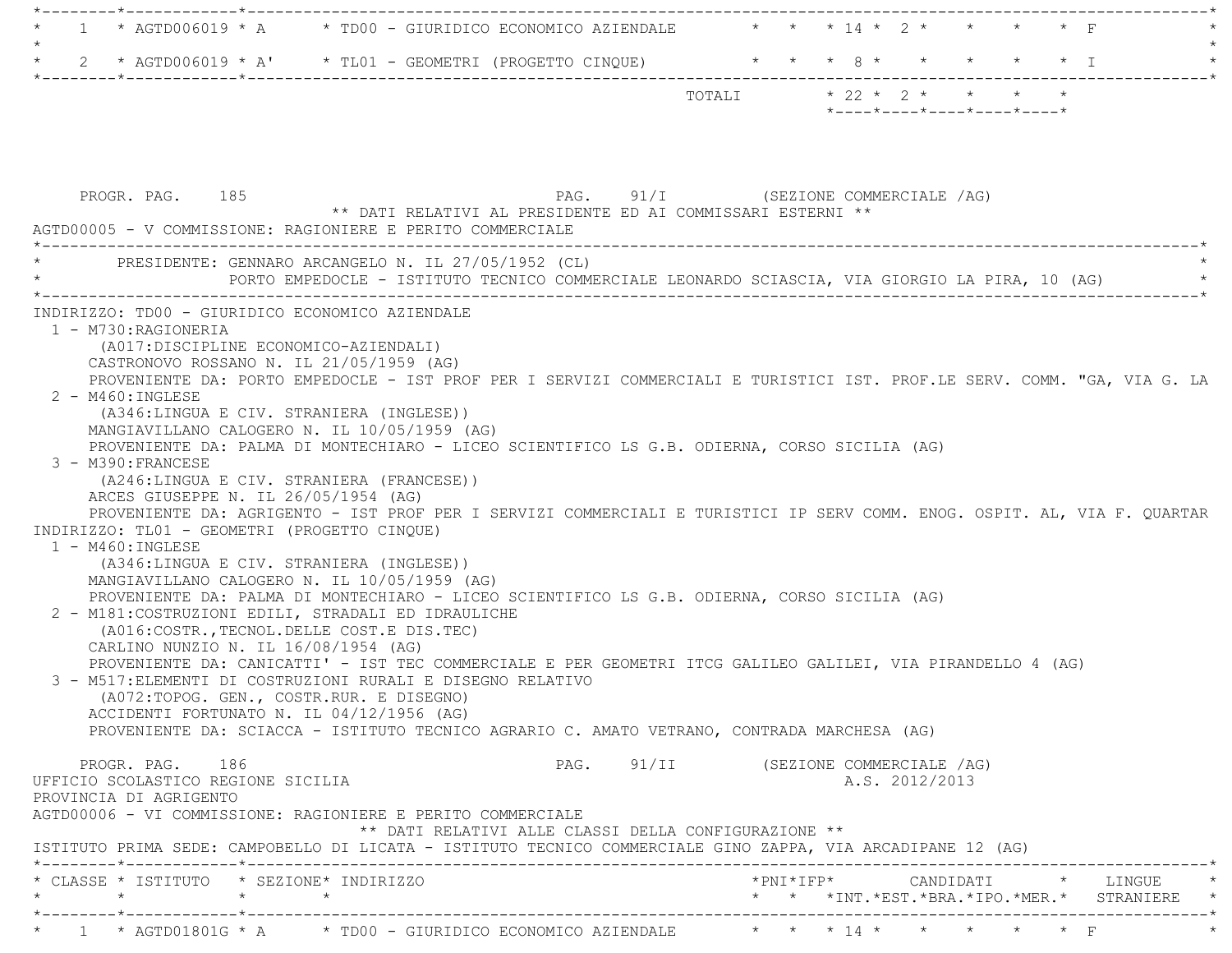| CLASSE | ISTITUTO | SEZIONE | INDIRIZZO | PNI | IFP | INT. | EST. | BRA. | IPO. | MER. | LINGUE STRANIERE |
|---|---|---|---|---|---|---|---|---|---|---|---|
| 1 | AGTD006019 | A | TD00 - GIURIDICO ECONOMICO AZIENDALE | | | 14 | 2 | | | | F |
| 2 | AGTD006019 | A' | TL01 - GEOMETRI (PROGETTO CINQUE) | | | 8 | | | | | I |
| | | | TOTALI | | | 22 | 2 | | | | |

PROGR. PAG. 185 PAG. 91/I (SEZIONE COMMERCIALE /AG)

** DATI RELATIVI AL PRESIDENTE ED AI COMMISSARI ESTERNI **

AGTD00005 - V COMMISSIONE: RAGIONIERE E PERITO COMMERCIALE

PRESIDENTE: GENNARO ARCANGELO N. IL 27/05/1952 (CL)
PORTO EMPEDOCLE - ISTITUTO TECNICO COMMERCIALE LEONARDO SCIASCIA, VIA GIORGIO LA PIRA, 10 (AG)

INDIRIZZO: TD00 - GIURIDICO ECONOMICO AZIENDALE

1 - M730:RAGIONERIA
(A017:DISCIPLINE ECONOMICO-AZIENDALI)
CASTRONOVO ROSSANO N. IL 21/05/1959 (AG)
PROVENIENTE DA: PORTO EMPEDOCLE - IST PROF PER I SERVIZI COMMERCIALI E TURISTICI IST. PROF.LE SERV. COMM. "GA, VIA G. LA

2 - M460:INGLESE
(A346:LINGUA E CIV. STRANIERA (INGLESE))
MANGIAVILLANO CALOGERO N. IL 10/05/1959 (AG)
PROVENIENTE DA: PALMA DI MONTECHIARO - LICEO SCIENTIFICO LS G.B. ODIERNA, CORSO SICILIA (AG)

3 - M390:FRANCESE
(A246:LINGUA E CIV. STRANIERA (FRANCESE))
ARCES GIUSEPPE N. IL 26/05/1954 (AG)
PROVENIENTE DA: AGRIGENTO - IST PROF PER I SERVIZI COMMERCIALI E TURISTICI IP SERV COMM. ENOG. OSPIT. AL, VIA F. QUARTAR

INDIRIZZO: TL01 - GEOMETRI (PROGETTO CINQUE)

1 - M460:INGLESE
(A346:LINGUA E CIV. STRANIERA (INGLESE))
MANGIAVILLANO CALOGERO N. IL 10/05/1959 (AG)
PROVENIENTE DA: PALMA DI MONTECHIARO - LICEO SCIENTIFICO LS G.B. ODIERNA, CORSO SICILIA (AG)

2 - M181:COSTRUZIONI EDILI, STRADALI ED IDRAULICHE
(A016:COSTR.,TECNOL.DELLE COST.E DIS.TEC)
CARLINO NUNZIO N. IL 16/08/1954 (AG)
PROVENIENTE DA: CANICATTI' - IST TEC COMMERCIALE E PER GEOMETRI ITCG GALILEO GALILEI, VIA PIRANDELLO 4 (AG)

3 - M517:ELEMENTI DI COSTRUZIONI RURALI E DISEGNO RELATIVO
(A072:TOPOG. GEN., COSTR.RUR. E DISEGNO)
ACCIDENTI FORTUNATO N. IL 04/12/1956 (AG)
PROVENIENTE DA: SCIACCA - ISTITUTO TECNICO AGRARIO C. AMATO VETRANO, CONTRADA MARCHESA (AG)

PROGR. PAG. 186 PAG. 91/II (SEZIONE COMMERCIALE /AG)

UFFICIO SCOLASTICO REGIONE SICILIA A.S. 2012/2013
PROVINCIA DI AGRIGENTO

AGTD00006 - VI COMMISSIONE: RAGIONIERE E PERITO COMMERCIALE

** DATI RELATIVI ALLE CLASSI DELLA CONFIGURAZIONE **

ISTITUTO PRIMA SEDE: CAMPOBELLO DI LICATA - ISTITUTO TECNICO COMMERCIALE GINO ZAPPA, VIA ARCADIPANE 12 (AG)

| CLASSE | ISTITUTO | SEZIONE | INDIRIZZO | PNI | IFP | INT. | EST. | BRA. | IPO. | MER. | LINGUE STRANIERE |
|---|---|---|---|---|---|---|---|---|---|---|---|
| 1 | AGTD01801G | A | TD00 - GIURIDICO ECONOMICO AZIENDALE | | | 14 | | | | | F |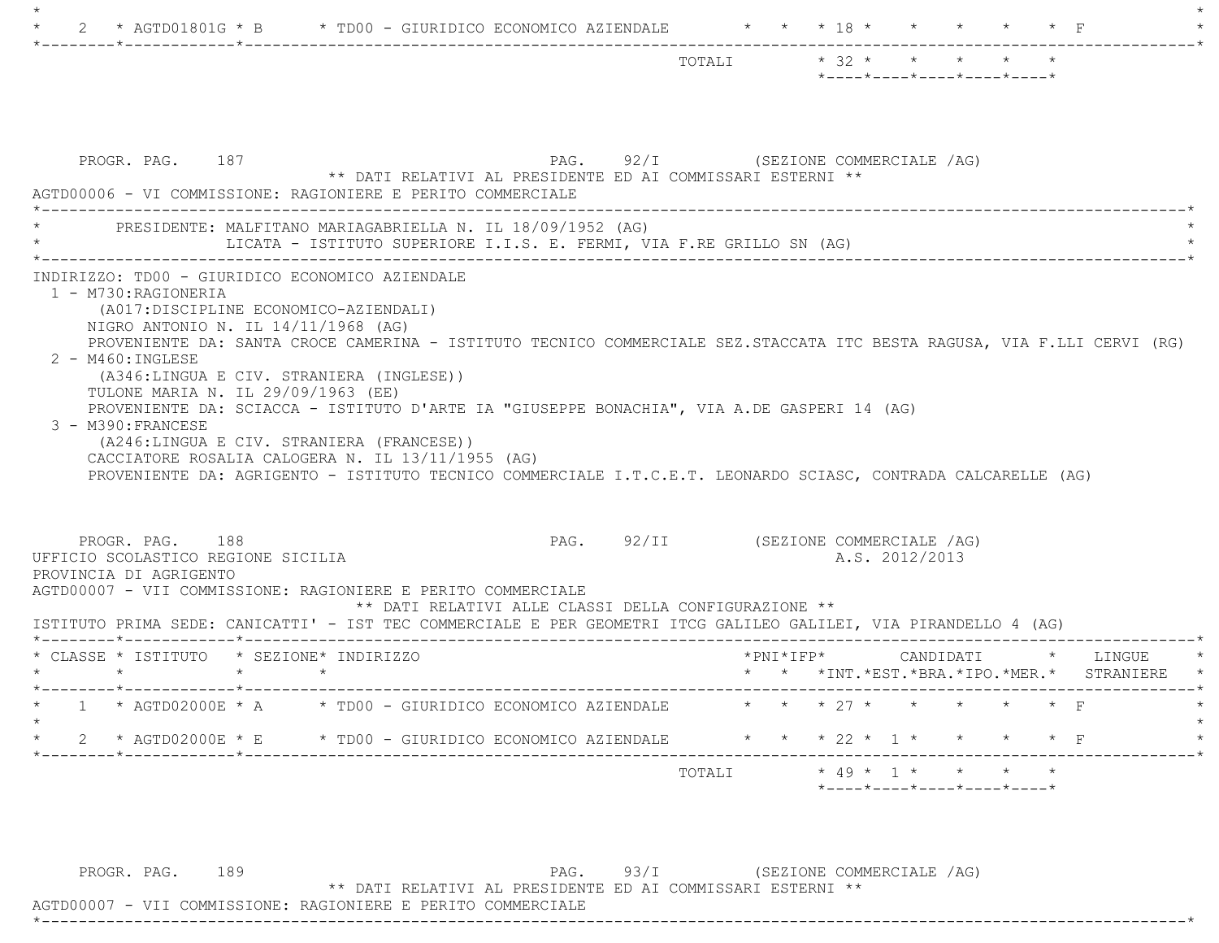| CLASSE | ISTITUTO | SEZIONE | INDIRIZZO | PNI | IFP | INT. | EST. | BRA. | IPO. | MER. | LINGUE STRANIERE |
|---|---|---|---|---|---|---|---|---|---|---|---|
| 2 | AGTD01801G | B | TD00 - GIURIDICO ECONOMICO AZIENDALE | | | 18 | | | | | F |
| | | | TOTALI | | | 32 | | | | | |

PROGR. PAG. 187 PAG. 92/I (SEZIONE COMMERCIALE /AG)

** DATI RELATIVI AL PRESIDENTE ED AI COMMISSARI ESTERNI **

AGTD00006 - VI COMMISSIONE: RAGIONIERE E PERITO COMMERCIALE

PRESIDENTE: MALFITANO MARIAGABRIELLA N. IL 18/09/1952 (AG)
LICATA - ISTITUTO SUPERIORE I.I.S. E. FERMI, VIA F.RE GRILLO SN (AG)

INDIRIZZO: TD00 - GIURIDICO ECONOMICO AZIENDALE

1 - M730:RAGIONERIA
(A017:DISCIPLINE ECONOMICO-AZIENDALI)
NIGRO ANTONIO N. IL 14/11/1968 (AG)
PROVENIENTE DA: SANTA CROCE CAMERINA - ISTITUTO TECNICO COMMERCIALE SEZ.STACCATA ITC BESTA RAGUSA, VIA F.LLI CERVI (RG)

2 - M460:INGLESE
(A346:LINGUA E CIV. STRANIERA (INGLESE))
TULONE MARIA N. IL 29/09/1963 (EE)
PROVENIENTE DA: SCIACCA - ISTITUTO D'ARTE IA "GIUSEPPE BONACHIA", VIA A.DE GASPERI 14 (AG)

3 - M390:FRANCESE
(A246:LINGUA E CIV. STRANIERA (FRANCESE))
CACCIATORE ROSALIA CALOGERA N. IL 13/11/1955 (AG)
PROVENIENTE DA: AGRIGENTO - ISTITUTO TECNICO COMMERCIALE I.T.C.E.T. LEONARDO SCIASC, CONTRADA CALCARELLE (AG)

PROGR. PAG. 188 PAG. 92/II (SEZIONE COMMERCIALE /AG)

UFFICIO SCOLASTICO REGIONE SICILIA A.S. 2012/2013

PROVINCIA DI AGRIGENTO

AGTD00007 - VII COMMISSIONE: RAGIONIERE E PERITO COMMERCIALE

** DATI RELATIVI ALLE CLASSI DELLA CONFIGURAZIONE **

ISTITUTO PRIMA SEDE: CANICATTI' - IST TEC COMMERCIALE E PER GEOMETRI ITCG GALILEO GALILEI, VIA PIRANDELLO 4 (AG)

| CLASSE | ISTITUTO | SEZIONE | INDIRIZZO | PNI | IFP | INT. | EST. | BRA. | IPO. | MER. | LINGUE STRANIERE |
|---|---|---|---|---|---|---|---|---|---|---|---|
| 1 | AGTD02000E | A | TD00 - GIURIDICO ECONOMICO AZIENDALE | | | 27 | | | | | F |
| 2 | AGTD02000E | E | TD00 - GIURIDICO ECONOMICO AZIENDALE | | | 22 | 1 | | | | F |
| | | | TOTALI | | | 49 | 1 | | | | |

PROGR. PAG. 189 PAG. 93/I (SEZIONE COMMERCIALE /AG)

** DATI RELATIVI AL PRESIDENTE ED AI COMMISSARI ESTERNI **

AGTD00007 - VII COMMISSIONE: RAGIONIERE E PERITO COMMERCIALE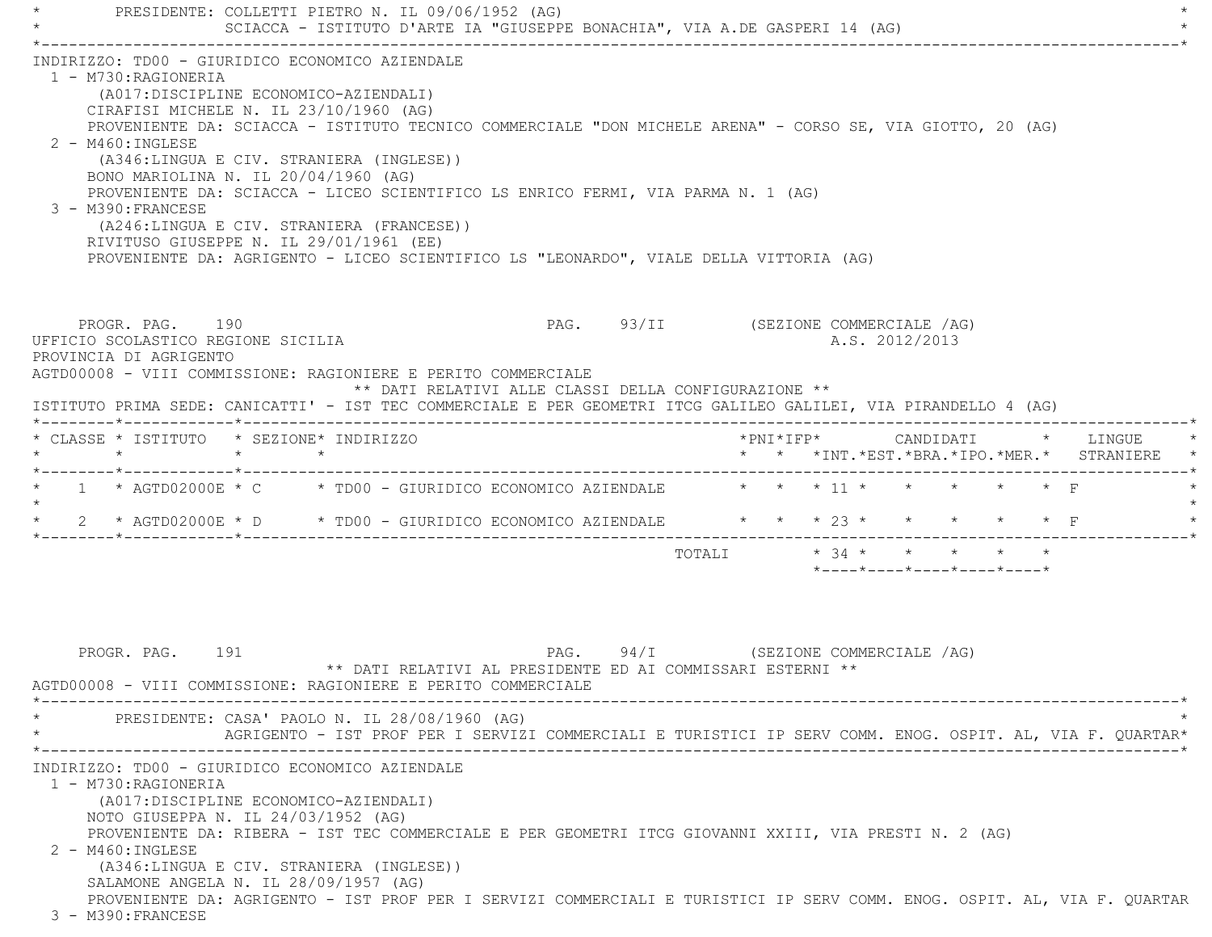PRESIDENTE: COLLETTI PIETRO N. IL 09/06/1952 (AG)
SCIACCA - ISTITUTO D'ARTE IA "GIUSEPPE BONACHIA", VIA A.DE GASPERI 14 (AG)

INDIRIZZO: TD00 - GIURIDICO ECONOMICO AZIENDALE

1 - M730:RAGIONERIA
(A017:DISCIPLINE ECONOMICO-AZIENDALI)
CIRAFISI MICHELE N. IL 23/10/1960 (AG)
PROVENIENTE DA: SCIACCA - ISTITUTO TECNICO COMMERCIALE "DON MICHELE ARENA" - CORSO SE, VIA GIOTTO, 20 (AG)

2 - M460:INGLESE
(A346:LINGUA E CIV. STRANIERA (INGLESE))
BONO MARIOLINA N. IL 20/04/1960 (AG)
PROVENIENTE DA: SCIACCA - LICEO SCIENTIFICO LS ENRICO FERMI, VIA PARMA N. 1 (AG)

3 - M390:FRANCESE
(A246:LINGUA E CIV. STRANIERA (FRANCESE))
RIVITUSO GIUSEPPE N. IL 29/01/1961 (EE)
PROVENIENTE DA: AGRIGENTO - LICEO SCIENTIFICO LS "LEONARDO", VIALE DELLA VITTORIA (AG)

PROGR. PAG. 190 PAG. 93/II (SEZIONE COMMERCIALE /AG)

UFFICIO SCOLASTICO REGIONE SICILIA A.S. 2012/2013
PROVINCIA DI AGRIGENTO
AGTD00008 - VIII COMMISSIONE: RAGIONIERE E PERITO COMMERCIALE

** DATI RELATIVI ALLE CLASSI DELLA CONFIGURAZIONE **

ISTITUTO PRIMA SEDE: CANICATTI' - IST TEC COMMERCIALE E PER GEOMETRI ITCG GALILEO GALILEI, VIA PIRANDELLO 4 (AG)

| CLASSE | ISTITUTO | SEZIONE | INDIRIZZO | PNI | IFP | CANDIDATI INT. | EST. | BRA. | IPO. | MER. | LINGUE STRANIERE |
|---|---|---|---|---|---|---|---|---|---|---|---|
| 1 | AGTD02000E | C | TD00 - GIURIDICO ECONOMICO AZIENDALE | | | 11 | | | | | F |
| 2 | AGTD02000E | D | TD00 - GIURIDICO ECONOMICO AZIENDALE | | | 23 | | | | | F |
| | | | TOTALI | | | 34 | | | | | |

PROGR. PAG. 191 PAG. 94/I (SEZIONE COMMERCIALE /AG)

** DATI RELATIVI AL PRESIDENTE ED AI COMMISSARI ESTERNI **

AGTD00008 - VIII COMMISSIONE: RAGIONIERE E PERITO COMMERCIALE

PRESIDENTE: CASA' PAOLO N. IL 28/08/1960 (AG)
AGRIGENTO - IST PROF PER I SERVIZI COMMERCIALI E TURISTICI IP SERV COMM. ENOG. OSPIT. AL, VIA F. QUARTAR

INDIRIZZO: TD00 - GIURIDICO ECONOMICO AZIENDALE

1 - M730:RAGIONERIA
(A017:DISCIPLINE ECONOMICO-AZIENDALI)
NOTO GIUSEPPA N. IL 24/03/1952 (AG)
PROVENIENTE DA: RIBERA - IST TEC COMMERCIALE E PER GEOMETRI ITCG GIOVANNI XXIII, VIA PRESTI N. 2 (AG)

2 - M460:INGLESE
(A346:LINGUA E CIV. STRANIERA (INGLESE))
SALAMONE ANGELA N. IL 28/09/1957 (AG)
PROVENIENTE DA: AGRIGENTO - IST PROF PER I SERVIZI COMMERCIALI E TURISTICI IP SERV COMM. ENOG. OSPIT. AL, VIA F. QUARTAR

3 - M390:FRANCESE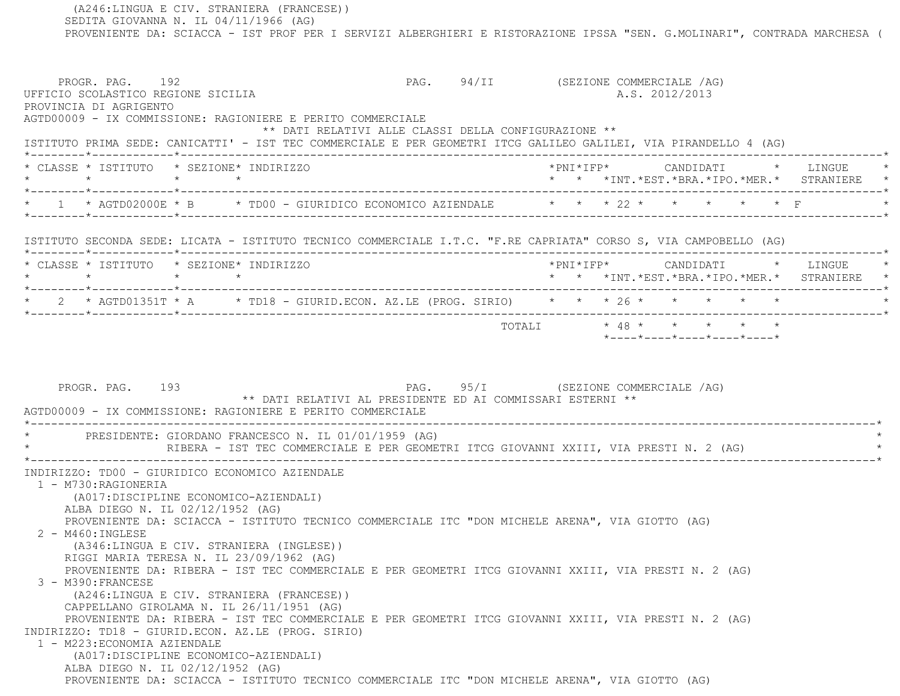(A246:LINGUA E CIV. STRANIERA (FRANCESE))
SEDITA GIOVANNA N. IL 04/11/1966 (AG)
PROVENIENTE DA: SCIACCA - IST PROF PER I SERVIZI ALBERGHIERI E RISTORAZIONE IPSSA "SEN. G.MOLINARI", CONTRADA MARCHESA (

PROGR. PAG. 192 PAG. 94/II (SEZIONE COMMERCIALE /AG)
UFFICIO SCOLASTICO REGIONE SICILIA A.S. 2012/2013
PROVINCIA DI AGRIGENTO
AGTD00009 - IX COMMISSIONE: RAGIONIERE E PERITO COMMERCIALE

** DATI RELATIVI ALLE CLASSI DELLA CONFIGURAZIONE **

ISTITUTO PRIMA SEDE: CANICATTI' - IST TEC COMMERCIALE E PER GEOMETRI ITCG GALILEO GALILEI, VIA PIRANDELLO 4 (AG)

| CLASSE | ISTITUTO | SEZIONE | INDIRIZZO | PNI | IFP | CANDIDATI INT. | EST. | BRA. | IPO. | MER. | LINGUE STRANIERE |
|---|---|---|---|---|---|---|---|---|---|---|---|
| 1 | AGTD02000E | B | TD00 - GIURIDICO ECONOMICO AZIENDALE | | | 22 | | | | | F |

ISTITUTO SECONDA SEDE: LICATA - ISTITUTO TECNICO COMMERCIALE I.T.C. "F.RE CAPRIATA" CORSO S, VIA CAMPOBELLO (AG)

| CLASSE | ISTITUTO | SEZIONE | INDIRIZZO | PNI | IFP | CANDIDATI INT. | EST. | BRA. | IPO. | MER. | LINGUE STRANIERE |
|---|---|---|---|---|---|---|---|---|---|---|---|
| 2 | AGTD01351T | A | TD18 - GIURID.ECON. AZ.LE (PROG. SIRIO) | | | 26 | | | | | |
| | | | TOTALI | | | 48 | | | | | |

PROGR. PAG. 193 PAG. 95/I (SEZIONE COMMERCIALE /AG)

** DATI RELATIVI AL PRESIDENTE ED AI COMMISSARI ESTERNI **

AGTD00009 - IX COMMISSIONE: RAGIONIERE E PERITO COMMERCIALE

PRESIDENTE: GIORDANO FRANCESCO N. IL 01/01/1959 (AG)
RIBERA - IST TEC COMMERCIALE E PER GEOMETRI ITCG GIOVANNI XXIII, VIA PRESTI N. 2 (AG)

INDIRIZZO: TD00 - GIURIDICO ECONOMICO AZIENDALE

1 - M730:RAGIONERIA
(A017:DISCIPLINE ECONOMICO-AZIENDALI)
ALBA DIEGO N. IL 02/12/1952 (AG)
PROVENIENTE DA: SCIACCA - ISTITUTO TECNICO COMMERCIALE ITC "DON MICHELE ARENA", VIA GIOTTO (AG)

2 - M460:INGLESE
(A346:LINGUA E CIV. STRANIERA (INGLESE))
RIGGI MARIA TERESA N. IL 23/09/1962 (AG)
PROVENIENTE DA: RIBERA - IST TEC COMMERCIALE E PER GEOMETRI ITCG GIOVANNI XXIII, VIA PRESTI N. 2 (AG)

3 - M390:FRANCESE
(A246:LINGUA E CIV. STRANIERA (FRANCESE))
CAPPELLANO GIROLAMA N. IL 26/11/1951 (AG)
PROVENIENTE DA: RIBERA - IST TEC COMMERCIALE E PER GEOMETRI ITCG GIOVANNI XXIII, VIA PRESTI N. 2 (AG)

INDIRIZZO: TD18 - GIURID.ECON. AZ.LE (PROG. SIRIO)

1 - M223:ECONOMIA AZIENDALE
(A017:DISCIPLINE ECONOMICO-AZIENDALI)
ALBA DIEGO N. IL 02/12/1952 (AG)
PROVENIENTE DA: SCIACCA - ISTITUTO TECNICO COMMERCIALE ITC "DON MICHELE ARENA", VIA GIOTTO (AG)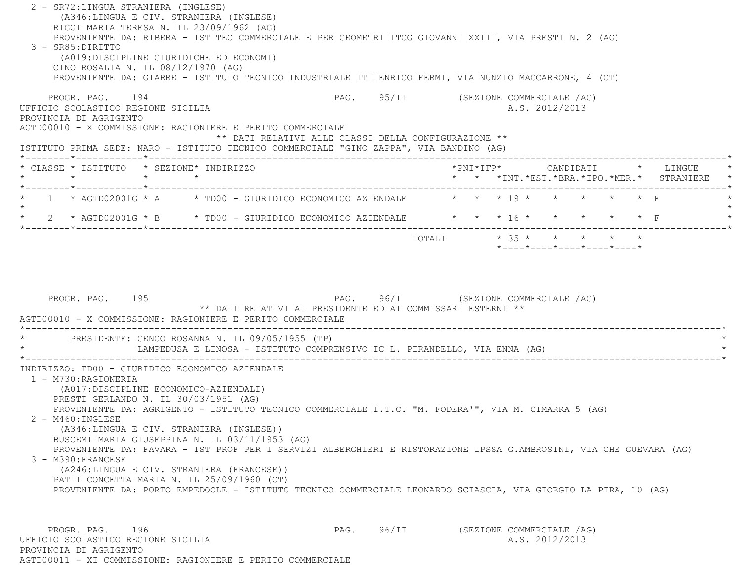2 - SR72:LINGUA STRANIERA (INGLESE)
(A346:LINGUA E CIV. STRANIERA (INGLESE)
RIGGI MARIA TERESA N. IL 23/09/1962 (AG)
PROVENIENTE DA: RIBERA - IST TEC COMMERCIALE E PER GEOMETRI ITCG GIOVANNI XXIII, VIA PRESTI N. 2 (AG)

3 - SR85:DIRITTO
(A019:DISCIPLINE GIURIDICHE ED ECONOMI)
CINO ROSALIA N. IL 08/12/1970 (AG)
PROVENIENTE DA: GIARRE - ISTITUTO TECNICO INDUSTRIALE ITI ENRICO FERMI, VIA NUNZIO MACCARRONE, 4 (CT)

PROGR. PAG. 194 PAG. 95/II (SEZIONE COMMERCIALE /AG)

UFFICIO SCOLASTICO REGIONE SICILIA A.S. 2012/2013

PROVINCIA DI AGRIGENTO

AGTD00010 - X COMMISSIONE: RAGIONIERE E PERITO COMMERCIALE

** DATI RELATIVI ALLE CLASSI DELLA CONFIGURAZIONE **

ISTITUTO PRIMA SEDE: NARO - ISTITUTO TECNICO COMMERCIALE "GINO ZAPPA", VIA BANDINO (AG)

| CLASSE | ISTITUTO | SEZIONE | INDIRIZZO | PNI | IFP | CANDIDATI INT. | EST. | BRA. | IPO. | MER. | LINGUE STRANIERE |
|---|---|---|---|---|---|---|---|---|---|---|---|
| 1 | AGTD02001G | A | TD00 - GIURIDICO ECONOMICO AZIENDALE | | | 19 | | | | | F |
| 2 | AGTD02001G | B | TD00 - GIURIDICO ECONOMICO AZIENDALE | | | 16 | | | | | F |
| | | | TOTALI | | | 35 | | | | | |

PROGR. PAG. 195 PAG. 96/I (SEZIONE COMMERCIALE /AG)

** DATI RELATIVI AL PRESIDENTE ED AI COMMISSARI ESTERNI **

AGTD00010 - X COMMISSIONE: RAGIONIERE E PERITO COMMERCIALE

PRESIDENTE: GENCO ROSANNA N. IL 09/05/1955 (TP)
LAMPEDUSA E LINOSA - ISTITUTO COMPRENSIVO IC L. PIRANDELLO, VIA ENNA (AG)

INDIRIZZO: TD00 - GIURIDICO ECONOMICO AZIENDALE

1 - M730:RAGIONERIA
(A017:DISCIPLINE ECONOMICO-AZIENDALI)
PRESTI GERLANDO N. IL 30/03/1951 (AG)
PROVENIENTE DA: AGRIGENTO - ISTITUTO TECNICO COMMERCIALE I.T.C. "M. FODERA'", VIA M. CIMARRA 5 (AG)

2 - M460:INGLESE
(A346:LINGUA E CIV. STRANIERA (INGLESE))
BUSCEMI MARIA GIUSEPPINA N. IL 03/11/1953 (AG)
PROVENIENTE DA: FAVARA - IST PROF PER I SERVIZI ALBERGHIERI E RISTORAZIONE IPSSA G.AMBROSINI, VIA CHE GUEVARA (AG)

3 - M390:FRANCESE
(A246:LINGUA E CIV. STRANIERA (FRANCESE))
PATTI CONCETTA MARIA N. IL 25/09/1960 (CT)
PROVENIENTE DA: PORTO EMPEDOCLE - ISTITUTO TECNICO COMMERCIALE LEONARDO SCIASCIA, VIA GIORGIO LA PIRA, 10 (AG)

PROGR. PAG. 196 PAG. 96/II (SEZIONE COMMERCIALE /AG)

UFFICIO SCOLASTICO REGIONE SICILIA A.S. 2012/2013

PROVINCIA DI AGRIGENTO

AGTD00011 - XI COMMISSIONE: RAGIONIERE E PERITO COMMERCIALE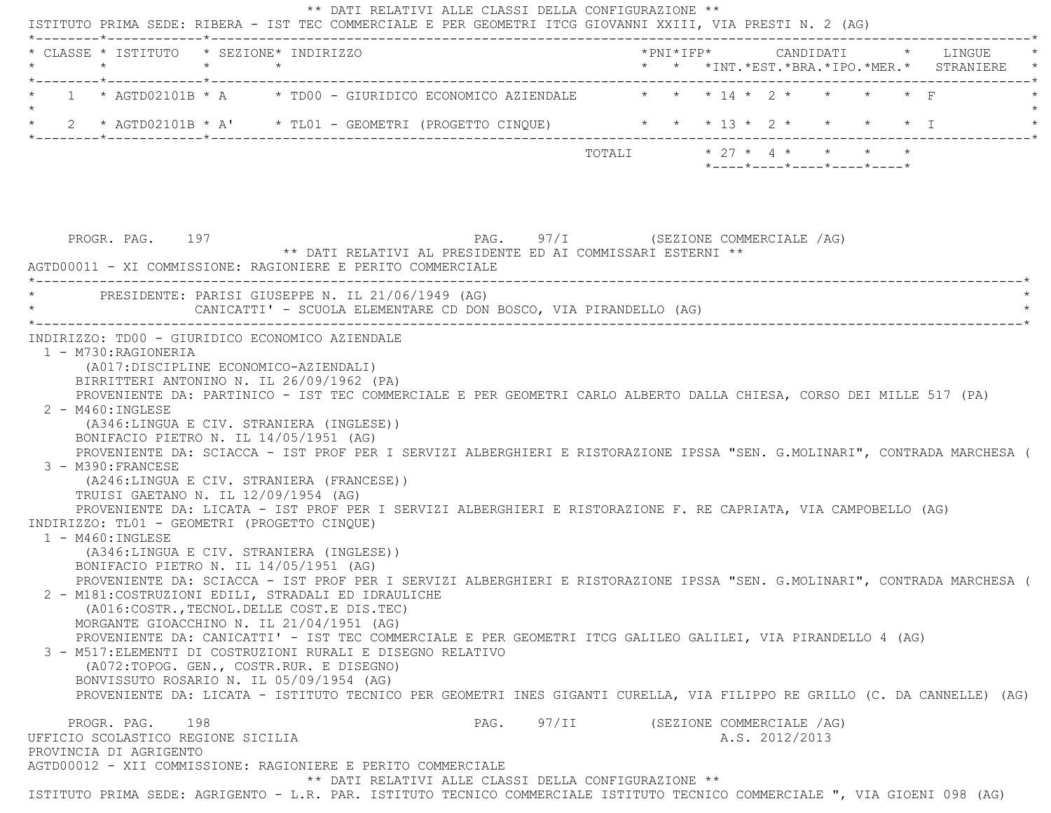** DATI RELATIVI ALLE CLASSI DELLA CONFIGURAZIONE **

ISTITUTO PRIMA SEDE: RIBERA - IST TEC COMMERCIALE E PER GEOMETRI ITCG GIOVANNI XXIII, VIA PRESTI N. 2 (AG)

| CLASSE | ISTITUTO | SEZIONE | INDIRIZZO | PNI | IFP | CANDIDATI INT. | CANDIDATI EST. | CANDIDATI BRA. | CANDIDATI IPO. | CANDIDATI MER. | LINGUE STRANIERE |
|---|---|---|---|---|---|---|---|---|---|---|---|
| 1 | AGTD02101B | A | TD00 - GIURIDICO ECONOMICO AZIENDALE | | | 14 | 2 | | | | F |
| 2 | AGTD02101B | A' | TL01 - GEOMETRI (PROGETTO CINQUE) | | | 13 | 2 | | | | I |
| | | | TOTALI | | | 27 | 4 | | | | |

PROGR. PAG. 197 PAG. 97/I (SEZIONE COMMERCIALE /AG)

** DATI RELATIVI AL PRESIDENTE ED AI COMMISSARI ESTERNI **

AGTD00011 - XI COMMISSIONE: RAGIONIERE E PERITO COMMERCIALE

PRESIDENTE: PARISI GIUSEPPE N. IL 21/06/1949 (AG)
CANICATTI' - SCUOLA ELEMENTARE CD DON BOSCO, VIA PIRANDELLO (AG)

INDIRIZZO: TD00 - GIURIDICO ECONOMICO AZIENDALE

1 - M730:RAGIONERIA
(A017:DISCIPLINE ECONOMICO-AZIENDALI)
BIRRITTERI ANTONINO N. IL 26/09/1962 (PA)
PROVENIENTE DA: PARTINICO - IST TEC COMMERCIALE E PER GEOMETRI CARLO ALBERTO DALLA CHIESA, CORSO DEI MILLE 517 (PA)

2 - M460:INGLESE
(A346:LINGUA E CIV. STRANIERA (INGLESE))
BONIFACIO PIETRO N. IL 14/05/1951 (AG)
PROVENIENTE DA: SCIACCA - IST PROF PER I SERVIZI ALBERGHIERI E RISTORAZIONE IPSSA "SEN. G.MOLINARI", CONTRADA MARCHESA (

3 - M390:FRANCESE
(A246:LINGUA E CIV. STRANIERA (FRANCESE))
TRUISI GAETANO N. IL 12/09/1954 (AG)
PROVENIENTE DA: LICATA - IST PROF PER I SERVIZI ALBERGHIERI E RISTORAZIONE F. RE CAPRIATA, VIA CAMPOBELLO (AG)

INDIRIZZO: TL01 - GEOMETRI (PROGETTO CINQUE)

1 - M460:INGLESE
(A346:LINGUA E CIV. STRANIERA (INGLESE))
BONIFACIO PIETRO N. IL 14/05/1951 (AG)
PROVENIENTE DA: SCIACCA - IST PROF PER I SERVIZI ALBERGHIERI E RISTORAZIONE IPSSA "SEN. G.MOLINARI", CONTRADA MARCHESA (

2 - M181:COSTRUZIONI EDILI, STRADALI ED IDRAULICHE
(A016:COSTR.,TECNOL.DELLE COST.E DIS.TEC)
MORGANTE GIOACCHINO N. IL 21/04/1951 (AG)
PROVENIENTE DA: CANICATTI' - IST TEC COMMERCIALE E PER GEOMETRI ITCG GALILEO GALILEI, VIA PIRANDELLO 4 (AG)

3 - M517:ELEMENTI DI COSTRUZIONI RURALI E DISEGNO RELATIVO
(A072:TOPOG. GEN., COSTR.RUR. E DISEGNO)
BONVISSUTO ROSARIO N. IL 05/09/1954 (AG)
PROVENIENTE DA: LICATA - ISTITUTO TECNICO PER GEOMETRI INES GIGANTI CURELLA, VIA FILIPPO RE GRILLO (C. DA CANNELLE) (AG)

PROGR. PAG. 198 PAG. 97/II (SEZIONE COMMERCIALE /AG)

UFFICIO SCOLASTICO REGIONE SICILIA A.S. 2012/2013
PROVINCIA DI AGRIGENTO

AGTD00012 - XII COMMISSIONE: RAGIONIERE E PERITO COMMERCIALE

** DATI RELATIVI ALLE CLASSI DELLA CONFIGURAZIONE **

ISTITUTO PRIMA SEDE: AGRIGENTO - L.R. PAR. ISTITUTO TECNICO COMMERCIALE ISTITUTO TECNICO COMMERCIALE ", VIA GIOENI 098 (AG)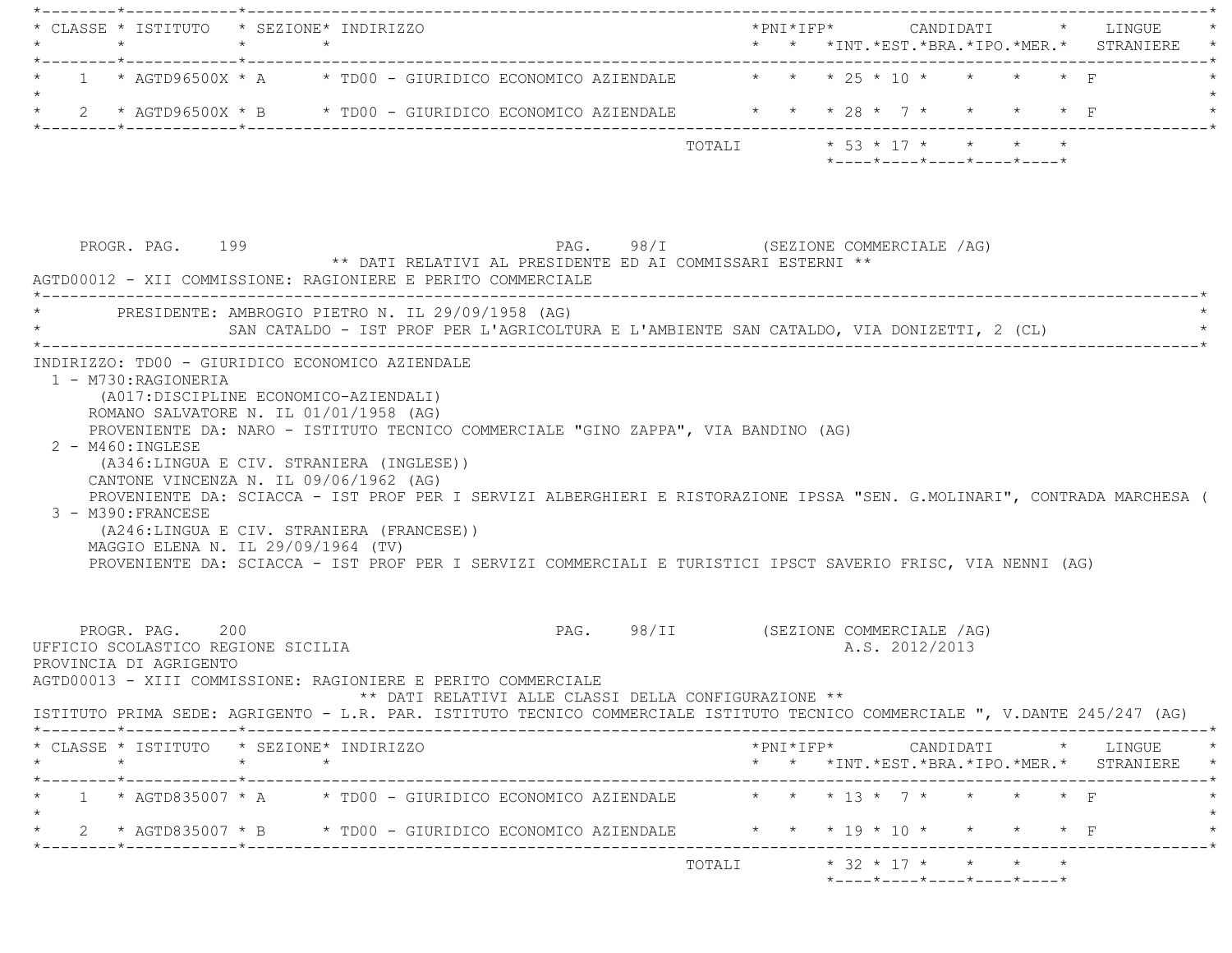| CLASSE | ISTITUTO | SEZIONE | INDIRIZZO | PNI | IFP | CANDIDATI INT. | CANDIDATI EST. | CANDIDATI BRA. | CANDIDATI IPO. | CANDIDATI MER. | LINGUE STRANIERE |
|---|---|---|---|---|---|---|---|---|---|---|---|
| 1 | AGTD96500X | A | TD00 - GIURIDICO ECONOMICO AZIENDALE | | | 25 | 10 | | | | F |
| 2 | AGTD96500X | B | TD00 - GIURIDICO ECONOMICO AZIENDALE | | | 28 | 7 | | | | F |
| | | | | | TOTALI | 53 | 17 | | | | |

PROGR. PAG. 199 PAG. 98/I (SEZIONE COMMERCIALE /AG)

** DATI RELATIVI AL PRESIDENTE ED AI COMMISSARI ESTERNI **

AGTD00012 - XII COMMISSIONE: RAGIONIERE E PERITO COMMERCIALE

PRESIDENTE: AMBROGIO PIETRO N. IL 29/09/1958 (AG)
SAN CATALDO - IST PROF PER L'AGRICOLTURA E L'AMBIENTE SAN CATALDO, VIA DONIZETTI, 2 (CL)

INDIRIZZO: TD00 - GIURIDICO ECONOMICO AZIENDALE

1 - M730:RAGIONERIA
(A017:DISCIPLINE ECONOMICO-AZIENDALI)
ROMANO SALVATORE N. IL 01/01/1958 (AG)
PROVENIENTE DA: NARO - ISTITUTO TECNICO COMMERCIALE "GINO ZAPPA", VIA BANDINO (AG)

2 - M460:INGLESE
(A346:LINGUA E CIV. STRANIERA (INGLESE))
CANTONE VINCENZA N. IL 09/06/1962 (AG)
PROVENIENTE DA: SCIACCA - IST PROF PER I SERVIZI ALBERGHIERI E RISTORAZIONE IPSSA "SEN. G.MOLINARI", CONTRADA MARCHESA (

3 - M390:FRANCESE
(A246:LINGUA E CIV. STRANIERA (FRANCESE))
MAGGIO ELENA N. IL 29/09/1964 (TV)
PROVENIENTE DA: SCIACCA - IST PROF PER I SERVIZI COMMERCIALI E TURISTICI IPSCT SAVERIO FRISC, VIA NENNI (AG)

PROGR. PAG. 200 PAG. 98/II (SEZIONE COMMERCIALE /AG)

UFFICIO SCOLASTICO REGIONE SICILIA A.S. 2012/2013
PROVINCIA DI AGRIGENTO

AGTD00013 - XIII COMMISSIONE: RAGIONIERE E PERITO COMMERCIALE

** DATI RELATIVI ALLE CLASSI DELLA CONFIGURAZIONE **

ISTITUTO PRIMA SEDE: AGRIGENTO - L.R. PAR. ISTITUTO TECNICO COMMERCIALE ISTITUTO TECNICO COMMERCIALE ", V.DANTE 245/247 (AG)

| CLASSE | ISTITUTO | SEZIONE | INDIRIZZO | PNI | IFP | CANDIDATI INT. | CANDIDATI EST. | CANDIDATI BRA. | CANDIDATI IPO. | CANDIDATI MER. | LINGUE STRANIERE |
|---|---|---|---|---|---|---|---|---|---|---|---|
| 1 | AGTD835007 | A | TD00 - GIURIDICO ECONOMICO AZIENDALE | | | 13 | 7 | | | | F |
| 2 | AGTD835007 | B | TD00 - GIURIDICO ECONOMICO AZIENDALE | | | 19 | 10 | | | | F |
| | | | | | TOTALI | 32 | 17 | | | | |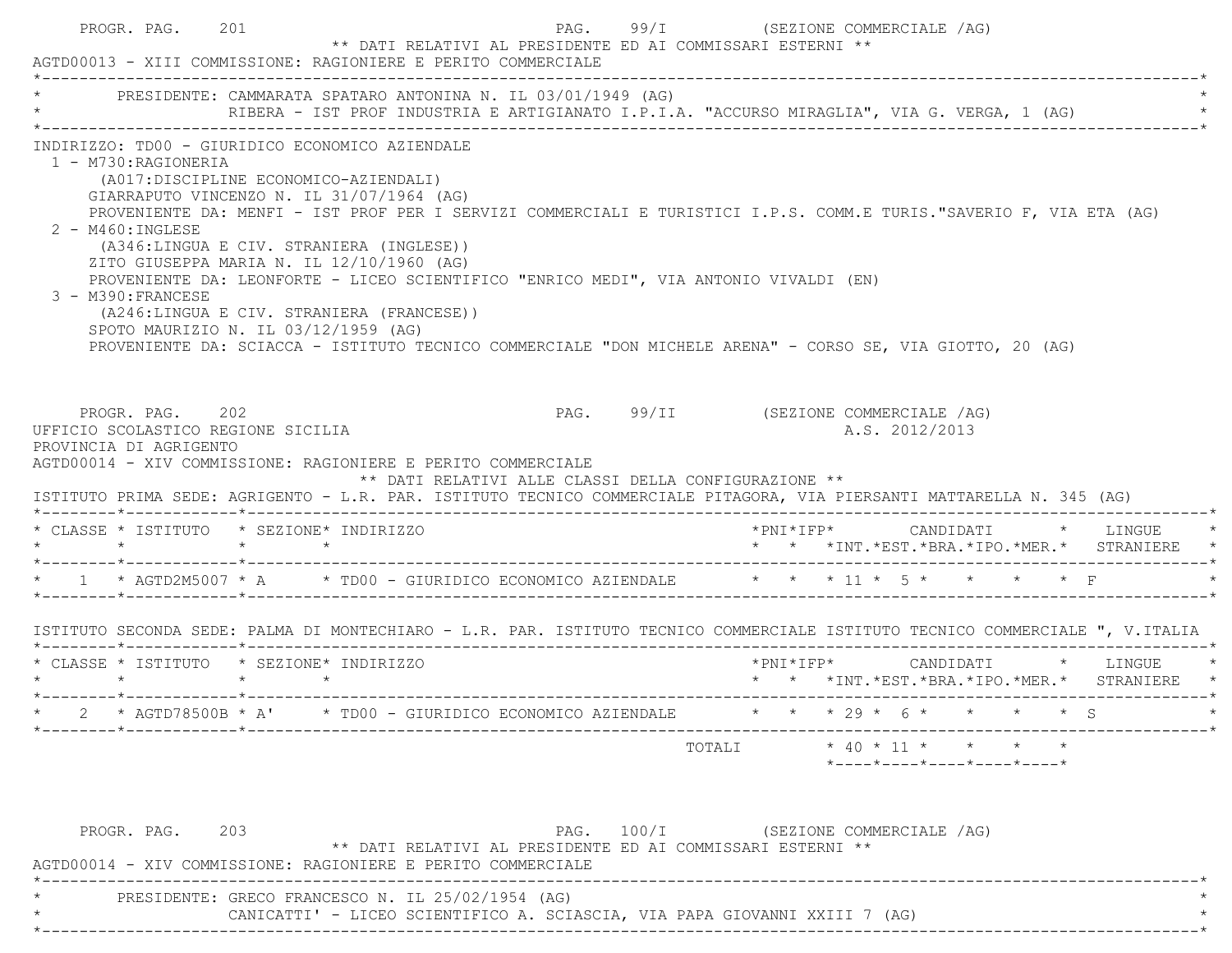PROGR. PAG. 201 — PAG. 99/I (SEZIONE COMMERCIALE /AG)

** DATI RELATIVI AL PRESIDENTE ED AI COMMISSARI ESTERNI **

AGTD00013 - XIII COMMISSIONE: RAGIONIERE E PERITO COMMERCIALE

PRESIDENTE: CAMMARATA SPATARO ANTONINA N. IL 03/01/1949 (AG)
RIBERA - IST PROF INDUSTRIA E ARTIGIANATO I.P.I.A. "ACCURSO MIRAGLIA", VIA G. VERGA, 1 (AG)

INDIRIZZO: TD00 - GIURIDICO ECONOMICO AZIENDALE

1 - M730:RAGIONERIA
(A017:DISCIPLINE ECONOMICO-AZIENDALI)
GIARRAPUTO VINCENZO N. IL 31/07/1964 (AG)
PROVENIENTE DA: MENFI - IST PROF PER I SERVIZI COMMERCIALI E TURISTICI I.P.S. COMM.E TURIS."SAVERIO F, VIA ETA (AG)

2 - M460:INGLESE
(A346:LINGUA E CIV. STRANIERA (INGLESE))
ZITO GIUSEPPA MARIA N. IL 12/10/1960 (AG)
PROVENIENTE DA: LEONFORTE - LICEO SCIENTIFICO "ENRICO MEDI", VIA ANTONIO VIVALDI (EN)

3 - M390:FRANCESE
(A246:LINGUA E CIV. STRANIERA (FRANCESE))
SPOTO MAURIZIO N. IL 03/12/1959 (AG)
PROVENIENTE DA: SCIACCA - ISTITUTO TECNICO COMMERCIALE "DON MICHELE ARENA" - CORSO SE, VIA GIOTTO, 20 (AG)

PROGR. PAG. 202 — PAG. 99/II (SEZIONE COMMERCIALE /AG)

UFFICIO SCOLASTICO REGIONE SICILIA — A.S. 2012/2013

PROVINCIA DI AGRIGENTO

AGTD00014 - XIV COMMISSIONE: RAGIONIERE E PERITO COMMERCIALE

** DATI RELATIVI ALLE CLASSI DELLA CONFIGURAZIONE **

ISTITUTO PRIMA SEDE: AGRIGENTO - L.R. PAR. ISTITUTO TECNICO COMMERCIALE PITAGORA, VIA PIERSANTI MATTARELLA N. 345 (AG)

| CLASSE | ISTITUTO | SEZIONE | INDIRIZZO | PNI | IFP | CANDIDATI INT. | EST. | BRA. | IPO. | MER. | LINGUE STRANIERE |
|---|---|---|---|---|---|---|---|---|---|---|---|
| 1 | AGTD2M5007 | A | TD00 - GIURIDICO ECONOMICO AZIENDALE | | | 11 | 5 | | | | F |

ISTITUTO SECONDA SEDE: PALMA DI MONTECHIARO - L.R. PAR. ISTITUTO TECNICO COMMERCIALE ISTITUTO TECNICO COMMERCIALE ", V.ITALIA

| CLASSE | ISTITUTO | SEZIONE | INDIRIZZO | PNI | IFP | CANDIDATI INT. | EST. | BRA. | IPO. | MER. | LINGUE STRANIERE |
|---|---|---|---|---|---|---|---|---|---|---|---|
| 2 | AGTD78500B | A' | TD00 - GIURIDICO ECONOMICO AZIENDALE | | | 29 | 6 | | | | S |
| | | | TOTALI | | | 40 | 11 | | | | |

PROGR. PAG. 203 — PAG. 100/I (SEZIONE COMMERCIALE /AG)

** DATI RELATIVI AL PRESIDENTE ED AI COMMISSARI ESTERNI **

AGTD00014 - XIV COMMISSIONE: RAGIONIERE E PERITO COMMERCIALE

PRESIDENTE: GRECO FRANCESCO N. IL 25/02/1954 (AG)
CANICATTI' - LICEO SCIENTIFICO A. SCIASCIA, VIA PAPA GIOVANNI XXIII 7 (AG)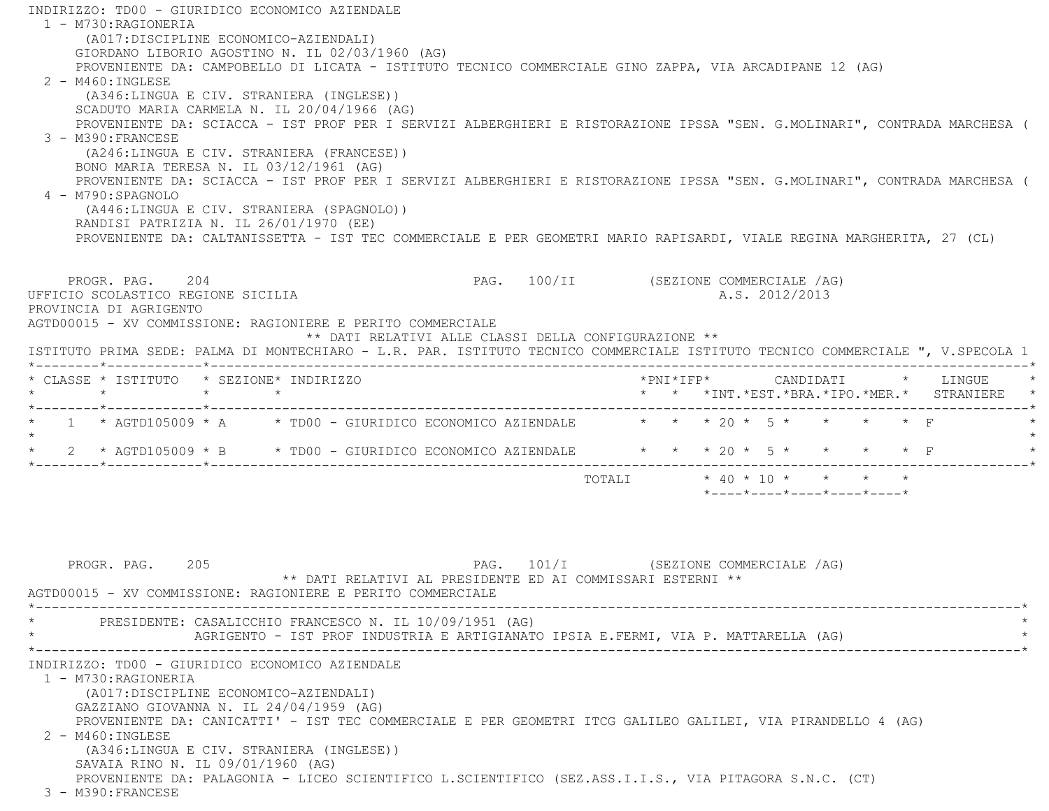INDIRIZZO: TD00 - GIURIDICO ECONOMICO AZIENDALE

1 - M730:RAGIONERIA
   (A017:DISCIPLINE ECONOMICO-AZIENDALI)
   GIORDANO LIBORIO AGOSTINO N. IL 02/03/1960 (AG)
   PROVENIENTE DA: CAMPOBELLO DI LICATA - ISTITUTO TECNICO COMMERCIALE GINO ZAPPA, VIA ARCADIPANE 12 (AG)
2 - M460:INGLESE
   (A346:LINGUA E CIV. STRANIERA (INGLESE))
   SCADUTO MARIA CARMELA N. IL 20/04/1966 (AG)
   PROVENIENTE DA: SCIACCA - IST PROF PER I SERVIZI ALBERGHIERI E RISTORAZIONE IPSSA "SEN. G.MOLINARI", CONTRADA MARCHESA (
3 - M390:FRANCESE
   (A246:LINGUA E CIV. STRANIERA (FRANCESE))
   BONO MARIA TERESA N. IL 03/12/1961 (AG)
   PROVENIENTE DA: SCIACCA - IST PROF PER I SERVIZI ALBERGHIERI E RISTORAZIONE IPSSA "SEN. G.MOLINARI", CONTRADA MARCHESA (
4 - M790:SPAGNOLO
   (A446:LINGUA E CIV. STRANIERA (SPAGNOLO))
   RANDISI PATRIZIA N. IL 26/01/1970 (EE)
   PROVENIENTE DA: CALTANISSETTA - IST TEC COMMERCIALE E PER GEOMETRI MARIO RAPISARDI, VIALE REGINA MARGHERITA, 27 (CL)

PROGR. PAG. 204 PAG. 100/II (SEZIONE COMMERCIALE /AG)

UFFICIO SCOLASTICO REGIONE SICILIA A.S. 2012/2013

PROVINCIA DI AGRIGENTO

AGTD00015 - XV COMMISSIONE: RAGIONIERE E PERITO COMMERCIALE

** DATI RELATIVI ALLE CLASSI DELLA CONFIGURAZIONE **

ISTITUTO PRIMA SEDE: PALMA DI MONTECHIARO - L.R. PAR. ISTITUTO TECNICO COMMERCIALE ISTITUTO TECNICO COMMERCIALE ", V.SPECOLA 1

| CLASSE | ISTITUTO | SEZIONE | INDIRIZZO | PNI | IFP | CANDIDATI INT. | CANDIDATI EST. | CANDIDATI BRA. | CANDIDATI IPO. | CANDIDATI MER. | LINGUE STRANIERE |
|---|---|---|---|---|---|---|---|---|---|---|---|
| 1 | AGTD105009 | A | TD00 - GIURIDICO ECONOMICO AZIENDALE | | | 20 | 5 | | | | F |
| 2 | AGTD105009 | B | TD00 - GIURIDICO ECONOMICO AZIENDALE | | | 20 | 5 | | | | F |
| | | | TOTALI | | | 40 | 10 | | | | |

PROGR. PAG. 205 PAG. 101/I (SEZIONE COMMERCIALE /AG)

** DATI RELATIVI AL PRESIDENTE ED AI COMMISSARI ESTERNI **

AGTD00015 - XV COMMISSIONE: RAGIONIERE E PERITO COMMERCIALE

PRESIDENTE: CASALICCHIO FRANCESCO N. IL 10/09/1951 (AG)
AGRIGENTO - IST PROF INDUSTRIA E ARTIGIANATO IPSIA E.FERMI, VIA P. MATTARELLA (AG)

INDIRIZZO: TD00 - GIURIDICO ECONOMICO AZIENDALE

1 - M730:RAGIONERIA
   (A017:DISCIPLINE ECONOMICO-AZIENDALI)
   GAZZIANO GIOVANNA N. IL 24/04/1959 (AG)
   PROVENIENTE DA: CANICATTI' - IST TEC COMMERCIALE E PER GEOMETRI ITCG GALILEO GALILEI, VIA PIRANDELLO 4 (AG)
2 - M460:INGLESE
   (A346:LINGUA E CIV. STRANIERA (INGLESE))
   SAVAIA RINO N. IL 09/01/1960 (AG)
   PROVENIENTE DA: PALAGONIA - LICEO SCIENTIFICO L.SCIENTIFICO (SEZ.ASS.I.I.S., VIA PITAGORA S.N.C. (CT)
3 - M390:FRANCESE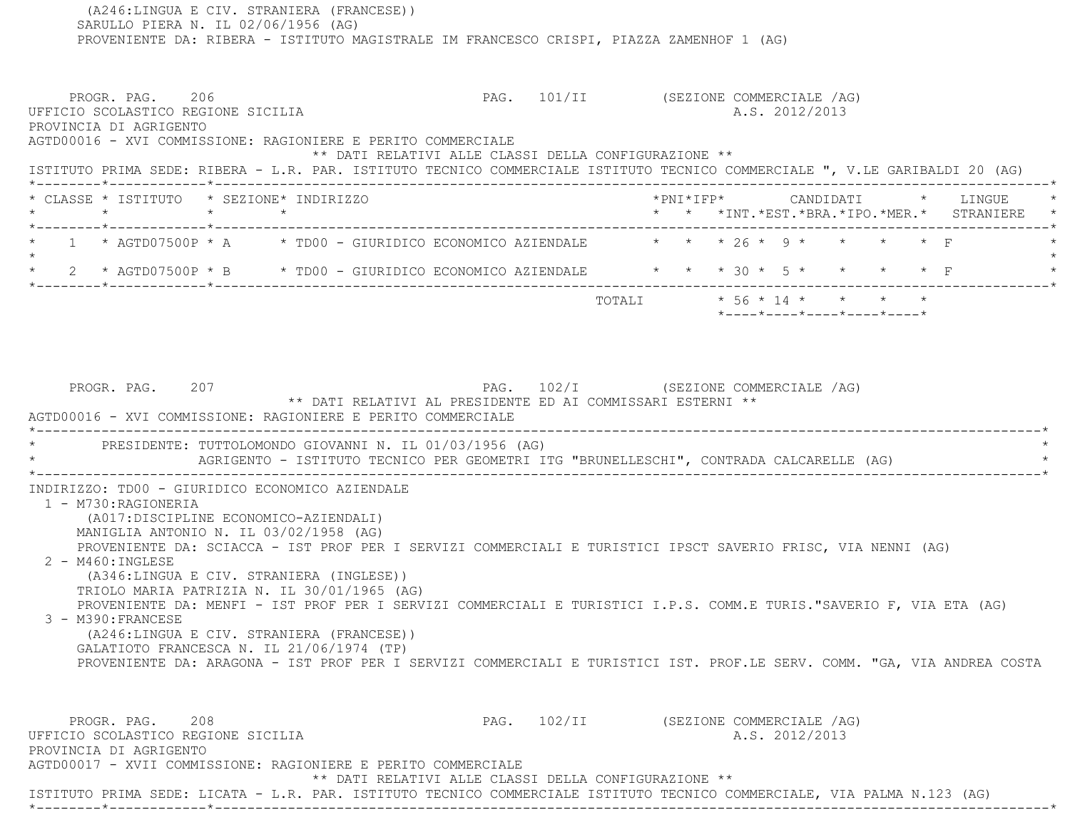(A246:LINGUA E CIV. STRANIERA (FRANCESE))
SARULLO PIERA N. IL 02/06/1956 (AG)
PROVENIENTE DA: RIBERA - ISTITUTO MAGISTRALE IM FRANCESCO CRISPI, PIAZZA ZAMENHOF 1 (AG)

PROGR. PAG. 206 PAG. 101/II (SEZIONE COMMERCIALE /AG)
UFFICIO SCOLASTICO REGIONE SICILIA A.S. 2012/2013
PROVINCIA DI AGRIGENTO
AGTD00016 - XVI COMMISSIONE: RAGIONIERE E PERITO COMMERCIALE
** DATI RELATIVI ALLE CLASSI DELLA CONFIGURAZIONE **
ISTITUTO PRIMA SEDE: RIBERA - L.R. PAR. ISTITUTO TECNICO COMMERCIALE ISTITUTO TECNICO COMMERCIALE ", V.LE GARIBALDI 20 (AG)

| CLASSE | ISTITUTO | SEZIONE | INDIRIZZO | PNI | IFP | CANDIDATI INT. | EST. | BRA. | IPO. | MER. | LINGUE STRANIERE |
|---|---|---|---|---|---|---|---|---|---|---|---|
| 1 | AGTD07500P | A | TD00 - GIURIDICO ECONOMICO AZIENDALE | | | 26 | 9 | | | | F |
| 2 | AGTD07500P | B | TD00 - GIURIDICO ECONOMICO AZIENDALE | | | 30 | 5 | | | | F |
| | | | TOTALI | | | 56 | 14 | | | | |

PROGR. PAG. 207 PAG. 102/I (SEZIONE COMMERCIALE /AG)
** DATI RELATIVI AL PRESIDENTE ED AI COMMISSARI ESTERNI **
AGTD00016 - XVI COMMISSIONE: RAGIONIERE E PERITO COMMERCIALE

PRESIDENTE: TUTTOLOMONDO GIOVANNI N. IL 01/03/1956 (AG)
AGRIGENTO - ISTITUTO TECNICO PER GEOMETRI ITG "BRUNELLESCHI", CONTRADA CALCARELLE (AG)

INDIRIZZO: TD00 - GIURIDICO ECONOMICO AZIENDALE
1 - M730:RAGIONERIA
(A017:DISCIPLINE ECONOMICO-AZIENDALI)
MANIGLIA ANTONIO N. IL 03/02/1958 (AG)
PROVENIENTE DA: SCIACCA - IST PROF PER I SERVIZI COMMERCIALI E TURISTICI IPSCT SAVERIO FRISC, VIA NENNI (AG)
2 - M460:INGLESE
(A346:LINGUA E CIV. STRANIERA (INGLESE))
TRIOLO MARIA PATRIZIA N. IL 30/01/1965 (AG)
PROVENIENTE DA: MENFI - IST PROF PER I SERVIZI COMMERCIALI E TURISTICI I.P.S. COMM.E TURIS."SAVERIO F, VIA ETA (AG)
3 - M390:FRANCESE
(A246:LINGUA E CIV. STRANIERA (FRANCESE))
GALATIOTO FRANCESCA N. IL 21/06/1974 (TP)
PROVENIENTE DA: ARAGONA - IST PROF PER I SERVIZI COMMERCIALI E TURISTICI IST. PROF.LE SERV. COMM. "GA, VIA ANDREA COSTA

PROGR. PAG. 208 PAG. 102/II (SEZIONE COMMERCIALE /AG)
UFFICIO SCOLASTICO REGIONE SICILIA A.S. 2012/2013
PROVINCIA DI AGRIGENTO
AGTD00017 - XVII COMMISSIONE: RAGIONIERE E PERITO COMMERCIALE
** DATI RELATIVI ALLE CLASSI DELLA CONFIGURAZIONE **
ISTITUTO PRIMA SEDE: LICATA - L.R. PAR. ISTITUTO TECNICO COMMERCIALE ISTITUTO TECNICO COMMERCIALE, VIA PALMA N.123 (AG)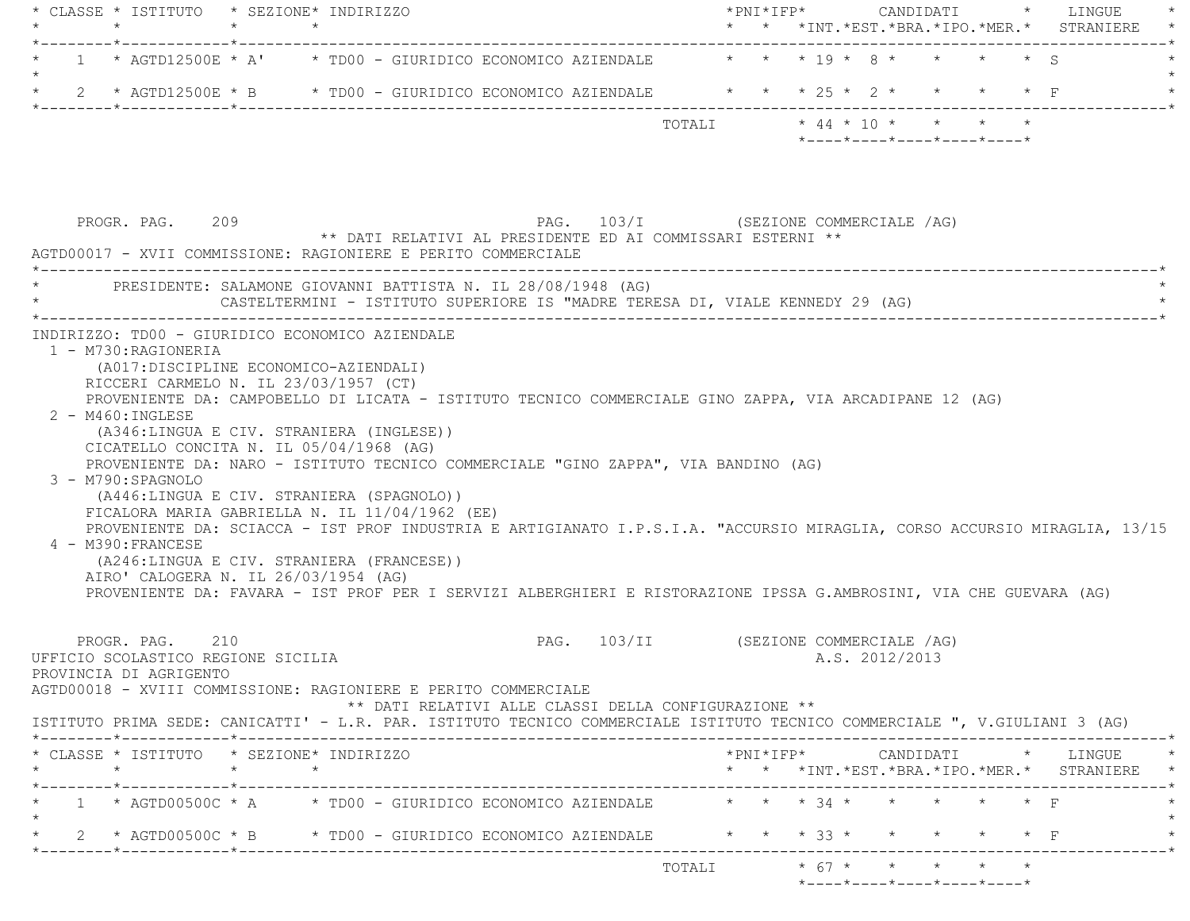| CLASSE | ISTITUTO | SEZIONE | INDIRIZZO | PNI | IFP | CANDIDATI INT. | EST. | BRA. | IPO. | MER. | LINGUE STRANIERE |
|---|---|---|---|---|---|---|---|---|---|---|---|
| 1 | AGTD12500E | A' | TD00 - GIURIDICO ECONOMICO AZIENDALE | | | 19 | 8 | | | | S |
| 2 | AGTD12500E | B | TD00 - GIURIDICO ECONOMICO AZIENDALE | | | 25 | 2 | | | | F |
| | | | TOTALI | | | 44 | 10 | | | | |

PROGR. PAG. 209 PAG. 103/I (SEZIONE COMMERCIALE /AG)

** DATI RELATIVI AL PRESIDENTE ED AI COMMISSARI ESTERNI **

AGTD00017 - XVII COMMISSIONE: RAGIONIERE E PERITO COMMERCIALE

PRESIDENTE: SALAMONE GIOVANNI BATTISTA N. IL 28/08/1948 (AG)
CASTELTERMINI - ISTITUTO SUPERIORE IS "MADRE TERESA DI, VIALE KENNEDY 29 (AG)

INDIRIZZO: TD00 - GIURIDICO ECONOMICO AZIENDALE

1 - M730:RAGIONERIA
(A017:DISCIPLINE ECONOMICO-AZIENDALI)
RICCERI CARMELO N. IL 23/03/1957 (CT)
PROVENIENTE DA: CAMPOBELLO DI LICATA - ISTITUTO TECNICO COMMERCIALE GINO ZAPPA, VIA ARCADIPANE 12 (AG)

2 - M460:INGLESE
(A346:LINGUA E CIV. STRANIERA (INGLESE))
CICATELLO CONCITA N. IL 05/04/1968 (AG)
PROVENIENTE DA: NARO - ISTITUTO TECNICO COMMERCIALE "GINO ZAPPA", VIA BANDINO (AG)

3 - M790:SPAGNOLO
(A446:LINGUA E CIV. STRANIERA (SPAGNOLO))
FICALORA MARIA GABRIELLA N. IL 11/04/1962 (EE)
PROVENIENTE DA: SCIACCA - IST PROF INDUSTRIA E ARTIGIANATO I.P.S.I.A. "ACCURSIO MIRAGLIA, CORSO ACCURSIO MIRAGLIA, 13/15

4 - M390:FRANCESE
(A246:LINGUA E CIV. STRANIERA (FRANCESE))
AIRO' CALOGERA N. IL 26/03/1954 (AG)
PROVENIENTE DA: FAVARA - IST PROF PER I SERVIZI ALBERGHIERI E RISTORAZIONE IPSSA G.AMBROSINI, VIA CHE GUEVARA (AG)

PROGR. PAG. 210 PAG. 103/II (SEZIONE COMMERCIALE /AG)

UFFICIO SCOLASTICO REGIONE SICILIA A.S. 2012/2013

PROVINCIA DI AGRIGENTO

AGTD00018 - XVIII COMMISSIONE: RAGIONIERE E PERITO COMMERCIALE

** DATI RELATIVI ALLE CLASSI DELLA CONFIGURAZIONE **

ISTITUTO PRIMA SEDE: CANICATTI' - L.R. PAR. ISTITUTO TECNICO COMMERCIALE ISTITUTO TECNICO COMMERCIALE ", V.GIULIANI 3 (AG)

| CLASSE | ISTITUTO | SEZIONE | INDIRIZZO | PNI | IFP | CANDIDATI INT. | EST. | BRA. | IPO. | MER. | LINGUE STRANIERE |
|---|---|---|---|---|---|---|---|---|---|---|---|
| 1 | AGTD00500C | A | TD00 - GIURIDICO ECONOMICO AZIENDALE | | | 34 | | | | | F |
| 2 | AGTD00500C | B | TD00 - GIURIDICO ECONOMICO AZIENDALE | | | 33 | | | | | F |
| | | | TOTALI | | | 67 | | | | | |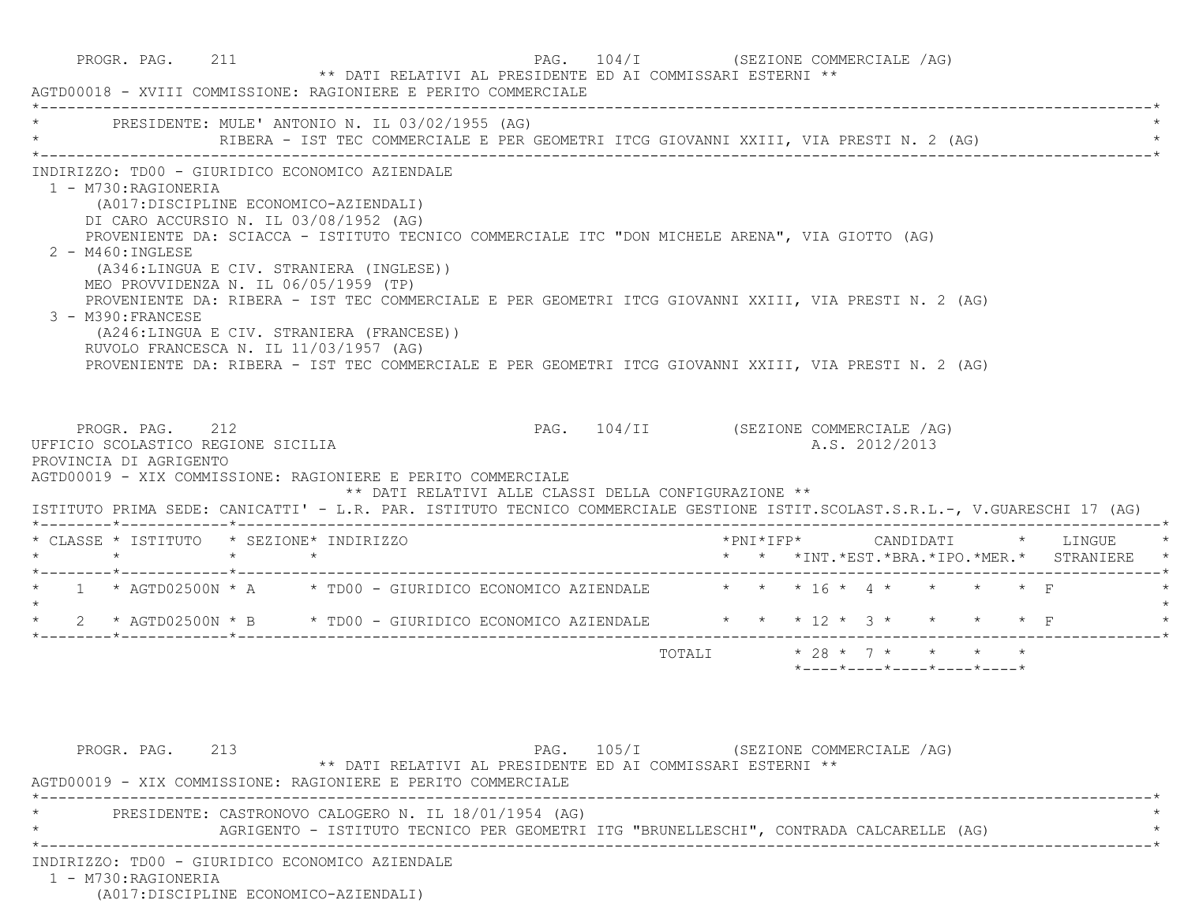PROGR. PAG. 211 PAG. 104/I (SEZIONE COMMERCIALE /AG)

** DATI RELATIVI AL PRESIDENTE ED AI COMMISSARI ESTERNI **

AGTD00018 - XVIII COMMISSIONE: RAGIONIERE E PERITO COMMERCIALE

PRESIDENTE: MULE' ANTONIO N. IL 03/02/1955 (AG)
RIBERA - IST TEC COMMERCIALE E PER GEOMETRI ITCG GIOVANNI XXIII, VIA PRESTI N. 2 (AG)

INDIRIZZO: TD00 - GIURIDICO ECONOMICO AZIENDALE

1 - M730:RAGIONERIA
(A017:DISCIPLINE ECONOMICO-AZIENDALI)
DI CARO ACCURSIO N. IL 03/08/1952 (AG)
PROVENIENTE DA: SCIACCA - ISTITUTO TECNICO COMMERCIALE ITC "DON MICHELE ARENA", VIA GIOTTO (AG)

2 - M460:INGLESE
(A346:LINGUA E CIV. STRANIERA (INGLESE))
MEO PROVVIDENZA N. IL 06/05/1959 (TP)
PROVENIENTE DA: RIBERA - IST TEC COMMERCIALE E PER GEOMETRI ITCG GIOVANNI XXIII, VIA PRESTI N. 2 (AG)

3 - M390:FRANCESE
(A246:LINGUA E CIV. STRANIERA (FRANCESE))
RUVOLO FRANCESCA N. IL 11/03/1957 (AG)
PROVENIENTE DA: RIBERA - IST TEC COMMERCIALE E PER GEOMETRI ITCG GIOVANNI XXIII, VIA PRESTI N. 2 (AG)

PROGR. PAG. 212 PAG. 104/II (SEZIONE COMMERCIALE /AG)

UFFICIO SCOLASTICO REGIONE SICILIA A.S. 2012/2013

PROVINCIA DI AGRIGENTO

AGTD00019 - XIX COMMISSIONE: RAGIONIERE E PERITO COMMERCIALE

** DATI RELATIVI ALLE CLASSI DELLA CONFIGURAZIONE **

ISTITUTO PRIMA SEDE: CANICATTI' - L.R. PAR. ISTITUTO TECNICO COMMERCIALE GESTIONE ISTIT.SCOLAST.S.R.L.-, V.GUARESCHI 17 (AG)

| CLASSE | ISTITUTO | SEZIONE | INDIRIZZO | PNI | IFP | CANDIDATI INT. | CANDIDATI EST. | CANDIDATI BRA. | CANDIDATI IPO. | CANDIDATI MER. | LINGUE STRANIERE |
|---|---|---|---|---|---|---|---|---|---|---|---|
| 1 | AGTD02500N | A | TD00 - GIURIDICO ECONOMICO AZIENDALE | | | 16 | 4 | | | | F |
| 2 | AGTD02500N | B | TD00 - GIURIDICO ECONOMICO AZIENDALE | | | 12 | 3 | | | | F |
| | | | TOTALI | | | 28 | 7 | | | | |

PROGR. PAG. 213 PAG. 105/I (SEZIONE COMMERCIALE /AG)

** DATI RELATIVI AL PRESIDENTE ED AI COMMISSARI ESTERNI **

AGTD00019 - XIX COMMISSIONE: RAGIONIERE E PERITO COMMERCIALE

PRESIDENTE: CASTRONOVO CALOGERO N. IL 18/01/1954 (AG)
AGRIGENTO - ISTITUTO TECNICO PER GEOMETRI ITG "BRUNELLESCHI", CONTRADA CALCARELLE (AG)

INDIRIZZO: TD00 - GIURIDICO ECONOMICO AZIENDALE

1 - M730:RAGIONERIA
(A017:DISCIPLINE ECONOMICO-AZIENDALI)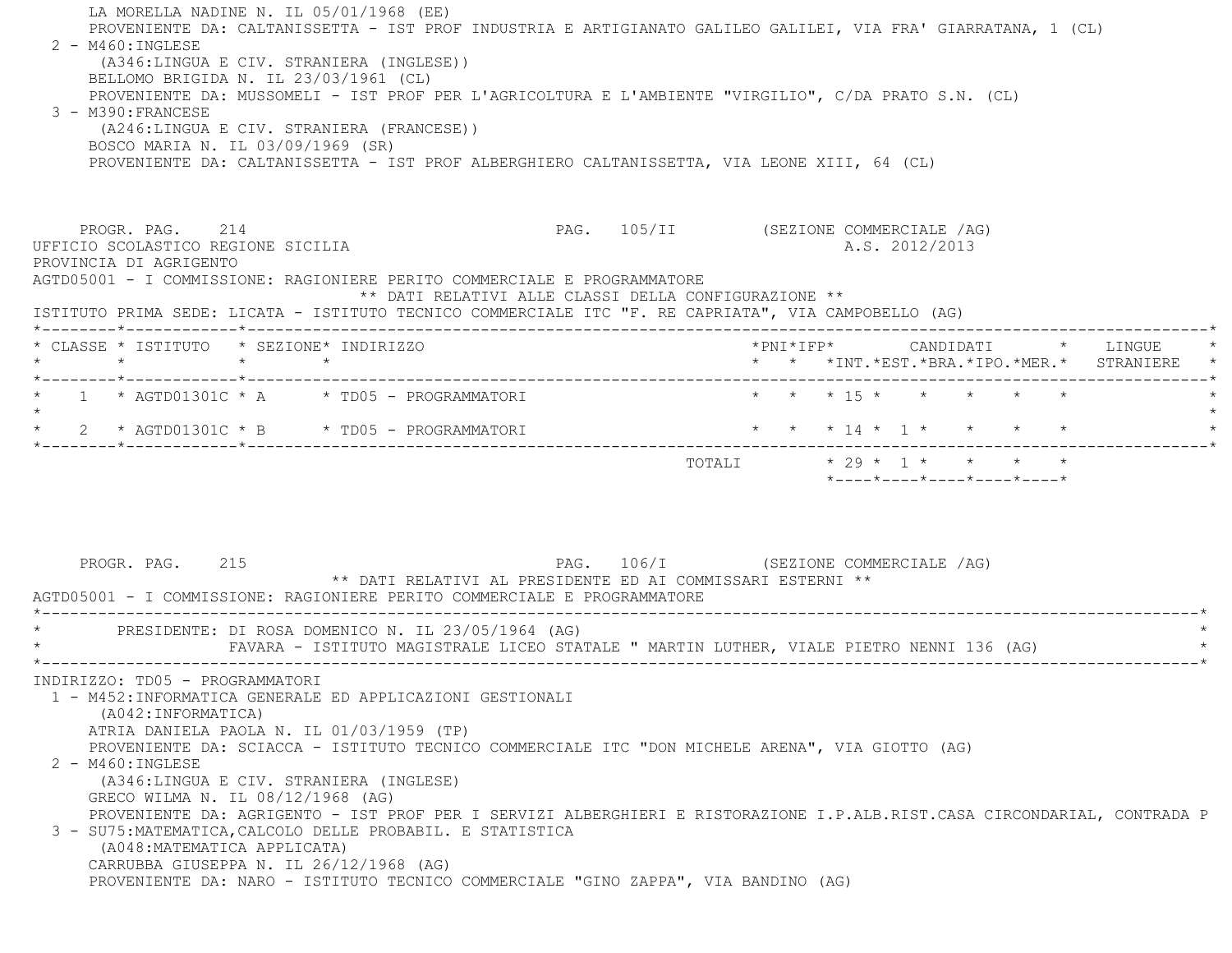LA MORELLA NADINE N. IL 05/01/1968 (EE)
PROVENIENTE DA: CALTANISSETTA - IST PROF INDUSTRIA E ARTIGIANATO GALILEO GALILEI, VIA FRA' GIARRATANA, 1 (CL)

2 - M460:INGLESE
(A346:LINGUA E CIV. STRANIERA (INGLESE))
BELLOMO BRIGIDA N. IL 23/03/1961 (CL)
PROVENIENTE DA: MUSSOMELI - IST PROF PER L'AGRICOLTURA E L'AMBIENTE "VIRGILIO", C/DA PRATO S.N. (CL)

3 - M390:FRANCESE
(A246:LINGUA E CIV. STRANIERA (FRANCESE))
BOSCO MARIA N. IL 03/09/1969 (SR)
PROVENIENTE DA: CALTANISSETTA - IST PROF ALBERGHIERO CALTANISSETTA, VIA LEONE XIII, 64 (CL)

PROGR. PAG. 214 PAG. 105/II (SEZIONE COMMERCIALE /AG)

UFFICIO SCOLASTICO REGIONE SICILIA A.S. 2012/2013
PROVINCIA DI AGRIGENTO
AGTD05001 - I COMMISSIONE: RAGIONIERE PERITO COMMERCIALE E PROGRAMMATORE

** DATI RELATIVI ALLE CLASSI DELLA CONFIGURAZIONE **

ISTITUTO PRIMA SEDE: LICATA - ISTITUTO TECNICO COMMERCIALE ITC "F. RE CAPRIATA", VIA CAMPOBELLO (AG)

| CLASSE | ISTITUTO | SEZIONE | INDIRIZZO | PNI | IFP | CANDIDATI INT. | EST. | BRA. | IPO. | MER. | LINGUE STRANIERE |
|---|---|---|---|---|---|---|---|---|---|---|---|
| 1 | AGTD01301C | A | TD05 - PROGRAMMATORI | | | 15 | | | | | |
| 2 | AGTD01301C | B | TD05 - PROGRAMMATORI | | | 14 | 1 | | | | |
| | | | TOTALI | | | 29 | 1 | | | | |

PROGR. PAG. 215 PAG. 106/I (SEZIONE COMMERCIALE /AG)

** DATI RELATIVI AL PRESIDENTE ED AI COMMISSARI ESTERNI **

AGTD05001 - I COMMISSIONE: RAGIONIERE PERITO COMMERCIALE E PROGRAMMATORE

PRESIDENTE: DI ROSA DOMENICO N. IL 23/05/1964 (AG)
FAVARA - ISTITUTO MAGISTRALE LICEO STATALE " MARTIN LUTHER, VIALE PIETRO NENNI 136 (AG)

INDIRIZZO: TD05 - PROGRAMMATORI

1 - M452:INFORMATICA GENERALE ED APPLICAZIONI GESTIONALI
(A042:INFORMATICA)
ATRIA DANIELA PAOLA N. IL 01/03/1959 (TP)
PROVENIENTE DA: SCIACCA - ISTITUTO TECNICO COMMERCIALE ITC "DON MICHELE ARENA", VIA GIOTTO (AG)

2 - M460:INGLESE
(A346:LINGUA E CIV. STRANIERA (INGLESE)
GRECO WILMA N. IL 08/12/1968 (AG)
PROVENIENTE DA: AGRIGENTO - IST PROF PER I SERVIZI ALBERGHIERI E RISTORAZIONE I.P.ALB.RIST.CASA CIRCONDARIAL, CONTRADA P

3 - SU75:MATEMATICA,CALCOLO DELLE PROBABIL. E STATISTICA
(A048:MATEMATICA APPLICATA)
CARRUBBA GIUSEPPA N. IL 26/12/1968 (AG)
PROVENIENTE DA: NARO - ISTITUTO TECNICO COMMERCIALE "GINO ZAPPA", VIA BANDINO (AG)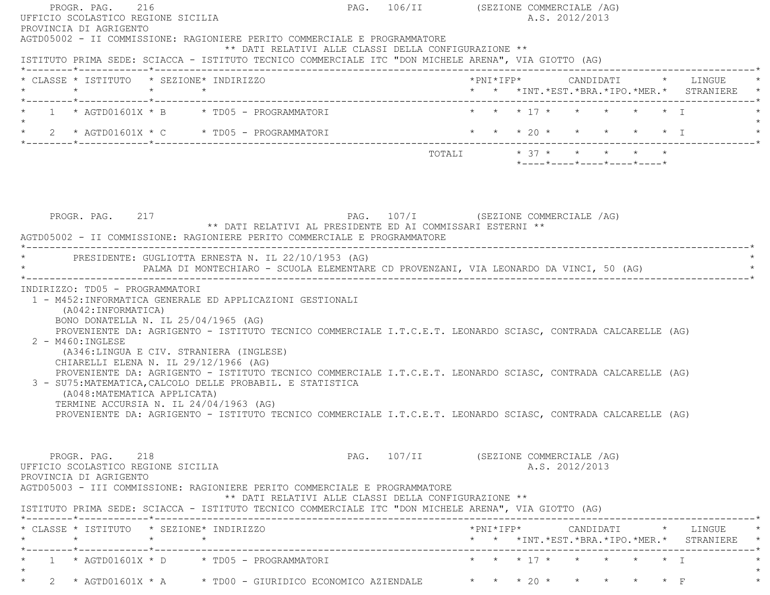PROGR. PAG. 216 PAG. 106/II (SEZIONE COMMERCIALE /AG)

UFFICIO SCOLASTICO REGIONE SICILIA A.S. 2012/2013

PROVINCIA DI AGRIGENTO

AGTD05002 - II COMMISSIONE: RAGIONIERE PERITO COMMERCIALE E PROGRAMMATORE

** DATI RELATIVI ALLE CLASSI DELLA CONFIGURAZIONE **

ISTITUTO PRIMA SEDE: SCIACCA - ISTITUTO TECNICO COMMERCIALE ITC "DON MICHELE ARENA", VIA GIOTTO (AG)

| CLASSE | ISTITUTO | SEZIONE | INDIRIZZO | PNI | IFP | CANDIDATI INT. | EST. | BRA. | IPO. | MER. | LINGUE STRANIERE |
|---|---|---|---|---|---|---|---|---|---|---|---|
| 1 | AGTD01601X | B | TD05 - PROGRAMMATORI | | | 17 | | | | | I |
| 2 | AGTD01601X | C | TD05 - PROGRAMMATORI | | | 20 | | | | | I |
| | | | TOTALI | | | 37 | | | | | |

PROGR. PAG. 217 PAG. 107/I (SEZIONE COMMERCIALE /AG)

** DATI RELATIVI AL PRESIDENTE ED AI COMMISSARI ESTERNI **

AGTD05002 - II COMMISSIONE: RAGIONIERE PERITO COMMERCIALE E PROGRAMMATORE

PRESIDENTE: GUGLIOTTA ERNESTA N. IL 22/10/1953 (AG)
PALMA DI MONTECHIARO - SCUOLA ELEMENTARE CD PROVENZANI, VIA LEONARDO DA VINCI, 50 (AG)

INDIRIZZO: TD05 - PROGRAMMATORI

1 - M452:INFORMATICA GENERALE ED APPLICAZIONI GESTIONALI
(A042:INFORMATICA)
BONO DONATELLA N. IL 25/04/1965 (AG)
PROVENIENTE DA: AGRIGENTO - ISTITUTO TECNICO COMMERCIALE I.T.C.E.T. LEONARDO SCIASC, CONTRADA CALCARELLE (AG)

2 - M460:INGLESE
(A346:LINGUA E CIV. STRANIERA (INGLESE)
CHIARELLI ELENA N. IL 29/12/1966 (AG)
PROVENIENTE DA: AGRIGENTO - ISTITUTO TECNICO COMMERCIALE I.T.C.E.T. LEONARDO SCIASC, CONTRADA CALCARELLE (AG)

3 - SU75:MATEMATICA,CALCOLO DELLE PROBABIL. E STATISTICA
(A048:MATEMATICA APPLICATA)
TERMINE ACCURSIA N. IL 24/04/1963 (AG)
PROVENIENTE DA: AGRIGENTO - ISTITUTO TECNICO COMMERCIALE I.T.C.E.T. LEONARDO SCIASC, CONTRADA CALCARELLE (AG)

PROGR. PAG. 218 PAG. 107/II (SEZIONE COMMERCIALE /AG)

UFFICIO SCOLASTICO REGIONE SICILIA A.S. 2012/2013

PROVINCIA DI AGRIGENTO

AGTD05003 - III COMMISSIONE: RAGIONIERE PERITO COMMERCIALE E PROGRAMMATORE

** DATI RELATIVI ALLE CLASSI DELLA CONFIGURAZIONE **

ISTITUTO PRIMA SEDE: SCIACCA - ISTITUTO TECNICO COMMERCIALE ITC "DON MICHELE ARENA", VIA GIOTTO (AG)

| CLASSE | ISTITUTO | SEZIONE | INDIRIZZO | PNI | IFP | CANDIDATI INT. | EST. | BRA. | IPO. | MER. | LINGUE STRANIERE |
|---|---|---|---|---|---|---|---|---|---|---|---|
| 1 | AGTD01601X | D | TD05 - PROGRAMMATORI | | | 17 | | | | | I |
| 2 | AGTD01601X | A | TD00 - GIURIDICO ECONOMICO AZIENDALE | | | 20 | | | | | F |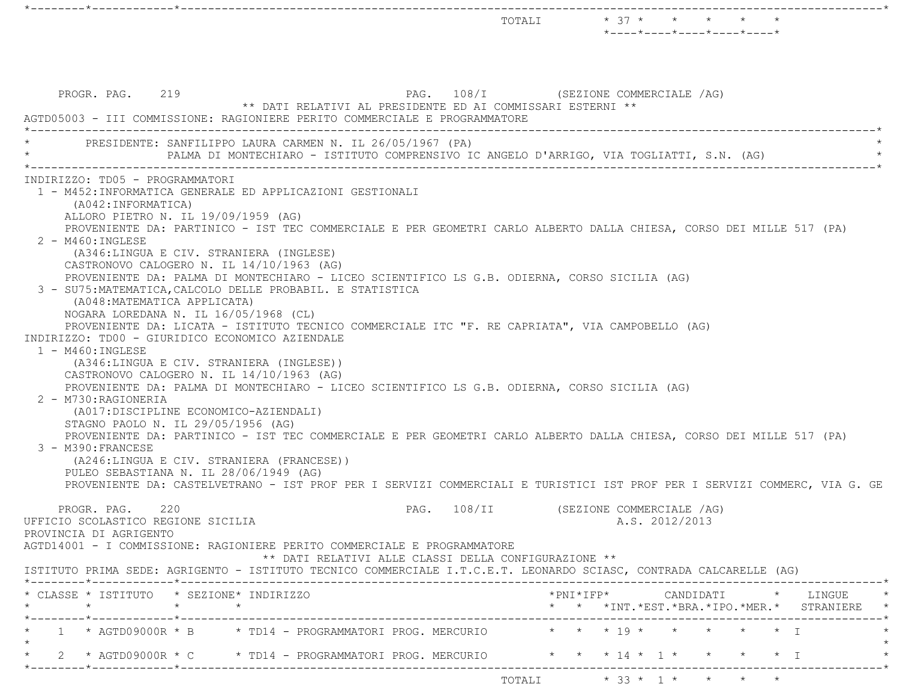| | | | | | | | | | | |
|---|---|---|---|---|---|---|---|---|---|---|
| | | TOTALI | | | 37 | | | | | |

PROGR. PAG. 219 — PAG. 108/I (SEZIONE COMMERCIALE /AG)

** DATI RELATIVI AL PRESIDENTE ED AI COMMISSARI ESTERNI **

AGTD05003 - III COMMISSIONE: RAGIONIERE PERITO COMMERCIALE E PROGRAMMATORE

PRESIDENTE: SANFILIPPO LAURA CARMEN N. IL 26/05/1967 (PA)
PALMA DI MONTECHIARO - ISTITUTO COMPRENSIVO IC ANGELO D'ARRIGO, VIA TOGLIATTI, S.N. (AG)

INDIRIZZO: TD05 - PROGRAMMATORI

1 - M452:INFORMATICA GENERALE ED APPLICAZIONI GESTIONALI
(A042:INFORMATICA)
ALLORO PIETRO N. IL 19/09/1959 (AG)
PROVENIENTE DA: PARTINICO - IST TEC COMMERCIALE E PER GEOMETRI CARLO ALBERTO DALLA CHIESA, CORSO DEI MILLE 517 (PA)

2 - M460:INGLESE
(A346:LINGUA E CIV. STRANIERA (INGLESE)
CASTRONOVO CALOGERO N. IL 14/10/1963 (AG)
PROVENIENTE DA: PALMA DI MONTECHIARO - LICEO SCIENTIFICO LS G.B. ODIERNA, CORSO SICILIA (AG)

3 - SU75:MATEMATICA,CALCOLO DELLE PROBABIL. E STATISTICA
(A048:MATEMATICA APPLICATA)
NOGARA LOREDANA N. IL 16/05/1968 (CL)
PROVENIENTE DA: LICATA - ISTITUTO TECNICO COMMERCIALE ITC "F. RE CAPRIATA", VIA CAMPOBELLO (AG)

INDIRIZZO: TD00 - GIURIDICO ECONOMICO AZIENDALE

1 - M460:INGLESE
(A346:LINGUA E CIV. STRANIERA (INGLESE))
CASTRONOVO CALOGERO N. IL 14/10/1963 (AG)
PROVENIENTE DA: PALMA DI MONTECHIARO - LICEO SCIENTIFICO LS G.B. ODIERNA, CORSO SICILIA (AG)

2 - M730:RAGIONERIA
(A017:DISCIPLINE ECONOMICO-AZIENDALI)
STAGNO PAOLO N. IL 29/05/1956 (AG)
PROVENIENTE DA: PARTINICO - IST TEC COMMERCIALE E PER GEOMETRI CARLO ALBERTO DALLA CHIESA, CORSO DEI MILLE 517 (PA)

3 - M390:FRANCESE
(A246:LINGUA E CIV. STRANIERA (FRANCESE))
PULEO SEBASTIANA N. IL 28/06/1949 (AG)
PROVENIENTE DA: CASTELVETRANO - IST PROF PER I SERVIZI COMMERCIALI E TURISTICI IST PROF PER I SERVIZI COMMERC, VIA G. GE

PROGR. PAG. 220 — PAG. 108/II (SEZIONE COMMERCIALE /AG)

UFFICIO SCOLASTICO REGIONE SICILIA — A.S. 2012/2013

PROVINCIA DI AGRIGENTO

AGTD14001 - I COMMISSIONE: RAGIONIERE PERITO COMMERCIALE E PROGRAMMATORE

** DATI RELATIVI ALLE CLASSI DELLA CONFIGURAZIONE **

ISTITUTO PRIMA SEDE: AGRIGENTO - ISTITUTO TECNICO COMMERCIALE I.T.C.E.T. LEONARDO SCIASC, CONTRADA CALCARELLE (AG)

| CLASSE | ISTITUTO | SEZIONE | INDIRIZZO | PNI | IFP | CANDIDATI INT. | CANDIDATI EST. | CANDIDATI BRA. | CANDIDATI IPO. | CANDIDATI MER. | LINGUE STRANIERE |
|---|---|---|---|---|---|---|---|---|---|---|---|
| 1 | AGTD09000R | B | TD14 - PROGRAMMATORI PROG. MERCURIO | | | 19 | | | | | I |
| 2 | AGTD09000R | C | TD14 - PROGRAMMATORI PROG. MERCURIO | | | 14 | 1 | | | | I |
| | | | TOTALI | | | 33 | 1 | | | | |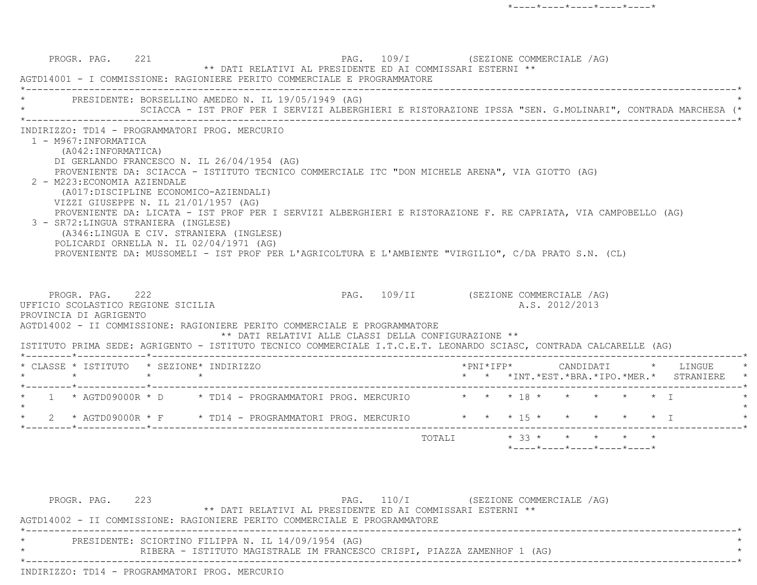PROGR. PAG. 221 PAG. 109/I (SEZIONE COMMERCIALE /AG)

** DATI RELATIVI AL PRESIDENTE ED AI COMMISSARI ESTERNI **

AGTD14001 - I COMMISSIONE: RAGIONIERE PERITO COMMERCIALE E PROGRAMMATORE

PRESIDENTE: BORSELLINO AMEDEO N. IL 19/05/1949 (AG)
SCIACCA - IST PROF PER I SERVIZI ALBERGHIERI E RISTORAZIONE IPSSA "SEN. G.MOLINARI", CONTRADA MARCHESA (*

INDIRIZZO: TD14 - PROGRAMMATORI PROG. MERCURIO

1 - M967:INFORMATICA
(A042:INFORMATICA)
DI GERLANDO FRANCESCO N. IL 26/04/1954 (AG)
PROVENIENTE DA: SCIACCA - ISTITUTO TECNICO COMMERCIALE ITC "DON MICHELE ARENA", VIA GIOTTO (AG)

2 - M223:ECONOMIA AZIENDALE
(A017:DISCIPLINE ECONOMICO-AZIENDALI)
VIZZI GIUSEPPE N. IL 21/01/1957 (AG)
PROVENIENTE DA: LICATA - IST PROF PER I SERVIZI ALBERGHIERI E RISTORAZIONE F. RE CAPRIATA, VIA CAMPOBELLO (AG)

3 - SR72:LINGUA STRANIERA (INGLESE)
(A346:LINGUA E CIV. STRANIERA (INGLESE)
POLICARDI ORNELLA N. IL 02/04/1971 (AG)
PROVENIENTE DA: MUSSOMELI - IST PROF PER L'AGRICOLTURA E L'AMBIENTE "VIRGILIO", C/DA PRATO S.N. (CL)

PROGR. PAG. 222 PAG. 109/II (SEZIONE COMMERCIALE /AG)

UFFICIO SCOLASTICO REGIONE SICILIA A.S. 2012/2013

PROVINCIA DI AGRIGENTO

AGTD14002 - II COMMISSIONE: RAGIONIERE PERITO COMMERCIALE E PROGRAMMATORE

** DATI RELATIVI ALLE CLASSI DELLA CONFIGURAZIONE **

ISTITUTO PRIMA SEDE: AGRIGENTO - ISTITUTO TECNICO COMMERCIALE I.T.C.E.T. LEONARDO SCIASC, CONTRADA CALCARELLE (AG)

| CLASSE | ISTITUTO | SEZIONE | INDIRIZZO | PNI | IFP | CANDIDATI INT. | EST. | BRA. | IPO. | MER. | LINGUE STRANIERE |
|---|---|---|---|---|---|---|---|---|---|---|---|
| 1 | AGTD09000R | D | TD14 - PROGRAMMATORI PROG. MERCURIO | | | 18 | | | | | I |
| 2 | AGTD09000R | F | TD14 - PROGRAMMATORI PROG. MERCURIO | | | 15 | | | | | I |
| | | | TOTALI | | | 33 | | | | | |

PROGR. PAG. 223 PAG. 110/I (SEZIONE COMMERCIALE /AG)

** DATI RELATIVI AL PRESIDENTE ED AI COMMISSARI ESTERNI **

AGTD14002 - II COMMISSIONE: RAGIONIERE PERITO COMMERCIALE E PROGRAMMATORE

PRESIDENTE: SCIORTINO FILIPPA N. IL 14/09/1954 (AG)
RIBERA - ISTITUTO MAGISTRALE IM FRANCESCO CRISPI, PIAZZA ZAMENHOF 1 (AG)

INDIRIZZO: TD14 - PROGRAMMATORI PROG. MERCURIO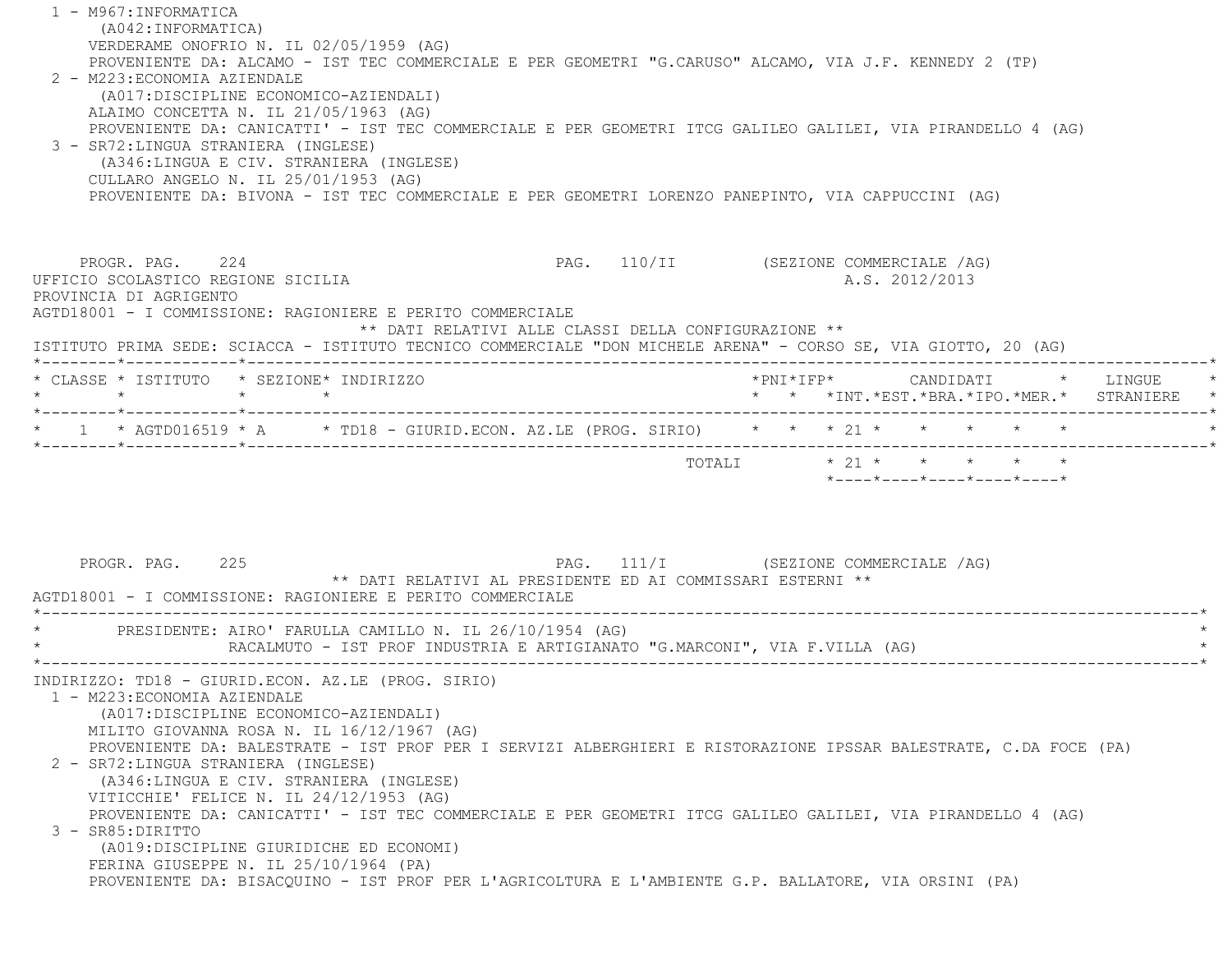1 - M967:INFORMATICA
   (A042:INFORMATICA)
   VERDERAME ONOFRIO N. IL 02/05/1959 (AG)
   PROVENIENTE DA: ALCAMO - IST TEC COMMERCIALE E PER GEOMETRI "G.CARUSO" ALCAMO, VIA J.F. KENNEDY 2 (TP)
2 - M223:ECONOMIA AZIENDALE
   (A017:DISCIPLINE ECONOMICO-AZIENDALI)
   ALAIMO CONCETTA N. IL 21/05/1963 (AG)
   PROVENIENTE DA: CANICATTI' - IST TEC COMMERCIALE E PER GEOMETRI ITCG GALILEO GALILEI, VIA PIRANDELLO 4 (AG)
3 - SR72:LINGUA STRANIERA (INGLESE)
   (A346:LINGUA E CIV. STRANIERA (INGLESE)
   CULLARO ANGELO N. IL 25/01/1953 (AG)
   PROVENIENTE DA: BIVONA - IST TEC COMMERCIALE E PER GEOMETRI LORENZO PANEPINTO, VIA CAPPUCCINI (AG)

PROGR. PAG. 224 PAG. 110/II (SEZIONE COMMERCIALE /AG)

UFFICIO SCOLASTICO REGIONE SICILIA A.S. 2012/2013

PROVINCIA DI AGRIGENTO

AGTD18001 - I COMMISSIONE: RAGIONIERE E PERITO COMMERCIALE

** DATI RELATIVI ALLE CLASSI DELLA CONFIGURAZIONE **

ISTITUTO PRIMA SEDE: SCIACCA - ISTITUTO TECNICO COMMERCIALE "DON MICHELE ARENA" - CORSO SE, VIA GIOTTO, 20 (AG)

| CLASSE | ISTITUTO | SEZIONE | INDIRIZZO | PNI | IFP | CANDIDATI INT. | EST. | BRA. | IPO. | MER. | LINGUE STRANIERE |
|---|---|---|---|---|---|---|---|---|---|---|---|
| 1 | AGTD016519 | A | TD18 - GIURID.ECON. AZ.LE (PROG. SIRIO) | | | 21 | | | | | |
| | | | TOTALI | | | 21 | | | | | |

PROGR. PAG. 225 PAG. 111/I (SEZIONE COMMERCIALE /AG)

** DATI RELATIVI AL PRESIDENTE ED AI COMMISSARI ESTERNI **

AGTD18001 - I COMMISSIONE: RAGIONIERE E PERITO COMMERCIALE

PRESIDENTE: AIRO' FARULLA CAMILLO N. IL 26/10/1954 (AG)
RACALMUTO - IST PROF INDUSTRIA E ARTIGIANATO "G.MARCONI", VIA F.VILLA (AG)

INDIRIZZO: TD18 - GIURID.ECON. AZ.LE (PROG. SIRIO)

1 - M223:ECONOMIA AZIENDALE
   (A017:DISCIPLINE ECONOMICO-AZIENDALI)
   MILITO GIOVANNA ROSA N. IL 16/12/1967 (AG)
   PROVENIENTE DA: BALESTRATE - IST PROF PER I SERVIZI ALBERGHIERI E RISTORAZIONE IPSSAR BALESTRATE, C.DA FOCE (PA)
2 - SR72:LINGUA STRANIERA (INGLESE)
   (A346:LINGUA E CIV. STRANIERA (INGLESE)
   VITICCHIE' FELICE N. IL 24/12/1953 (AG)
   PROVENIENTE DA: CANICATTI' - IST TEC COMMERCIALE E PER GEOMETRI ITCG GALILEO GALILEI, VIA PIRANDELLO 4 (AG)
3 - SR85:DIRITTO
   (A019:DISCIPLINE GIURIDICHE ED ECONOMI)
   FERINA GIUSEPPE N. IL 25/10/1964 (PA)
   PROVENIENTE DA: BISACQUINO - IST PROF PER L'AGRICOLTURA E L'AMBIENTE G.P. BALLATORE, VIA ORSINI (PA)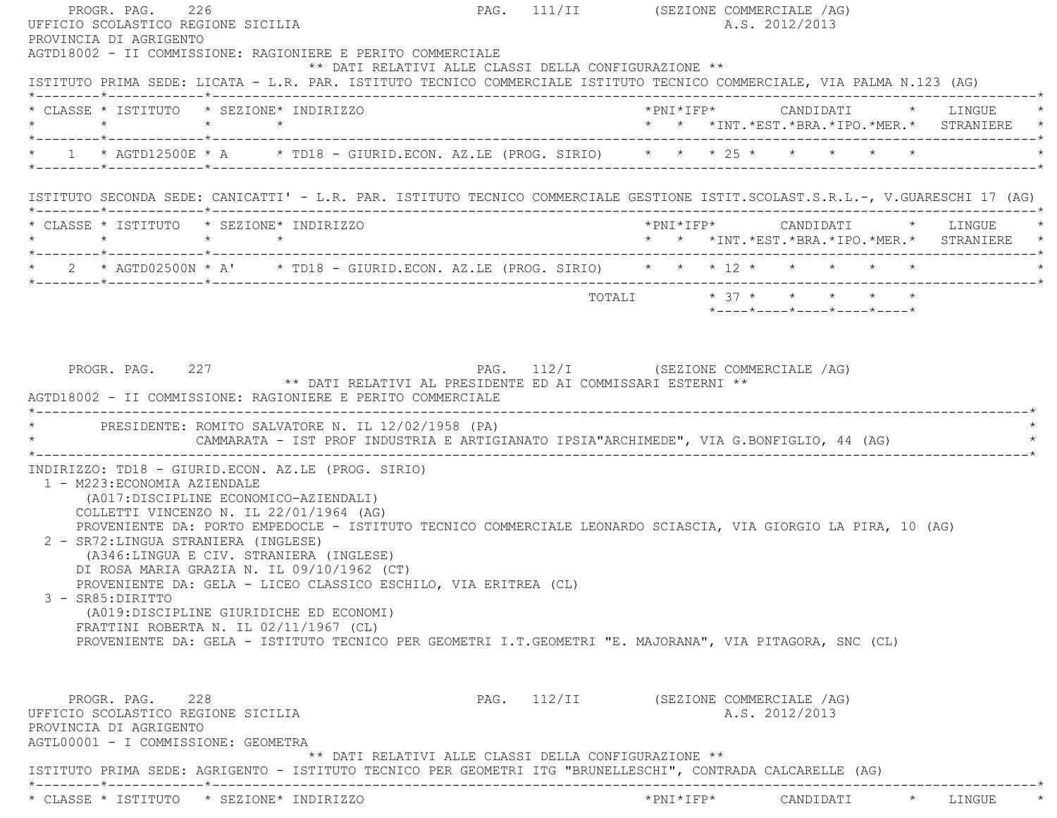UFFICIO SCOLASTICO REGIONE SICILIA — A.S. 2012/2013
PROVINCIA DI AGRIGENTO
AGTD18002 - II COMMISSIONE: RAGIONIERE E PERITO COMMERCIALE

** DATI RELATIVI ALLE CLASSI DELLA CONFIGURAZIONE **

ISTITUTO PRIMA SEDE: LICATA - L.R. PAR. ISTITUTO TECNICO COMMERCIALE ISTITUTO TECNICO COMMERCIALE, VIA PALMA N.123 (AG)

| CLASSE | ISTITUTO | SEZIONE | INDIRIZZO | PNI | IFP | CANDIDATI INT. | EST. | BRA. | IPO. | MER. | LINGUE STRANIERE |
|---|---|---|---|---|---|---|---|---|---|---|---|
| 1 | AGTD12500E | A | TD18 - GIURID.ECON. AZ.LE (PROG. SIRIO) | | | 25 | | | | | |

ISTITUTO SECONDA SEDE: CANICATTI' - L.R. PAR. ISTITUTO TECNICO COMMERCIALE GESTIONE ISTIT.SCOLAST.S.R.L.-, V.GUARESCHI 17 (AG)

| CLASSE | ISTITUTO | SEZIONE | INDIRIZZO | PNI | IFP | CANDIDATI INT. | EST. | BRA. | IPO. | MER. | LINGUE STRANIERE |
|---|---|---|---|---|---|---|---|---|---|---|---|
| 2 | AGTD02500N | A' | TD18 - GIURID.ECON. AZ.LE (PROG. SIRIO) | | | 12 | | | | | |
| | | | TOTALI | | | 37 | | | | | |

** DATI RELATIVI AL PRESIDENTE ED AI COMMISSARI ESTERNI **

AGTD18002 - II COMMISSIONE: RAGIONIERE E PERITO COMMERCIALE

PRESIDENTE: ROMITO SALVATORE N. IL 12/02/1958 (PA)
CAMMARATA - IST PROF INDUSTRIA E ARTIGIANATO IPSIA"ARCHIMEDE", VIA G.BONFIGLIO, 44 (AG)

INDIRIZZO: TD18 - GIURID.ECON. AZ.LE (PROG. SIRIO)

1 - M223:ECONOMIA AZIENDALE
(A017:DISCIPLINE ECONOMICO-AZIENDALI)
COLLETTI VINCENZO N. IL 22/01/1964 (AG)
PROVENIENTE DA: PORTO EMPEDOCLE - ISTITUTO TECNICO COMMERCIALE LEONARDO SCIASCIA, VIA GIORGIO LA PIRA, 10 (AG)

2 - SR72:LINGUA STRANIERA (INGLESE)
(A346:LINGUA E CIV. STRANIERA (INGLESE)
DI ROSA MARIA GRAZIA N. IL 09/10/1962 (CT)
PROVENIENTE DA: GELA - LICEO CLASSICO ESCHILO, VIA ERITREA (CL)

3 - SR85:DIRITTO
(A019:DISCIPLINE GIURIDICHE ED ECONOMI)
FRATTINI ROBERTA N. IL 02/11/1967 (CL)
PROVENIENTE DA: GELA - ISTITUTO TECNICO PER GEOMETRI I.T.GEOMETRI "E. MAJORANA", VIA PITAGORA, SNC (CL)

UFFICIO SCOLASTICO REGIONE SICILIA — A.S. 2012/2013
PROVINCIA DI AGRIGENTO
AGTL00001 - I COMMISSIONE: GEOMETRA

** DATI RELATIVI ALLE CLASSI DELLA CONFIGURAZIONE **

ISTITUTO PRIMA SEDE: AGRIGENTO - ISTITUTO TECNICO PER GEOMETRI ITG "BRUNELLESCHI", CONTRADA CALCARELLE (AG)

| CLASSE | ISTITUTO | SEZIONE | INDIRIZZO | PNI | IFP | CANDIDATI | LINGUE |
|---|---|---|---|---|---|---|---|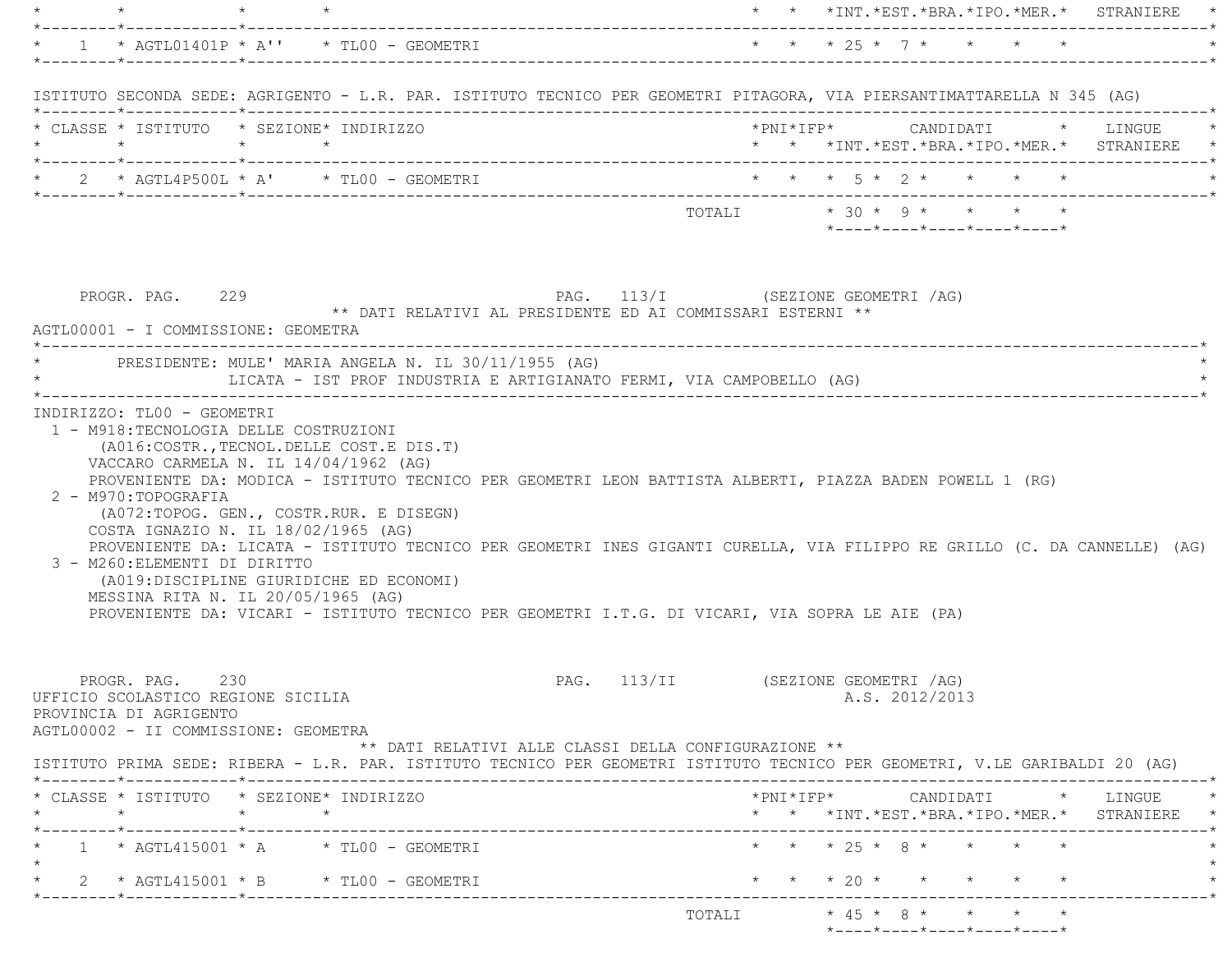| CLASSE | ISTITUTO | SEZIONE | INDIRIZZO | PNI | IFP | CANDIDATI INT. | EST. | BRA. | IPO. | MER. | LINGUE STRANIERE |
|---|---|---|---|---|---|---|---|---|---|---|---|
| 1 | AGTL01401P | A'' | TL00 - GEOMETRI | | | 25 | 7 | | | | |

ISTITUTO SECONDA SEDE: AGRIGENTO - L.R. PAR. ISTITUTO TECNICO PER GEOMETRI PITAGORA, VIA PIERSANTIMATTARELLA N 345 (AG)

| CLASSE | ISTITUTO | SEZIONE | INDIRIZZO | PNI | IFP | CANDIDATI INT. | EST. | BRA. | IPO. | MER. | LINGUE STRANIERE |
|---|---|---|---|---|---|---|---|---|---|---|---|
| 2 | AGTL4P500L | A' | TL00 - GEOMETRI | | | 5 | 2 | | | | |
| | | | TOTALI | | | 30 | 9 | | | | |

PROGR. PAG. 229 PAG. 113/I (SEZIONE GEOMETRI /AG)

** DATI RELATIVI AL PRESIDENTE ED AI COMMISSARI ESTERNI **

AGTL00001 - I COMMISSIONE: GEOMETRA

PRESIDENTE: MULE' MARIA ANGELA N. IL 30/11/1955 (AG)
LICATA - IST PROF INDUSTRIA E ARTIGIANATO FERMI, VIA CAMPOBELLO (AG)

INDIRIZZO: TL00 - GEOMETRI

1 - M918:TECNOLOGIA DELLE COSTRUZIONI
(A016:COSTR.,TECNOL.DELLE COST.E DIS.T)
VACCARO CARMELA N. IL 14/04/1962 (AG)
PROVENIENTE DA: MODICA - ISTITUTO TECNICO PER GEOMETRI LEON BATTISTA ALBERTI, PIAZZA BADEN POWELL 1 (RG)

2 - M970:TOPOGRAFIA
(A072:TOPOG. GEN., COSTR.RUR. E DISEGN)
COSTA IGNAZIO N. IL 18/02/1965 (AG)
PROVENIENTE DA: LICATA - ISTITUTO TECNICO PER GEOMETRI INES GIGANTI CURELLA, VIA FILIPPO RE GRILLO (C. DA CANNELLE) (AG)

3 - M260:ELEMENTI DI DIRITTO
(A019:DISCIPLINE GIURIDICHE ED ECONOMI)
MESSINA RITA N. IL 20/05/1965 (AG)
PROVENIENTE DA: VICARI - ISTITUTO TECNICO PER GEOMETRI I.T.G. DI VICARI, VIA SOPRA LE AIE (PA)

PROGR. PAG. 230 PAG. 113/II (SEZIONE GEOMETRI /AG)

UFFICIO SCOLASTICO REGIONE SICILIA A.S. 2012/2013

PROVINCIA DI AGRIGENTO

AGTL00002 - II COMMISSIONE: GEOMETRA

** DATI RELATIVI ALLE CLASSI DELLA CONFIGURAZIONE **

ISTITUTO PRIMA SEDE: RIBERA - L.R. PAR. ISTITUTO TECNICO PER GEOMETRI ISTITUTO TECNICO PER GEOMETRI, V.LE GARIBALDI 20 (AG)

| CLASSE | ISTITUTO | SEZIONE | INDIRIZZO | PNI | IFP | CANDIDATI INT. | EST. | BRA. | IPO. | MER. | LINGUE STRANIERE |
|---|---|---|---|---|---|---|---|---|---|---|---|
| 1 | AGTL415001 | A | TL00 - GEOMETRI | | | 25 | 8 | | | | |
| 2 | AGTL415001 | B | TL00 - GEOMETRI | | | 20 | | | | | |
| | | | TOTALI | | | 45 | 8 | | | | |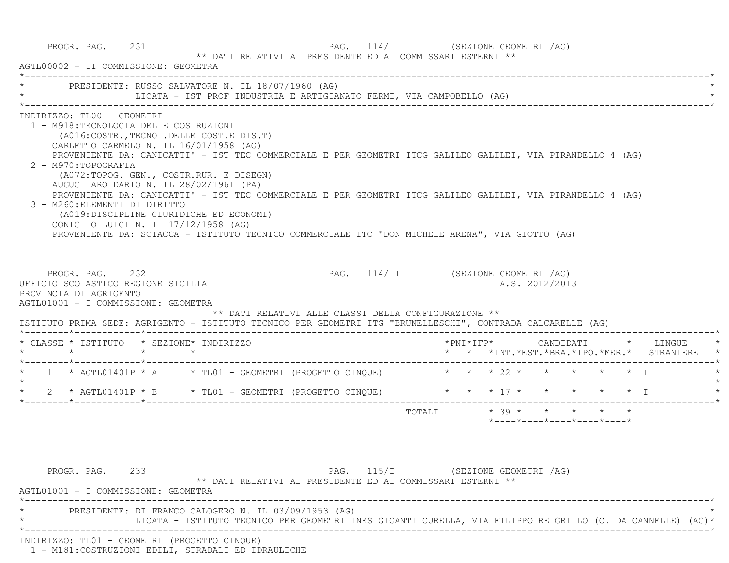PROGR. PAG. 231 PAG. 114/I (SEZIONE GEOMETRI /AG)

** DATI RELATIVI AL PRESIDENTE ED AI COMMISSARI ESTERNI **

AGTL00002 - II COMMISSIONE: GEOMETRA

PRESIDENTE: RUSSO SALVATORE N. IL 18/07/1960 (AG)
LICATA - IST PROF INDUSTRIA E ARTIGIANATO FERMI, VIA CAMPOBELLO (AG)

INDIRIZZO: TL00 - GEOMETRI

1 - M918:TECNOLOGIA DELLE COSTRUZIONI
(A016:COSTR.,TECNOL.DELLE COST.E DIS.T)
CARLETTO CARMELO N. IL 16/01/1958 (AG)
PROVENIENTE DA: CANICATTI' - IST TEC COMMERCIALE E PER GEOMETRI ITCG GALILEO GALILEI, VIA PIRANDELLO 4 (AG)

2 - M970:TOPOGRAFIA
(A072:TOPOG. GEN., COSTR.RUR. E DISEGN)
AUGUGLIARO DARIO N. IL 28/02/1961 (PA)
PROVENIENTE DA: CANICATTI' - IST TEC COMMERCIALE E PER GEOMETRI ITCG GALILEO GALILEI, VIA PIRANDELLO 4 (AG)

3 - M260:ELEMENTI DI DIRITTO
(A019:DISCIPLINE GIURIDICHE ED ECONOMI)
CONIGLIO LUIGI N. IL 17/12/1958 (AG)
PROVENIENTE DA: SCIACCA - ISTITUTO TECNICO COMMERCIALE ITC "DON MICHELE ARENA", VIA GIOTTO (AG)

PROGR. PAG. 232 PAG. 114/II (SEZIONE GEOMETRI /AG)

UFFICIO SCOLASTICO REGIONE SICILIA A.S. 2012/2013
PROVINCIA DI AGRIGENTO
AGTL01001 - I COMMISSIONE: GEOMETRA

** DATI RELATIVI ALLE CLASSI DELLA CONFIGURAZIONE **

ISTITUTO PRIMA SEDE: AGRIGENTO - ISTITUTO TECNICO PER GEOMETRI ITG "BRUNELLESCHI", CONTRADA CALCARELLE (AG)

| CLASSE | ISTITUTO | SEZIONE | INDIRIZZO | PNI | IFP | CANDIDATI INT. | EST. | BRA. | IPO. | MER. | LINGUE STRANIERE |
|---|---|---|---|---|---|---|---|---|---|---|---|
| 1 | AGTL01401P | A | TL01 - GEOMETRI (PROGETTO CINQUE) | | | 22 | | | | | I |
| 2 | AGTL01401P | B | TL01 - GEOMETRI (PROGETTO CINQUE) | | | 17 | | | | | I |
| | | | TOTALI | | | 39 | | | | | |

PROGR. PAG. 233 PAG. 115/I (SEZIONE GEOMETRI /AG)

** DATI RELATIVI AL PRESIDENTE ED AI COMMISSARI ESTERNI **

AGTL01001 - I COMMISSIONE: GEOMETRA

PRESIDENTE: DI FRANCO CALOGERO N. IL 03/09/1953 (AG)
LICATA - ISTITUTO TECNICO PER GEOMETRI INES GIGANTI CURELLA, VIA FILIPPO RE GRILLO (C. DA CANNELLE) (AG)

INDIRIZZO: TL01 - GEOMETRI (PROGETTO CINQUE)

1 - M181:COSTRUZIONI EDILI, STRADALI ED IDRAULICHE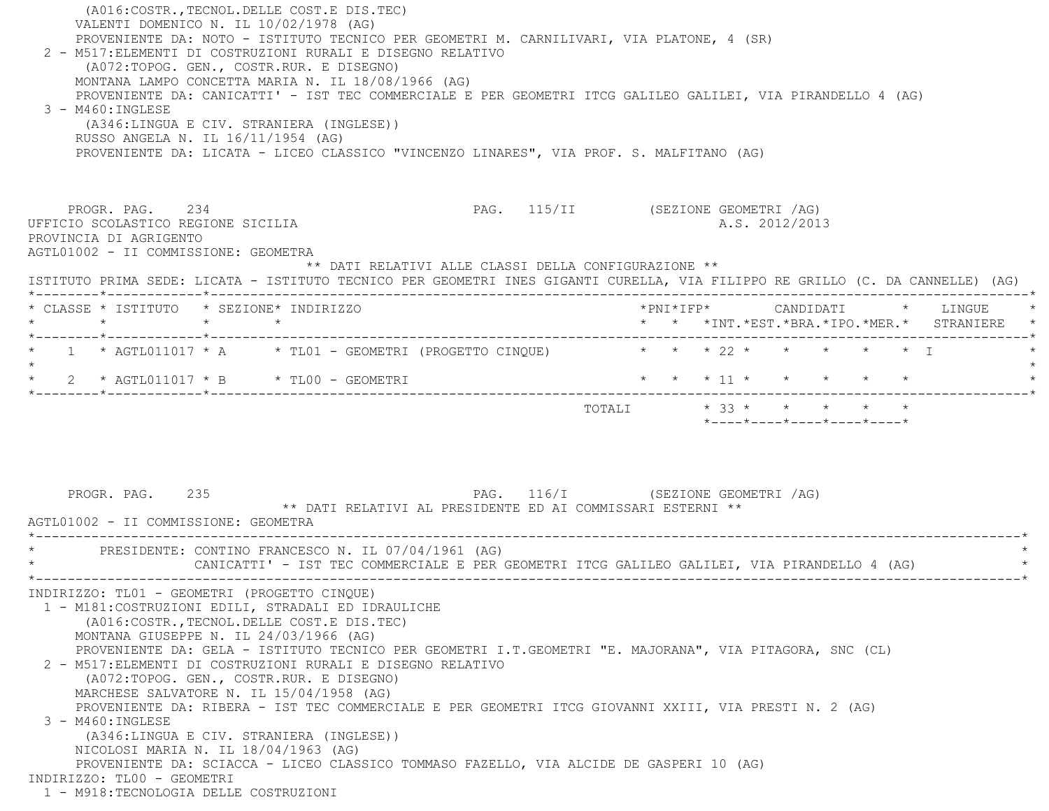(A016:COSTR.,TECNOL.DELLE COST.E DIS.TEC)
VALENTI DOMENICO N. IL 10/02/1978 (AG)
PROVENIENTE DA: NOTO - ISTITUTO TECNICO PER GEOMETRI M. CARNILIVARI, VIA PLATONE, 4 (SR)

2 - M517:ELEMENTI DI COSTRUZIONI RURALI E DISEGNO RELATIVO
(A072:TOPOG. GEN., COSTR.RUR. E DISEGNO)
MONTANA LAMPO CONCETTA MARIA N. IL 18/08/1966 (AG)
PROVENIENTE DA: CANICATTI' - IST TEC COMMERCIALE E PER GEOMETRI ITCG GALILEO GALILEI, VIA PIRANDELLO 4 (AG)

3 - M460:INGLESE
(A346:LINGUA E CIV. STRANIERA (INGLESE))
RUSSO ANGELA N. IL 16/11/1954 (AG)
PROVENIENTE DA: LICATA - LICEO CLASSICO "VINCENZO LINARES", VIA PROF. S. MALFITANO (AG)

PROGR. PAG. 234 PAG. 115/II (SEZIONE GEOMETRI /AG)

UFFICIO SCOLASTICO REGIONE SICILIA A.S. 2012/2013

PROVINCIA DI AGRIGENTO

AGTL01002 - II COMMISSIONE: GEOMETRA

** DATI RELATIVI ALLE CLASSI DELLA CONFIGURAZIONE **

ISTITUTO PRIMA SEDE: LICATA - ISTITUTO TECNICO PER GEOMETRI INES GIGANTI CURELLA, VIA FILIPPO RE GRILLO (C. DA CANNELLE) (AG)

| CLASSE | ISTITUTO | SEZIONE | INDIRIZZO | PNI | IFP | CANDIDATI INT. | EST. | BRA. | IPO. | MER. | LINGUE STRANIERE |
|---|---|---|---|---|---|---|---|---|---|---|---|
| 1 | AGTL011017 | A | TL01 - GEOMETRI (PROGETTO CINQUE) | | | 22 | | | | | I |
| 2 | AGTL011017 | B | TL00 - GEOMETRI | | | 11 | | | | | |
| | | | TOTALI | | | 33 | | | | | |

PROGR. PAG. 235 PAG. 116/I (SEZIONE GEOMETRI /AG)

** DATI RELATIVI AL PRESIDENTE ED AI COMMISSARI ESTERNI **

AGTL01002 - II COMMISSIONE: GEOMETRA

PRESIDENTE: CONTINO FRANCESCO N. IL 07/04/1961 (AG)
CANICATTI' - IST TEC COMMERCIALE E PER GEOMETRI ITCG GALILEO GALILEI, VIA PIRANDELLO 4 (AG)

INDIRIZZO: TL01 - GEOMETRI (PROGETTO CINQUE)

1 - M181:COSTRUZIONI EDILI, STRADALI ED IDRAULICHE
(A016:COSTR.,TECNOL.DELLE COST.E DIS.TEC)
MONTANA GIUSEPPE N. IL 24/03/1966 (AG)
PROVENIENTE DA: GELA - ISTITUTO TECNICO PER GEOMETRI I.T.GEOMETRI "E. MAJORANA", VIA PITAGORA, SNC (CL)

2 - M517:ELEMENTI DI COSTRUZIONI RURALI E DISEGNO RELATIVO
(A072:TOPOG. GEN., COSTR.RUR. E DISEGNO)
MARCHESE SALVATORE N. IL 15/04/1958 (AG)
PROVENIENTE DA: RIBERA - IST TEC COMMERCIALE E PER GEOMETRI ITCG GIOVANNI XXIII, VIA PRESTI N. 2 (AG)

3 - M460:INGLESE
(A346:LINGUA E CIV. STRANIERA (INGLESE))
NICOLOSI MARIA N. IL 18/04/1963 (AG)
PROVENIENTE DA: SCIACCA - LICEO CLASSICO TOMMASO FAZELLO, VIA ALCIDE DE GASPERI 10 (AG)

INDIRIZZO: TL00 - GEOMETRI

1 - M918:TECNOLOGIA DELLE COSTRUZIONI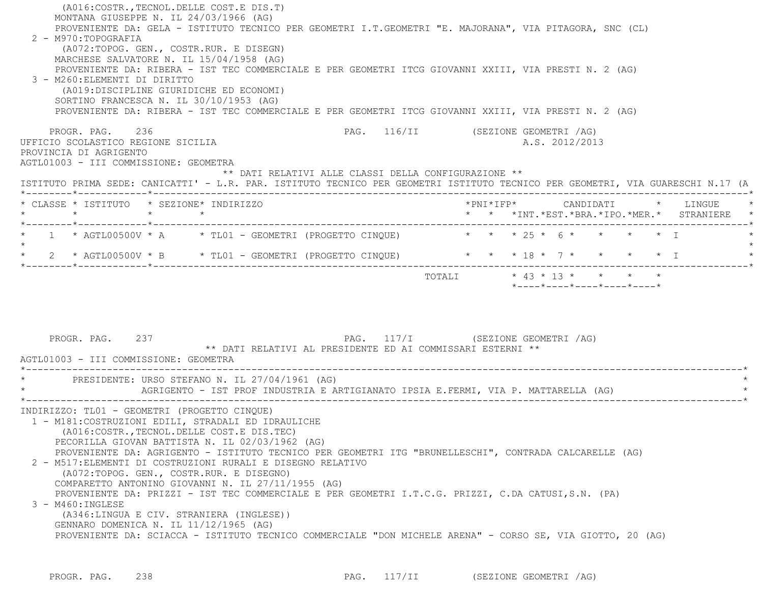(A016:COSTR.,TECNOL.DELLE COST.E DIS.T)
MONTANA GIUSEPPE N. IL 24/03/1966 (AG)
PROVENIENTE DA: GELA - ISTITUTO TECNICO PER GEOMETRI I.T.GEOMETRI "E. MAJORANA", VIA PITAGORA, SNC (CL)

2 - M970:TOPOGRAFIA
(A072:TOPOG. GEN., COSTR.RUR. E DISEGN)
MARCHESE SALVATORE N. IL 15/04/1958 (AG)
PROVENIENTE DA: RIBERA - IST TEC COMMERCIALE E PER GEOMETRI ITCG GIOVANNI XXIII, VIA PRESTI N. 2 (AG)

3 - M260:ELEMENTI DI DIRITTO
(A019:DISCIPLINE GIURIDICHE ED ECONOMI)
SORTINO FRANCESCA N. IL 30/10/1953 (AG)
PROVENIENTE DA: RIBERA - IST TEC COMMERCIALE E PER GEOMETRI ITCG GIOVANNI XXIII, VIA PRESTI N. 2 (AG)

PROGR. PAG. 236 PAG. 116/II (SEZIONE GEOMETRI /AG)

UFFICIO SCOLASTICO REGIONE SICILIA A.S. 2012/2013
PROVINCIA DI AGRIGENTO
AGTL01003 - III COMMISSIONE: GEOMETRA

** DATI RELATIVI ALLE CLASSI DELLA CONFIGURAZIONE **

ISTITUTO PRIMA SEDE: CANICATTI' - L.R. PAR. ISTITUTO TECNICO PER GEOMETRI ISTITUTO TECNICO PER GEOMETRI, VIA GUARESCHI N.17 (A

| CLASSE | ISTITUTO | SEZIONE | INDIRIZZO | PNI | IFP | CANDIDATI INT. | EST. | BRA. | IPO. | MER. | LINGUE STRANIERE |
|---|---|---|---|---|---|---|---|---|---|---|---|
| 1 | AGTL00500V | A | TL01 - GEOMETRI (PROGETTO CINQUE) | | | 25 | 6 | | | | I |
| 2 | AGTL00500V | B | TL01 - GEOMETRI (PROGETTO CINQUE) | | | 18 | 7 | | | | I |
| | | | TOTALI | | | 43 | 13 | | | | |

PROGR. PAG. 237 PAG. 117/I (SEZIONE GEOMETRI /AG)

** DATI RELATIVI AL PRESIDENTE ED AI COMMISSARI ESTERNI **

AGTL01003 - III COMMISSIONE: GEOMETRA

PRESIDENTE: URSO STEFANO N. IL 27/04/1961 (AG)
AGRIGENTO - IST PROF INDUSTRIA E ARTIGIANATO IPSIA E.FERMI, VIA P. MATTARELLA (AG)

INDIRIZZO: TL01 - GEOMETRI (PROGETTO CINQUE)

1 - M181:COSTRUZIONI EDILI, STRADALI ED IDRAULICHE
(A016:COSTR.,TECNOL.DELLE COST.E DIS.TEC)
PECORILLA GIOVAN BATTISTA N. IL 02/03/1962 (AG)
PROVENIENTE DA: AGRIGENTO - ISTITUTO TECNICO PER GEOMETRI ITG "BRUNELLESCHI", CONTRADA CALCARELLE (AG)

2 - M517:ELEMENTI DI COSTRUZIONI RURALI E DISEGNO RELATIVO
(A072:TOPOG. GEN., COSTR.RUR. E DISEGNO)
COMPARETTO ANTONINO GIOVANNI N. IL 27/11/1955 (AG)
PROVENIENTE DA: PRIZZI - IST TEC COMMERCIALE E PER GEOMETRI I.T.C.G. PRIZZI, C.DA CATUSI,S.N. (PA)

3 - M460:INGLESE
(A346:LINGUA E CIV. STRANIERA (INGLESE))
GENNARO DOMENICA N. IL 11/12/1965 (AG)
PROVENIENTE DA: SCIACCA - ISTITUTO TECNICO COMMERCIALE "DON MICHELE ARENA" - CORSO SE, VIA GIOTTO, 20 (AG)

PROGR. PAG. 238 PAG. 117/II (SEZIONE GEOMETRI /AG)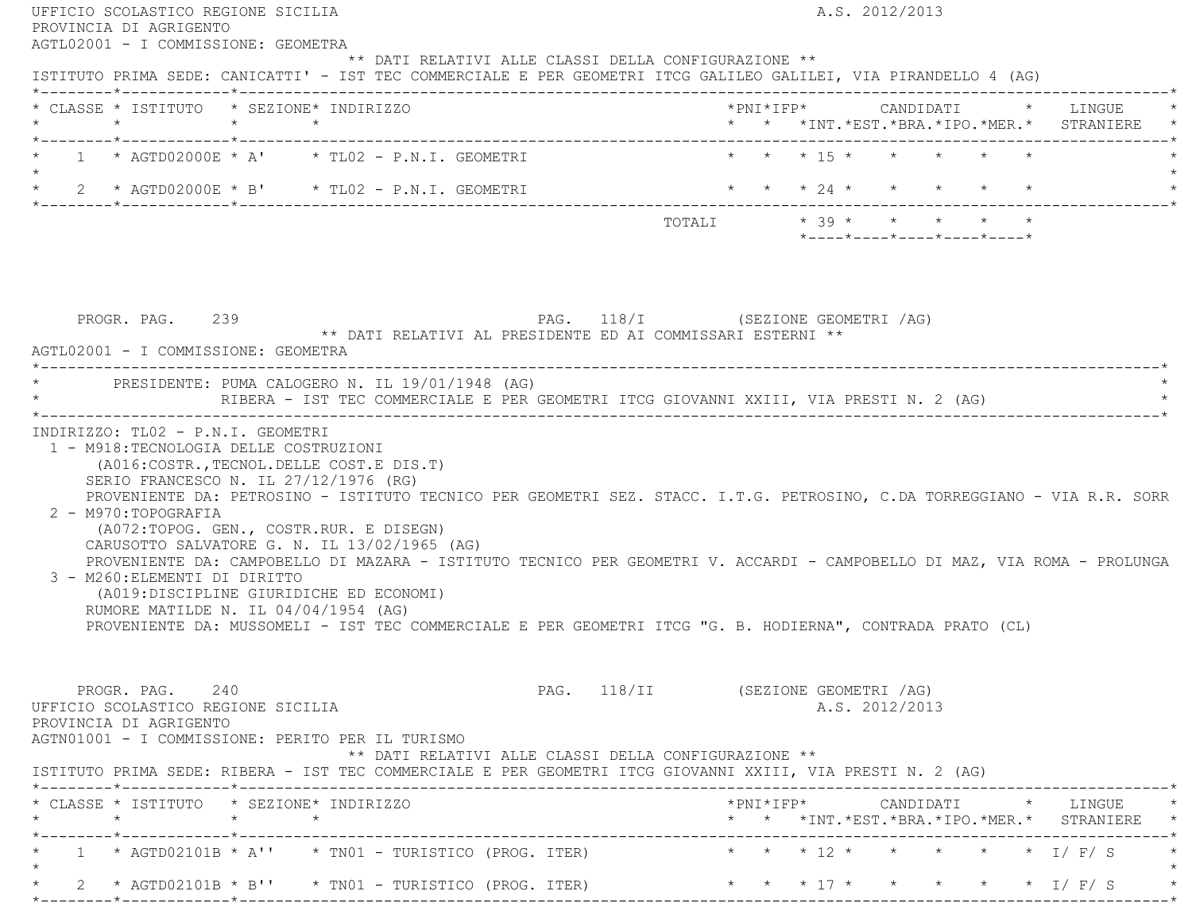UFFICIO SCOLASTICO REGIONE SICILIA — A.S. 2012/2013
PROVINCIA DI AGRIGENTO
AGTL02001 - I COMMISSIONE: GEOMETRA

** DATI RELATIVI ALLE CLASSI DELLA CONFIGURAZIONE **

ISTITUTO PRIMA SEDE: CANICATTI' - IST TEC COMMERCIALE E PER GEOMETRI ITCG GALILEO GALILEI, VIA PIRANDELLO 4 (AG)

| CLASSE | ISTITUTO | SEZIONE | INDIRIZZO | PNI | IFP | CANDIDATI INT. | EST. | BRA. | IPO. | MER. | LINGUE STRANIERE |
|---|---|---|---|---|---|---|---|---|---|---|---|
| 1 | AGTD02000E | A' | TL02 - P.N.I. GEOMETRI | | | 15 | | | | | |
| 2 | AGTD02000E | B' | TL02 - P.N.I. GEOMETRI | | | 24 | | | | | |
| | | | TOTALI | | | 39 | | | | | |

PROGR. PAG. 239 — PAG. 118/I (SEZIONE GEOMETRI /AG)

** DATI RELATIVI AL PRESIDENTE ED AI COMMISSARI ESTERNI **

AGTL02001 - I COMMISSIONE: GEOMETRA

PRESIDENTE: PUMA CALOGERO N. IL 19/01/1948 (AG)
RIBERA - IST TEC COMMERCIALE E PER GEOMETRI ITCG GIOVANNI XXIII, VIA PRESTI N. 2 (AG)

INDIRIZZO: TL02 - P.N.I. GEOMETRI

1 - M918:TECNOLOGIA DELLE COSTRUZIONI
(A016:COSTR.,TECNOL.DELLE COST.E DIS.T)
SERIO FRANCESCO N. IL 27/12/1976 (RG)
PROVENIENTE DA: PETROSINO - ISTITUTO TECNICO PER GEOMETRI SEZ. STACC. I.T.G. PETROSINO, C.DA TORREGGIANO - VIA R.R. SORR

2 - M970:TOPOGRAFIA
(A072:TOPOG. GEN., COSTR.RUR. E DISEGN)
CARUSOTTO SALVATORE G. N. IL 13/02/1965 (AG)
PROVENIENTE DA: CAMPOBELLO DI MAZARA - ISTITUTO TECNICO PER GEOMETRI V. ACCARDI - CAMPOBELLO DI MAZ, VIA ROMA - PROLUNGA

3 - M260:ELEMENTI DI DIRITTO
(A019:DISCIPLINE GIURIDICHE ED ECONOMI)
RUMORE MATILDE N. IL 04/04/1954 (AG)
PROVENIENTE DA: MUSSOMELI - IST TEC COMMERCIALE E PER GEOMETRI ITCG "G. B. HODIERNA", CONTRADA PRATO (CL)

PROGR. PAG. 240 — PAG. 118/II (SEZIONE GEOMETRI /AG)

UFFICIO SCOLASTICO REGIONE SICILIA — A.S. 2012/2013
PROVINCIA DI AGRIGENTO
AGTN01001 - I COMMISSIONE: PERITO PER IL TURISMO

** DATI RELATIVI ALLE CLASSI DELLA CONFIGURAZIONE **

ISTITUTO PRIMA SEDE: RIBERA - IST TEC COMMERCIALE E PER GEOMETRI ITCG GIOVANNI XXIII, VIA PRESTI N. 2 (AG)

| CLASSE | ISTITUTO | SEZIONE | INDIRIZZO | PNI | IFP | CANDIDATI INT. | EST. | BRA. | IPO. | MER. | LINGUE STRANIERE |
|---|---|---|---|---|---|---|---|---|---|---|---|
| 1 | AGTD02101B | A'' | TN01 - TURISTICO (PROG. ITER) | | | 12 | | | | | I/ F/ S |
| 2 | AGTD02101B | B'' | TN01 - TURISTICO (PROG. ITER) | | | 17 | | | | | I/ F/ S |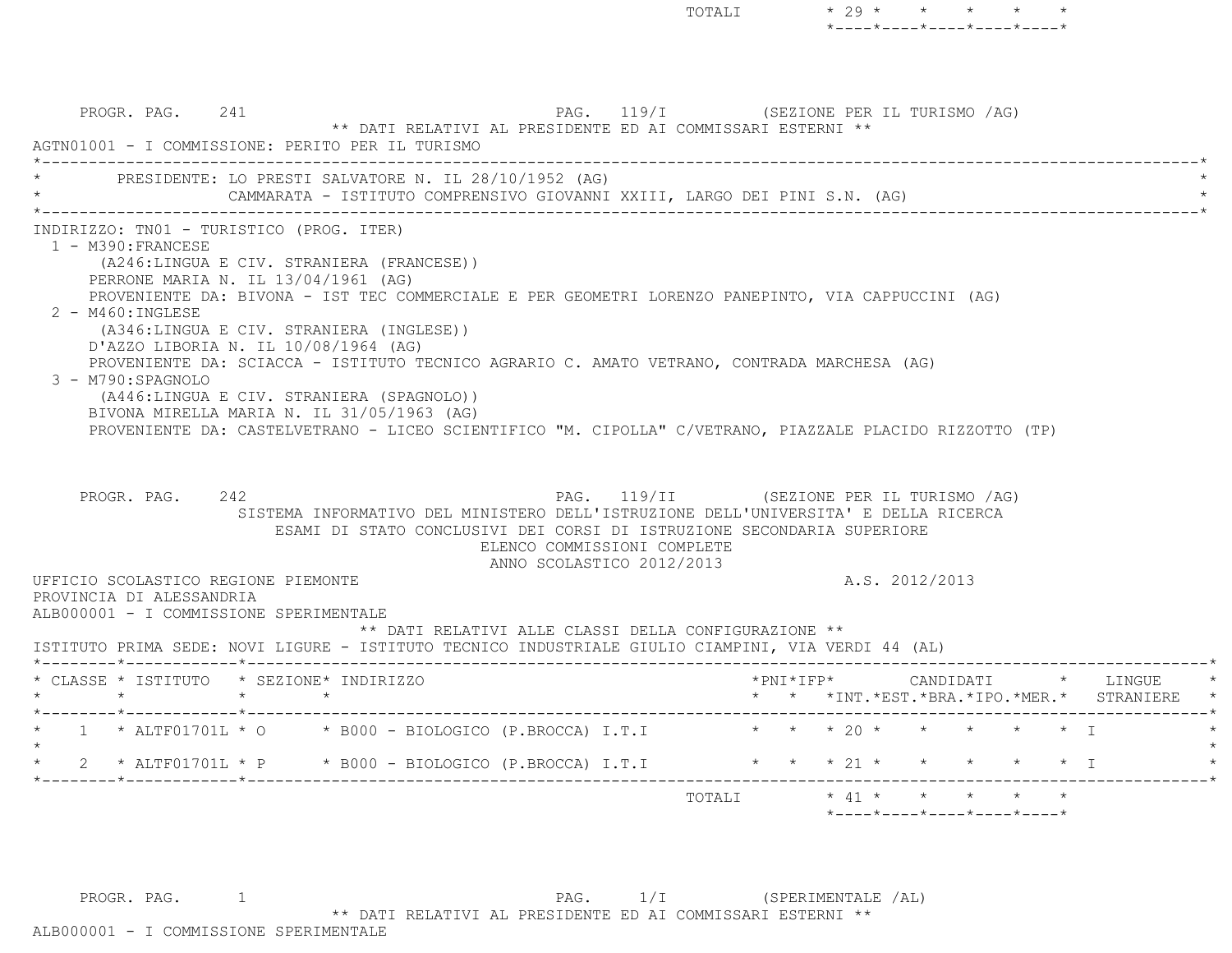TOTALI * 29 * * * * *

PROGR. PAG. 241 PAG. 119/I (SEZIONE PER IL TURISMO /AG)

** DATI RELATIVI AL PRESIDENTE ED AI COMMISSARI ESTERNI **

AGTN01001 - I COMMISSIONE: PERITO PER IL TURISMO

PRESIDENTE: LO PRESTI SALVATORE N. IL 28/10/1952 (AG)
CAMMARATA - ISTITUTO COMPRENSIVO GIOVANNI XXIII, LARGO DEI PINI S.N. (AG)

INDIRIZZO: TN01 - TURISTICO (PROG. ITER)

1 - M390:FRANCESE
(A246:LINGUA E CIV. STRANIERA (FRANCESE))
PERRONE MARIA N. IL 13/04/1961 (AG)
PROVENIENTE DA: BIVONA - IST TEC COMMERCIALE E PER GEOMETRI LORENZO PANEPINTO, VIA CAPPUCCINI (AG)

2 - M460:INGLESE
(A346:LINGUA E CIV. STRANIERA (INGLESE))
D'AZZO LIBORIA N. IL 10/08/1964 (AG)
PROVENIENTE DA: SCIACCA - ISTITUTO TECNICO AGRARIO C. AMATO VETRANO, CONTRADA MARCHESA (AG)

3 - M790:SPAGNOLO
(A446:LINGUA E CIV. STRANIERA (SPAGNOLO))
BIVONA MIRELLA MARIA N. IL 31/05/1963 (AG)
PROVENIENTE DA: CASTELVETRANO - LICEO SCIENTIFICO "M. CIPOLLA" C/VETRANO, PIAZZALE PLACIDO RIZZOTTO (TP)

PROGR. PAG. 242 PAG. 119/II (SEZIONE PER IL TURISMO /AG)

SISTEMA INFORMATIVO DEL MINISTERO DELL'ISTRUZIONE DELL'UNIVERSITA' E DELLA RICERCA
ESAMI DI STATO CONCLUSIVI DEI CORSI DI ISTRUZIONE SECONDARIA SUPERIORE
ELENCO COMMISSIONI COMPLETE
ANNO SCOLASTICO 2012/2013

UFFICIO SCOLASTICO REGIONE PIEMONTE A.S. 2012/2013
PROVINCIA DI ALESSANDRIA
ALB000001 - I COMMISSIONE SPERIMENTALE

** DATI RELATIVI ALLE CLASSI DELLA CONFIGURAZIONE **

ISTITUTO PRIMA SEDE: NOVI LIGURE - ISTITUTO TECNICO INDUSTRIALE GIULIO CIAMPINI, VIA VERDI 44 (AL)

| CLASSE | ISTITUTO | SEZIONE | INDIRIZZO | PNI | IFP | CANDIDATI INT. | EST. | BRA. | IPO. | MER. | LINGUE STRANIERE |
|---|---|---|---|---|---|---|---|---|---|---|---|
| 1 | ALTF01701L | O | B000 - BIOLOGICO (P.BROCCA) I.T.I | | | 20 | | | | | I |
| 2 | ALTF01701L | P | B000 - BIOLOGICO (P.BROCCA) I.T.I | | | 21 | | | | | I |
| | | | TOTALI | | | 41 | | | | | |

PROGR. PAG. 1 PAG. 1/I (SPERIMENTALE /AL)

** DATI RELATIVI AL PRESIDENTE ED AI COMMISSARI ESTERNI **

ALB000001 - I COMMISSIONE SPERIMENTALE